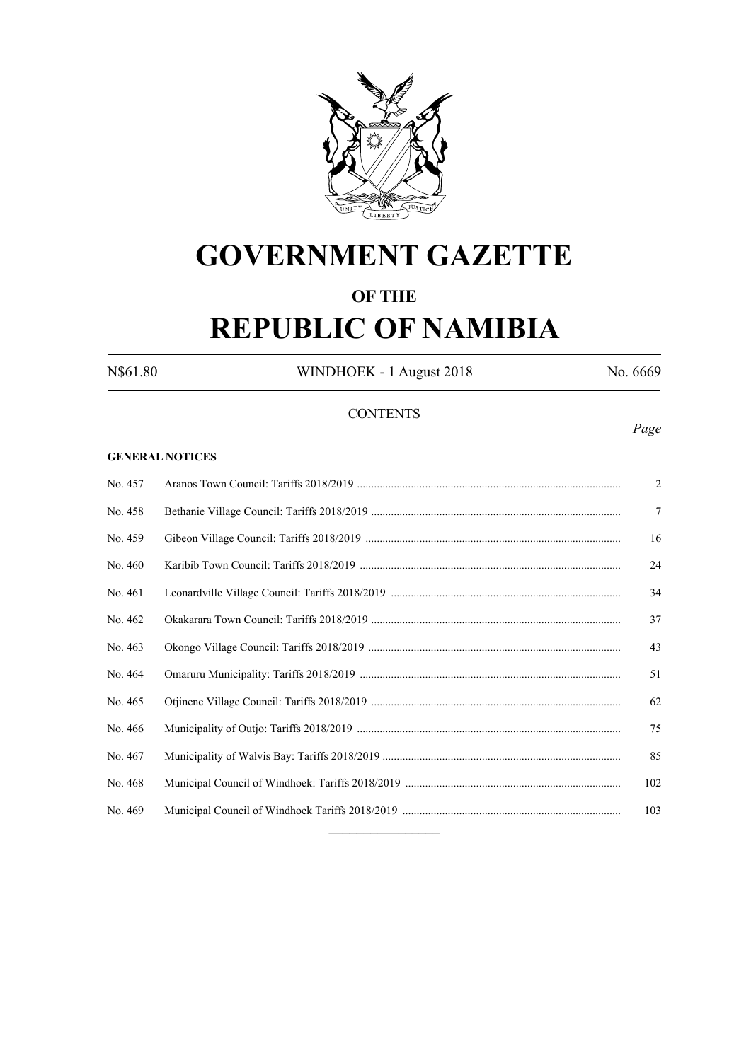# GOVERNMENT GAZETTE

## OF THE

# REPUBLIC OF NAMIBIA

N$61.80 WINDHOEK - 1 August 2018 No. 6669

CONTENTS

*Page*

**GENERAL NOTICES**

| | | |
|---|---|---|
| No. 457 | Aranos Town Council: Tariffs 2018/2019 | 2 |
| No. 458 | Bethanie Village Council: Tariffs 2018/2019 | 7 |
| No. 459 | Gibeon Village Council: Tariffs 2018/2019 | 16 |
| No. 460 | Karibib Town Council: Tariffs 2018/2019 | 24 |
| No. 461 | Leonardville Village Council: Tariffs 2018/2019 | 34 |
| No. 462 | Okakarara Town Council: Tariffs 2018/2019 | 37 |
| No. 463 | Okongo Village Council: Tariffs 2018/2019 | 43 |
| No. 464 | Omaruru Municipality: Tariffs 2018/2019 | 51 |
| No. 465 | Otjinene Village Council: Tariffs 2018/2019 | 62 |
| No. 466 | Municipality of Outjo: Tariffs 2018/2019 | 75 |
| No. 467 | Municipality of Walvis Bay: Tariffs 2018/2019 | 85 |
| No. 468 | Municipal Council of Windhoek: Tariffs 2018/2019 | 102 |
| No. 469 | Municipal Council of Windhoek Tariffs 2018/2019 | 103 |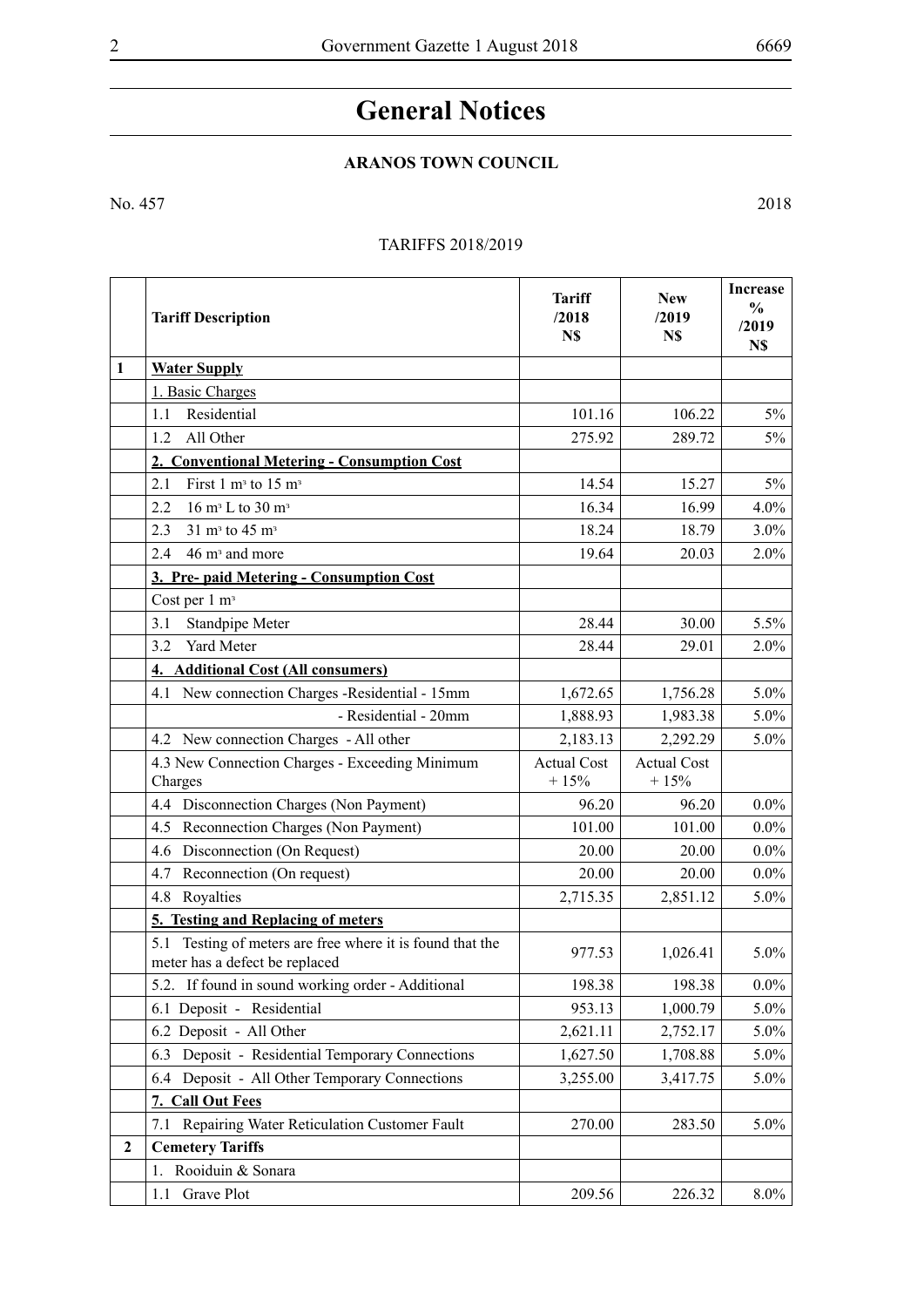# General Notices

## ARANOS TOWN COUNCIL

No. 457 2018

TARIFFS 2018/2019

| | Tariff Description | Tariff /2018 N$ | New /2019 N$ | Increase % /2019 N$ |
|---|---|---|---|---|
| 1 | **Water Supply** | | | |
| | 1. Basic Charges | | | |
| | 1.1 Residential | 101.16 | 106.22 | 5% |
| | 1.2 All Other | 275.92 | 289.72 | 5% |
| | **2. Conventional Metering - Consumption Cost** | | | |
| | 2.1 First 1 $m^3$ to 15 $m^3$ | 14.54 | 15.27 | 5% |
| | 2.2 16 $m^3$ L to 30 $m^3$ | 16.34 | 16.99 | 4.0% |
| | 2.3 31 $m^3$ to 45 $m^3$ | 18.24 | 18.79 | 3.0% |
| | 2.4 46 $m^3$ and more | 19.64 | 20.03 | 2.0% |
| | **3. Pre- paid Metering - Consumption Cost** | | | |
| | Cost per 1 $m^3$ | | | |
| | 3.1 Standpipe Meter | 28.44 | 30.00 | 5.5% |
| | 3.2 Yard Meter | 28.44 | 29.01 | 2.0% |
| | **4. Additional Cost (All consumers)** | | | |
| | 4.1 New connection Charges -Residential - 15mm | 1,672.65 | 1,756.28 | 5.0% |
| | - Residential - 20mm | 1,888.93 | 1,983.38 | 5.0% |
| | 4.2 New connection Charges - All other | 2,183.13 | 2,292.29 | 5.0% |
| | 4.3 New Connection Charges - Exceeding Minimum Charges | Actual Cost + 15% | Actual Cost + 15% | |
| | 4.4 Disconnection Charges (Non Payment) | 96.20 | 96.20 | 0.0% |
| | 4.5 Reconnection Charges (Non Payment) | 101.00 | 101.00 | 0.0% |
| | 4.6 Disconnection (On Request) | 20.00 | 20.00 | 0.0% |
| | 4.7 Reconnection (On request) | 20.00 | 20.00 | 0.0% |
| | 4.8 Royalties | 2,715.35 | 2,851.12 | 5.0% |
| | **5. Testing and Replacing of meters** | | | |
| | 5.1 Testing of meters are free where it is found that the meter has a defect be replaced | 977.53 | 1,026.41 | 5.0% |
| | 5.2. If found in sound working order - Additional | 198.38 | 198.38 | 0.0% |
| | 6.1 Deposit - Residential | 953.13 | 1,000.79 | 5.0% |
| | 6.2 Deposit - All Other | 2,621.11 | 2,752.17 | 5.0% |
| | 6.3 Deposit - Residential Temporary Connections | 1,627.50 | 1,708.88 | 5.0% |
| | 6.4 Deposit - All Other Temporary Connections | 3,255.00 | 3,417.75 | 5.0% |
| | **7. Call Out Fees** | | | |
| | 7.1 Repairing Water Reticulation Customer Fault | 270.00 | 283.50 | 5.0% |
| 2 | **Cemetery Tariffs** | | | |
| | 1. Rooiduin & Sonara | | | |
| | 1.1 Grave Plot | 209.56 | 226.32 | 8.0% |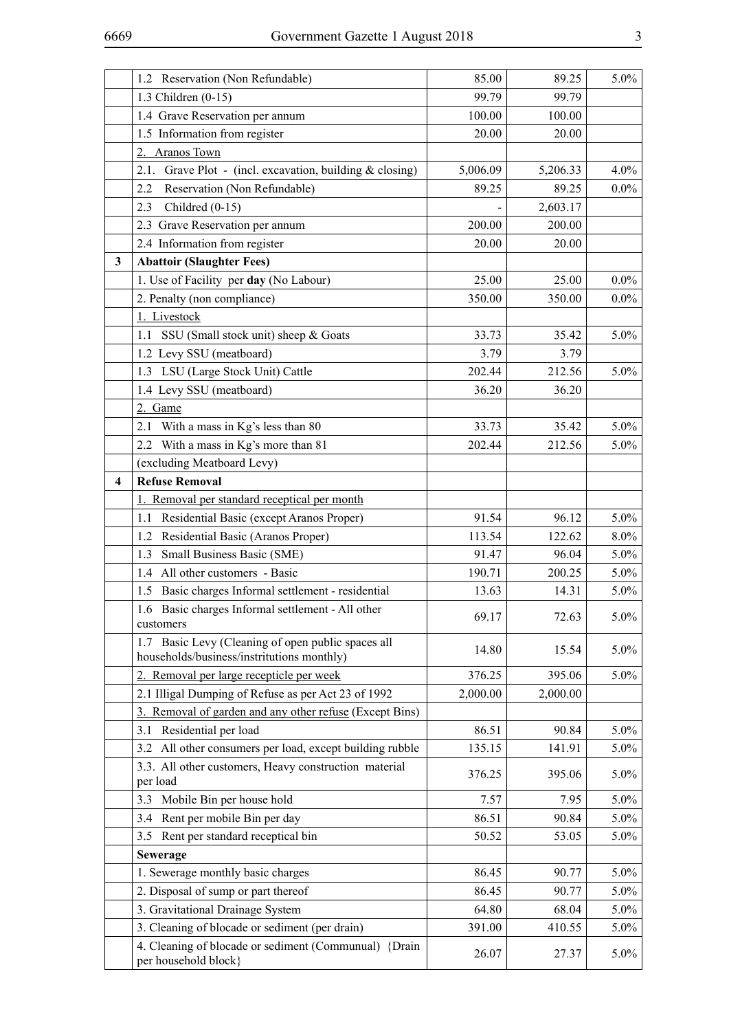| | | | | |
|---|---|---|---|---|
| | 1.2 Reservation (Non Refundable) | 85.00 | 89.25 | 5.0% |
| | 1.3 Children (0-15) | 99.79 | 99.79 | |
| | 1.4 Grave Reservation per annum | 100.00 | 100.00 | |
| | 1.5 Information from register | 20.00 | 20.00 | |
| | 2. Aranos Town | | | |
| | 2.1. Grave Plot - (incl. excavation, building & closing) | 5,006.09 | 5,206.33 | 4.0% |
| | 2.2 Reservation (Non Refundable) | 89.25 | 89.25 | 0.0% |
| | 2.3 Childred (0-15) | - | 2,603.17 | |
| | 2.3 Grave Reservation per annum | 200.00 | 200.00 | |
| | 2.4 Information from register | 20.00 | 20.00 | |
| **3** | **Abattoir (Slaughter Fees)** | | | |
| | 1. Use of Facility per **day** (No Labour) | 25.00 | 25.00 | 0.0% |
| | 2. Penalty (non compliance) | 350.00 | 350.00 | 0.0% |
| | 1. Livestock | | | |
| | 1.1 SSU (Small stock unit) sheep & Goats | 33.73 | 35.42 | 5.0% |
| | 1.2 Levy SSU (meatboard) | 3.79 | 3.79 | |
| | 1.3 LSU (Large Stock Unit) Cattle | 202.44 | 212.56 | 5.0% |
| | 1.4 Levy SSU (meatboard) | 36.20 | 36.20 | |
| | 2. Game | | | |
| | 2.1 With a mass in Kg's less than 80 | 33.73 | 35.42 | 5.0% |
| | 2.2 With a mass in Kg's more than 81 | 202.44 | 212.56 | 5.0% |
| | (excluding Meatboard Levy) | | | |
| **4** | **Refuse Removal** | | | |
| | 1. Removal per standard receptical per month | | | |
| | 1.1 Residential Basic (except Aranos Proper) | 91.54 | 96.12 | 5.0% |
| | 1.2 Residential Basic (Aranos Proper) | 113.54 | 122.62 | 8.0% |
| | 1.3 Small Business Basic (SME) | 91.47 | 96.04 | 5.0% |
| | 1.4 All other customers - Basic | 190.71 | 200.25 | 5.0% |
| | 1.5 Basic charges Informal settlement - residential | 13.63 | 14.31 | 5.0% |
| | 1.6 Basic charges Informal settlement - All other customers | 69.17 | 72.63 | 5.0% |
| | 1.7 Basic Levy (Cleaning of open public spaces all households/business/institutions monthly) | 14.80 | 15.54 | 5.0% |
| | 2. Removal per large recepticle per week | 376.25 | 395.06 | 5.0% |
| | 2.1 Illigal Dumping of Refuse as per Act 23 of 1992 | 2,000.00 | 2,000.00 | |
| | 3. Removal of garden and any other refuse (Except Bins) | | | |
| | 3.1 Residential per load | 86.51 | 90.84 | 5.0% |
| | 3.2 All other consumers per load, except building rubble | 135.15 | 141.91 | 5.0% |
| | 3.3. All other customers, Heavy construction material per load | 376.25 | 395.06 | 5.0% |
| | 3.3 Mobile Bin per house hold | 7.57 | 7.95 | 5.0% |
| | 3.4 Rent per mobile Bin per day | 86.51 | 90.84 | 5.0% |
| | 3.5 Rent per standard receptical bin | 50.52 | 53.05 | 5.0% |
| | **Sewerage** | | | |
| | 1. Sewerage monthly basic charges | 86.45 | 90.77 | 5.0% |
| | 2. Disposal of sump or part thereof | 86.45 | 90.77 | 5.0% |
| | 3. Gravitational Drainage System | 64.80 | 68.04 | 5.0% |
| | 3. Cleaning of blocade or sediment (per drain) | 391.00 | 410.55 | 5.0% |
| | 4. Cleaning of blocade or sediment (Communual) {Drain per household block} | 26.07 | 27.37 | 5.0% |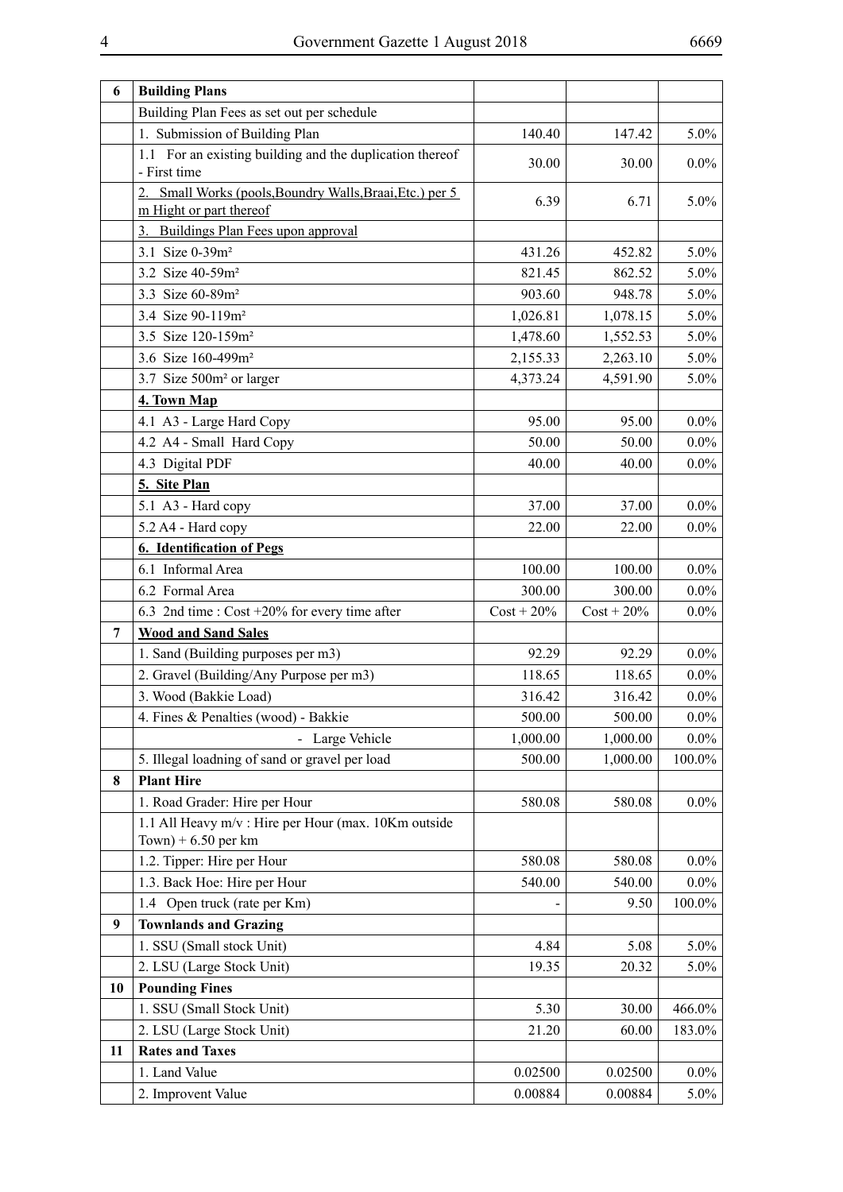| 6 | **Building Plans** | | | |
|---|---|---|---|---|
| | Building Plan Fees as set out per schedule | | | |
| | 1. Submission of Building Plan | 140.40 | 147.42 | 5.0% |
| | 1.1 For an existing building and the duplication thereof - First time | 30.00 | 30.00 | 0.0% |
| | 2. Small Works (pools,Boundry Walls,Braai,Etc.) per 5 m Hight or part thereof | 6.39 | 6.71 | 5.0% |
| | 3. Buildings Plan Fees upon approval | | | |
| | 3.1 Size 0-39m² | 431.26 | 452.82 | 5.0% |
| | 3.2 Size 40-59m² | 821.45 | 862.52 | 5.0% |
| | 3.3 Size 60-89m² | 903.60 | 948.78 | 5.0% |
| | 3.4 Size 90-119m² | 1,026.81 | 1,078.15 | 5.0% |
| | 3.5 Size 120-159m² | 1,478.60 | 1,552.53 | 5.0% |
| | 3.6 Size 160-499m² | 2,155.33 | 2,263.10 | 5.0% |
| | 3.7 Size 500m² or larger | 4,373.24 | 4,591.90 | 5.0% |
| | **4. Town Map** | | | |
| | 4.1 A3 - Large Hard Copy | 95.00 | 95.00 | 0.0% |
| | 4.2 A4 - Small Hard Copy | 50.00 | 50.00 | 0.0% |
| | 4.3 Digital PDF | 40.00 | 40.00 | 0.0% |
| | **5. Site Plan** | | | |
| | 5.1 A3 - Hard copy | 37.00 | 37.00 | 0.0% |
| | 5.2 A4 - Hard copy | 22.00 | 22.00 | 0.0% |
| | **6. Identification of Pegs** | | | |
| | 6.1 Informal Area | 100.00 | 100.00 | 0.0% |
| | 6.2 Formal Area | 300.00 | 300.00 | 0.0% |
| | 6.3 2nd time : Cost +20% for every time after | Cost + 20% | Cost + 20% | 0.0% |
| 7 | **Wood and Sand Sales** | | | |
| | 1. Sand (Building purposes per m3) | 92.29 | 92.29 | 0.0% |
| | 2. Gravel (Building/Any Purpose per m3) | 118.65 | 118.65 | 0.0% |
| | 3. Wood (Bakkie Load) | 316.42 | 316.42 | 0.0% |
| | 4. Fines & Penalties (wood) - Bakkie | 500.00 | 500.00 | 0.0% |
| | - Large Vehicle | 1,000.00 | 1,000.00 | 0.0% |
| | 5. Illegal loadning of sand or gravel per load | 500.00 | 1,000.00 | 100.0% |
| 8 | **Plant Hire** | | | |
| | 1. Road Grader: Hire per Hour | 580.08 | 580.08 | 0.0% |
| | 1.1 All Heavy m/v : Hire per Hour (max. 10Km outside Town) + 6.50 per km | | | |
| | 1.2. Tipper: Hire per Hour | 580.08 | 580.08 | 0.0% |
| | 1.3. Back Hoe: Hire per Hour | 540.00 | 540.00 | 0.0% |
| | 1.4 Open truck (rate per Km) | - | 9.50 | 100.0% |
| 9 | **Townlands and Grazing** | | | |
| | 1. SSU (Small stock Unit) | 4.84 | 5.08 | 5.0% |
| | 2. LSU (Large Stock Unit) | 19.35 | 20.32 | 5.0% |
| 10 | **Pounding Fines** | | | |
| | 1. SSU (Small Stock Unit) | 5.30 | 30.00 | 466.0% |
| | 2. LSU (Large Stock Unit) | 21.20 | 60.00 | 183.0% |
| 11 | **Rates and Taxes** | | | |
| | 1. Land Value | 0.02500 | 0.02500 | 0.0% |
| | 2. Improvent Value | 0.00884 | 0.00884 | 5.0% |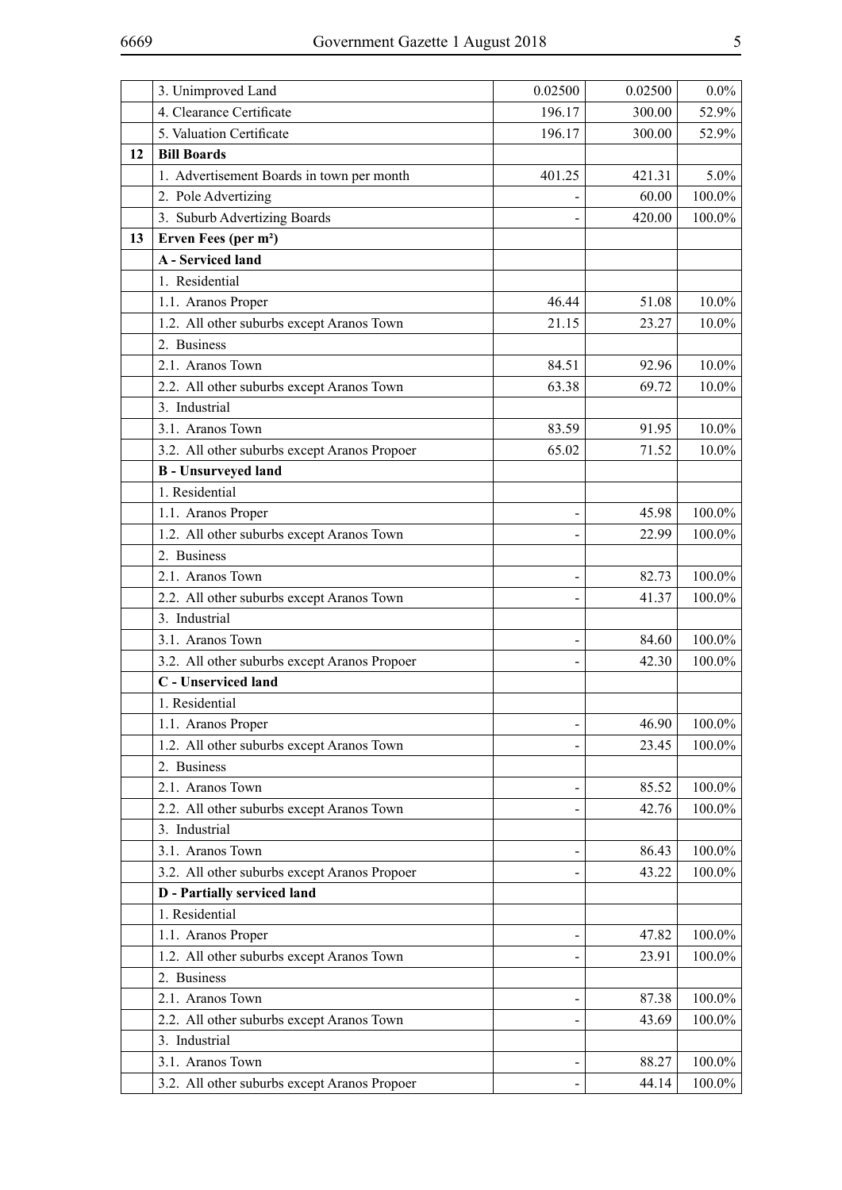| | | | | |
|---|---|---|---|---|
| | 3. Unimproved Land | 0.02500 | 0.02500 | 0.0% |
| | 4. Clearance Certificate | 196.17 | 300.00 | 52.9% |
| | 5. Valuation Certificate | 196.17 | 300.00 | 52.9% |
| **12** | **Bill Boards** | | | |
| | 1. Advertisement Boards in town per month | 401.25 | 421.31 | 5.0% |
| | 2. Pole Advertizing | - | 60.00 | 100.0% |
| | 3. Suburb Advertizing Boards | - | 420.00 | 100.0% |
| **13** | **Erven Fees (per m²)** | | | |
| | **A - Serviced land** | | | |
| | 1. Residential | | | |
| | 1.1. Aranos Proper | 46.44 | 51.08 | 10.0% |
| | 1.2. All other suburbs except Aranos Town | 21.15 | 23.27 | 10.0% |
| | 2. Business | | | |
| | 2.1. Aranos Town | 84.51 | 92.96 | 10.0% |
| | 2.2. All other suburbs except Aranos Town | 63.38 | 69.72 | 10.0% |
| | 3. Industrial | | | |
| | 3.1. Aranos Town | 83.59 | 91.95 | 10.0% |
| | 3.2. All other suburbs except Aranos Propoer | 65.02 | 71.52 | 10.0% |
| | **B - Unsurveyed land** | | | |
| | 1. Residential | | | |
| | 1.1. Aranos Proper | - | 45.98 | 100.0% |
| | 1.2. All other suburbs except Aranos Town | - | 22.99 | 100.0% |
| | 2. Business | | | |
| | 2.1. Aranos Town | - | 82.73 | 100.0% |
| | 2.2. All other suburbs except Aranos Town | - | 41.37 | 100.0% |
| | 3. Industrial | | | |
| | 3.1. Aranos Town | - | 84.60 | 100.0% |
| | 3.2. All other suburbs except Aranos Propoer | - | 42.30 | 100.0% |
| | **C - Unserviced land** | | | |
| | 1. Residential | | | |
| | 1.1. Aranos Proper | - | 46.90 | 100.0% |
| | 1.2. All other suburbs except Aranos Town | - | 23.45 | 100.0% |
| | 2. Business | | | |
| | 2.1. Aranos Town | - | 85.52 | 100.0% |
| | 2.2. All other suburbs except Aranos Town | - | 42.76 | 100.0% |
| | 3. Industrial | | | |
| | 3.1. Aranos Town | - | 86.43 | 100.0% |
| | 3.2. All other suburbs except Aranos Propoer | - | 43.22 | 100.0% |
| | **D - Partially serviced land** | | | |
| | 1. Residential | | | |
| | 1.1. Aranos Proper | - | 47.82 | 100.0% |
| | 1.2. All other suburbs except Aranos Town | - | 23.91 | 100.0% |
| | 2. Business | | | |
| | 2.1. Aranos Town | - | 87.38 | 100.0% |
| | 2.2. All other suburbs except Aranos Town | - | 43.69 | 100.0% |
| | 3. Industrial | | | |
| | 3.1. Aranos Town | - | 88.27 | 100.0% |
| | 3.2. All other suburbs except Aranos Propoer | - | 44.14 | 100.0% |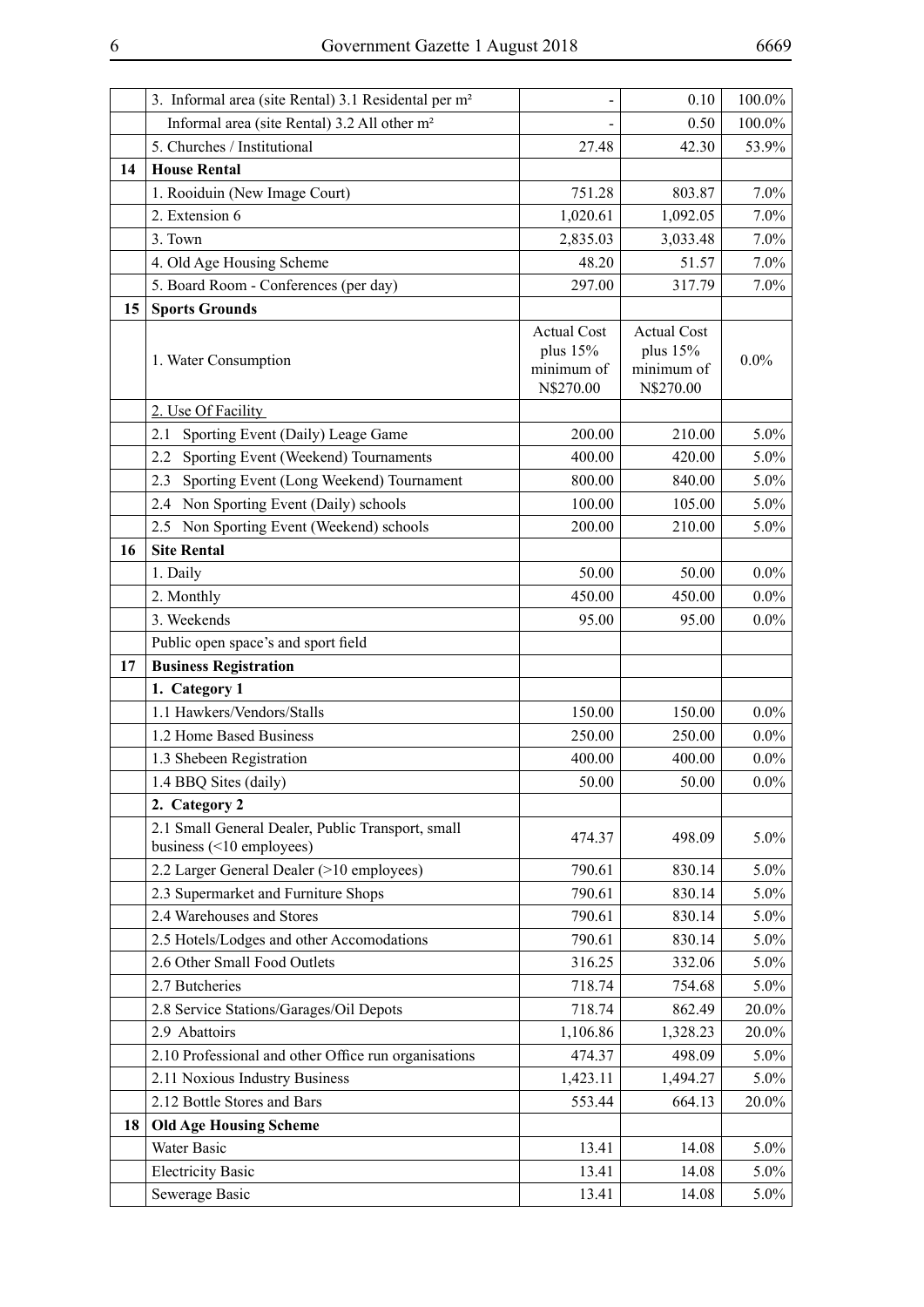|  |  |  |  |  |
|---|---|---|---|---|
|  | 3. Informal area (site Rental) 3.1 Residental per m² | - | 0.10 | 100.0% |
|  | Informal area (site Rental) 3.2 All other m² | - | 0.50 | 100.0% |
|  | 5. Churches / Institutional | 27.48 | 42.30 | 53.9% |
| **14** | **House Rental** |  |  |  |
|  | 1. Rooiduin (New Image Court) | 751.28 | 803.87 | 7.0% |
|  | 2. Extension 6 | 1,020.61 | 1,092.05 | 7.0% |
|  | 3. Town | 2,835.03 | 3,033.48 | 7.0% |
|  | 4. Old Age Housing Scheme | 48.20 | 51.57 | 7.0% |
|  | 5. Board Room - Conferences (per day) | 297.00 | 317.79 | 7.0% |
| **15** | **Sports Grounds** |  |  |  |
|  | 1. Water Consumption | Actual Cost plus 15% minimum of N$270.00 | Actual Cost plus 15% minimum of N$270.00 | 0.0% |
|  | 2. Use Of Facility |  |  |  |
|  | 2.1 Sporting Event (Daily) Leage Game | 200.00 | 210.00 | 5.0% |
|  | 2.2 Sporting Event (Weekend) Tournaments | 400.00 | 420.00 | 5.0% |
|  | 2.3 Sporting Event (Long Weekend) Tournament | 800.00 | 840.00 | 5.0% |
|  | 2.4 Non Sporting Event (Daily) schools | 100.00 | 105.00 | 5.0% |
|  | 2.5 Non Sporting Event (Weekend) schools | 200.00 | 210.00 | 5.0% |
| **16** | **Site Rental** |  |  |  |
|  | 1. Daily | 50.00 | 50.00 | 0.0% |
|  | 2. Monthly | 450.00 | 450.00 | 0.0% |
|  | 3. Weekends | 95.00 | 95.00 | 0.0% |
|  | Public open space's and sport field |  |  |  |
| **17** | **Business Registration** |  |  |  |
|  | **1. Category 1** |  |  |  |
|  | 1.1 Hawkers/Vendors/Stalls | 150.00 | 150.00 | 0.0% |
|  | 1.2 Home Based Business | 250.00 | 250.00 | 0.0% |
|  | 1.3 Shebeen Registration | 400.00 | 400.00 | 0.0% |
|  | 1.4 BBQ Sites (daily) | 50.00 | 50.00 | 0.0% |
|  | **2. Category 2** |  |  |  |
|  | 2.1 Small General Dealer, Public Transport, small business (<10 employees) | 474.37 | 498.09 | 5.0% |
|  | 2.2 Larger General Dealer (>10 employees) | 790.61 | 830.14 | 5.0% |
|  | 2.3 Supermarket and Furniture Shops | 790.61 | 830.14 | 5.0% |
|  | 2.4 Warehouses and Stores | 790.61 | 830.14 | 5.0% |
|  | 2.5 Hotels/Lodges and other Accomodations | 790.61 | 830.14 | 5.0% |
|  | 2.6 Other Small Food Outlets | 316.25 | 332.06 | 5.0% |
|  | 2.7 Butcheries | 718.74 | 754.68 | 5.0% |
|  | 2.8 Service Stations/Garages/Oil Depots | 718.74 | 862.49 | 20.0% |
|  | 2.9 Abattoirs | 1,106.86 | 1,328.23 | 20.0% |
|  | 2.10 Professional and other Office run organisations | 474.37 | 498.09 | 5.0% |
|  | 2.11 Noxious Industry Business | 1,423.11 | 1,494.27 | 5.0% |
|  | 2.12 Bottle Stores and Bars | 553.44 | 664.13 | 20.0% |
| **18** | **Old Age Housing Scheme** |  |  |  |
|  | Water Basic | 13.41 | 14.08 | 5.0% |
|  | Electricity Basic | 13.41 | 14.08 | 5.0% |
|  | Sewerage Basic | 13.41 | 14.08 | 5.0% |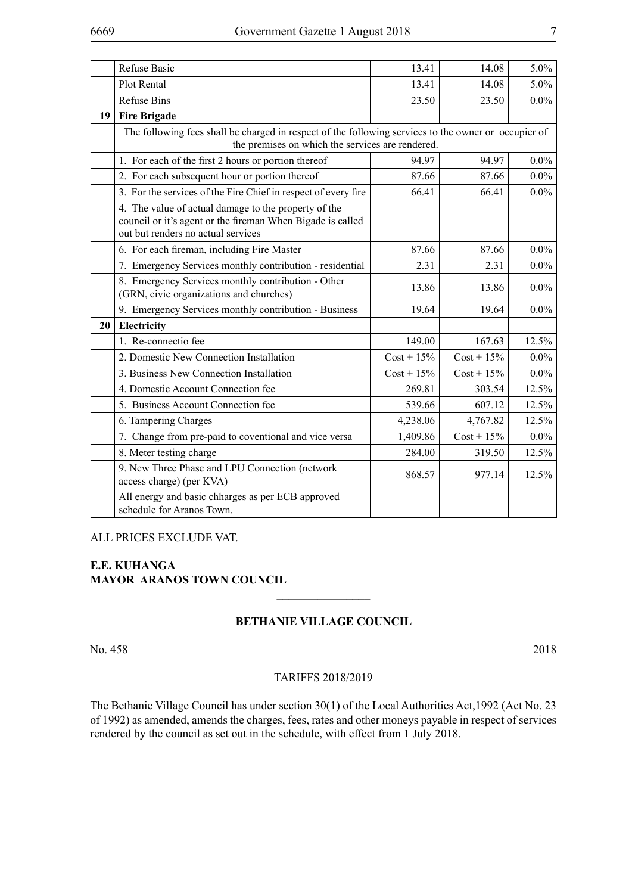| | | | | |
|---|---|---|---|---|
| | Refuse Basic | 13.41 | 14.08 | 5.0% |
| | Plot Rental | 13.41 | 14.08 | 5.0% |
| | Refuse Bins | 23.50 | 23.50 | 0.0% |
| **19** | **Fire Brigade** | | | |
| | The following fees shall be charged in respect of the following services to the owner or occupier of the premises on which the services are rendered. | | | |
| | 1. For each of the first 2 hours or portion thereof | 94.97 | 94.97 | 0.0% |
| | 2. For each subsequent hour or portion thereof | 87.66 | 87.66 | 0.0% |
| | 3. For the services of the Fire Chief in respect of every fire | 66.41 | 66.41 | 0.0% |
| | 4. The value of actual damage to the property of the council or it's agent or the fireman When Bigade is called out but renders no actual services | | | |
| | 6. For each fireman, including Fire Master | 87.66 | 87.66 | 0.0% |
| | 7. Emergency Services monthly contribution - residential | 2.31 | 2.31 | 0.0% |
| | 8. Emergency Services monthly contribution - Other (GRN, civic organizations and churches) | 13.86 | 13.86 | 0.0% |
| | 9. Emergency Services monthly contribution - Business | 19.64 | 19.64 | 0.0% |
| **20** | **Electricity** | | | |
| | 1. Re-connectio fee | 149.00 | 167.63 | 12.5% |
| | 2. Domestic New Connection Installation | Cost + 15% | Cost + 15% | 0.0% |
| | 3. Business New Connection Installation | Cost + 15% | Cost + 15% | 0.0% |
| | 4. Domestic Account Connection fee | 269.81 | 303.54 | 12.5% |
| | 5. Business Account Connection fee | 539.66 | 607.12 | 12.5% |
| | 6. Tampering Charges | 4,238.06 | 4,767.82 | 12.5% |
| | 7. Change from pre-paid to coventional and vice versa | 1,409.86 | Cost + 15% | 0.0% |
| | 8. Meter testing charge | 284.00 | 319.50 | 12.5% |
| | 9. New Three Phase and LPU Connection (network access charge) (per KVA) | 868.57 | 977.14 | 12.5% |
| | All energy and basic chharges as per ECB approved schedule for Aranos Town. | | | |

ALL PRICES EXCLUDE VAT.

**E.E. KUHANGA**
**MAYOR ARANOS TOWN COUNCIL**

---

## BETHANIE VILLAGE COUNCIL

No. 458 2018

TARIFFS 2018/2019

The Bethanie Village Council has under section 30(1) of the Local Authorities Act,1992 (Act No. 23 of 1992) as amended, amends the charges, fees, rates and other moneys payable in respect of services rendered by the council as set out in the schedule, with effect from 1 July 2018.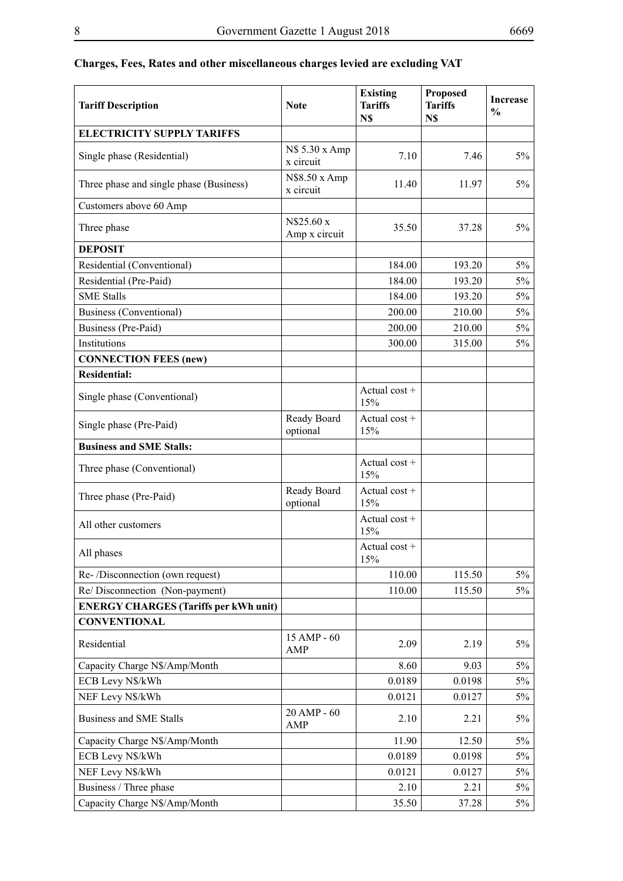**Charges, Fees, Rates and other miscellaneous charges levied are excluding VAT**

| Tariff Description | Note | Existing Tariffs N$ | Proposed Tariffs N$ | Increase % |
|---|---|---|---|---|
| **ELECTRICITY SUPPLY TARIFFS** | | | | |
| Single phase (Residential) | N$ 5.30 x Amp x circuit | 7.10 | 7.46 | 5% |
| Three phase and single phase (Business) | N$8.50 x Amp x circuit | 11.40 | 11.97 | 5% |
| Customers above 60 Amp | | | | |
| Three phase | N$25.60 x Amp x circuit | 35.50 | 37.28 | 5% |
| **DEPOSIT** | | | | |
| Residential (Conventional) | | 184.00 | 193.20 | 5% |
| Residential (Pre-Paid) | | 184.00 | 193.20 | 5% |
| SME Stalls | | 184.00 | 193.20 | 5% |
| Business (Conventional) | | 200.00 | 210.00 | 5% |
| Business (Pre-Paid) | | 200.00 | 210.00 | 5% |
| Institutions | | 300.00 | 315.00 | 5% |
| **CONNECTION FEES (new)** | | | | |
| **Residential:** | | | | |
| Single phase (Conventional) | | Actual cost + 15% | | |
| Single phase (Pre-Paid) | Ready Board optional | Actual cost + 15% | | |
| **Business and SME Stalls:** | | | | |
| Three phase (Conventional) | | Actual cost + 15% | | |
| Three phase (Pre-Paid) | Ready Board optional | Actual cost + 15% | | |
| All other customers | | Actual cost + 15% | | |
| All phases | | Actual cost + 15% | | |
| Re- /Disconnection (own request) | | 110.00 | 115.50 | 5% |
| Re/ Disconnection (Non-payment) | | 110.00 | 115.50 | 5% |
| **ENERGY CHARGES (Tariffs per kWh unit)** | | | | |
| **CONVENTIONAL** | | | | |
| Residential | 15 AMP - 60 AMP | 2.09 | 2.19 | 5% |
| Capacity Charge N$/Amp/Month | | 8.60 | 9.03 | 5% |
| ECB Levy N$/kWh | | 0.0189 | 0.0198 | 5% |
| NEF Levy N$/kWh | | 0.0121 | 0.0127 | 5% |
| Business and SME Stalls | 20 AMP - 60 AMP | 2.10 | 2.21 | 5% |
| Capacity Charge N$/Amp/Month | | 11.90 | 12.50 | 5% |
| ECB Levy N$/kWh | | 0.0189 | 0.0198 | 5% |
| NEF Levy N$/kWh | | 0.0121 | 0.0127 | 5% |
| Business / Three phase | | 2.10 | 2.21 | 5% |
| Capacity Charge N$/Amp/Month | | 35.50 | 37.28 | 5% |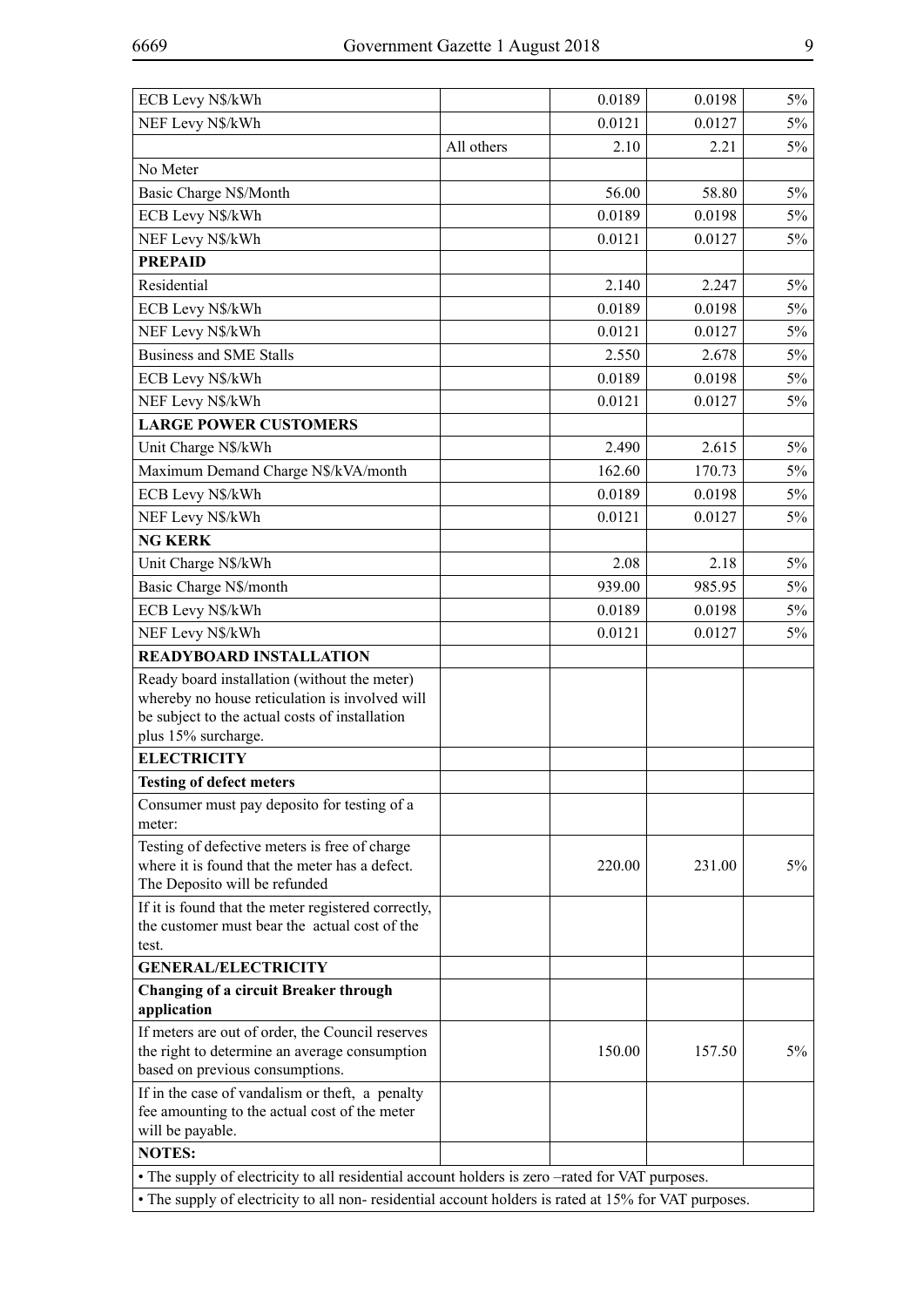| | | | | |
|---|---|---|---|---|
| ECB Levy N$/kWh | | 0.0189 | 0.0198 | 5% |
| NEF Levy N$/kWh | | 0.0121 | 0.0127 | 5% |
| | All others | 2.10 | 2.21 | 5% |
| No Meter | | | | |
| Basic Charge N$/Month | | 56.00 | 58.80 | 5% |
| ECB Levy N$/kWh | | 0.0189 | 0.0198 | 5% |
| NEF Levy N$/kWh | | 0.0121 | 0.0127 | 5% |
| **PREPAID** | | | | |
| Residential | | 2.140 | 2.247 | 5% |
| ECB Levy N$/kWh | | 0.0189 | 0.0198 | 5% |
| NEF Levy N$/kWh | | 0.0121 | 0.0127 | 5% |
| Business and SME Stalls | | 2.550 | 2.678 | 5% |
| ECB Levy N$/kWh | | 0.0189 | 0.0198 | 5% |
| NEF Levy N$/kWh | | 0.0121 | 0.0127 | 5% |
| **LARGE POWER CUSTOMERS** | | | | |
| Unit Charge N$/kWh | | 2.490 | 2.615 | 5% |
| Maximum Demand Charge N$/kVA/month | | 162.60 | 170.73 | 5% |
| ECB Levy N$/kWh | | 0.0189 | 0.0198 | 5% |
| NEF Levy N$/kWh | | 0.0121 | 0.0127 | 5% |
| **NG KERK** | | | | |
| Unit Charge N$/kWh | | 2.08 | 2.18 | 5% |
| Basic Charge N$/month | | 939.00 | 985.95 | 5% |
| ECB Levy N$/kWh | | 0.0189 | 0.0198 | 5% |
| NEF Levy N$/kWh | | 0.0121 | 0.0127 | 5% |
| **READYBOARD INSTALLATION** | | | | |
| Ready board installation (without the meter) whereby no house reticulation is involved will be subject to the actual costs of installation plus 15% surcharge. | | | | |
| **ELECTRICITY** | | | | |
| **Testing of defect meters** | | | | |
| Consumer must pay deposito for testing of a meter: | | | | |
| Testing of defective meters is free of charge where it is found that the meter has a defect. The Deposito will be refunded | | 220.00 | 231.00 | 5% |
| If it is found that the meter registered correctly, the customer must bear the actual cost of the test. | | | | |
| **GENERAL/ELECTRICITY** | | | | |
| **Changing of a circuit Breaker through application** | | | | |
| If meters are out of order, the Council reserves the right to determine an average consumption based on previous consumptions. | | 150.00 | 157.50 | 5% |
| If in the case of vandalism or theft, a penalty fee amounting to the actual cost of the meter will be payable. | | | | |
| **NOTES:** | | | | |
| • The supply of electricity to all residential account holders is zero –rated for VAT purposes. | | | | |
| • The supply of electricity to all non- residential account holders is rated at 15% for VAT purposes. | | | | |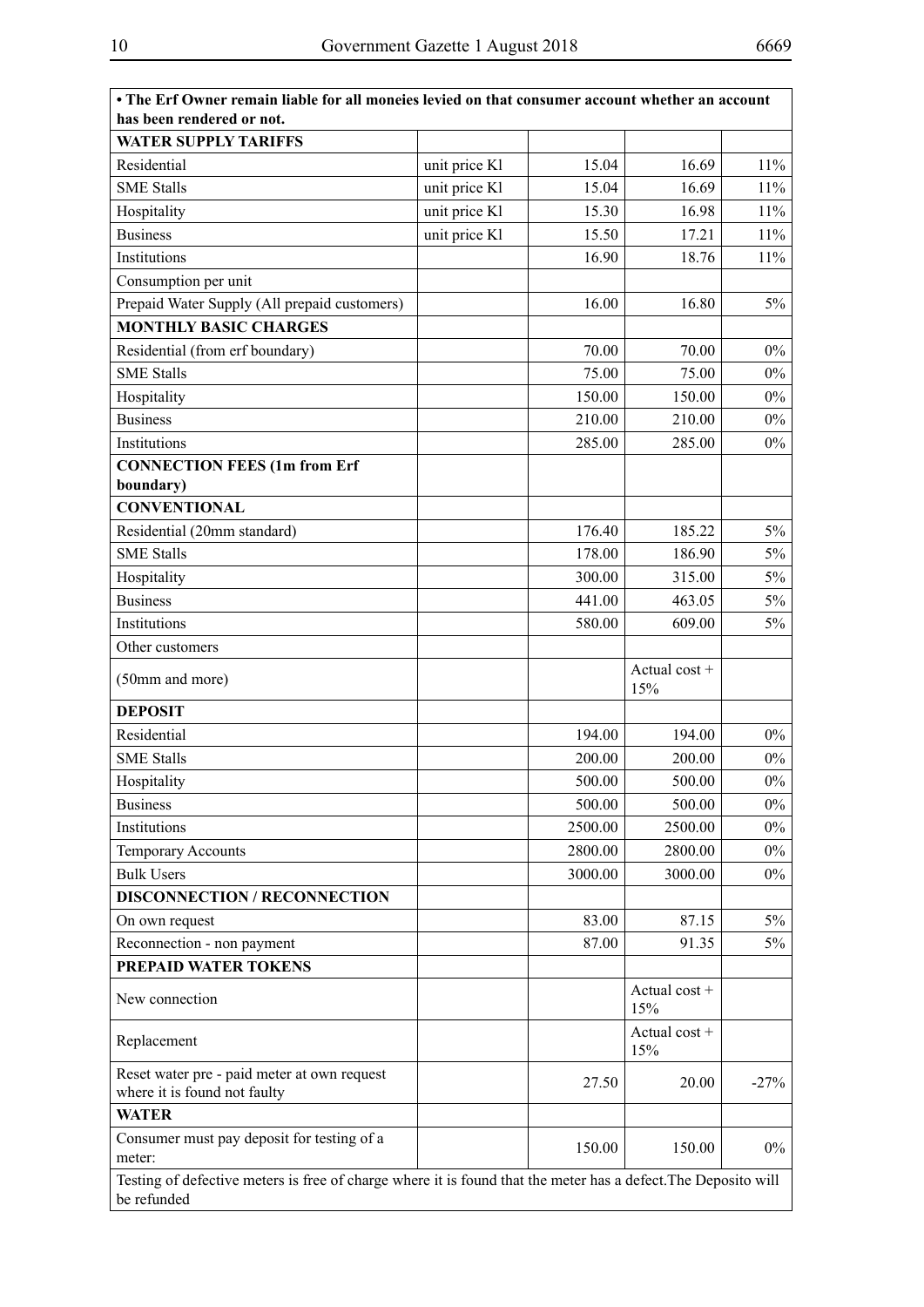| • The Erf Owner remain liable for all moneies levied on that consumer account whether an account has been rendered or not. | | | | |
|---|---|---|---|---|
| **WATER SUPPLY TARIFFS** | | | | |
| Residential | unit price Kl | 15.04 | 16.69 | 11% |
| SME Stalls | unit price Kl | 15.04 | 16.69 | 11% |
| Hospitality | unit price Kl | 15.30 | 16.98 | 11% |
| Business | unit price Kl | 15.50 | 17.21 | 11% |
| Institutions | | 16.90 | 18.76 | 11% |
| Consumption per unit | | | | |
| Prepaid Water Supply (All prepaid customers) | | 16.00 | 16.80 | 5% |
| **MONTHLY BASIC CHARGES** | | | | |
| Residential (from erf boundary) | | 70.00 | 70.00 | 0% |
| SME Stalls | | 75.00 | 75.00 | 0% |
| Hospitality | | 150.00 | 150.00 | 0% |
| Business | | 210.00 | 210.00 | 0% |
| Institutions | | 285.00 | 285.00 | 0% |
| **CONNECTION FEES (1m from Erf boundary)** | | | | |
| **CONVENTIONAL** | | | | |
| Residential (20mm standard) | | 176.40 | 185.22 | 5% |
| SME Stalls | | 178.00 | 186.90 | 5% |
| Hospitality | | 300.00 | 315.00 | 5% |
| Business | | 441.00 | 463.05 | 5% |
| Institutions | | 580.00 | 609.00 | 5% |
| Other customers | | | | |
| (50mm and more) | | | Actual cost + 15% | |
| **DEPOSIT** | | | | |
| Residential | | 194.00 | 194.00 | 0% |
| SME Stalls | | 200.00 | 200.00 | 0% |
| Hospitality | | 500.00 | 500.00 | 0% |
| Business | | 500.00 | 500.00 | 0% |
| Institutions | | 2500.00 | 2500.00 | 0% |
| Temporary Accounts | | 2800.00 | 2800.00 | 0% |
| Bulk Users | | 3000.00 | 3000.00 | 0% |
| **DISCONNECTION / RECONNECTION** | | | | |
| On own request | | 83.00 | 87.15 | 5% |
| Reconnection - non payment | | 87.00 | 91.35 | 5% |
| **PREPAID WATER TOKENS** | | | | |
| New connection | | | Actual cost + 15% | |
| Replacement | | | Actual cost + 15% | |
| Reset water pre - paid meter at own request where it is found not faulty | | 27.50 | 20.00 | -27% |
| **WATER** | | | | |
| Consumer must pay deposit for testing of a meter: | | 150.00 | 150.00 | 0% |
| Testing of defective meters is free of charge where it is found that the meter has a defect.The Deposito will be refunded | | | | |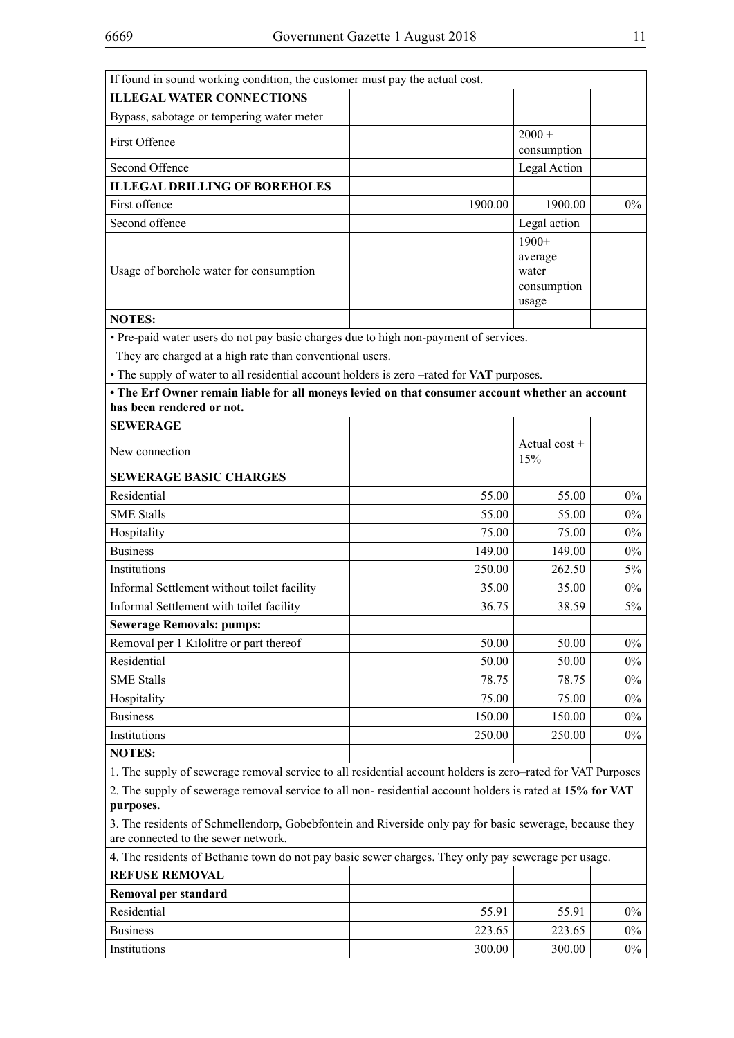| | | | | |
|---|---|---|---|---|
| If found in sound working condition, the customer must pay the actual cost. | | | | |
| **ILLEGAL WATER CONNECTIONS** | | | | |
| Bypass, sabotage or tempering water meter | | | | |
| First Offence | | | 2000 + consumption | |
| Second Offence | | | Legal Action | |
| **ILLEGAL DRILLING OF BOREHOLES** | | | | |
| First offence | | 1900.00 | 1900.00 | 0% |
| Second offence | | | Legal action | |
| Usage of borehole water for consumption | | | 1900+ average water consumption usage | |
| **NOTES:** | | | | |
| • Pre-paid water users do not pay basic charges due to high non-payment of services. | | | | |
| They are charged at a high rate than conventional users. | | | | |
| • The supply of water to all residential account holders is zero –rated for **VAT** purposes. | | | | |
| **• The Erf Owner remain liable for all moneys levied on that consumer account whether an account has been rendered or not.** | | | | |
| **SEWERAGE** | | | | |
| New connection | | | Actual cost + 15% | |
| **SEWERAGE BASIC CHARGES** | | | | |
| Residential | | 55.00 | 55.00 | 0% |
| SME Stalls | | 55.00 | 55.00 | 0% |
| Hospitality | | 75.00 | 75.00 | 0% |
| Business | | 149.00 | 149.00 | 0% |
| Institutions | | 250.00 | 262.50 | 5% |
| Informal Settlement without toilet facility | | 35.00 | 35.00 | 0% |
| Informal Settlement with toilet facility | | 36.75 | 38.59 | 5% |
| **Sewerage Removals: pumps:** | | | | |
| Removal per 1 Kilolitre or part thereof | | 50.00 | 50.00 | 0% |
| Residential | | 50.00 | 50.00 | 0% |
| SME Stalls | | 78.75 | 78.75 | 0% |
| Hospitality | | 75.00 | 75.00 | 0% |
| Business | | 150.00 | 150.00 | 0% |
| Institutions | | 250.00 | 250.00 | 0% |
| **NOTES:** | | | | |
| 1. The supply of sewerage removal service to all residential account holders is zero–rated for VAT Purposes | | | | |
| 2. The supply of sewerage removal service to all non- residential account holders is rated at **15% for VAT purposes.** | | | | |
| 3. The residents of Schmellendorp, Gobebfontein and Riverside only pay for basic sewerage, because they are connected to the sewer network. | | | | |
| 4. The residents of Bethanie town do not pay basic sewer charges. They only pay sewerage per usage. | | | | |
| **REFUSE REMOVAL** | | | | |
| **Removal per standard** | | | | |
| Residential | | 55.91 | 55.91 | 0% |
| Business | | 223.65 | 223.65 | 0% |
| Institutions | | 300.00 | 300.00 | 0% |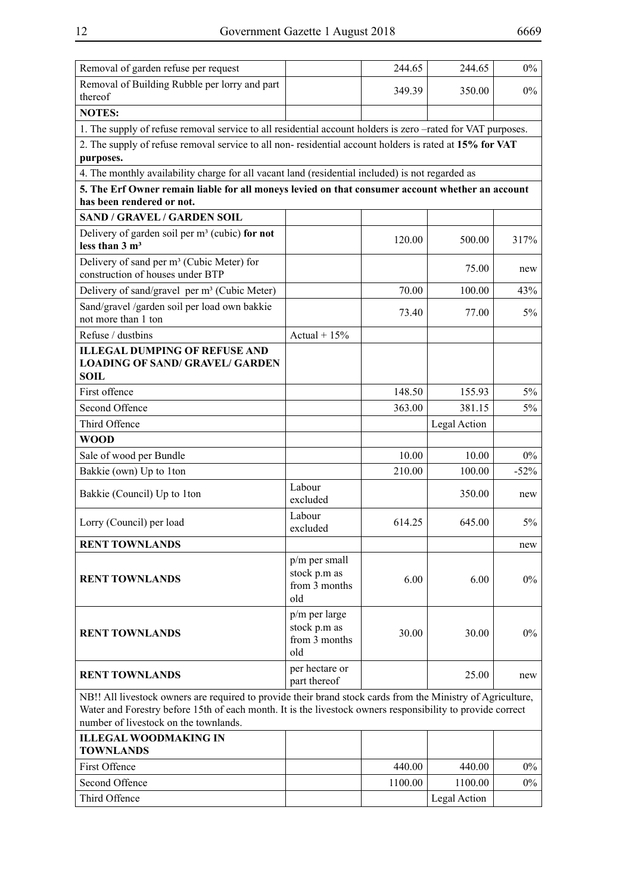| | | | | |
|---|---|---|---|---|
| Removal of garden refuse per request | | 244.65 | 244.65 | 0% |
| Removal of Building Rubble per lorry and part thereof | | 349.39 | 350.00 | 0% |
| **NOTES:** | | | | |
| 1. The supply of refuse removal service to all residential account holders is zero –rated for VAT purposes. | | | | |
| 2. The supply of refuse removal service to all non- residential account holders is rated at **15% for VAT purposes.** | | | | |
| 4. The monthly availability charge for all vacant land (residential included) is not regarded as | | | | |
| **5. The Erf Owner remain liable for all moneys levied on that consumer account whether an account has been rendered or not.** | | | | |
| **SAND / GRAVEL / GARDEN SOIL** | | | | |
| Delivery of garden soil per m³ (cubic) **for not less than 3 m³** | | 120.00 | 500.00 | 317% |
| Delivery of sand per m³ (Cubic Meter) for construction of houses under BTP | | | 75.00 | new |
| Delivery of sand/gravel per m³ (Cubic Meter) | | 70.00 | 100.00 | 43% |
| Sand/gravel /garden soil per load own bakkie not more than 1 ton | | 73.40 | 77.00 | 5% |
| Refuse / dustbins | Actual + 15% | | | |
| **ILLEGAL DUMPING OF REFUSE AND LOADING OF SAND/ GRAVEL/ GARDEN SOIL** | | | | |
| First offence | | 148.50 | 155.93 | 5% |
| Second Offence | | 363.00 | 381.15 | 5% |
| Third Offence | | | Legal Action | |
| **WOOD** | | | | |
| Sale of wood per Bundle | | 10.00 | 10.00 | 0% |
| Bakkie (own) Up to 1ton | | 210.00 | 100.00 | -52% |
| Bakkie (Council) Up to 1ton | Labour excluded | | 350.00 | new |
| Lorry (Council) per load | Labour excluded | 614.25 | 645.00 | 5% |
| **RENT TOWNLANDS** | | | | new |
| **RENT TOWNLANDS** | p/m per small stock p.m as from 3 months old | 6.00 | 6.00 | 0% |
| **RENT TOWNLANDS** | p/m per large stock p.m as from 3 months old | 30.00 | 30.00 | 0% |
| **RENT TOWNLANDS** | per hectare or part thereof | | 25.00 | new |
| NB!! All livestock owners are required to provide their brand stock cards from the Ministry of Agriculture, Water and Forestry before 15th of each month. It is the livestock owners responsibility to provide correct number of livestock on the townlands. | | | | |
| **ILLEGAL WOODMAKING IN TOWNLANDS** | | | | |
| First Offence | | 440.00 | 440.00 | 0% |
| Second Offence | | 1100.00 | 1100.00 | 0% |
| Third Offence | | | Legal Action | |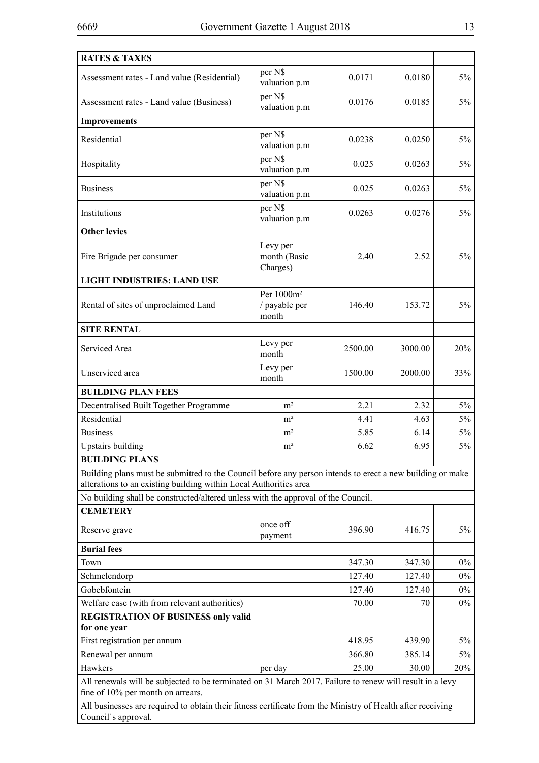| RATES & TAXES | | | | |
|---|---|---|---|---|
| Assessment rates - Land value (Residential) | per N$ valuation p.m | 0.0171 | 0.0180 | 5% |
| Assessment rates - Land value (Business) | per N$ valuation p.m | 0.0176 | 0.0185 | 5% |
| **Improvements** | | | | |
| Residential | per N$ valuation p.m | 0.0238 | 0.0250 | 5% |
| Hospitality | per N$ valuation p.m | 0.025 | 0.0263 | 5% |
| Business | per N$ valuation p.m | 0.025 | 0.0263 | 5% |
| Institutions | per N$ valuation p.m | 0.0263 | 0.0276 | 5% |
| **Other levies** | | | | |
| Fire Brigade per consumer | Levy per month (Basic Charges) | 2.40 | 2.52 | 5% |
| **LIGHT INDUSTRIES: LAND USE** | | | | |
| Rental of sites of unproclaimed Land | Per 1000m² / payable per month | 146.40 | 153.72 | 5% |
| **SITE RENTAL** | | | | |
| Serviced Area | Levy per month | 2500.00 | 3000.00 | 20% |
| Unserviced area | Levy per month | 1500.00 | 2000.00 | 33% |
| **BUILDING PLAN FEES** | | | | |
| Decentralised Built Together Programme | m² | 2.21 | 2.32 | 5% |
| Residential | m² | 4.41 | 4.63 | 5% |
| Business | m² | 5.85 | 6.14 | 5% |
| Upstairs building | m² | 6.62 | 6.95 | 5% |
| **BUILDING PLANS** | | | | |
| Building plans must be submitted to the Council before any person intends to erect a new building or make alterations to an existing building within Local Authorities area | | | | |
| No building shall be constructed/altered unless with the approval of the Council. | | | | |
| **CEMETERY** | | | | |
| Reserve grave | once off payment | 396.90 | 416.75 | 5% |
| **Burial fees** | | | | |
| Town | | 347.30 | 347.30 | 0% |
| Schmelendorp | | 127.40 | 127.40 | 0% |
| Gobebfontein | | 127.40 | 127.40 | 0% |
| Welfare case (with from relevant authorities) | | 70.00 | 70 | 0% |
| **REGISTRATION OF BUSINESS only valid for one year** | | | | |
| First registration per annum | | 418.95 | 439.90 | 5% |
| Renewal per annum | | 366.80 | 385.14 | 5% |
| Hawkers | per day | 25.00 | 30.00 | 20% |
| All renewals will be subjected to be terminated on 31 March 2017. Failure to renew will result in a levy fine of 10% per month on arrears. | | | | |
| All businesses are required to obtain their fitness certificate from the Ministry of Health after receiving Council`s approval. | | | | |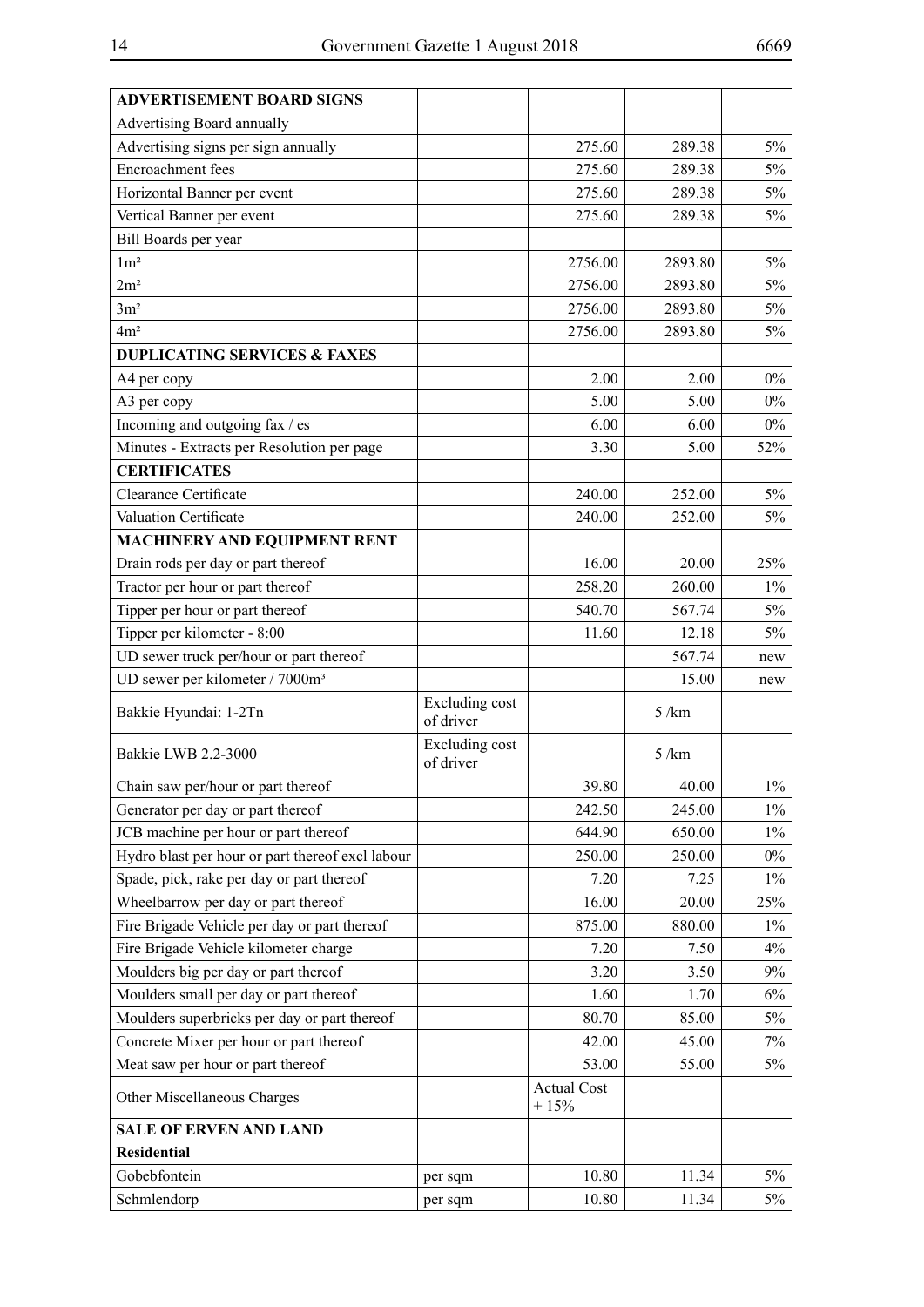| ADVERTISEMENT BOARD SIGNS | | | | |
|---|---|---|---|---|
| Advertising Board annually | | | | |
| Advertising signs per sign annually | | 275.60 | 289.38 | 5% |
| Encroachment fees | | 275.60 | 289.38 | 5% |
| Horizontal Banner per event | | 275.60 | 289.38 | 5% |
| Vertical Banner per event | | 275.60 | 289.38 | 5% |
| Bill Boards per year | | | | |
| 1m² | | 2756.00 | 2893.80 | 5% |
| 2m² | | 2756.00 | 2893.80 | 5% |
| 3m² | | 2756.00 | 2893.80 | 5% |
| 4m² | | 2756.00 | 2893.80 | 5% |
| **DUPLICATING SERVICES & FAXES** | | | | |
| A4 per copy | | 2.00 | 2.00 | 0% |
| A3 per copy | | 5.00 | 5.00 | 0% |
| Incoming and outgoing fax / es | | 6.00 | 6.00 | 0% |
| Minutes - Extracts per Resolution per page | | 3.30 | 5.00 | 52% |
| **CERTIFICATES** | | | | |
| Clearance Certificate | | 240.00 | 252.00 | 5% |
| Valuation Certificate | | 240.00 | 252.00 | 5% |
| **MACHINERY AND EQUIPMENT RENT** | | | | |
| Drain rods per day or part thereof | | 16.00 | 20.00 | 25% |
| Tractor per hour or part thereof | | 258.20 | 260.00 | 1% |
| Tipper per hour or part thereof | | 540.70 | 567.74 | 5% |
| Tipper per kilometer - 8:00 | | 11.60 | 12.18 | 5% |
| UD sewer truck per/hour or part thereof | | | 567.74 | new |
| UD sewer per kilometer / 7000m³ | | | 15.00 | new |
| Bakkie Hyundai: 1-2Tn | Excluding cost of driver | | 5 /km | |
| Bakkie LWB 2.2-3000 | Excluding cost of driver | | 5 /km | |
| Chain saw per/hour or part thereof | | 39.80 | 40.00 | 1% |
| Generator per day or part thereof | | 242.50 | 245.00 | 1% |
| JCB machine per hour or part thereof | | 644.90 | 650.00 | 1% |
| Hydro blast per hour or part thereof excl labour | | 250.00 | 250.00 | 0% |
| Spade, pick, rake per day or part thereof | | 7.20 | 7.25 | 1% |
| Wheelbarrow per day or part thereof | | 16.00 | 20.00 | 25% |
| Fire Brigade Vehicle per day or part thereof | | 875.00 | 880.00 | 1% |
| Fire Brigade Vehicle kilometer charge | | 7.20 | 7.50 | 4% |
| Moulders big per day or part thereof | | 3.20 | 3.50 | 9% |
| Moulders small per day or part thereof | | 1.60 | 1.70 | 6% |
| Moulders superbricks per day or part thereof | | 80.70 | 85.00 | 5% |
| Concrete Mixer per hour or part thereof | | 42.00 | 45.00 | 7% |
| Meat saw per hour or part thereof | | 53.00 | 55.00 | 5% |
| Other Miscellaneous Charges | | Actual Cost + 15% | | |
| **SALE OF ERVEN AND LAND** | | | | |
| **Residential** | | | | |
| Gobebfontein | per sqm | 10.80 | 11.34 | 5% |
| Schmlendorp | per sqm | 10.80 | 11.34 | 5% |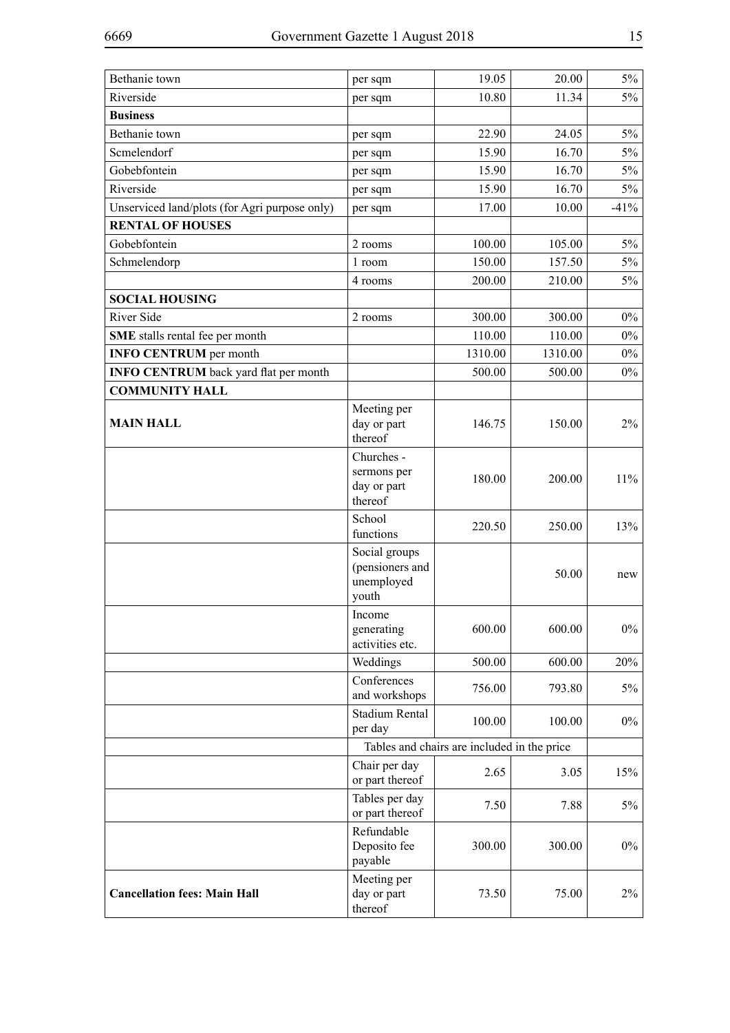| | | | | |
|---|---|---|---|---|
| Bethanie town | per sqm | 19.05 | 20.00 | 5% |
| Riverside | per sqm | 10.80 | 11.34 | 5% |
| **Business** | | | | |
| Bethanie town | per sqm | 22.90 | 24.05 | 5% |
| Scmelendorf | per sqm | 15.90 | 16.70 | 5% |
| Gobebfontein | per sqm | 15.90 | 16.70 | 5% |
| Riverside | per sqm | 15.90 | 16.70 | 5% |
| Unserviced land/plots (for Agri purpose only) | per sqm | 17.00 | 10.00 | -41% |
| **RENTAL OF HOUSES** | | | | |
| Gobebfontein | 2 rooms | 100.00 | 105.00 | 5% |
| Schmelendorp | 1 room | 150.00 | 157.50 | 5% |
| | 4 rooms | 200.00 | 210.00 | 5% |
| **SOCIAL HOUSING** | | | | |
| River Side | 2 rooms | 300.00 | 300.00 | 0% |
| **SME** stalls rental fee per month | | 110.00 | 110.00 | 0% |
| **INFO CENTRUM** per month | | 1310.00 | 1310.00 | 0% |
| **INFO CENTRUM** back yard flat per month | | 500.00 | 500.00 | 0% |
| **COMMUNITY HALL** | | | | |
| **MAIN HALL** | Meeting per day or part thereof | 146.75 | 150.00 | 2% |
| | Churches - sermons per day or part thereof | 180.00 | 200.00 | 11% |
| | School functions | 220.50 | 250.00 | 13% |
| | Social groups (pensioners and unemployed youth | | 50.00 | new |
| | Income generating activities etc. | 600.00 | 600.00 | 0% |
| | Weddings | 500.00 | 600.00 | 20% |
| | Conferences and workshops | 756.00 | 793.80 | 5% |
| | Stadium Rental per day | 100.00 | 100.00 | 0% |
| | Tables and chairs are included in the price | | | |
| | Chair per day or part thereof | 2.65 | 3.05 | 15% |
| | Tables per day or part thereof | 7.50 | 7.88 | 5% |
| | Refundable Deposito fee payable | 300.00 | 300.00 | 0% |
| **Cancellation fees: Main Hall** | Meeting per day or part thereof | 73.50 | 75.00 | 2% |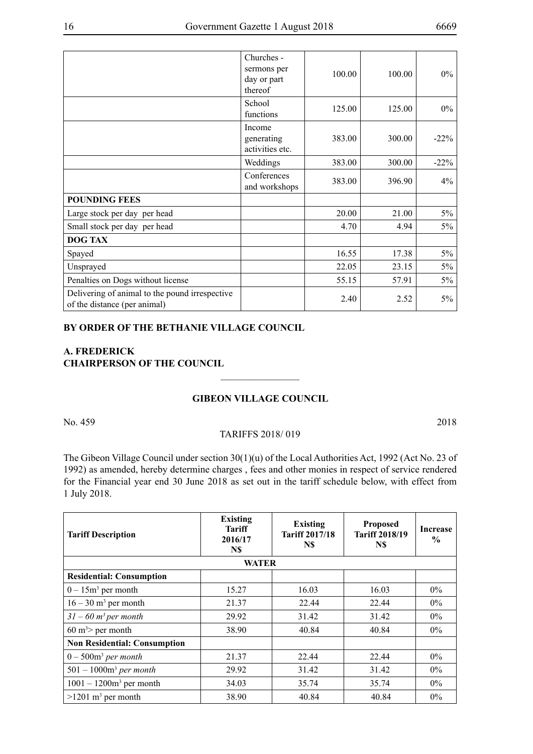|  |  |  |  |  |
|---|---|---|---|---|
|  | Churches - sermons per day or part thereof | 100.00 | 100.00 | 0% |
|  | School functions | 125.00 | 125.00 | 0% |
|  | Income generating activities etc. | 383.00 | 300.00 | -22% |
|  | Weddings | 383.00 | 300.00 | -22% |
|  | Conferences and workshops | 383.00 | 396.90 | 4% |
| **POUNDING FEES** |  |  |  |  |
| Large stock per day per head |  | 20.00 | 21.00 | 5% |
| Small stock per day per head |  | 4.70 | 4.94 | 5% |
| **DOG TAX** |  |  |  |  |
| Spayed |  | 16.55 | 17.38 | 5% |
| Unsprayed |  | 22.05 | 23.15 | 5% |
| Penalties on Dogs without license |  | 55.15 | 57.91 | 5% |
| Delivering of animal to the pound irrespective of the distance (per animal) |  | 2.40 | 2.52 | 5% |

**BY ORDER OF THE BETHANIE VILLAGE COUNCIL**

**A. FREDERICK**
**CHAIRPERSON OF THE COUNCIL**

---

## GIBEON VILLAGE COUNCIL

No. 459 2018

TARIFFS 2018/ 019

The Gibeon Village Council under section 30(1)(u) of the Local Authorities Act, 1992 (Act No. 23 of 1992) as amended, hereby determine charges , fees and other monies in respect of service rendered for the Financial year end 30 June 2018 as set out in the tariff schedule below, with effect from 1 July 2018.

| **Tariff Description** | **Existing Tariff 2016/17 N$** | **Existing Tariff 2017/18 N$** | **Proposed Tariff 2018/19 N$** | **Increase %** |
|---|---|---|---|---|
| **WATER** |  |  |  |  |
| **Residential: Consumption** |  |  |  |  |
| 0 – 15m³ per month | 15.27 | 16.03 | 16.03 | 0% |
| 16 – 30 m³ per month | 21.37 | 22.44 | 22.44 | 0% |
| *31 – 60 m³ per month* | 29.92 | 31.42 | 31.42 | 0% |
| 60 m³> per month | 38.90 | 40.84 | 40.84 | 0% |
| **Non Residential: Consumption** |  |  |  |  |
| 0 – 500m³ *per month* | 21.37 | 22.44 | 22.44 | 0% |
| 501 – 1000m³ *per month* | 29.92 | 31.42 | 31.42 | 0% |
| 1001 – 1200m³ per month | 34.03 | 35.74 | 35.74 | 0% |
| >1201 m³ per month | 38.90 | 40.84 | 40.84 | 0% |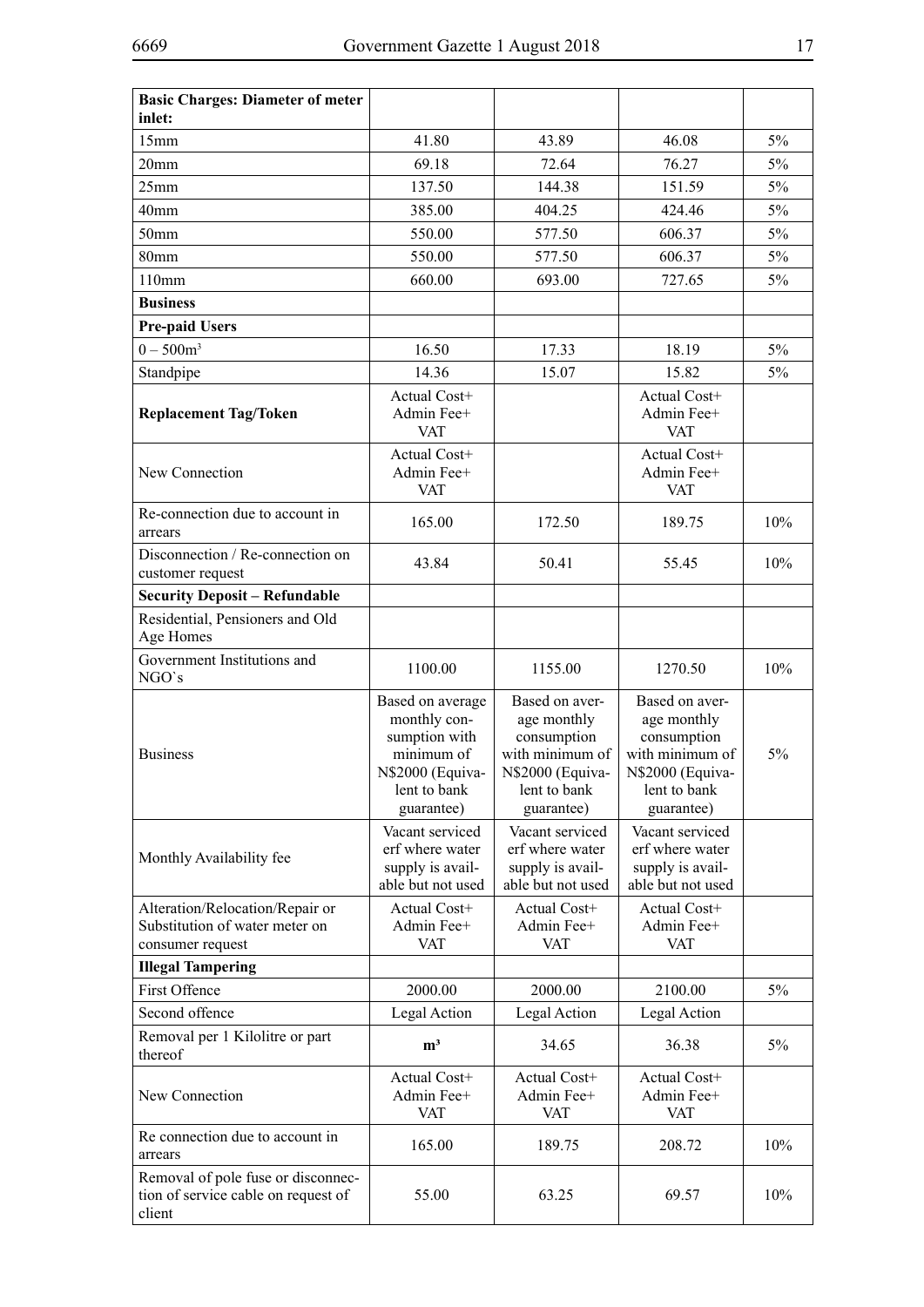| Basic Charges: Diameter of meter inlet: | | | | |
|---|---|---|---|---|
| 15mm | 41.80 | 43.89 | 46.08 | 5% |
| 20mm | 69.18 | 72.64 | 76.27 | 5% |
| 25mm | 137.50 | 144.38 | 151.59 | 5% |
| 40mm | 385.00 | 404.25 | 424.46 | 5% |
| 50mm | 550.00 | 577.50 | 606.37 | 5% |
| 80mm | 550.00 | 577.50 | 606.37 | 5% |
| 110mm | 660.00 | 693.00 | 727.65 | 5% |
| **Business** | | | | |
| **Pre-paid Users** | | | | |
| 0 – 500m³ | 16.50 | 17.33 | 18.19 | 5% |
| Standpipe | 14.36 | 15.07 | 15.82 | 5% |
| **Replacement Tag/Token** | Actual Cost+ Admin Fee+ VAT | | Actual Cost+ Admin Fee+ VAT | |
| New Connection | Actual Cost+ Admin Fee+ VAT | | Actual Cost+ Admin Fee+ VAT | |
| Re-connection due to account in arrears | 165.00 | 172.50 | 189.75 | 10% |
| Disconnection / Re-connection on customer request | 43.84 | 50.41 | 55.45 | 10% |
| **Security Deposit – Refundable** | | | | |
| Residential, Pensioners and Old Age Homes | | | | |
| Government Institutions and NGO`s | 1100.00 | 1155.00 | 1270.50 | 10% |
| Business | Based on average monthly consumption with minimum of N$2000 (Equivalent to bank guarantee) | Based on average monthly consumption with minimum of N$2000 (Equivalent to bank guarantee) | Based on average monthly consumption with minimum of N$2000 (Equivalent to bank guarantee) | 5% |
| Monthly Availability fee | Vacant serviced erf where water supply is available but not used | Vacant serviced erf where water supply is available but not used | Vacant serviced erf where water supply is available but not used | |
| Alteration/Relocation/Repair or Substitution of water meter on consumer request | Actual Cost+ Admin Fee+ VAT | Actual Cost+ Admin Fee+ VAT | Actual Cost+ Admin Fee+ VAT | |
| **Illegal Tampering** | | | | |
| First Offence | 2000.00 | 2000.00 | 2100.00 | 5% |
| Second offence | Legal Action | Legal Action | Legal Action | |
| Removal per 1 Kilolitre or part thereof | **m³** | 34.65 | 36.38 | 5% |
| New Connection | Actual Cost+ Admin Fee+ VAT | Actual Cost+ Admin Fee+ VAT | Actual Cost+ Admin Fee+ VAT | |
| Re connection due to account in arrears | 165.00 | 189.75 | 208.72 | 10% |
| Removal of pole fuse or disconnection of service cable on request of client | 55.00 | 63.25 | 69.57 | 10% |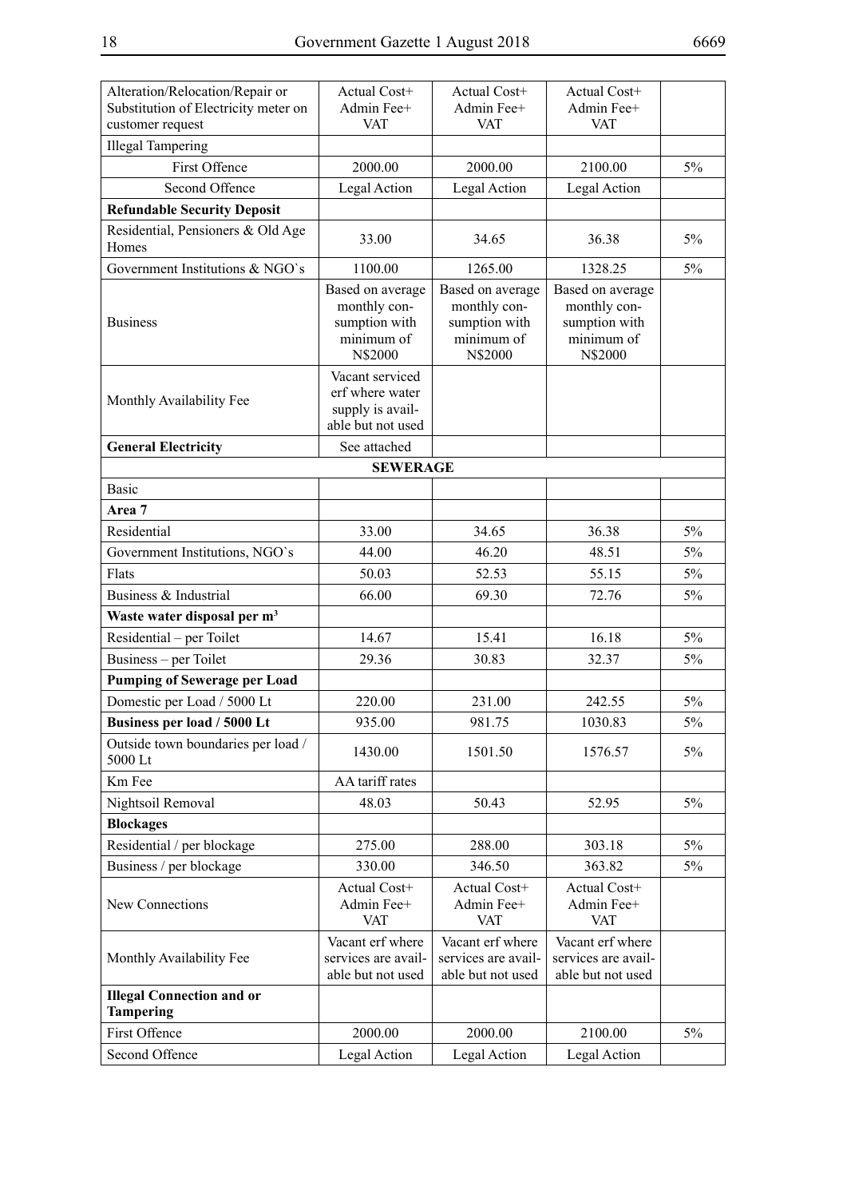| | | | | |
|---|---|---|---|---|
| Alteration/Relocation/Repair or Substitution of Electricity meter on customer request | Actual Cost+ Admin Fee+ VAT | Actual Cost+ Admin Fee+ VAT | Actual Cost+ Admin Fee+ VAT | |
| Illegal Tampering | | | | |
| First Offence | 2000.00 | 2000.00 | 2100.00 | 5% |
| Second Offence | Legal Action | Legal Action | Legal Action | |
| **Refundable Security Deposit** | | | | |
| Residential, Pensioners & Old Age Homes | 33.00 | 34.65 | 36.38 | 5% |
| Government Institutions & NGO`s | 1100.00 | 1265.00 | 1328.25 | 5% |
| Business | Based on average monthly consumption with minimum of N$2000 | Based on average monthly consumption with minimum of N$2000 | Based on average monthly consumption with minimum of N$2000 | |
| Monthly Availability Fee | Vacant serviced erf where water supply is available but not used | | | |
| **General Electricity** | See attached | | | |
| | **SEWERAGE** | | | |
| Basic | | | | |
| **Area 7** | | | | |
| Residential | 33.00 | 34.65 | 36.38 | 5% |
| Government Institutions, NGO`s | 44.00 | 46.20 | 48.51 | 5% |
| Flats | 50.03 | 52.53 | 55.15 | 5% |
| Business & Industrial | 66.00 | 69.30 | 72.76 | 5% |
| **Waste water disposal per m³** | | | | |
| Residential – per Toilet | 14.67 | 15.41 | 16.18 | 5% |
| Business – per Toilet | 29.36 | 30.83 | 32.37 | 5% |
| **Pumping of Sewerage per Load** | | | | |
| Domestic per Load / 5000 Lt | 220.00 | 231.00 | 242.55 | 5% |
| **Business per load / 5000 Lt** | 935.00 | 981.75 | 1030.83 | 5% |
| Outside town boundaries per load / 5000 Lt | 1430.00 | 1501.50 | 1576.57 | 5% |
| Km Fee | AA tariff rates | | | |
| Nightsoil Removal | 48.03 | 50.43 | 52.95 | 5% |
| **Blockages** | | | | |
| Residential / per blockage | 275.00 | 288.00 | 303.18 | 5% |
| Business / per blockage | 330.00 | 346.50 | 363.82 | 5% |
| New Connections | Actual Cost+ Admin Fee+ VAT | Actual Cost+ Admin Fee+ VAT | Actual Cost+ Admin Fee+ VAT | |
| Monthly Availability Fee | Vacant erf where services are available but not used | Vacant erf where services are available but not used | Vacant erf where services are available but not used | |
| **Illegal Connection and or Tampering** | | | | |
| First Offence | 2000.00 | 2000.00 | 2100.00 | 5% |
| Second Offence | Legal Action | Legal Action | Legal Action | |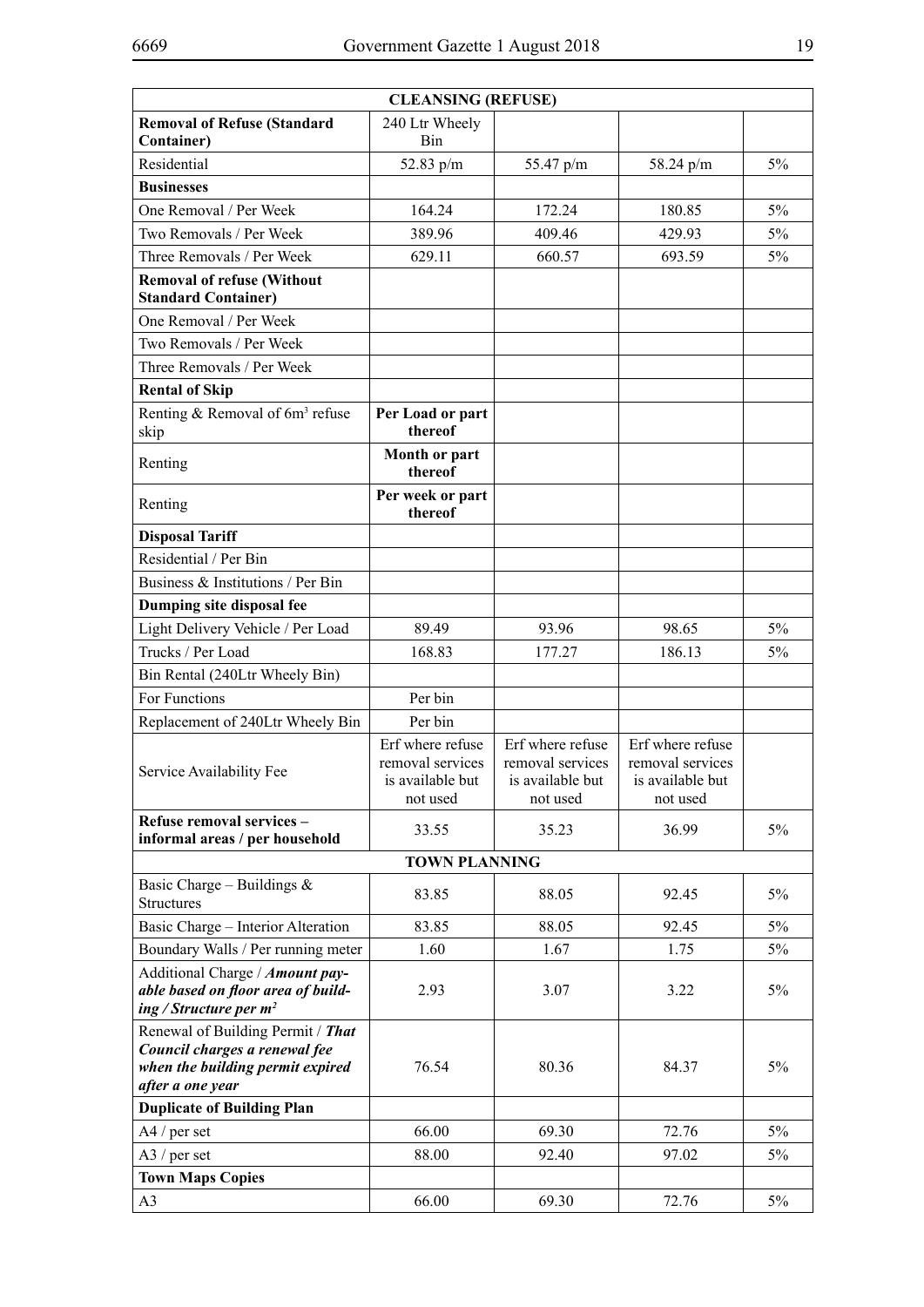| CLEANSING (REFUSE) | | | | |
|---|---|---|---|---|
| **Removal of Refuse (Standard Container)** | 240 Ltr Wheely Bin | | | |
| Residential | 52.83 p/m | 55.47 p/m | 58.24 p/m | 5% |
| **Businesses** | | | | |
| One Removal / Per Week | 164.24 | 172.24 | 180.85 | 5% |
| Two Removals / Per Week | 389.96 | 409.46 | 429.93 | 5% |
| Three Removals / Per Week | 629.11 | 660.57 | 693.59 | 5% |
| **Removal of refuse (Without Standard Container)** | | | | |
| One Removal / Per Week | | | | |
| Two Removals / Per Week | | | | |
| Three Removals / Per Week | | | | |
| **Rental of Skip** | | | | |
| Renting & Removal of 6m³ refuse skip | **Per Load or part thereof** | | | |
| Renting | **Month or part thereof** | | | |
| Renting | **Per week or part thereof** | | | |
| **Disposal Tariff** | | | | |
| Residential / Per Bin | | | | |
| Business & Institutions / Per Bin | | | | |
| **Dumping site disposal fee** | | | | |
| Light Delivery Vehicle / Per Load | 89.49 | 93.96 | 98.65 | 5% |
| Trucks / Per Load | 168.83 | 177.27 | 186.13 | 5% |
| Bin Rental (240Ltr Wheely Bin) | | | | |
| For Functions | Per bin | | | |
| Replacement of 240Ltr Wheely Bin | Per bin | | | |
| Service Availability Fee | Erf where refuse removal services is available but not used | Erf where refuse removal services is available but not used | Erf where refuse removal services is available but not used | |
| **Refuse removal services – informal areas / per household** | 33.55 | 35.23 | 36.99 | 5% |
| **TOWN PLANNING** | | | | |
| Basic Charge – Buildings & Structures | 83.85 | 88.05 | 92.45 | 5% |
| Basic Charge – Interior Alteration | 83.85 | 88.05 | 92.45 | 5% |
| Boundary Walls / Per running meter | 1.60 | 1.67 | 1.75 | 5% |
| Additional Charge / ***Amount payable based on floor area of building / Structure per m²*** | 2.93 | 3.07 | 3.22 | 5% |
| Renewal of Building Permit / ***That Council charges a renewal fee when the building permit expired after a one year*** | 76.54 | 80.36 | 84.37 | 5% |
| **Duplicate of Building Plan** | | | | |
| A4 / per set | 66.00 | 69.30 | 72.76 | 5% |
| A3 / per set | 88.00 | 92.40 | 97.02 | 5% |
| **Town Maps Copies** | | | | |
| A3 | 66.00 | 69.30 | 72.76 | 5% |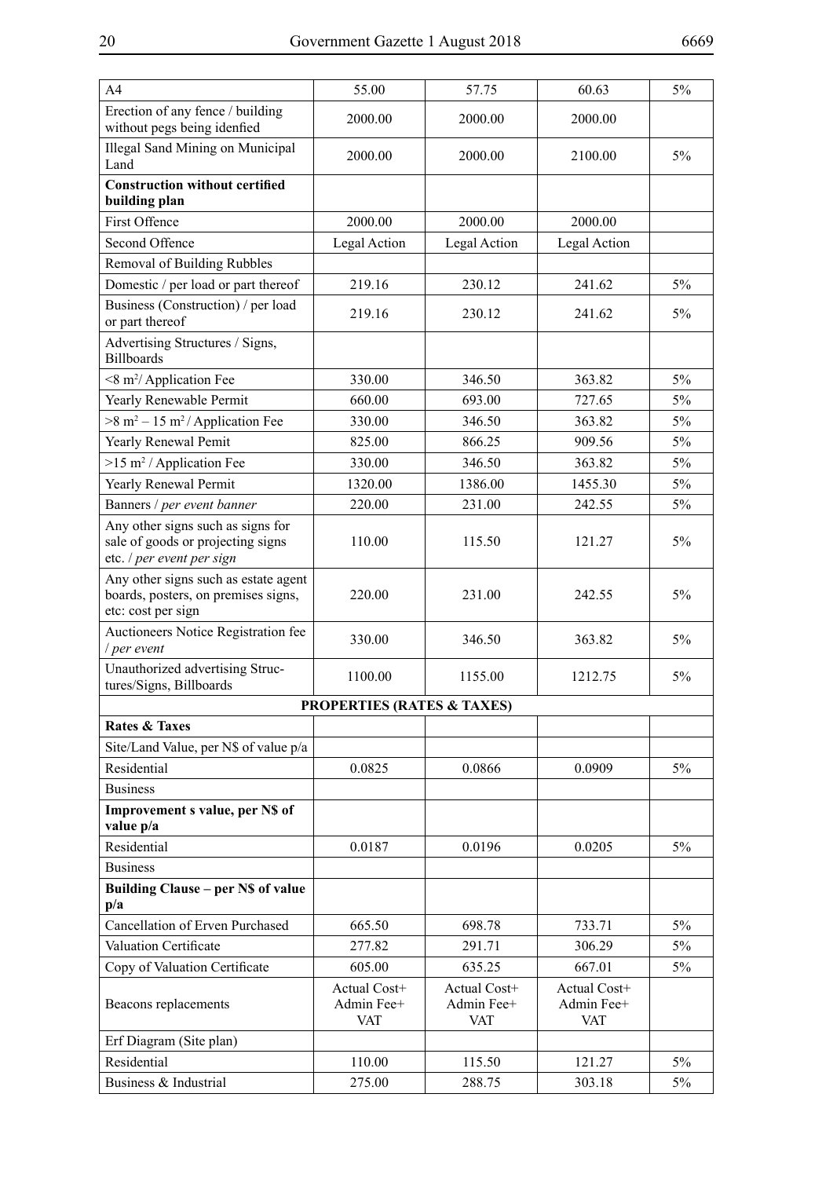| A4 | 55.00 | 57.75 | 60.63 | 5% |
|---|---|---|---|---|
| Erection of any fence / building without pegs being idenfied | 2000.00 | 2000.00 | 2000.00 | |
| Illegal Sand Mining on Municipal Land | 2000.00 | 2000.00 | 2100.00 | 5% |
| **Construction without certified building plan** | | | | |
| First Offence | 2000.00 | 2000.00 | 2000.00 | |
| Second Offence | Legal Action | Legal Action | Legal Action | |
| Removal of Building Rubbles | | | | |
| Domestic / per load or part thereof | 219.16 | 230.12 | 241.62 | 5% |
| Business (Construction) / per load or part thereof | 219.16 | 230.12 | 241.62 | 5% |
| Advertising Structures / Signs, Billboards | | | | |
| <8 m²/ Application Fee | 330.00 | 346.50 | 363.82 | 5% |
| Yearly Renewable Permit | 660.00 | 693.00 | 727.65 | 5% |
| >8 m² – 15 m² / Application Fee | 330.00 | 346.50 | 363.82 | 5% |
| Yearly Renewal Pemit | 825.00 | 866.25 | 909.56 | 5% |
| >15 m² / Application Fee | 330.00 | 346.50 | 363.82 | 5% |
| Yearly Renewal Permit | 1320.00 | 1386.00 | 1455.30 | 5% |
| Banners / *per event banner* | 220.00 | 231.00 | 242.55 | 5% |
| Any other signs such as signs for sale of goods or projecting signs etc. / *per event per sign* | 110.00 | 115.50 | 121.27 | 5% |
| Any other signs such as estate agent boards, posters, on premises signs, etc: cost per sign | 220.00 | 231.00 | 242.55 | 5% |
| Auctioneers Notice Registration fee / *per event* | 330.00 | 346.50 | 363.82 | 5% |
| Unauthorized advertising Structures/Signs, Billboards | 1100.00 | 1155.00 | 1212.75 | 5% |
| **PROPERTIES (RATES & TAXES)** | | | | |
| **Rates & Taxes** | | | | |
| Site/Land Value, per N$ of value p/a | | | | |
| Residential | 0.0825 | 0.0866 | 0.0909 | 5% |
| Business | | | | |
| **Improvement s value, per N$ of value p/a** | | | | |
| Residential | 0.0187 | 0.0196 | 0.0205 | 5% |
| Business | | | | |
| **Building Clause – per N$ of value p/a** | | | | |
| Cancellation of Erven Purchased | 665.50 | 698.78 | 733.71 | 5% |
| Valuation Certificate | 277.82 | 291.71 | 306.29 | 5% |
| Copy of Valuation Certificate | 605.00 | 635.25 | 667.01 | 5% |
| Beacons replacements | Actual Cost+ Admin Fee+ VAT | Actual Cost+ Admin Fee+ VAT | Actual Cost+ Admin Fee+ VAT | |
| Erf Diagram (Site plan) | | | | |
| Residential | 110.00 | 115.50 | 121.27 | 5% |
| Business & Industrial | 275.00 | 288.75 | 303.18 | 5% |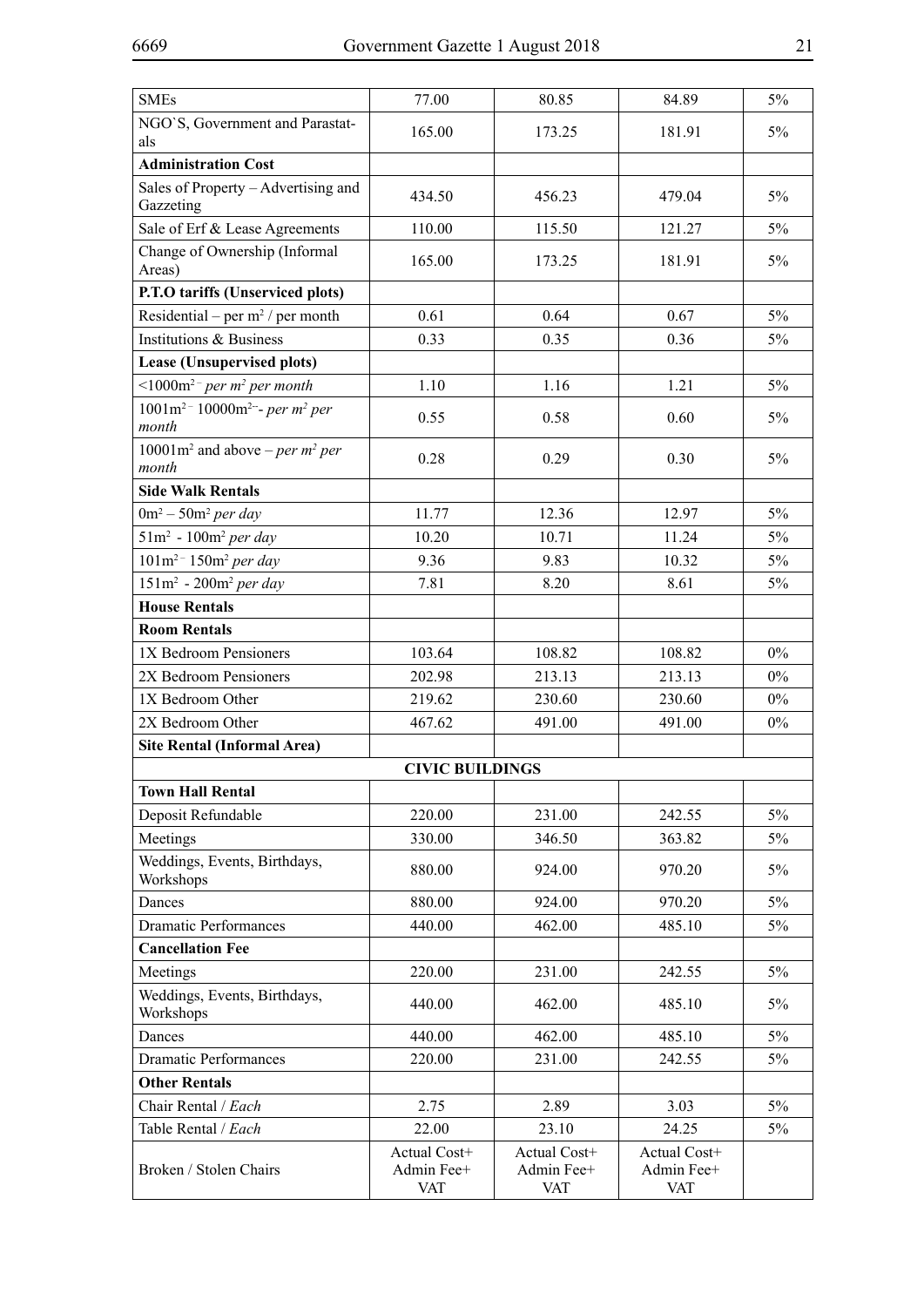| SMEs | 77.00 | 80.85 | 84.89 | 5% |
|---|---|---|---|---|
| NGO`S, Government and Parastatals | 165.00 | 173.25 | 181.91 | 5% |
| **Administration Cost** | | | | |
| Sales of Property – Advertising and Gazzeting | 434.50 | 456.23 | 479.04 | 5% |
| Sale of Erf & Lease Agreements | 110.00 | 115.50 | 121.27 | 5% |
| Change of Ownership (Informal Areas) | 165.00 | 173.25 | 181.91 | 5% |
| **P.T.O tariffs (Unserviced plots)** | | | | |
| Residential – per $m^2$ / per month | 0.61 | 0.64 | 0.67 | 5% |
| Institutions & Business | 0.33 | 0.35 | 0.36 | 5% |
| **Lease (Unsupervised plots)** | | | | |
| <1000$m^2$ – *per $m^2$ per month* | 1.10 | 1.16 | 1.21 | 5% |
| 1001$m^2$ – 10000$m^2$ – *per $m^2$ per month* | 0.55 | 0.58 | 0.60 | 5% |
| 10001$m^2$ and above – *per $m^2$ per month* | 0.28 | 0.29 | 0.30 | 5% |
| **Side Walk Rentals** | | | | |
| 0$m^2$ – 50$m^2$ *per day* | 11.77 | 12.36 | 12.97 | 5% |
| 51$m^2$ - 100$m^2$ *per day* | 10.20 | 10.71 | 11.24 | 5% |
| 101$m^2$ – 150$m^2$ *per day* | 9.36 | 9.83 | 10.32 | 5% |
| 151$m^2$ - 200$m^2$ *per day* | 7.81 | 8.20 | 8.61 | 5% |
| **House Rentals** | | | | |
| **Room Rentals** | | | | |
| 1X Bedroom Pensioners | 103.64 | 108.82 | 108.82 | 0% |
| 2X Bedroom Pensioners | 202.98 | 213.13 | 213.13 | 0% |
| 1X Bedroom Other | 219.62 | 230.60 | 230.60 | 0% |
| 2X Bedroom Other | 467.62 | 491.00 | 491.00 | 0% |
| **Site Rental (Informal Area)** | | | | |
| **CIVIC BUILDINGS** | | | | |
| **Town Hall Rental** | | | | |
| Deposit Refundable | 220.00 | 231.00 | 242.55 | 5% |
| Meetings | 330.00 | 346.50 | 363.82 | 5% |
| Weddings, Events, Birthdays, Workshops | 880.00 | 924.00 | 970.20 | 5% |
| Dances | 880.00 | 924.00 | 970.20 | 5% |
| Dramatic Performances | 440.00 | 462.00 | 485.10 | 5% |
| **Cancellation Fee** | | | | |
| Meetings | 220.00 | 231.00 | 242.55 | 5% |
| Weddings, Events, Birthdays, Workshops | 440.00 | 462.00 | 485.10 | 5% |
| Dances | 440.00 | 462.00 | 485.10 | 5% |
| Dramatic Performances | 220.00 | 231.00 | 242.55 | 5% |
| **Other Rentals** | | | | |
| Chair Rental / *Each* | 2.75 | 2.89 | 3.03 | 5% |
| Table Rental / *Each* | 22.00 | 23.10 | 24.25 | 5% |
| Broken / Stolen Chairs | Actual Cost+ Admin Fee+ VAT | Actual Cost+ Admin Fee+ VAT | Actual Cost+ Admin Fee+ VAT | |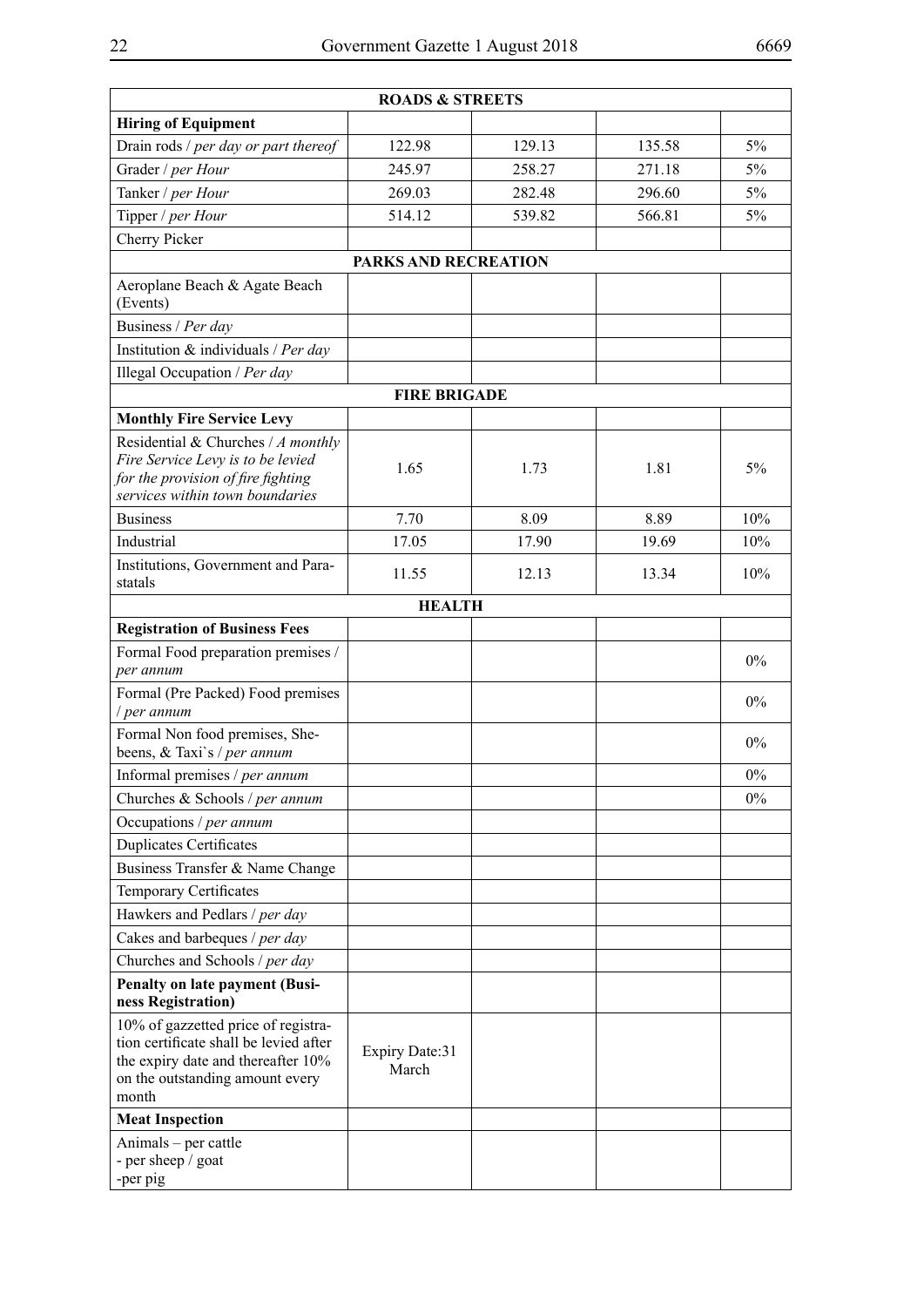| ROADS & STREETS | | | | |
|---|---|---|---|---|
| **Hiring of Equipment** | | | | |
| Drain rods / *per day or part thereof* | 122.98 | 129.13 | 135.58 | 5% |
| Grader / *per Hour* | 245.97 | 258.27 | 271.18 | 5% |
| Tanker / *per Hour* | 269.03 | 282.48 | 296.60 | 5% |
| Tipper / *per Hour* | 514.12 | 539.82 | 566.81 | 5% |
| Cherry Picker | | | | |
| **PARKS AND RECREATION** | | | | |
| Aeroplane Beach & Agate Beach (Events) | | | | |
| Business / *Per day* | | | | |
| Institution & individuals / *Per day* | | | | |
| Illegal Occupation / *Per day* | | | | |
| **FIRE BRIGADE** | | | | |
| **Monthly Fire Service Levy** | | | | |
| Residential & Churches / *A monthly Fire Service Levy is to be levied for the provision of fire fighting services within town boundaries* | 1.65 | 1.73 | 1.81 | 5% |
| Business | 7.70 | 8.09 | 8.89 | 10% |
| Industrial | 17.05 | 17.90 | 19.69 | 10% |
| Institutions, Government and Parastatals | 11.55 | 12.13 | 13.34 | 10% |
| **HEALTH** | | | | |
| **Registration of Business Fees** | | | | |
| Formal Food preparation premises / *per annum* | | | | 0% |
| Formal (Pre Packed) Food premises / *per annum* | | | | 0% |
| Formal Non food premises, Shebeens, & Taxi`s / *per annum* | | | | 0% |
| Informal premises / *per annum* | | | | 0% |
| Churches & Schools / *per annum* | | | | 0% |
| Occupations / *per annum* | | | | |
| Duplicates Certificates | | | | |
| Business Transfer & Name Change | | | | |
| Temporary Certificates | | | | |
| Hawkers and Pedlars / *per day* | | | | |
| Cakes and barbeques / *per day* | | | | |
| Churches and Schools / *per day* | | | | |
| **Penalty on late payment (Business Registration)** | | | | |
| 10% of gazzetted price of registration certificate shall be levied after the expiry date and thereafter 10% on the outstanding amount every month | Expiry Date:31 March | | | |
| **Meat Inspection** | | | | |
| Animals – per cattle<br>- per sheep / goat<br>-per pig | | | | |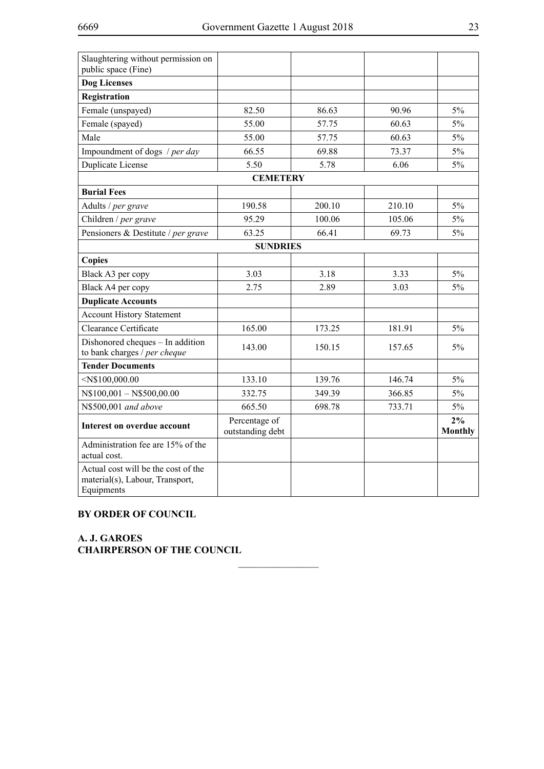| | | | | |
|---|---|---|---|---|
| Slaughtering without permission on public space (Fine) | | | | |
| **Dog Licenses** | | | | |
| **Registration** | | | | |
| Female (unspayed) | 82.50 | 86.63 | 90.96 | 5% |
| Female (spayed) | 55.00 | 57.75 | 60.63 | 5% |
| Male | 55.00 | 57.75 | 60.63 | 5% |
| Impoundment of dogs / *per day* | 66.55 | 69.88 | 73.37 | 5% |
| Duplicate License | 5.50 | 5.78 | 6.06 | 5% |
| **CEMETERY** | | | | |
| **Burial Fees** | | | | |
| Adults / *per grave* | 190.58 | 200.10 | 210.10 | 5% |
| Children / *per grave* | 95.29 | 100.06 | 105.06 | 5% |
| Pensioners & Destitute / *per grave* | 63.25 | 66.41 | 69.73 | 5% |
| **SUNDRIES** | | | | |
| **Copies** | | | | |
| Black A3 per copy | 3.03 | 3.18 | 3.33 | 5% |
| Black A4 per copy | 2.75 | 2.89 | 3.03 | 5% |
| **Duplicate Accounts** | | | | |
| Account History Statement | | | | |
| Clearance Certificate | 165.00 | 173.25 | 181.91 | 5% |
| Dishonored cheques – In addition to bank charges / *per cheque* | 143.00 | 150.15 | 157.65 | 5% |
| **Tender Documents** | | | | |
| <N$100,000.00 | 133.10 | 139.76 | 146.74 | 5% |
| N$100,001 – N$500,00.00 | 332.75 | 349.39 | 366.85 | 5% |
| N$500,001 *and above* | 665.50 | 698.78 | 733.71 | 5% |
| **Interest on overdue account** | Percentage of outstanding debt | | | **2% Monthly** |
| Administration fee are 15% of the actual cost. | | | | |
| Actual cost will be the cost of the material(s), Labour, Transport, Equipments | | | | |

**BY ORDER OF COUNCIL**

**A. J. GAROES**
**CHAIRPERSON OF THE COUNCIL**

________________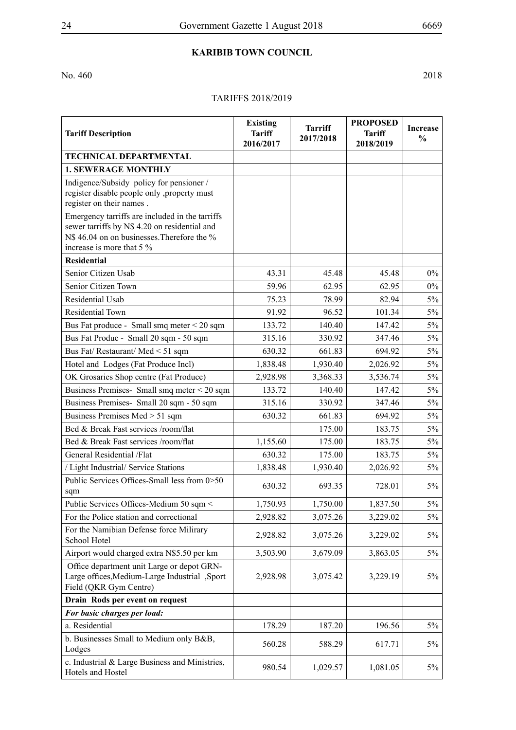**KARIBIB TOWN COUNCIL**

No. 460 2018

TARIFFS 2018/2019

| Tariff Description | Existing Tariff 2016/2017 | Tarriff 2017/2018 | PROPOSED Tariff 2018/2019 | Increase % |
|---|---|---|---|---|
| **TECHNICAL DEPARTMENTAL** | | | | |
| **1. SEWERAGE MONTHLY** | | | | |
| Indigence/Subsidy policy for pensioner / register disable people only ,property must register on their names . | | | | |
| Emergency tarriffs are included in the tarriffs sewer tarriffs by N$ 4.20 on residential and N$ 46.04 on on businesses.Therefore the % increase is more that 5 % | | | | |
| **Residential** | | | | |
| Senior Citizen Usab | 43.31 | 45.48 | 45.48 | 0% |
| Senior Citizen Town | 59.96 | 62.95 | 62.95 | 0% |
| Residential Usab | 75.23 | 78.99 | 82.94 | 5% |
| Residential Town | 91.92 | 96.52 | 101.34 | 5% |
| Bus Fat produce - Small smq meter < 20 sqm | 133.72 | 140.40 | 147.42 | 5% |
| Bus Fat Produe - Small 20 sqm - 50 sqm | 315.16 | 330.92 | 347.46 | 5% |
| Bus Fat/ Restaurant/ Med < 51 sqm | 630.32 | 661.83 | 694.92 | 5% |
| Hotel and Lodges (Fat Produce Incl) | 1,838.48 | 1,930.40 | 2,026.92 | 5% |
| OK Grosaries Shop centre (Fat Produce) | 2,928.98 | 3,368.33 | 3,536.74 | 5% |
| Business Premises- Small smq meter < 20 sqm | 133.72 | 140.40 | 147.42 | 5% |
| Business Premises- Small 20 sqm - 50 sqm | 315.16 | 330.92 | 347.46 | 5% |
| Business Premises Med > 51 sqm | 630.32 | 661.83 | 694.92 | 5% |
| Bed & Break Fast services /room/flat | | 175.00 | 183.75 | 5% |
| Bed & Break Fast services /room/flat | 1,155.60 | 175.00 | 183.75 | 5% |
| General Residential /Flat | 630.32 | 175.00 | 183.75 | 5% |
| / Light Industrial/ Service Stations | 1,838.48 | 1,930.40 | 2,026.92 | 5% |
| Public Services Offices-Small less from 0>50 sqm | 630.32 | 693.35 | 728.01 | 5% |
| Public Services Offices-Medium 50 sqm < | 1,750.93 | 1,750.00 | 1,837.50 | 5% |
| For the Police station and correctional | 2,928.82 | 3,075.26 | 3,229.02 | 5% |
| For the Namibian Defense force Milirary School Hotel | 2,928.82 | 3,075.26 | 3,229.02 | 5% |
| Airport would charged extra N$5.50 per km | 3,503.90 | 3,679.09 | 3,863.05 | 5% |
| Office department unit Large or depot GRN-Large offices,Medium-Large Industrial ,Sport Field (QKR Gym Centre) | 2,928.98 | 3,075.42 | 3,229.19 | 5% |
| **Drain Rods per event on request** | | | | |
| ***For basic charges per load:*** | | | | |
| a. Residential | 178.29 | 187.20 | 196.56 | 5% |
| b. Businesses Small to Medium only B&B, Lodges | 560.28 | 588.29 | 617.71 | 5% |
| c. Industrial & Large Business and Ministries, Hotels and Hostel | 980.54 | 1,029.57 | 1,081.05 | 5% |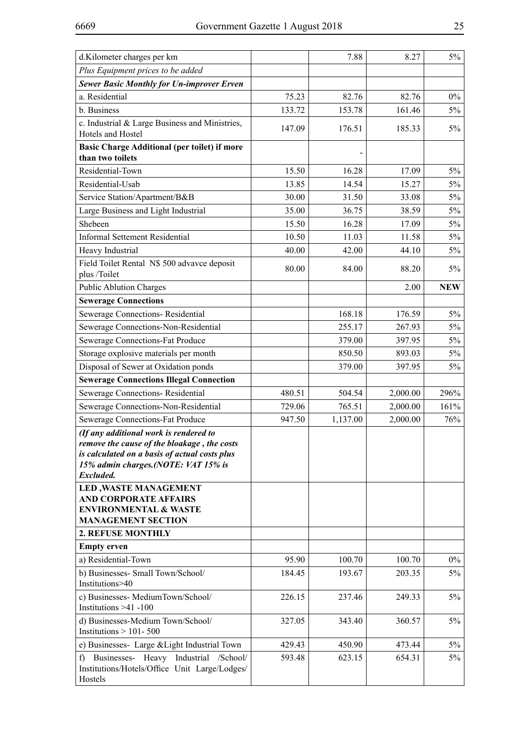| | | | | |
|---|---|---|---|---|
| d.Kilometer charges per km | | 7.88 | 8.27 | 5% |
| *Plus Equipment prices to be added* | | | | |
| ***Sewer Basic Monthly for Un-improver Erven*** | | | | |
| a. Residential | 75.23 | 82.76 | 82.76 | 0% |
| b. Business | 133.72 | 153.78 | 161.46 | 5% |
| c. Industrial & Large Business and Ministries, Hotels and Hostel | 147.09 | 176.51 | 185.33 | 5% |
| **Basic Charge Additional (per toilet) if more than two toilets** | | - | | |
| Residential-Town | 15.50 | 16.28 | 17.09 | 5% |
| Residential-Usab | 13.85 | 14.54 | 15.27 | 5% |
| Service Station/Apartment/B&B | 30.00 | 31.50 | 33.08 | 5% |
| Large Business and Light Industrial | 35.00 | 36.75 | 38.59 | 5% |
| Shebeen | 15.50 | 16.28 | 17.09 | 5% |
| Informal Settement Residential | 10.50 | 11.03 | 11.58 | 5% |
| Heavy Industrial | 40.00 | 42.00 | 44.10 | 5% |
| Field Toilet Rental N$ 500 advavce deposit plus /Toilet | 80.00 | 84.00 | 88.20 | 5% |
| Public Ablution Charges | | | 2.00 | **NEW** |
| **Sewerage Connections** | | | | |
| Sewerage Connections- Residential | | 168.18 | 176.59 | 5% |
| Sewerage Connections-Non-Residential | | 255.17 | 267.93 | 5% |
| Sewerage Connections-Fat Produce | | 379.00 | 397.95 | 5% |
| Storage oxplosive materials per month | | 850.50 | 893.03 | 5% |
| Disposal of Sewer at Oxidation ponds | | 379.00 | 397.95 | 5% |
| **Sewerage Connections Illegal Connection** | | | | |
| Sewerage Connections- Residential | 480.51 | 504.54 | 2,000.00 | 296% |
| Sewerage Connections-Non-Residential | 729.06 | 765.51 | 2,000.00 | 161% |
| Sewerage Connections-Fat Produce | 947.50 | 1,137.00 | 2,000.00 | 76% |
| ***(If any additional work is rendered to remove the cause of the bloakage , the costs is calculated on a basis of actual costs plus 15% admin charges.(NOTE: VAT 15% is Excluded.*** | | | | |
| **LED ,WASTE MANAGEMENT AND CORPORATE AFFAIRS ENVIRONMENTAL & WASTE MANAGEMENT SECTION** | | | | |
| **2. REFUSE MONTHLY** | | | | |
| **Empty erven** | | | | |
| a) Residential-Town | 95.90 | 100.70 | 100.70 | 0% |
| b) Businesses- Small Town/School/ Institutions>40 | 184.45 | 193.67 | 203.35 | 5% |
| c) Businesses- MediumTown/School/ Institutions >41 -100 | 226.15 | 237.46 | 249.33 | 5% |
| d) Businesses-Medium Town/School/ Institutions > 101- 500 | 327.05 | 343.40 | 360.57 | 5% |
| e) Businesses- Large &Light Industrial Town | 429.43 | 450.90 | 473.44 | 5% |
| f) Businesses- Heavy Industrial /School/ Institutions/Hotels/Office Unit Large/Lodges/ Hostels | 593.48 | 623.15 | 654.31 | 5% |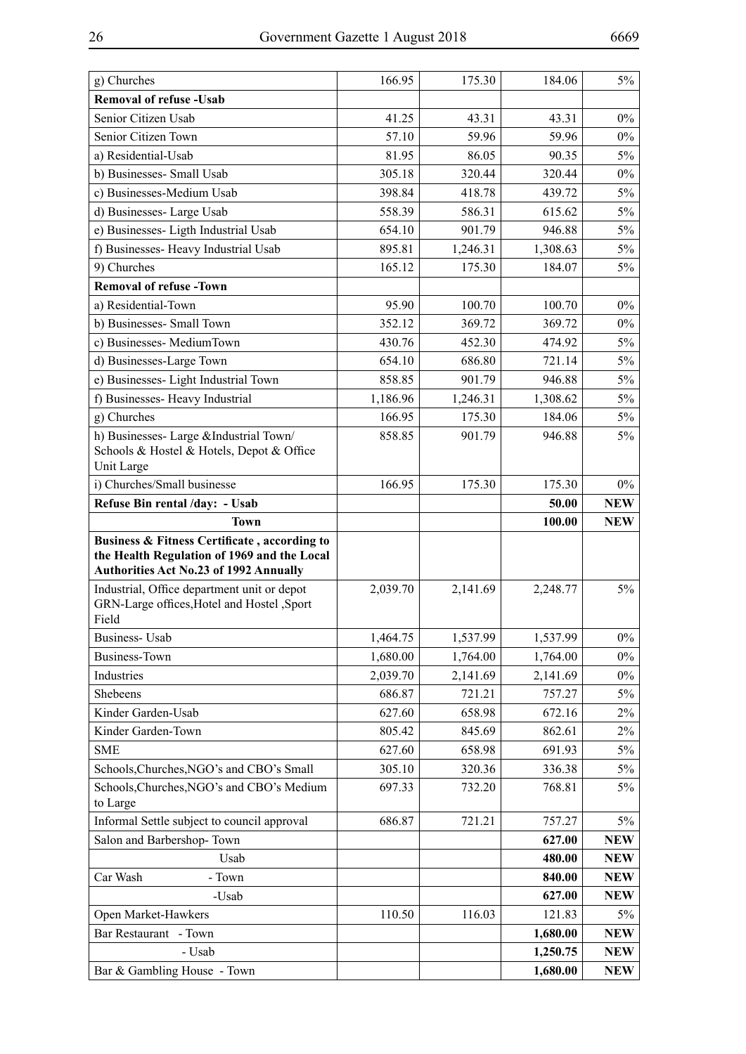| | | | | |
|---|---|---|---|---|
| g) Churches | 166.95 | 175.30 | 184.06 | 5% |
| **Removal of refuse -Usab** | | | | |
| Senior Citizen Usab | 41.25 | 43.31 | 43.31 | 0% |
| Senior Citizen Town | 57.10 | 59.96 | 59.96 | 0% |
| a) Residential-Usab | 81.95 | 86.05 | 90.35 | 5% |
| b) Businesses- Small Usab | 305.18 | 320.44 | 320.44 | 0% |
| c) Businesses-Medium Usab | 398.84 | 418.78 | 439.72 | 5% |
| d) Businesses- Large Usab | 558.39 | 586.31 | 615.62 | 5% |
| e) Businesses- Ligth Industrial Usab | 654.10 | 901.79 | 946.88 | 5% |
| f) Businesses- Heavy Industrial Usab | 895.81 | 1,246.31 | 1,308.63 | 5% |
| 9) Churches | 165.12 | 175.30 | 184.07 | 5% |
| **Removal of refuse -Town** | | | | |
| a) Residential-Town | 95.90 | 100.70 | 100.70 | 0% |
| b) Businesses- Small Town | 352.12 | 369.72 | 369.72 | 0% |
| c) Businesses- MediumTown | 430.76 | 452.30 | 474.92 | 5% |
| d) Businesses-Large Town | 654.10 | 686.80 | 721.14 | 5% |
| e) Businesses- Light Industrial Town | 858.85 | 901.79 | 946.88 | 5% |
| f) Businesses- Heavy Industrial | 1,186.96 | 1,246.31 | 1,308.62 | 5% |
| g) Churches | 166.95 | 175.30 | 184.06 | 5% |
| h) Businesses- Large &Industrial Town/ Schools & Hostel & Hotels, Depot & Office Unit Large | 858.85 | 901.79 | 946.88 | 5% |
| i) Churches/Small businesse | 166.95 | 175.30 | 175.30 | 0% |
| **Refuse Bin rental /day: - Usab** | | | **50.00** | **NEW** |
| **Town** | | | **100.00** | **NEW** |
| **Business & Fitness Certificate , according to the Health Regulation of 1969 and the Local Authorities Act No.23 of 1992 Annually** | | | | |
| Industrial, Office department unit or depot GRN-Large offices,Hotel and Hostel ,Sport Field | 2,039.70 | 2,141.69 | 2,248.77 | 5% |
| Business- Usab | 1,464.75 | 1,537.99 | 1,537.99 | 0% |
| Business-Town | 1,680.00 | 1,764.00 | 1,764.00 | 0% |
| Industries | 2,039.70 | 2,141.69 | 2,141.69 | 0% |
| Shebeens | 686.87 | 721.21 | 757.27 | 5% |
| Kinder Garden-Usab | 627.60 | 658.98 | 672.16 | 2% |
| Kinder Garden-Town | 805.42 | 845.69 | 862.61 | 2% |
| SME | 627.60 | 658.98 | 691.93 | 5% |
| Schools,Churches,NGO's and CBO's Small | 305.10 | 320.36 | 336.38 | 5% |
| Schools,Churches,NGO's and CBO's Medium to Large | 697.33 | 732.20 | 768.81 | 5% |
| Informal Settle subject to council approval | 686.87 | 721.21 | 757.27 | 5% |
| Salon and Barbershop- Town | | | **627.00** | **NEW** |
| Usab | | | **480.00** | **NEW** |
| Car Wash - Town | | | **840.00** | **NEW** |
| -Usab | | | **627.00** | **NEW** |
| Open Market-Hawkers | 110.50 | 116.03 | 121.83 | 5% |
| Bar Restaurant - Town | | | **1,680.00** | **NEW** |
| - Usab | | | **1,250.75** | **NEW** |
| Bar & Gambling House - Town | | | **1,680.00** | **NEW** |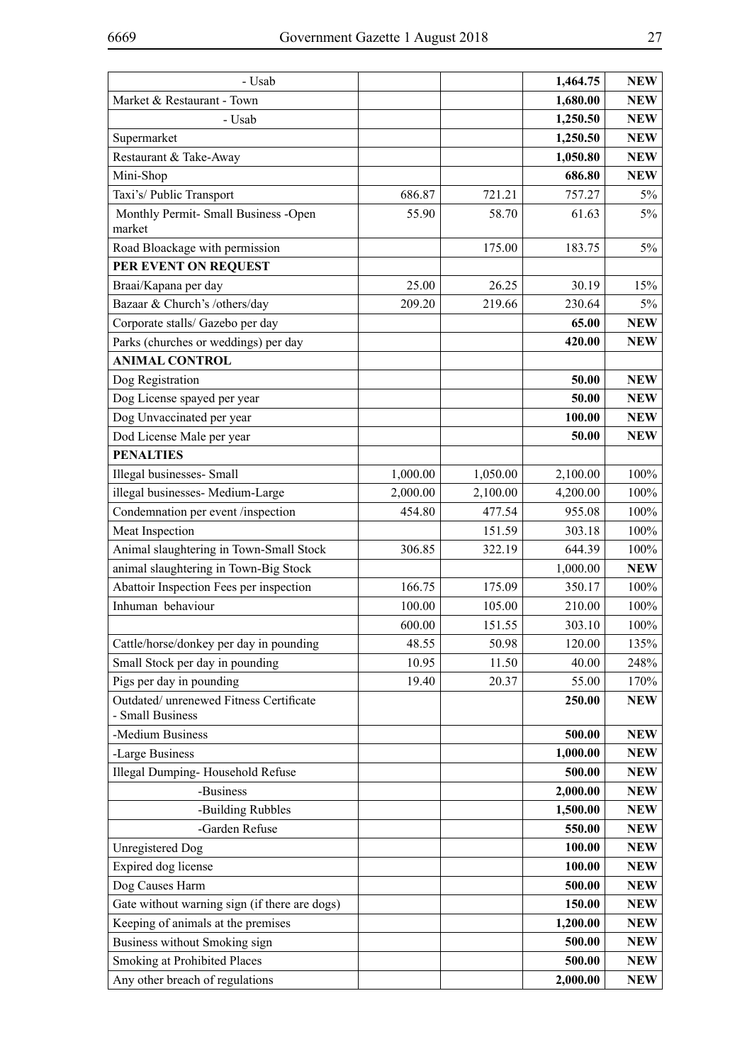| | | | | |
|---|---|---|---|---|
| - Usab | | | **1,464.75** | **NEW** |
| Market & Restaurant - Town | | | **1,680.00** | **NEW** |
| - Usab | | | **1,250.50** | **NEW** |
| Supermarket | | | **1,250.50** | **NEW** |
| Restaurant & Take-Away | | | **1,050.80** | **NEW** |
| Mini-Shop | | | **686.80** | **NEW** |
| Taxi's/ Public Transport | 686.87 | 721.21 | 757.27 | 5% |
| Monthly Permit- Small Business -Open market | 55.90 | 58.70 | 61.63 | 5% |
| Road Bloackage with permission | | 175.00 | 183.75 | 5% |
| **PER EVENT ON REQUEST** | | | | |
| Braai/Kapana per day | 25.00 | 26.25 | 30.19 | 15% |
| Bazaar & Church's /others/day | 209.20 | 219.66 | 230.64 | 5% |
| Corporate stalls/ Gazebo per day | | | **65.00** | **NEW** |
| Parks (churches or weddings) per day | | | **420.00** | **NEW** |
| **ANIMAL CONTROL** | | | | |
| Dog Registration | | | **50.00** | **NEW** |
| Dog License spayed per year | | | **50.00** | **NEW** |
| Dog Unvaccinated per year | | | **100.00** | **NEW** |
| Dod License Male per year | | | **50.00** | **NEW** |
| **PENALTIES** | | | | |
| Illegal businesses- Small | 1,000.00 | 1,050.00 | 2,100.00 | 100% |
| illegal businesses- Medium-Large | 2,000.00 | 2,100.00 | 4,200.00 | 100% |
| Condemnation per event /inspection | 454.80 | 477.54 | 955.08 | 100% |
| Meat Inspection | | 151.59 | 303.18 | 100% |
| Animal slaughtering in Town-Small Stock | 306.85 | 322.19 | 644.39 | 100% |
| animal slaughtering in Town-Big Stock | | | 1,000.00 | **NEW** |
| Abattoir Inspection Fees per inspection | 166.75 | 175.09 | 350.17 | 100% |
| Inhuman behaviour | 100.00 | 105.00 | 210.00 | 100% |
| | 600.00 | 151.55 | 303.10 | 100% |
| Cattle/horse/donkey per day in pounding | 48.55 | 50.98 | 120.00 | 135% |
| Small Stock per day in pounding | 10.95 | 11.50 | 40.00 | 248% |
| Pigs per day in pounding | 19.40 | 20.37 | 55.00 | 170% |
| Outdated/ unrenewed Fitness Certificate - Small Business | | | **250.00** | **NEW** |
| -Medium Business | | | **500.00** | **NEW** |
| -Large Business | | | **1,000.00** | **NEW** |
| Illegal Dumping- Household Refuse | | | **500.00** | **NEW** |
| -Business | | | **2,000.00** | **NEW** |
| -Building Rubbles | | | **1,500.00** | **NEW** |
| -Garden Refuse | | | **550.00** | **NEW** |
| Unregistered Dog | | | **100.00** | **NEW** |
| Expired dog license | | | **100.00** | **NEW** |
| Dog Causes Harm | | | **500.00** | **NEW** |
| Gate without warning sign (if there are dogs) | | | **150.00** | **NEW** |
| Keeping of animals at the premises | | | **1,200.00** | **NEW** |
| Business without Smoking sign | | | **500.00** | **NEW** |
| Smoking at Prohibited Places | | | **500.00** | **NEW** |
| Any other breach of regulations | | | **2,000.00** | **NEW** |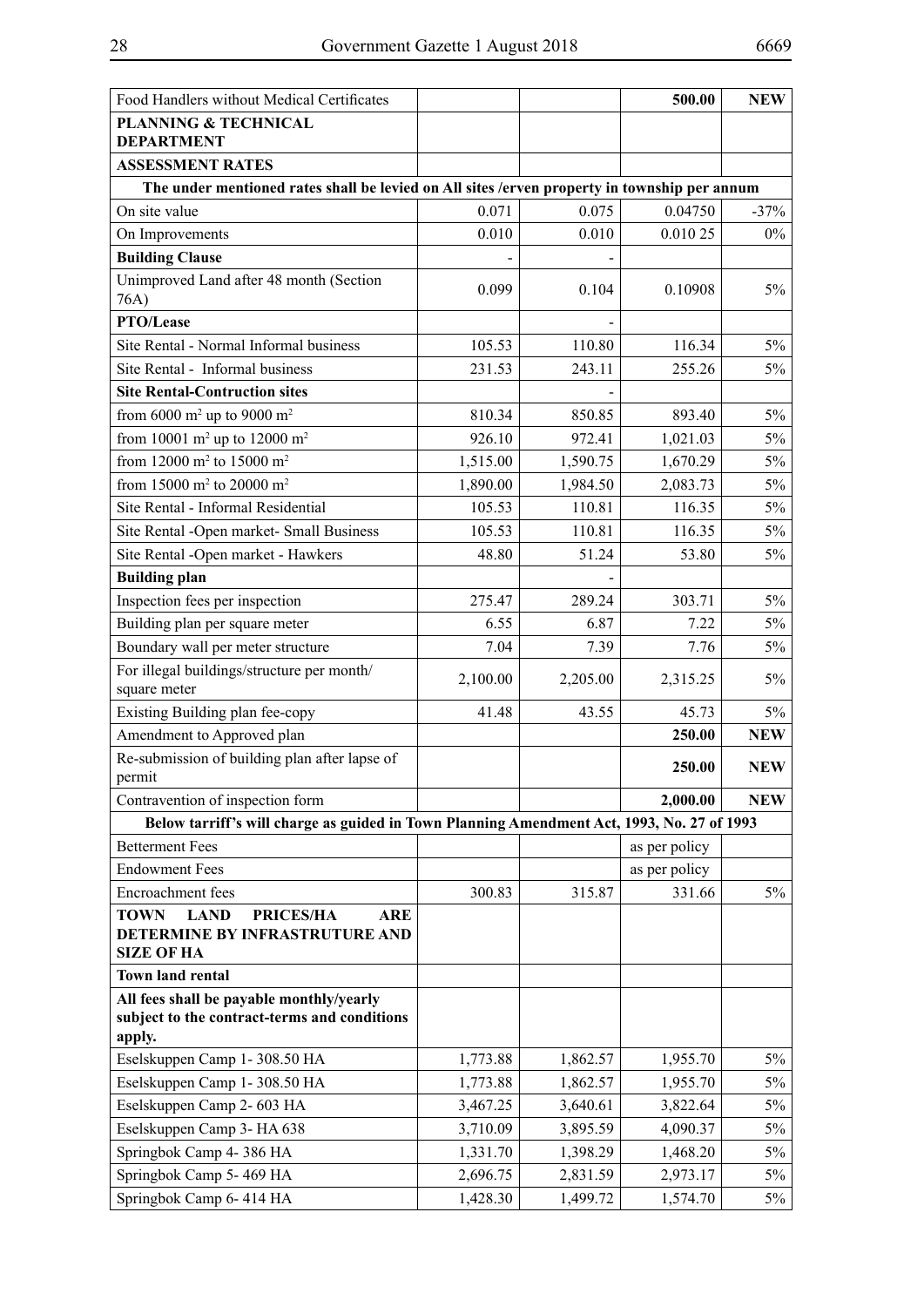| | | | | |
|---|---|---|---|---|
| Food Handlers without Medical Certificates | | | **500.00** | **NEW** |
| **PLANNING & TECHNICAL DEPARTMENT** | | | | |
| **ASSESSMENT RATES** | | | | |
| **The under mentioned rates shall be levied on All sites /erven property in township per annum** | | | | |
| On site value | 0.071 | 0.075 | 0.04750 | -37% |
| On Improvements | 0.010 | 0.010 | 0.010 25 | 0% |
| **Building Clause** | - | - | | |
| Unimproved Land after 48 month (Section 76A) | 0.099 | 0.104 | 0.10908 | 5% |
| **PTO/Lease** | | - | | |
| Site Rental - Normal Informal business | 105.53 | 110.80 | 116.34 | 5% |
| Site Rental - Informal business | 231.53 | 243.11 | 255.26 | 5% |
| **Site Rental-Contruction sites** | | - | | |
| from 6000 $m^2$ up to 9000 $m^2$ | 810.34 | 850.85 | 893.40 | 5% |
| from 10001 $m^2$ up to 12000 $m^2$ | 926.10 | 972.41 | 1,021.03 | 5% |
| from 12000 $m^2$ to 15000 $m^2$ | 1,515.00 | 1,590.75 | 1,670.29 | 5% |
| from 15000 $m^2$ to 20000 $m^2$ | 1,890.00 | 1,984.50 | 2,083.73 | 5% |
| Site Rental - Informal Residential | 105.53 | 110.81 | 116.35 | 5% |
| Site Rental -Open market- Small Business | 105.53 | 110.81 | 116.35 | 5% |
| Site Rental -Open market - Hawkers | 48.80 | 51.24 | 53.80 | 5% |
| **Building plan** | | - | | |
| Inspection fees per inspection | 275.47 | 289.24 | 303.71 | 5% |
| Building plan per square meter | 6.55 | 6.87 | 7.22 | 5% |
| Boundary wall per meter structure | 7.04 | 7.39 | 7.76 | 5% |
| For illegal buildings/structure per month/ square meter | 2,100.00 | 2,205.00 | 2,315.25 | 5% |
| Existing Building plan fee-copy | 41.48 | 43.55 | 45.73 | 5% |
| Amendment to Approved plan | | | **250.00** | **NEW** |
| Re-submission of building plan after lapse of permit | | | **250.00** | **NEW** |
| Contravention of inspection form | | | **2,000.00** | **NEW** |
| **Below tarriff's will charge as guided in Town Planning Amendment Act, 1993, No. 27 of 1993** | | | | |
| Betterment Fees | | | as per policy | |
| Endowment Fees | | | as per policy | |
| Encroachment fees | 300.83 | 315.87 | 331.66 | 5% |
| **TOWN LAND PRICES/HA ARE DETERMINE BY INFRASTRUTURE AND SIZE OF HA** | | | | |
| **Town land rental** | | | | |
| **All fees shall be payable monthly/yearly subject to the contract-terms and conditions apply.** | | | | |
| Eselskuppen Camp 1- 308.50 HA | 1,773.88 | 1,862.57 | 1,955.70 | 5% |
| Eselskuppen Camp 1- 308.50 HA | 1,773.88 | 1,862.57 | 1,955.70 | 5% |
| Eselskuppen Camp 2- 603 HA | 3,467.25 | 3,640.61 | 3,822.64 | 5% |
| Eselskuppen Camp 3- HA 638 | 3,710.09 | 3,895.59 | 4,090.37 | 5% |
| Springbok Camp 4- 386 HA | 1,331.70 | 1,398.29 | 1,468.20 | 5% |
| Springbok Camp 5- 469 HA | 2,696.75 | 2,831.59 | 2,973.17 | 5% |
| Springbok Camp 6- 414 HA | 1,428.30 | 1,499.72 | 1,574.70 | 5% |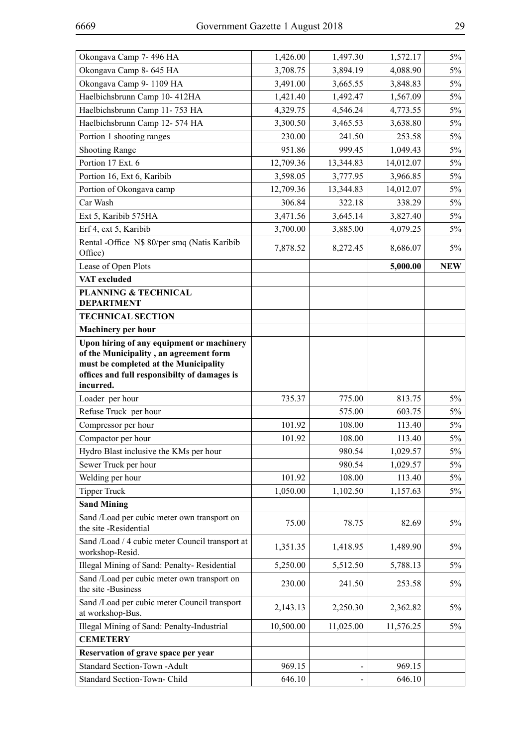| | | | | |
|---|---|---|---|---|
| Okongava Camp 7- 496 HA | 1,426.00 | 1,497.30 | 1,572.17 | 5% |
| Okongava Camp 8- 645 HA | 3,708.75 | 3,894.19 | 4,088.90 | 5% |
| Okongava Camp 9- 1109 HA | 3,491.00 | 3,665.55 | 3,848.83 | 5% |
| Haelbichsbrunn Camp 10- 412HA | 1,421.40 | 1,492.47 | 1,567.09 | 5% |
| Haelbichsbrunn Camp 11- 753 HA | 4,329.75 | 4,546.24 | 4,773.55 | 5% |
| Haelbichsbrunn Camp 12- 574 HA | 3,300.50 | 3,465.53 | 3,638.80 | 5% |
| Portion 1 shooting ranges | 230.00 | 241.50 | 253.58 | 5% |
| Shooting Range | 951.86 | 999.45 | 1,049.43 | 5% |
| Portion 17 Ext. 6 | 12,709.36 | 13,344.83 | 14,012.07 | 5% |
| Portion 16, Ext 6, Karibib | 3,598.05 | 3,777.95 | 3,966.85 | 5% |
| Portion of Okongava camp | 12,709.36 | 13,344.83 | 14,012.07 | 5% |
| Car Wash | 306.84 | 322.18 | 338.29 | 5% |
| Ext 5, Karibib 575HA | 3,471.56 | 3,645.14 | 3,827.40 | 5% |
| Erf 4, ext 5, Karibib | 3,700.00 | 3,885.00 | 4,079.25 | 5% |
| Rental -Office N$ 80/per smq (Natis Karibib Office) | 7,878.52 | 8,272.45 | 8,686.07 | 5% |
| Lease of Open Plots | | | **5,000.00** | **NEW** |
| **VAT excluded** | | | | |
| **PLANNING & TECHNICAL DEPARTMENT** | | | | |
| **TECHNICAL SECTION** | | | | |
| **Machinery per hour** | | | | |
| **Upon hiring of any equipment or machinery of the Municipality , an agreement form must be completed at the Municipality offices and full responsibilty of damages is incurred.** | | | | |
| Loader per hour | 735.37 | 775.00 | 813.75 | 5% |
| Refuse Truck per hour | | 575.00 | 603.75 | 5% |
| Compressor per hour | 101.92 | 108.00 | 113.40 | 5% |
| Compactor per hour | 101.92 | 108.00 | 113.40 | 5% |
| Hydro Blast inclusive the KMs per hour | | 980.54 | 1,029.57 | 5% |
| Sewer Truck per hour | | 980.54 | 1,029.57 | 5% |
| Welding per hour | 101.92 | 108.00 | 113.40 | 5% |
| Tipper Truck | 1,050.00 | 1,102.50 | 1,157.63 | 5% |
| **Sand Mining** | | | | |
| Sand /Load per cubic meter own transport on the site -Residential | 75.00 | 78.75 | 82.69 | 5% |
| Sand /Load / 4 cubic meter Council transport at workshop-Resid. | 1,351.35 | 1,418.95 | 1,489.90 | 5% |
| Illegal Mining of Sand: Penalty- Residential | 5,250.00 | 5,512.50 | 5,788.13 | 5% |
| Sand /Load per cubic meter own transport on the site -Business | 230.00 | 241.50 | 253.58 | 5% |
| Sand /Load per cubic meter Council transport at workshop-Bus. | 2,143.13 | 2,250.30 | 2,362.82 | 5% |
| Illegal Mining of Sand: Penalty-Industrial | 10,500.00 | 11,025.00 | 11,576.25 | 5% |
| **CEMETERY** | | | | |
| **Reservation of grave space per year** | | | | |
| Standard Section-Town -Adult | 969.15 | - | 969.15 | |
| Standard Section-Town- Child | 646.10 | - | 646.10 | |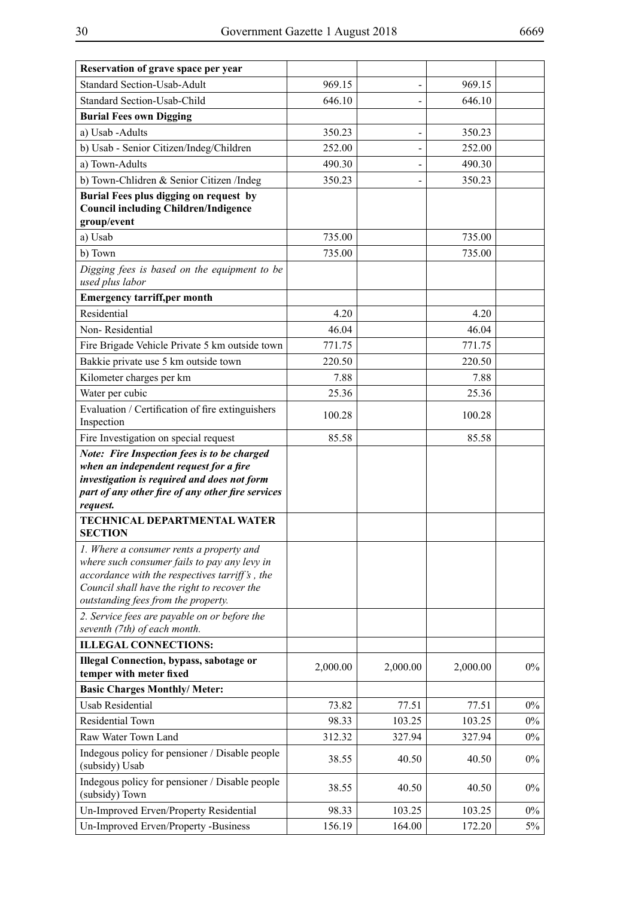| | | | | |
|---|---|---|---|---|
| **Reservation of grave space per year** | | | | |
| Standard Section-Usab-Adult | 969.15 | - | 969.15 | |
| Standard Section-Usab-Child | 646.10 | - | 646.10 | |
| **Burial Fees own Digging** | | | | |
| a) Usab -Adults | 350.23 | - | 350.23 | |
| b) Usab - Senior Citizen/Indeg/Children | 252.00 | - | 252.00 | |
| a) Town-Adults | 490.30 | - | 490.30 | |
| b) Town-Chlidren & Senior Citizen /Indeg | 350.23 | - | 350.23 | |
| **Burial Fees plus digging on request by Council including Children/Indigence group/event** | | | | |
| a) Usab | 735.00 | | 735.00 | |
| b) Town | 735.00 | | 735.00 | |
| *Digging fees is based on the equipment to be used plus labor* | | | | |
| **Emergency tarriff,per month** | | | | |
| Residential | 4.20 | | 4.20 | |
| Non- Residential | 46.04 | | 46.04 | |
| Fire Brigade Vehicle Private 5 km outside town | 771.75 | | 771.75 | |
| Bakkie private use 5 km outside town | 220.50 | | 220.50 | |
| Kilometer charges per km | 7.88 | | 7.88 | |
| Water per cubic | 25.36 | | 25.36 | |
| Evaluation / Certification of fire extinguishers Inspection | 100.28 | | 100.28 | |
| Fire Investigation on special request | 85.58 | | 85.58 | |
| ***Note: Fire Inspection fees is to be charged when an independent request for a fire investigation is required and does not form part of any other fire of any other fire services request.*** | | | | |
| **TECHNICAL DEPARTMENTAL WATER SECTION** | | | | |
| *1. Where a consumer rents a property and where such consumer fails to pay any levy in accordance with the respectives tarriff's , the Council shall have the right to recover the outstanding fees from the property.* | | | | |
| *2. Service fees are payable on or before the seventh (7th) of each month.* | | | | |
| **ILLEGAL CONNECTIONS:** | | | | |
| **Illegal Connection, bypass, sabotage or temper with meter fixed** | 2,000.00 | 2,000.00 | 2,000.00 | 0% |
| **Basic Charges Monthly/ Meter:** | | | | |
| Usab Residential | 73.82 | 77.51 | 77.51 | 0% |
| Residential Town | 98.33 | 103.25 | 103.25 | 0% |
| Raw Water Town Land | 312.32 | 327.94 | 327.94 | 0% |
| Indegous policy for pensioner / Disable people (subsidy) Usab | 38.55 | 40.50 | 40.50 | 0% |
| Indegous policy for pensioner / Disable people (subsidy) Town | 38.55 | 40.50 | 40.50 | 0% |
| Un-Improved Erven/Property Residential | 98.33 | 103.25 | 103.25 | 0% |
| Un-Improved Erven/Property -Business | 156.19 | 164.00 | 172.20 | 5% |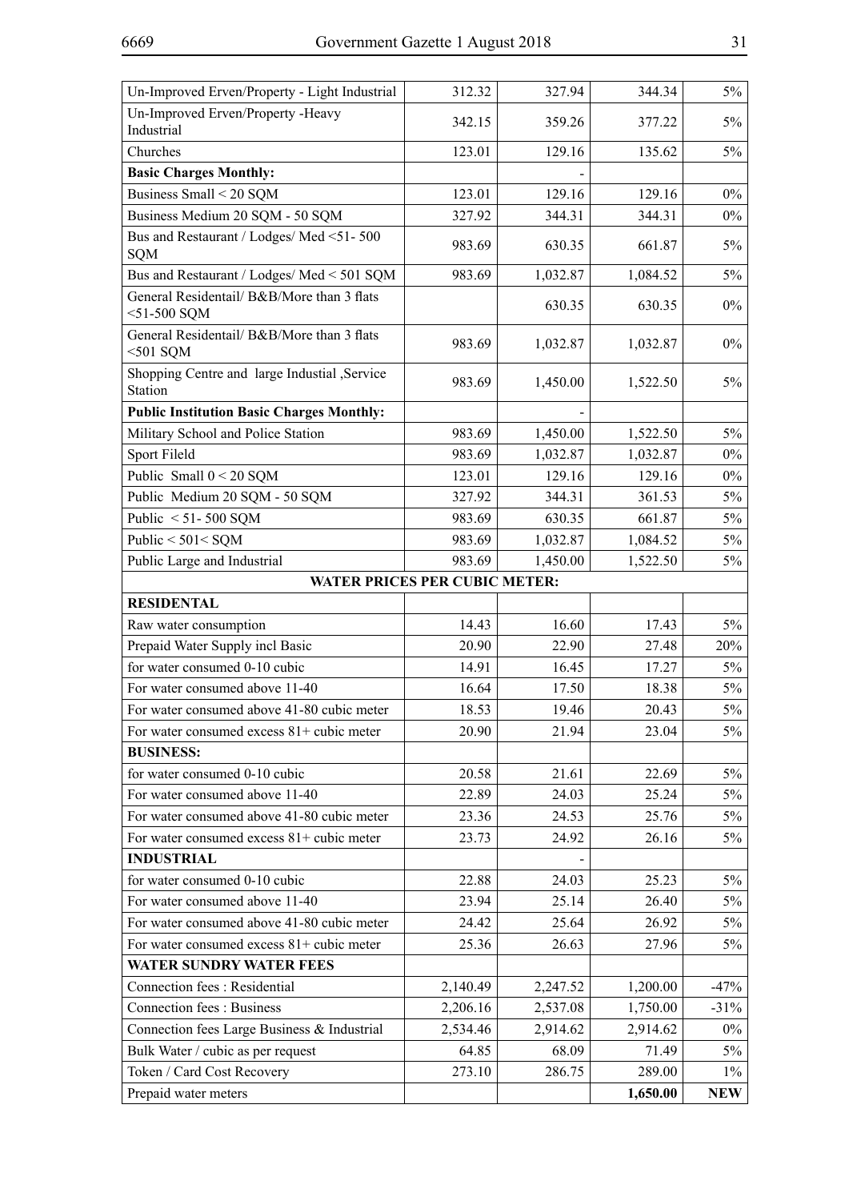| | | | | |
|---|---|---|---|---|
| Un-Improved Erven/Property - Light Industrial | 312.32 | 327.94 | 344.34 | 5% |
| Un-Improved Erven/Property -Heavy Industrial | 342.15 | 359.26 | 377.22 | 5% |
| Churches | 123.01 | 129.16 | 135.62 | 5% |
| **Basic Charges Monthly:** | | - | | |
| Business Small < 20 SQM | 123.01 | 129.16 | 129.16 | 0% |
| Business Medium 20 SQM - 50 SQM | 327.92 | 344.31 | 344.31 | 0% |
| Bus and Restaurant / Lodges/ Med <51- 500 SQM | 983.69 | 630.35 | 661.87 | 5% |
| Bus and Restaurant / Lodges/ Med < 501 SQM | 983.69 | 1,032.87 | 1,084.52 | 5% |
| General Residentail/ B&B/More than 3 flats <51-500 SQM | | 630.35 | 630.35 | 0% |
| General Residentail/ B&B/More than 3 flats <501 SQM | 983.69 | 1,032.87 | 1,032.87 | 0% |
| Shopping Centre and large Industial ,Service Station | 983.69 | 1,450.00 | 1,522.50 | 5% |
| **Public Institution Basic Charges Monthly:** | | - | | |
| Military School and Police Station | 983.69 | 1,450.00 | 1,522.50 | 5% |
| Sport Fileld | 983.69 | 1,032.87 | 1,032.87 | 0% |
| Public Small 0 < 20 SQM | 123.01 | 129.16 | 129.16 | 0% |
| Public Medium 20 SQM - 50 SQM | 327.92 | 344.31 | 361.53 | 5% |
| Public < 51- 500 SQM | 983.69 | 630.35 | 661.87 | 5% |
| Public < 501< SQM | 983.69 | 1,032.87 | 1,084.52 | 5% |
| Public Large and Industrial | 983.69 | 1,450.00 | 1,522.50 | 5% |
| **WATER PRICES PER CUBIC METER:** | | | | |
| **RESIDENTAL** | | | | |
| Raw water consumption | 14.43 | 16.60 | 17.43 | 5% |
| Prepaid Water Supply incl Basic | 20.90 | 22.90 | 27.48 | 20% |
| for water consumed 0-10 cubic | 14.91 | 16.45 | 17.27 | 5% |
| For water consumed above 11-40 | 16.64 | 17.50 | 18.38 | 5% |
| For water consumed above 41-80 cubic meter | 18.53 | 19.46 | 20.43 | 5% |
| For water consumed excess 81+ cubic meter | 20.90 | 21.94 | 23.04 | 5% |
| **BUSINESS:** | | | | |
| for water consumed 0-10 cubic | 20.58 | 21.61 | 22.69 | 5% |
| For water consumed above 11-40 | 22.89 | 24.03 | 25.24 | 5% |
| For water consumed above 41-80 cubic meter | 23.36 | 24.53 | 25.76 | 5% |
| For water consumed excess 81+ cubic meter | 23.73 | 24.92 | 26.16 | 5% |
| **INDUSTRIAL** | | - | | |
| for water consumed 0-10 cubic | 22.88 | 24.03 | 25.23 | 5% |
| For water consumed above 11-40 | 23.94 | 25.14 | 26.40 | 5% |
| For water consumed above 41-80 cubic meter | 24.42 | 25.64 | 26.92 | 5% |
| For water consumed excess 81+ cubic meter | 25.36 | 26.63 | 27.96 | 5% |
| **WATER SUNDRY WATER FEES** | | | | |
| Connection fees : Residential | 2,140.49 | 2,247.52 | 1,200.00 | -47% |
| Connection fees : Business | 2,206.16 | 2,537.08 | 1,750.00 | -31% |
| Connection fees Large Business & Industrial | 2,534.46 | 2,914.62 | 2,914.62 | 0% |
| Bulk Water / cubic as per request | 64.85 | 68.09 | 71.49 | 5% |
| Token / Card Cost Recovery | 273.10 | 286.75 | 289.00 | 1% |
| Prepaid water meters | | | **1,650.00** | **NEW** |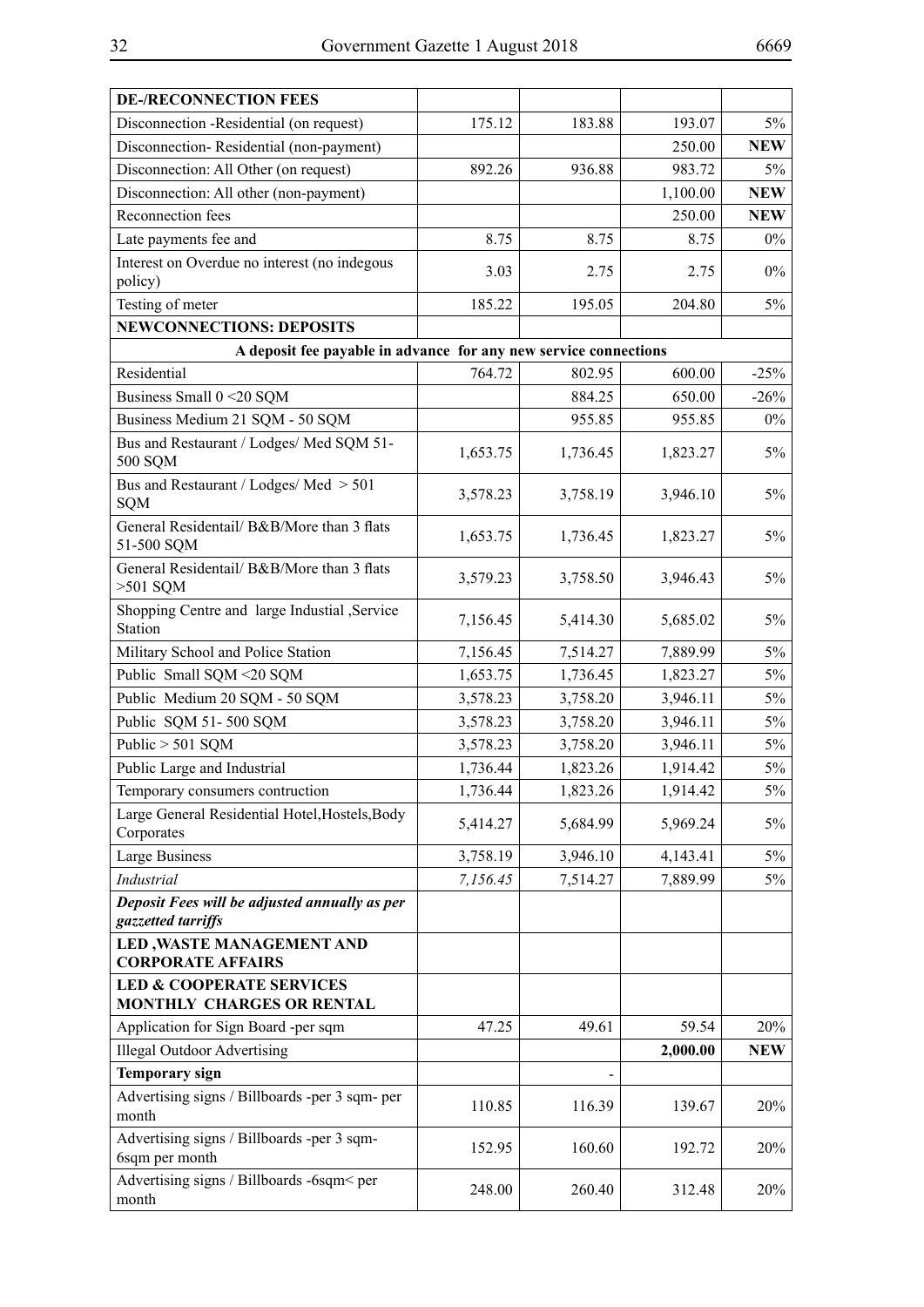| **DE-/RECONNECTION FEES** | | | | |
|---|---|---|---|---|
| Disconnection -Residential (on request) | 175.12 | 183.88 | 193.07 | 5% |
| Disconnection- Residential (non-payment) | | | 250.00 | **NEW** |
| Disconnection: All Other (on request) | 892.26 | 936.88 | 983.72 | 5% |
| Disconnection: All other (non-payment) | | | 1,100.00 | **NEW** |
| Reconnection fees | | | 250.00 | **NEW** |
| Late payments fee and | 8.75 | 8.75 | 8.75 | 0% |
| Interest on Overdue no interest (no indegous policy) | 3.03 | 2.75 | 2.75 | 0% |
| Testing of meter | 185.22 | 195.05 | 204.80 | 5% |
| **NEWCONNECTIONS: DEPOSITS** | | | | |
| **A deposit fee payable in advance for any new service connections** | | | | |
| Residential | 764.72 | 802.95 | 600.00 | -25% |
| Business Small 0 <20 SQM | | 884.25 | 650.00 | -26% |
| Business Medium 21 SQM - 50 SQM | | 955.85 | 955.85 | 0% |
| Bus and Restaurant / Lodges/ Med SQM 51-500 SQM | 1,653.75 | 1,736.45 | 1,823.27 | 5% |
| Bus and Restaurant / Lodges/ Med > 501 SQM | 3,578.23 | 3,758.19 | 3,946.10 | 5% |
| General Residentail/ B&B/More than 3 flats 51-500 SQM | 1,653.75 | 1,736.45 | 1,823.27 | 5% |
| General Residentail/ B&B/More than 3 flats >501 SQM | 3,579.23 | 3,758.50 | 3,946.43 | 5% |
| Shopping Centre and large Industial ,Service Station | 7,156.45 | 5,414.30 | 5,685.02 | 5% |
| Military School and Police Station | 7,156.45 | 7,514.27 | 7,889.99 | 5% |
| Public Small SQM <20 SQM | 1,653.75 | 1,736.45 | 1,823.27 | 5% |
| Public Medium 20 SQM - 50 SQM | 3,578.23 | 3,758.20 | 3,946.11 | 5% |
| Public SQM 51- 500 SQM | 3,578.23 | 3,758.20 | 3,946.11 | 5% |
| Public > 501 SQM | 3,578.23 | 3,758.20 | 3,946.11 | 5% |
| Public Large and Industrial | 1,736.44 | 1,823.26 | 1,914.42 | 5% |
| Temporary consumers contruction | 1,736.44 | 1,823.26 | 1,914.42 | 5% |
| Large General Residential Hotel,Hostels,Body Corporates | 5,414.27 | 5,684.99 | 5,969.24 | 5% |
| Large Business | 3,758.19 | 3,946.10 | 4,143.41 | 5% |
| *Industrial* | *7,156.45* | 7,514.27 | 7,889.99 | 5% |
| ***Deposit Fees will be adjusted annually as per gazzetted tarriffs*** | | | | |
| **LED ,WASTE MANAGEMENT AND CORPORATE AFFAIRS** | | | | |
| **LED & COOPERATE SERVICES MONTHLY CHARGES OR RENTAL** | | | | |
| Application for Sign Board -per sqm | 47.25 | 49.61 | 59.54 | 20% |
| Illegal Outdoor Advertising | | | **2,000.00** | **NEW** |
| **Temporary sign** | | - | | |
| Advertising signs / Billboards -per 3 sqm- per month | 110.85 | 116.39 | 139.67 | 20% |
| Advertising signs / Billboards -per 3 sqm-6sqm per month | 152.95 | 160.60 | 192.72 | 20% |
| Advertising signs / Billboards -6sqm< per month | 248.00 | 260.40 | 312.48 | 20% |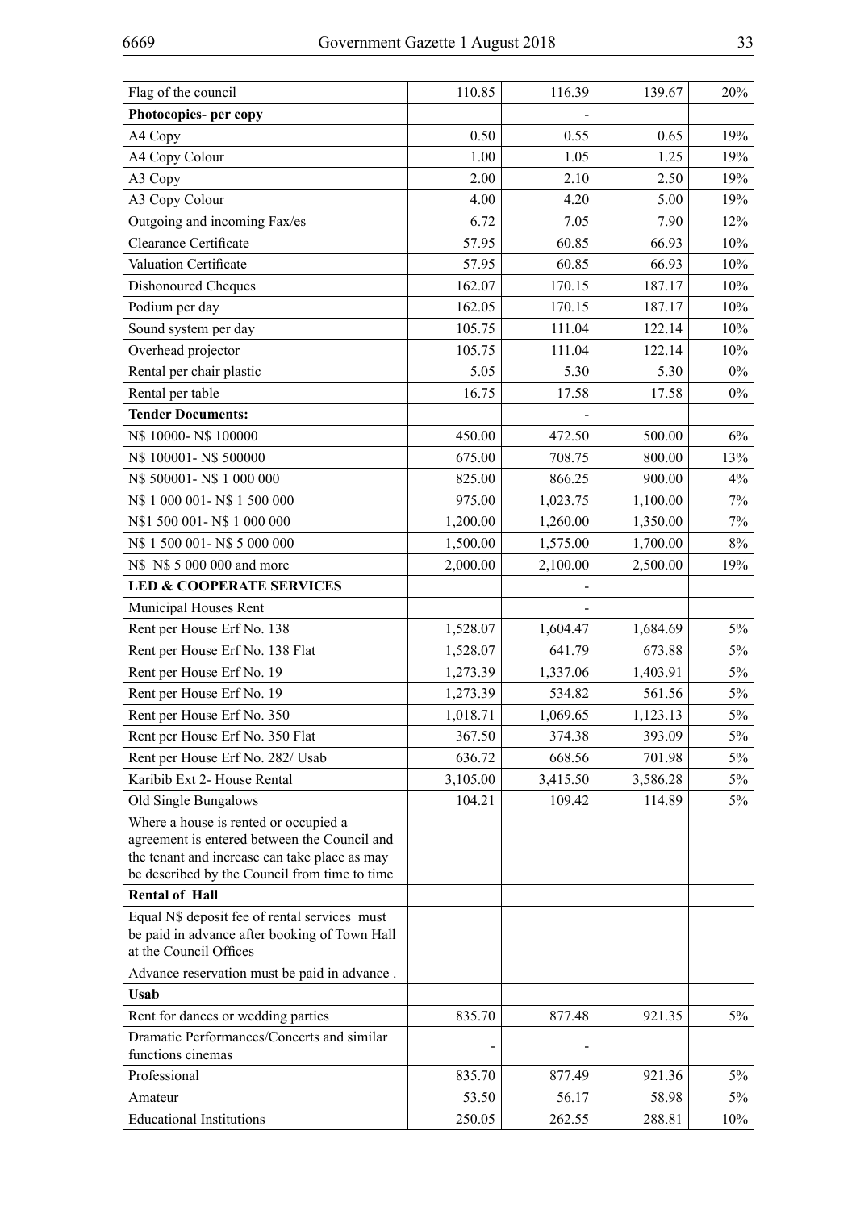| Flag of the council | 110.85 | 116.39 | 139.67 | 20% |
|---|---|---|---|---|
| **Photocopies- per copy** | | - | | |
| A4 Copy | 0.50 | 0.55 | 0.65 | 19% |
| A4 Copy Colour | 1.00 | 1.05 | 1.25 | 19% |
| A3 Copy | 2.00 | 2.10 | 2.50 | 19% |
| A3 Copy Colour | 4.00 | 4.20 | 5.00 | 19% |
| Outgoing and incoming Fax/es | 6.72 | 7.05 | 7.90 | 12% |
| Clearance Certificate | 57.95 | 60.85 | 66.93 | 10% |
| Valuation Certificate | 57.95 | 60.85 | 66.93 | 10% |
| Dishonoured Cheques | 162.07 | 170.15 | 187.17 | 10% |
| Podium per day | 162.05 | 170.15 | 187.17 | 10% |
| Sound system per day | 105.75 | 111.04 | 122.14 | 10% |
| Overhead projector | 105.75 | 111.04 | 122.14 | 10% |
| Rental per chair plastic | 5.05 | 5.30 | 5.30 | 0% |
| Rental per table | 16.75 | 17.58 | 17.58 | 0% |
| **Tender Documents:** | | - | | |
| N$ 10000- N$ 100000 | 450.00 | 472.50 | 500.00 | 6% |
| N$ 100001- N$ 500000 | 675.00 | 708.75 | 800.00 | 13% |
| N$ 500001- N$ 1 000 000 | 825.00 | 866.25 | 900.00 | 4% |
| N$ 1 000 001- N$ 1 500 000 | 975.00 | 1,023.75 | 1,100.00 | 7% |
| N$1 500 001- N$ 1 000 000 | 1,200.00 | 1,260.00 | 1,350.00 | 7% |
| N$ 1 500 001- N$ 5 000 000 | 1,500.00 | 1,575.00 | 1,700.00 | 8% |
| N$ N$ 5 000 000 and more | 2,000.00 | 2,100.00 | 2,500.00 | 19% |
| **LED & COOPERATE SERVICES** | | - | | |
| Municipal Houses Rent | | - | | |
| Rent per House Erf No. 138 | 1,528.07 | 1,604.47 | 1,684.69 | 5% |
| Rent per House Erf No. 138 Flat | 1,528.07 | 641.79 | 673.88 | 5% |
| Rent per House Erf No. 19 | 1,273.39 | 1,337.06 | 1,403.91 | 5% |
| Rent per House Erf No. 19 | 1,273.39 | 534.82 | 561.56 | 5% |
| Rent per House Erf No. 350 | 1,018.71 | 1,069.65 | 1,123.13 | 5% |
| Rent per House Erf No. 350 Flat | 367.50 | 374.38 | 393.09 | 5% |
| Rent per House Erf No. 282/ Usab | 636.72 | 668.56 | 701.98 | 5% |
| Karibib Ext 2- House Rental | 3,105.00 | 3,415.50 | 3,586.28 | 5% |
| Old Single Bungalows | 104.21 | 109.42 | 114.89 | 5% |
| Where a house is rented or occupied a agreement is entered between the Council and the tenant and increase can take place as may be described by the Council from time to time | | | | |
| **Rental of Hall** | | | | |
| Equal N$ deposit fee of rental services must be paid in advance after booking of Town Hall at the Council Offices | | | | |
| Advance reservation must be paid in advance . | | | | |
| **Usab** | | | | |
| Rent for dances or wedding parties | 835.70 | 877.48 | 921.35 | 5% |
| Dramatic Performances/Concerts and similar functions cinemas | - | - | | |
| Professional | 835.70 | 877.49 | 921.36 | 5% |
| Amateur | 53.50 | 56.17 | 58.98 | 5% |
| Educational Institutions | 250.05 | 262.55 | 288.81 | 10% |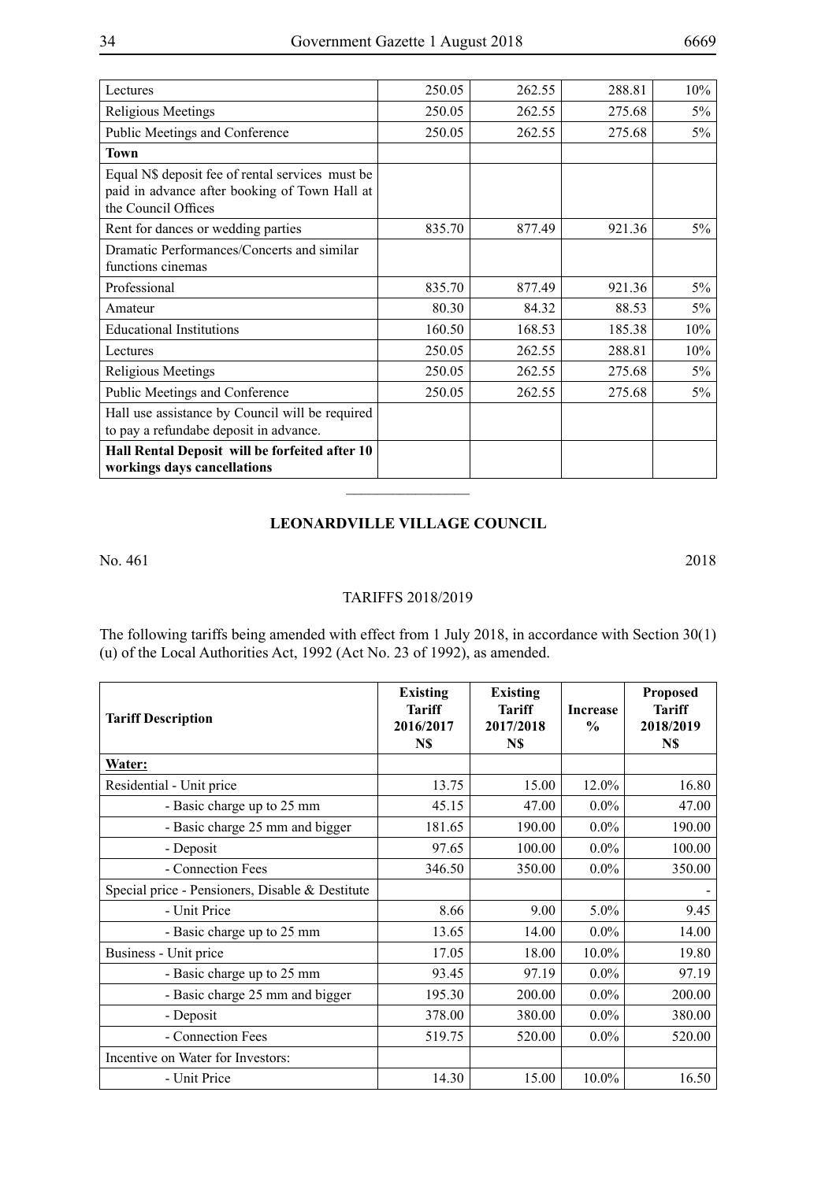| | | | | |
|---|---|---|---|---|
| Lectures | 250.05 | 262.55 | 288.81 | 10% |
| Religious Meetings | 250.05 | 262.55 | 275.68 | 5% |
| Public Meetings and Conference | 250.05 | 262.55 | 275.68 | 5% |
| **Town** | | | | |
| Equal N$ deposit fee of rental services must be paid in advance after booking of Town Hall at the Council Offices | | | | |
| Rent for dances or wedding parties | 835.70 | 877.49 | 921.36 | 5% |
| Dramatic Performances/Concerts and similar functions cinemas | | | | |
| Professional | 835.70 | 877.49 | 921.36 | 5% |
| Amateur | 80.30 | 84.32 | 88.53 | 5% |
| Educational Institutions | 160.50 | 168.53 | 185.38 | 10% |
| Lectures | 250.05 | 262.55 | 288.81 | 10% |
| Religious Meetings | 250.05 | 262.55 | 275.68 | 5% |
| Public Meetings and Conference | 250.05 | 262.55 | 275.68 | 5% |
| Hall use assistance by Council will be required to pay a refundabe deposit in advance. | | | | |
| **Hall Rental Deposit will be forfeited after 10 workings days cancellations** | | | | |

## LEONARDVILLE VILLAGE COUNCIL

No. 461 2018

TARIFFS 2018/2019

The following tariffs being amended with effect from 1 July 2018, in accordance with Section 30(1)(u) of the Local Authorities Act, 1992 (Act No. 23 of 1992), as amended.

| Tariff Description | Existing Tariff 2016/2017 N$ | Existing Tariff 2017/2018 N$ | Increase % | Proposed Tariff 2018/2019 N$ |
|---|---|---|---|---|
| **Water:** | | | | |
| Residential - Unit price | 13.75 | 15.00 | 12.0% | 16.80 |
| - Basic charge up to 25 mm | 45.15 | 47.00 | 0.0% | 47.00 |
| - Basic charge 25 mm and bigger | 181.65 | 190.00 | 0.0% | 190.00 |
| - Deposit | 97.65 | 100.00 | 0.0% | 100.00 |
| - Connection Fees | 346.50 | 350.00 | 0.0% | 350.00 |
| Special price - Pensioners, Disable & Destitute | | | | - |
| - Unit Price | 8.66 | 9.00 | 5.0% | 9.45 |
| - Basic charge up to 25 mm | 13.65 | 14.00 | 0.0% | 14.00 |
| Business - Unit price | 17.05 | 18.00 | 10.0% | 19.80 |
| - Basic charge up to 25 mm | 93.45 | 97.19 | 0.0% | 97.19 |
| - Basic charge 25 mm and bigger | 195.30 | 200.00 | 0.0% | 200.00 |
| - Deposit | 378.00 | 380.00 | 0.0% | 380.00 |
| - Connection Fees | 519.75 | 520.00 | 0.0% | 520.00 |
| Incentive on Water for Investors: | | | | |
| - Unit Price | 14.30 | 15.00 | 10.0% | 16.50 |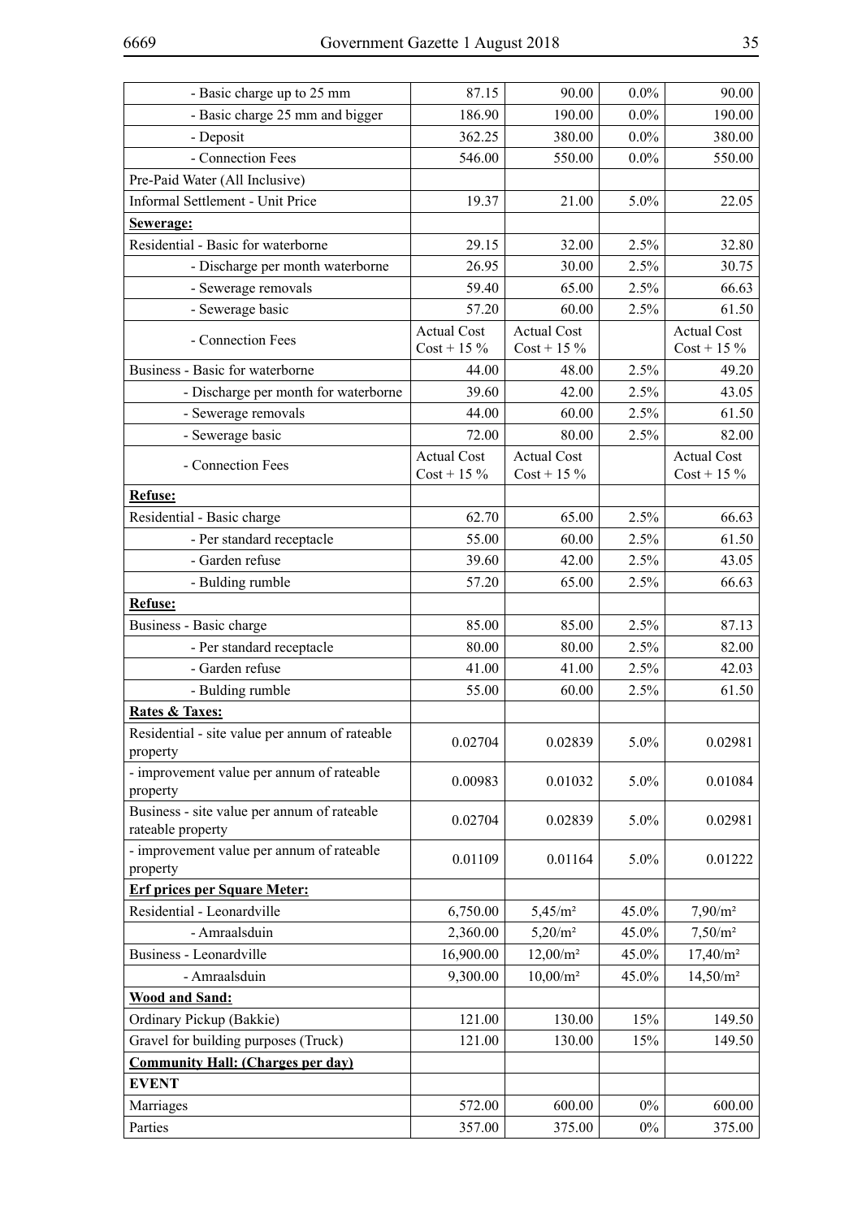| | | | | |
|---|---|---|---|---|
| - Basic charge up to 25 mm | 87.15 | 90.00 | 0.0% | 90.00 |
| - Basic charge 25 mm and bigger | 186.90 | 190.00 | 0.0% | 190.00 |
| - Deposit | 362.25 | 380.00 | 0.0% | 380.00 |
| - Connection Fees | 546.00 | 550.00 | 0.0% | 550.00 |
| Pre-Paid Water (All Inclusive) | | | | |
| Informal Settlement - Unit Price | 19.37 | 21.00 | 5.0% | 22.05 |
| **Sewerage:** | | | | |
| Residential - Basic for waterborne | 29.15 | 32.00 | 2.5% | 32.80 |
| - Discharge per month waterborne | 26.95 | 30.00 | 2.5% | 30.75 |
| - Sewerage removals | 59.40 | 65.00 | 2.5% | 66.63 |
| - Sewerage basic | 57.20 | 60.00 | 2.5% | 61.50 |
| - Connection Fees | Actual Cost Cost + 15 % | Actual Cost Cost + 15 % | | Actual Cost Cost + 15 % |
| Business - Basic for waterborne | 44.00 | 48.00 | 2.5% | 49.20 |
| - Discharge per month for waterborne | 39.60 | 42.00 | 2.5% | 43.05 |
| - Sewerage removals | 44.00 | 60.00 | 2.5% | 61.50 |
| - Sewerage basic | 72.00 | 80.00 | 2.5% | 82.00 |
| - Connection Fees | Actual Cost Cost + 15 % | Actual Cost Cost + 15 % | | Actual Cost Cost + 15 % |
| **Refuse:** | | | | |
| Residential - Basic charge | 62.70 | 65.00 | 2.5% | 66.63 |
| - Per standard receptacle | 55.00 | 60.00 | 2.5% | 61.50 |
| - Garden refuse | 39.60 | 42.00 | 2.5% | 43.05 |
| - Bulding rumble | 57.20 | 65.00 | 2.5% | 66.63 |
| **Refuse:** | | | | |
| Business - Basic charge | 85.00 | 85.00 | 2.5% | 87.13 |
| - Per standard receptacle | 80.00 | 80.00 | 2.5% | 82.00 |
| - Garden refuse | 41.00 | 41.00 | 2.5% | 42.03 |
| - Bulding rumble | 55.00 | 60.00 | 2.5% | 61.50 |
| **Rates & Taxes:** | | | | |
| Residential - site value per annum of rateable property | 0.02704 | 0.02839 | 5.0% | 0.02981 |
| - improvement value per annum of rateable property | 0.00983 | 0.01032 | 5.0% | 0.01084 |
| Business - site value per annum of rateable rateable property | 0.02704 | 0.02839 | 5.0% | 0.02981 |
| - improvement value per annum of rateable property | 0.01109 | 0.01164 | 5.0% | 0.01222 |
| **Erf prices per Square Meter:** | | | | |
| Residential - Leonardville | 6,750.00 | 5,45/m² | 45.0% | 7,90/m² |
| - Amraalsduin | 2,360.00 | 5,20/m² | 45.0% | 7,50/m² |
| Business - Leonardville | 16,900.00 | 12,00/m² | 45.0% | 17,40/m² |
| - Amraalsduin | 9,300.00 | 10,00/m² | 45.0% | 14,50/m² |
| **Wood and Sand:** | | | | |
| Ordinary Pickup (Bakkie) | 121.00 | 130.00 | 15% | 149.50 |
| Gravel for building purposes (Truck) | 121.00 | 130.00 | 15% | 149.50 |
| **Community Hall: (Charges per day)** | | | | |
| **EVENT** | | | | |
| Marriages | 572.00 | 600.00 | 0% | 600.00 |
| Parties | 357.00 | 375.00 | 0% | 375.00 |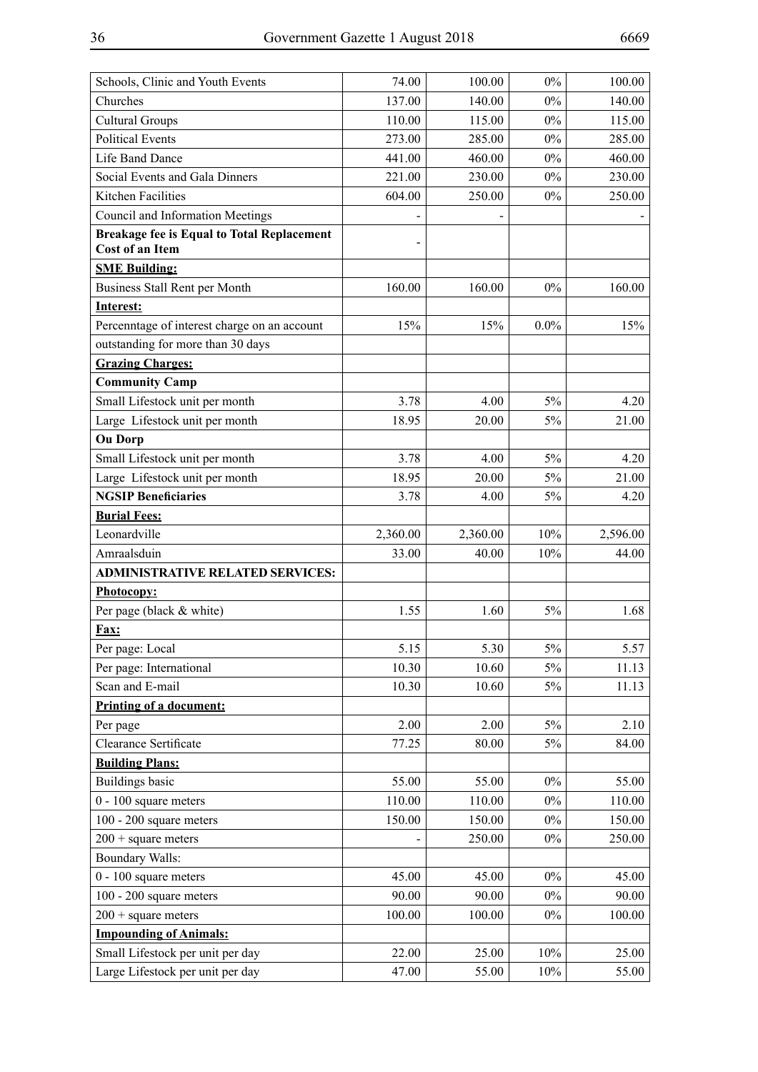| | | | | |
|---|---|---|---|---|
| Schools, Clinic and Youth Events | 74.00 | 100.00 | 0% | 100.00 |
| Churches | 137.00 | 140.00 | 0% | 140.00 |
| Cultural Groups | 110.00 | 115.00 | 0% | 115.00 |
| Political Events | 273.00 | 285.00 | 0% | 285.00 |
| Life Band Dance | 441.00 | 460.00 | 0% | 460.00 |
| Social Events and Gala Dinners | 221.00 | 230.00 | 0% | 230.00 |
| Kitchen Facilities | 604.00 | 250.00 | 0% | 250.00 |
| Council and Information Meetings | - | - | | - |
| **Breakage fee is Equal to Total Replacement Cost of an Item** | - | | | |
| **SME Building:** | | | | |
| Business Stall Rent per Month | 160.00 | 160.00 | 0% | 160.00 |
| **Interest:** | | | | |
| Percenntage of interest charge on an account | 15% | 15% | 0.0% | 15% |
| outstanding for more than 30 days | | | | |
| **Grazing Charges:** | | | | |
| **Community Camp** | | | | |
| Small Lifestock unit per month | 3.78 | 4.00 | 5% | 4.20 |
| Large Lifestock unit per month | 18.95 | 20.00 | 5% | 21.00 |
| **Ou Dorp** | | | | |
| Small Lifestock unit per month | 3.78 | 4.00 | 5% | 4.20 |
| Large Lifestock unit per month | 18.95 | 20.00 | 5% | 21.00 |
| **NGSIP Beneficiaries** | 3.78 | 4.00 | 5% | 4.20 |
| **Burial Fees:** | | | | |
| Leonardville | 2,360.00 | 2,360.00 | 10% | 2,596.00 |
| Amraalsduin | 33.00 | 40.00 | 10% | 44.00 |
| **ADMINISTRATIVE RELATED SERVICES:** | | | | |
| **Photocopy:** | | | | |
| Per page (black & white) | 1.55 | 1.60 | 5% | 1.68 |
| **Fax:** | | | | |
| Per page: Local | 5.15 | 5.30 | 5% | 5.57 |
| Per page: International | 10.30 | 10.60 | 5% | 11.13 |
| Scan and E-mail | 10.30 | 10.60 | 5% | 11.13 |
| **Printing of a document:** | | | | |
| Per page | 2.00 | 2.00 | 5% | 2.10 |
| Clearance Sertificate | 77.25 | 80.00 | 5% | 84.00 |
| **Building Plans:** | | | | |
| Buildings basic | 55.00 | 55.00 | 0% | 55.00 |
| 0 - 100 square meters | 110.00 | 110.00 | 0% | 110.00 |
| 100 - 200 square meters | 150.00 | 150.00 | 0% | 150.00 |
| 200 + square meters | - | 250.00 | 0% | 250.00 |
| Boundary Walls: | | | | |
| 0 - 100 square meters | 45.00 | 45.00 | 0% | 45.00 |
| 100 - 200 square meters | 90.00 | 90.00 | 0% | 90.00 |
| 200 + square meters | 100.00 | 100.00 | 0% | 100.00 |
| **Impounding of Animals:** | | | | |
| Small Lifestock per unit per day | 22.00 | 25.00 | 10% | 25.00 |
| Large Lifestock per unit per day | 47.00 | 55.00 | 10% | 55.00 |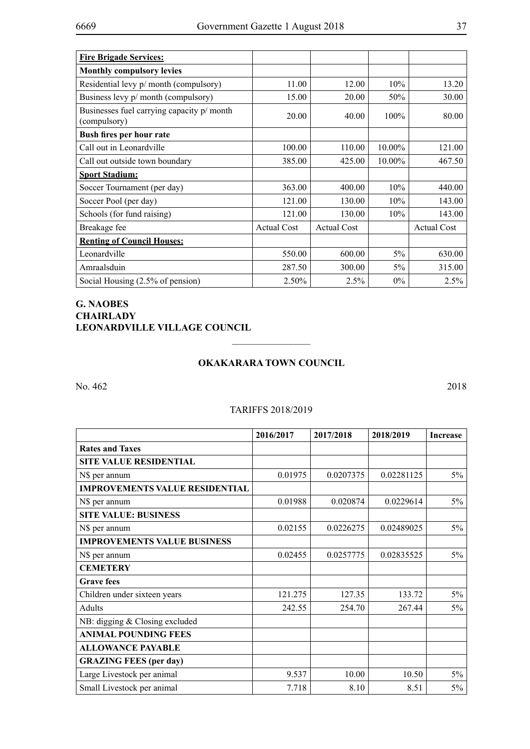| | | | | |
|---|---|---|---|---|
| **Fire Brigade Services:** | | | | |
| **Monthly compulsory levies** | | | | |
| Residential levy p/ month (compulsory) | 11.00 | 12.00 | 10% | 13.20 |
| Business levy p/ month (compulsory) | 15.00 | 20.00 | 50% | 30.00 |
| Businesses fuel carrying capacity p/ month (compulsory) | 20.00 | 40.00 | 100% | 80.00 |
| **Bush fires per hour rate** | | | | |
| Call out in Leonardville | 100.00 | 110.00 | 10.00% | 121.00 |
| Call out outside town boundary | 385.00 | 425.00 | 10.00% | 467.50 |
| **Sport Stadium:** | | | | |
| Soccer Tournament (per day) | 363.00 | 400.00 | 10% | 440.00 |
| Soccer Pool (per day) | 121.00 | 130.00 | 10% | 143.00 |
| Schools (for fund raising) | 121.00 | 130.00 | 10% | 143.00 |
| Breakage fee | Actual Cost | Actual Cost | | Actual Cost |
| **Renting of Council Houses:** | | | | |
| Leonardville | 550.00 | 600.00 | 5% | 630.00 |
| Amraalsduin | 287.50 | 300.00 | 5% | 315.00 |
| Social Housing (2.5% of pension) | 2.50% | 2.5% | 0% | 2.5% |

**G. NAOBES**
**CHAIRLADY**
**LEONARDVILLE VILLAGE COUNCIL**

________________

## OKAKARARA TOWN COUNCIL

No. 462 2018

TARIFFS 2018/2019

| | 2016/2017 | 2017/2018 | 2018/2019 | Increase |
|---|---|---|---|---|
| **Rates and Taxes** | | | | |
| **SITE VALUE RESIDENTIAL** | | | | |
| N$ per annum | 0.01975 | 0.0207375 | 0.02281125 | 5% |
| **IMPROVEMENTS VALUE RESIDENTIAL** | | | | |
| N$ per annum | 0.01988 | 0.020874 | 0.0229614 | 5% |
| **SITE VALUE: BUSINESS** | | | | |
| N$ per annum | 0.02155 | 0.0226275 | 0.02489025 | 5% |
| **IMPROVEMENTS VALUE BUSINESS** | | | | |
| N$ per annum | 0.02455 | 0.0257775 | 0.02835525 | 5% |
| **CEMETERY** | | | | |
| **Grave fees** | | | | |
| Children under sixteen years | 121.275 | 127.35 | 133.72 | 5% |
| Adults | 242.55 | 254.70 | 267.44 | 5% |
| NB: digging & Closing excluded | | | | |
| **ANIMAL POUNDING FEES** | | | | |
| **ALLOWANCE PAYABLE** | | | | |
| **GRAZING FEES (per day)** | | | | |
| Large Livestock per animal | 9.537 | 10.00 | 10.50 | 5% |
| Small Livestock per animal | 7.718 | 8.10 | 8.51 | 5% |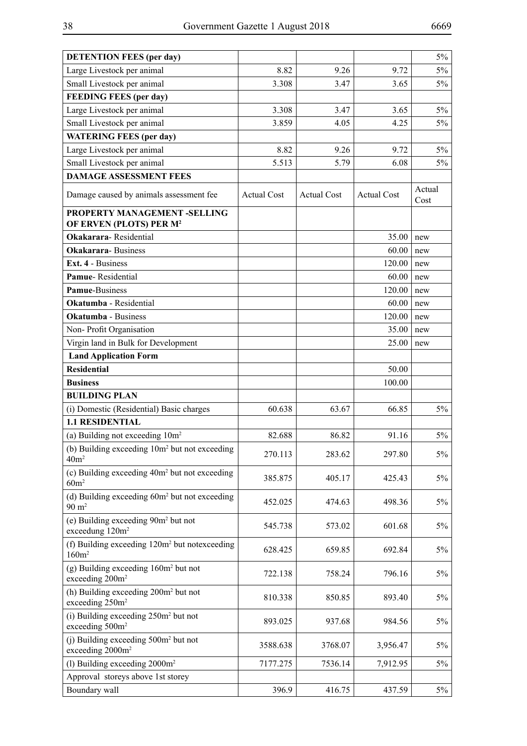| **DETENTION FEES (per day)** | | | | 5% |
|---|---|---|---|---|
| Large Livestock per animal | 8.82 | 9.26 | 9.72 | 5% |
| Small Livestock per animal | 3.308 | 3.47 | 3.65 | 5% |
| **FEEDING FEES (per day)** | | | | |
| Large Livestock per animal | 3.308 | 3.47 | 3.65 | 5% |
| Small Livestock per animal | 3.859 | 4.05 | 4.25 | 5% |
| **WATERING FEES (per day)** | | | | |
| Large Livestock per animal | 8.82 | 9.26 | 9.72 | 5% |
| Small Livestock per animal | 5.513 | 5.79 | 6.08 | 5% |
| **DAMAGE ASSESSMENT FEES** | | | | |
| Damage caused by animals assessment fee | Actual Cost | Actual Cost | Actual Cost | Actual Cost |
| **PROPERTY MANAGEMENT -SELLING OF ERVEN (PLOTS) PER M$^2$** | | | | |
| **Okakarara**- Residential | | | 35.00 | new |
| **Okakarara**- Business | | | 60.00 | new |
| **Ext. 4** - Business | | | 120.00 | new |
| **Pamue**- Residential | | | 60.00 | new |
| **Pamue**-Business | | | 120.00 | new |
| **Okatumba** - Residential | | | 60.00 | new |
| **Okatumba** - Business | | | 120.00 | new |
| Non- Profit Organisation | | | 35.00 | new |
| Virgin land in Bulk for Development | | | 25.00 | new |
| **Land Application Form** | | | | |
| **Residential** | | | 50.00 | |
| **Business** | | | 100.00 | |
| **BUILDING PLAN** | | | | |
| (i) Domestic (Residential) Basic charges | 60.638 | 63.67 | 66.85 | 5% |
| **1.1 RESIDENTIAL** | | | | |
| (a) Building not exceeding 10m$^2$ | 82.688 | 86.82 | 91.16 | 5% |
| (b) Building exceeding 10m$^2$ but not exceeding 40m$^2$ | 270.113 | 283.62 | 297.80 | 5% |
| (c) Building exceeding 40m$^2$ but not exceeding 60m$^2$ | 385.875 | 405.17 | 425.43 | 5% |
| (d) Building exceeding 60m$^2$ but not exceeding 90 m$^2$ | 452.025 | 474.63 | 498.36 | 5% |
| (e) Building exceeding 90m$^2$ but not exceedung 120m$^2$ | 545.738 | 573.02 | 601.68 | 5% |
| (f) Building exceeding 120m$^2$ but notexceeding 160m$^2$ | 628.425 | 659.85 | 692.84 | 5% |
| (g) Building exceeding 160m$^2$ but not exceeding 200m$^2$ | 722.138 | 758.24 | 796.16 | 5% |
| (h) Building exceeding 200m$^2$ but not exceeding 250m$^2$ | 810.338 | 850.85 | 893.40 | 5% |
| (i) Building exceeding 250m$^2$ but not exceeding 500m$^2$ | 893.025 | 937.68 | 984.56 | 5% |
| (j) Building exceeding 500m$^2$ but not exceeding 2000m$^2$ | 3588.638 | 3768.07 | 3,956.47 | 5% |
| (l) Building exceeding 2000m$^2$ | 7177.275 | 7536.14 | 7,912.95 | 5% |
| Approval storeys above 1st storey | | | | |
| Boundary wall | 396.9 | 416.75 | 437.59 | 5% |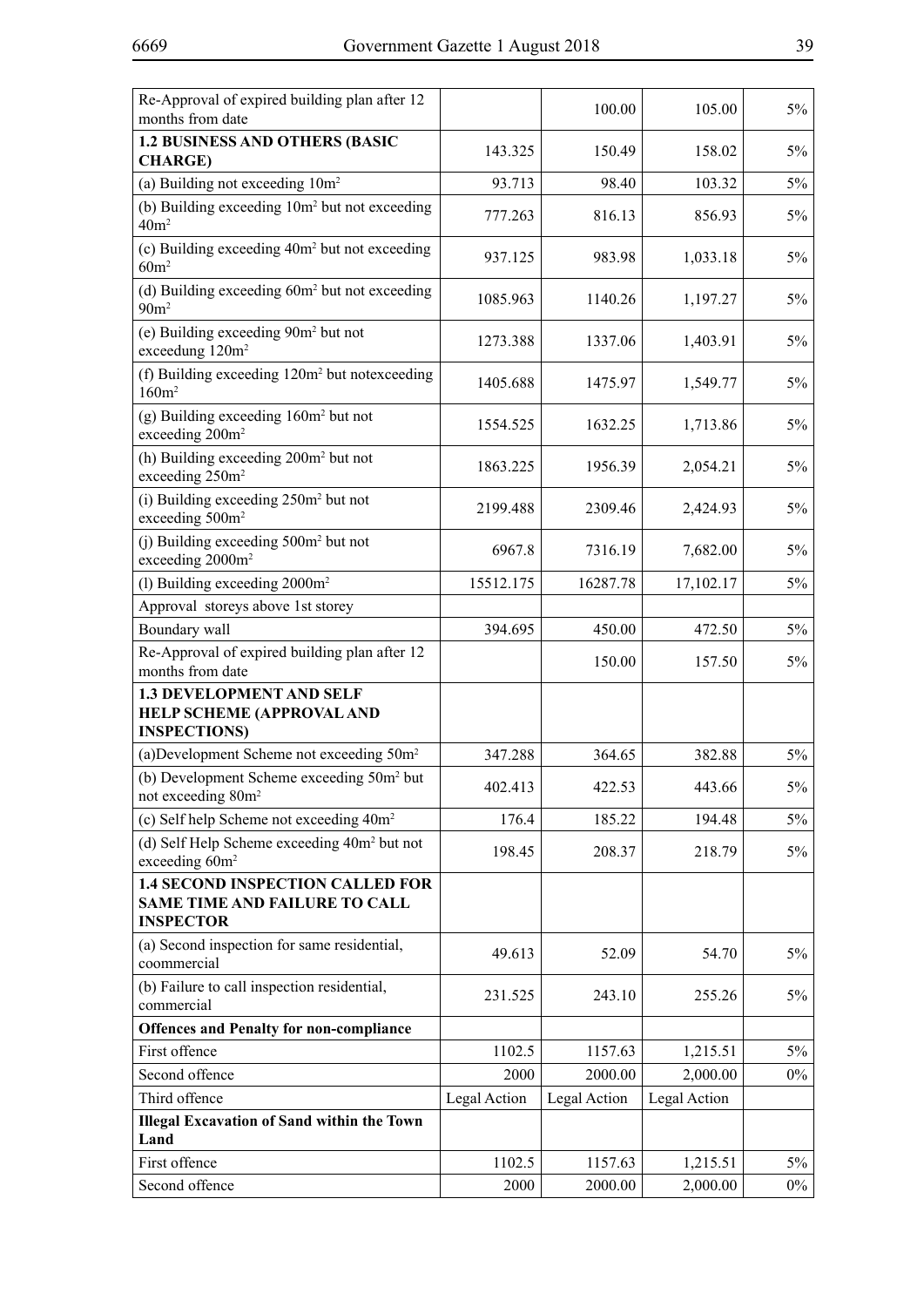| | | | | |
|---|---|---|---|---|
| Re-Approval of expired building plan after 12 months from date | | 100.00 | 105.00 | 5% |
| **1.2 BUSINESS AND OTHERS (BASIC CHARGE)** | 143.325 | 150.49 | 158.02 | 5% |
| (a) Building not exceeding $10m^2$ | 93.713 | 98.40 | 103.32 | 5% |
| (b) Building exceeding $10m^2$ but not exceeding $40m^2$ | 777.263 | 816.13 | 856.93 | 5% |
| (c) Building exceeding $40m^2$ but not exceeding $60m^2$ | 937.125 | 983.98 | 1,033.18 | 5% |
| (d) Building exceeding $60m^2$ but not exceeding $90m^2$ | 1085.963 | 1140.26 | 1,197.27 | 5% |
| (e) Building exceeding $90m^2$ but not exceedung $120m^2$ | 1273.388 | 1337.06 | 1,403.91 | 5% |
| (f) Building exceeding $120m^2$ but notexceeding $160m^2$ | 1405.688 | 1475.97 | 1,549.77 | 5% |
| (g) Building exceeding $160m^2$ but not exceeding $200m^2$ | 1554.525 | 1632.25 | 1,713.86 | 5% |
| (h) Building exceeding $200m^2$ but not exceeding $250m^2$ | 1863.225 | 1956.39 | 2,054.21 | 5% |
| (i) Building exceeding $250m^2$ but not exceeding $500m^2$ | 2199.488 | 2309.46 | 2,424.93 | 5% |
| (j) Building exceeding $500m^2$ but not exceeding $2000m^2$ | 6967.8 | 7316.19 | 7,682.00 | 5% |
| (l) Building exceeding $2000m^2$ | 15512.175 | 16287.78 | 17,102.17 | 5% |
| Approval storeys above 1st storey | | | | |
| Boundary wall | 394.695 | 450.00 | 472.50 | 5% |
| Re-Approval of expired building plan after 12 months from date | | 150.00 | 157.50 | 5% |
| **1.3 DEVELOPMENT AND SELF HELP SCHEME (APPROVAL AND INSPECTIONS)** | | | | |
| (a)Development Scheme not exceeding $50m^2$ | 347.288 | 364.65 | 382.88 | 5% |
| (b) Development Scheme exceeding $50m^2$ but not exceeding $80m^2$ | 402.413 | 422.53 | 443.66 | 5% |
| (c) Self help Scheme not exceeding $40m^2$ | 176.4 | 185.22 | 194.48 | 5% |
| (d) Self Help Scheme exceeding $40m^2$ but not exceeding $60m^2$ | 198.45 | 208.37 | 218.79 | 5% |
| **1.4 SECOND INSPECTION CALLED FOR SAME TIME AND FAILURE TO CALL INSPECTOR** | | | | |
| (a) Second inspection for same residential, coommercial | 49.613 | 52.09 | 54.70 | 5% |
| (b) Failure to call inspection residential, commercial | 231.525 | 243.10 | 255.26 | 5% |
| **Offences and Penalty for non-compliance** | | | | |
| First offence | 1102.5 | 1157.63 | 1,215.51 | 5% |
| Second offence | 2000 | 2000.00 | 2,000.00 | 0% |
| Third offence | Legal Action | Legal Action | Legal Action | |
| **Illegal Excavation of Sand within the Town Land** | | | | |
| First offence | 1102.5 | 1157.63 | 1,215.51 | 5% |
| Second offence | 2000 | 2000.00 | 2,000.00 | 0% |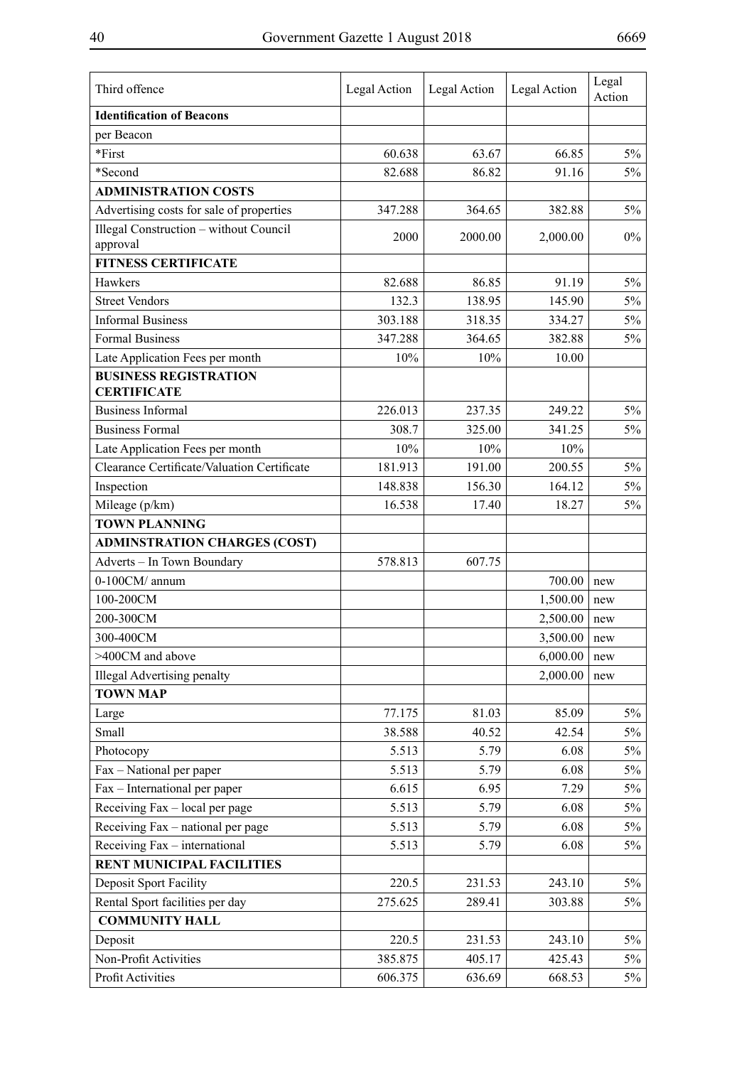| Third offence | Legal Action | Legal Action | Legal Action | Legal Action |
|---|---|---|---|---|
| **Identification of Beacons** | | | | |
| per Beacon | | | | |
| *First | 60.638 | 63.67 | 66.85 | 5% |
| *Second | 82.688 | 86.82 | 91.16 | 5% |
| **ADMINISTRATION COSTS** | | | | |
| Advertising costs for sale of properties | 347.288 | 364.65 | 382.88 | 5% |
| Illegal Construction – without Council approval | 2000 | 2000.00 | 2,000.00 | 0% |
| **FITNESS CERTIFICATE** | | | | |
| Hawkers | 82.688 | 86.85 | 91.19 | 5% |
| Street Vendors | 132.3 | 138.95 | 145.90 | 5% |
| Informal Business | 303.188 | 318.35 | 334.27 | 5% |
| Formal Business | 347.288 | 364.65 | 382.88 | 5% |
| Late Application Fees per month | 10% | 10% | 10.00 | |
| **BUSINESS REGISTRATION CERTIFICATE** | | | | |
| Business Informal | 226.013 | 237.35 | 249.22 | 5% |
| Business Formal | 308.7 | 325.00 | 341.25 | 5% |
| Late Application Fees per month | 10% | 10% | 10% | |
| Clearance Certificate/Valuation Certificate | 181.913 | 191.00 | 200.55 | 5% |
| Inspection | 148.838 | 156.30 | 164.12 | 5% |
| Mileage (p/km) | 16.538 | 17.40 | 18.27 | 5% |
| **TOWN PLANNING** | | | | |
| **ADMINSTRATION CHARGES (COST)** | | | | |
| Adverts – In Town Boundary | 578.813 | 607.75 | | |
| 0-100CM/ annum | | | 700.00 | new |
| 100-200CM | | | 1,500.00 | new |
| 200-300CM | | | 2,500.00 | new |
| 300-400CM | | | 3,500.00 | new |
| >400CM and above | | | 6,000.00 | new |
| Illegal Advertising penalty | | | 2,000.00 | new |
| **TOWN MAP** | | | | |
| Large | 77.175 | 81.03 | 85.09 | 5% |
| Small | 38.588 | 40.52 | 42.54 | 5% |
| Photocopy | 5.513 | 5.79 | 6.08 | 5% |
| Fax – National per paper | 5.513 | 5.79 | 6.08 | 5% |
| Fax – International per paper | 6.615 | 6.95 | 7.29 | 5% |
| Receiving Fax – local per page | 5.513 | 5.79 | 6.08 | 5% |
| Receiving Fax – national per page | 5.513 | 5.79 | 6.08 | 5% |
| Receiving Fax – international | 5.513 | 5.79 | 6.08 | 5% |
| **RENT MUNICIPAL FACILITIES** | | | | |
| Deposit Sport Facility | 220.5 | 231.53 | 243.10 | 5% |
| Rental Sport facilities per day | 275.625 | 289.41 | 303.88 | 5% |
| **COMMUNITY HALL** | | | | |
| Deposit | 220.5 | 231.53 | 243.10 | 5% |
| Non-Profit Activities | 385.875 | 405.17 | 425.43 | 5% |
| Profit Activities | 606.375 | 636.69 | 668.53 | 5% |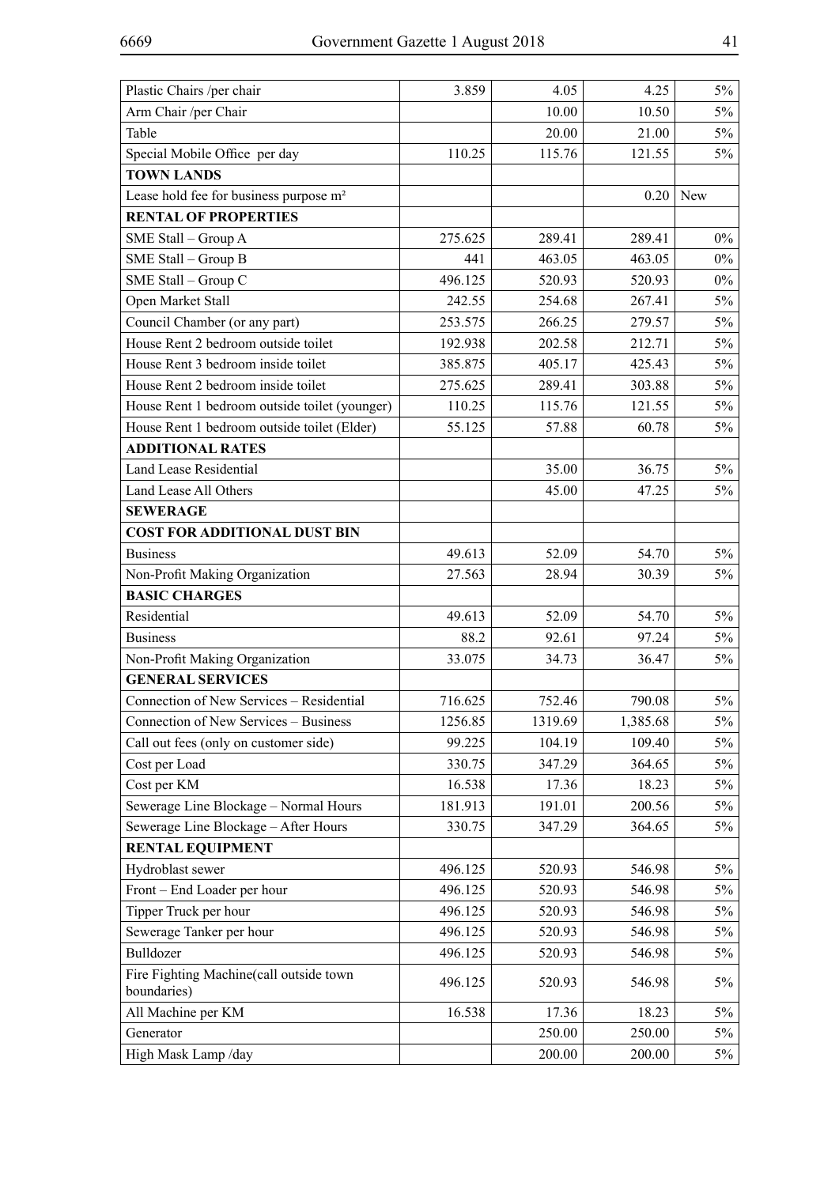| | | | | |
|---|---|---|---|---|
| Plastic Chairs /per chair | 3.859 | 4.05 | 4.25 | 5% |
| Arm Chair /per Chair | | 10.00 | 10.50 | 5% |
| Table | | 20.00 | 21.00 | 5% |
| Special Mobile Office per day | 110.25 | 115.76 | 121.55 | 5% |
| **TOWN LANDS** | | | | |
| Lease hold fee for business purpose m² | | | 0.20 | New |
| **RENTAL OF PROPERTIES** | | | | |
| SME Stall – Group A | 275.625 | 289.41 | 289.41 | 0% |
| SME Stall – Group B | 441 | 463.05 | 463.05 | 0% |
| SME Stall – Group C | 496.125 | 520.93 | 520.93 | 0% |
| Open Market Stall | 242.55 | 254.68 | 267.41 | 5% |
| Council Chamber (or any part) | 253.575 | 266.25 | 279.57 | 5% |
| House Rent 2 bedroom outside toilet | 192.938 | 202.58 | 212.71 | 5% |
| House Rent 3 bedroom inside toilet | 385.875 | 405.17 | 425.43 | 5% |
| House Rent 2 bedroom inside toilet | 275.625 | 289.41 | 303.88 | 5% |
| House Rent 1 bedroom outside toilet (younger) | 110.25 | 115.76 | 121.55 | 5% |
| House Rent 1 bedroom outside toilet (Elder) | 55.125 | 57.88 | 60.78 | 5% |
| **ADDITIONAL RATES** | | | | |
| Land Lease Residential | | 35.00 | 36.75 | 5% |
| Land Lease All Others | | 45.00 | 47.25 | 5% |
| **SEWERAGE** | | | | |
| **COST FOR ADDITIONAL DUST BIN** | | | | |
| Business | 49.613 | 52.09 | 54.70 | 5% |
| Non-Profit Making Organization | 27.563 | 28.94 | 30.39 | 5% |
| **BASIC CHARGES** | | | | |
| Residential | 49.613 | 52.09 | 54.70 | 5% |
| Business | 88.2 | 92.61 | 97.24 | 5% |
| Non-Profit Making Organization | 33.075 | 34.73 | 36.47 | 5% |
| **GENERAL SERVICES** | | | | |
| Connection of New Services – Residential | 716.625 | 752.46 | 790.08 | 5% |
| Connection of New Services – Business | 1256.85 | 1319.69 | 1,385.68 | 5% |
| Call out fees (only on customer side) | 99.225 | 104.19 | 109.40 | 5% |
| Cost per Load | 330.75 | 347.29 | 364.65 | 5% |
| Cost per KM | 16.538 | 17.36 | 18.23 | 5% |
| Sewerage Line Blockage – Normal Hours | 181.913 | 191.01 | 200.56 | 5% |
| Sewerage Line Blockage – After Hours | 330.75 | 347.29 | 364.65 | 5% |
| **RENTAL EQUIPMENT** | | | | |
| Hydroblast sewer | 496.125 | 520.93 | 546.98 | 5% |
| Front – End Loader per hour | 496.125 | 520.93 | 546.98 | 5% |
| Tipper Truck per hour | 496.125 | 520.93 | 546.98 | 5% |
| Sewerage Tanker per hour | 496.125 | 520.93 | 546.98 | 5% |
| Bulldozer | 496.125 | 520.93 | 546.98 | 5% |
| Fire Fighting Machine(call outside town boundaries) | 496.125 | 520.93 | 546.98 | 5% |
| All Machine per KM | 16.538 | 17.36 | 18.23 | 5% |
| Generator | | 250.00 | 250.00 | 5% |
| High Mask Lamp /day | | 200.00 | 200.00 | 5% |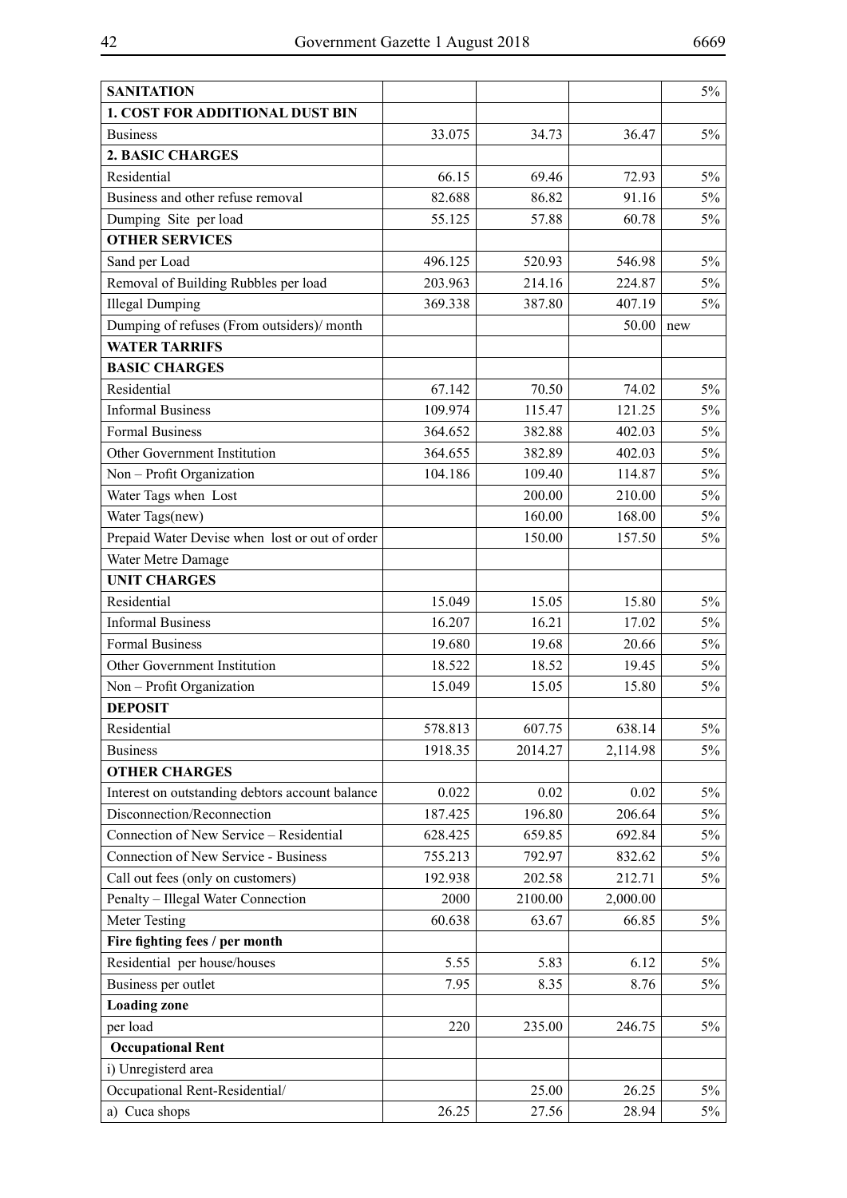| **SANITATION** | | | | 5% |
|---|---|---|---|---|
| **1. COST FOR ADDITIONAL DUST BIN** | | | | |
| Business | 33.075 | 34.73 | 36.47 | 5% |
| **2. BASIC CHARGES** | | | | |
| Residential | 66.15 | 69.46 | 72.93 | 5% |
| Business and other refuse removal | 82.688 | 86.82 | 91.16 | 5% |
| Dumping Site per load | 55.125 | 57.88 | 60.78 | 5% |
| **OTHER SERVICES** | | | | |
| Sand per Load | 496.125 | 520.93 | 546.98 | 5% |
| Removal of Building Rubbles per load | 203.963 | 214.16 | 224.87 | 5% |
| Illegal Dumping | 369.338 | 387.80 | 407.19 | 5% |
| Dumping of refuses (From outsiders)/ month | | | 50.00 | new |
| **WATER TARRIFS** | | | | |
| **BASIC CHARGES** | | | | |
| Residential | 67.142 | 70.50 | 74.02 | 5% |
| Informal Business | 109.974 | 115.47 | 121.25 | 5% |
| Formal Business | 364.652 | 382.88 | 402.03 | 5% |
| Other Government Institution | 364.655 | 382.89 | 402.03 | 5% |
| Non – Profit Organization | 104.186 | 109.40 | 114.87 | 5% |
| Water Tags when Lost | | 200.00 | 210.00 | 5% |
| Water Tags(new) | | 160.00 | 168.00 | 5% |
| Prepaid Water Devise when lost or out of order | | 150.00 | 157.50 | 5% |
| Water Metre Damage | | | | |
| **UNIT CHARGES** | | | | |
| Residential | 15.049 | 15.05 | 15.80 | 5% |
| Informal Business | 16.207 | 16.21 | 17.02 | 5% |
| Formal Business | 19.680 | 19.68 | 20.66 | 5% |
| Other Government Institution | 18.522 | 18.52 | 19.45 | 5% |
| Non – Profit Organization | 15.049 | 15.05 | 15.80 | 5% |
| **DEPOSIT** | | | | |
| Residential | 578.813 | 607.75 | 638.14 | 5% |
| Business | 1918.35 | 2014.27 | 2,114.98 | 5% |
| **OTHER CHARGES** | | | | |
| Interest on outstanding debtors account balance | 0.022 | 0.02 | 0.02 | 5% |
| Disconnection/Reconnection | 187.425 | 196.80 | 206.64 | 5% |
| Connection of New Service – Residential | 628.425 | 659.85 | 692.84 | 5% |
| Connection of New Service - Business | 755.213 | 792.97 | 832.62 | 5% |
| Call out fees (only on customers) | 192.938 | 202.58 | 212.71 | 5% |
| Penalty – Illegal Water Connection | 2000 | 2100.00 | 2,000.00 | |
| Meter Testing | 60.638 | 63.67 | 66.85 | 5% |
| **Fire fighting fees / per month** | | | | |
| Residential per house/houses | 5.55 | 5.83 | 6.12 | 5% |
| Business per outlet | 7.95 | 8.35 | 8.76 | 5% |
| **Loading zone** | | | | |
| per load | 220 | 235.00 | 246.75 | 5% |
| **Occupational Rent** | | | | |
| i) Unregisterd area | | | | |
| Occupational Rent-Residential/ | | 25.00 | 26.25 | 5% |
| a) Cuca shops | 26.25 | 27.56 | 28.94 | 5% |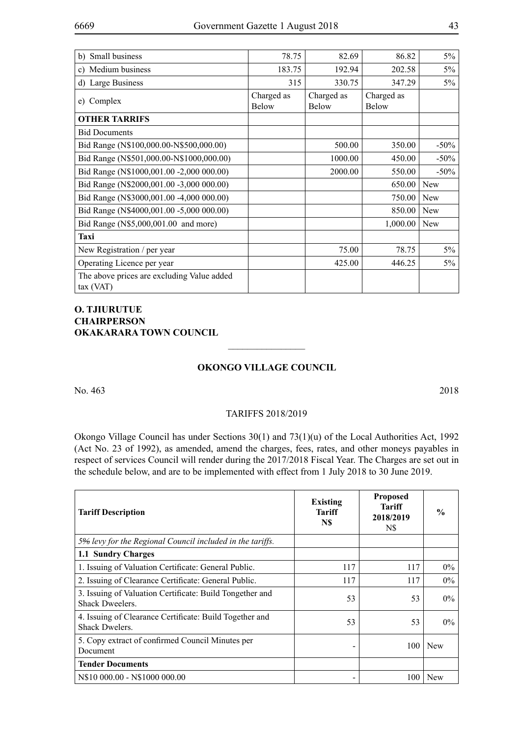| b) Small business | 78.75 | 82.69 | 86.82 | 5% |
|---|---|---|---|---|
| c) Medium business | 183.75 | 192.94 | 202.58 | 5% |
| d) Large Business | 315 | 330.75 | 347.29 | 5% |
| e) Complex | Charged as Below | Charged as Below | Charged as Below | |
| **OTHER TARRIFS** | | | | |
| Bid Documents | | | | |
| Bid Range (N$100,000.00-N$500,000.00) | | 500.00 | 350.00 | -50% |
| Bid Range (N$501,000.00-N$1000,000.00) | | 1000.00 | 450.00 | -50% |
| Bid Range (N$1000,001.00 -2,000 000.00) | | 2000.00 | 550.00 | -50% |
| Bid Range (N$2000,001.00 -3,000 000.00) | | | 650.00 | New |
| Bid Range (N$3000,001.00 -4,000 000.00) | | | 750.00 | New |
| Bid Range (N$4000,001.00 -5,000 000.00) | | | 850.00 | New |
| Bid Range (N$5,000,001.00 and more) | | | 1,000.00 | New |
| **Taxi** | | | | |
| New Registration / per year | | 75.00 | 78.75 | 5% |
| Operating Licence per year | | 425.00 | 446.25 | 5% |
| The above prices are excluding Value added tax (VAT) | | | | |

**O. TJIURUTUE**
**CHAIRPERSON**
**OKAKARARA TOWN COUNCIL**

---

## OKONGO VILLAGE COUNCIL

No. 463 2018

TARIFFS 2018/2019

Okongo Village Council has under Sections 30(1) and 73(1)(u) of the Local Authorities Act, 1992 (Act No. 23 of 1992), as amended, amend the charges, fees, rates, and other moneys payables in respect of services Council will render during the 2017/2018 Fiscal Year. The Charges are set out in the schedule below, and are to be implemented with effect from 1 July 2018 to 30 June 2019.

| **Tariff Description** | **Existing Tariff N$** | **Proposed Tariff 2018/2019** N$ | **%** |
|---|---|---|---|
| *5% levy for the Regional Council included in the tariffs.* | | | |
| **1.1 Sundry Charges** | | | |
| 1. Issuing of Valuation Certificate: General Public. | 117 | 117 | 0% |
| 2. Issuing of Clearance Certificate: General Public. | 117 | 117 | 0% |
| 3. Issuing of Valuation Certificate: Build Tongether and Shack Dweelers. | 53 | 53 | 0% |
| 4. Issuing of Clearance Certificate: Build Together and Shack Dwelers. | 53 | 53 | 0% |
| 5. Copy extract of confirmed Council Minutes per Document | - | 100 | New |
| **Tender Documents** | | | |
| N$10 000.00 - N$1000 000.00 | - | 100 | New |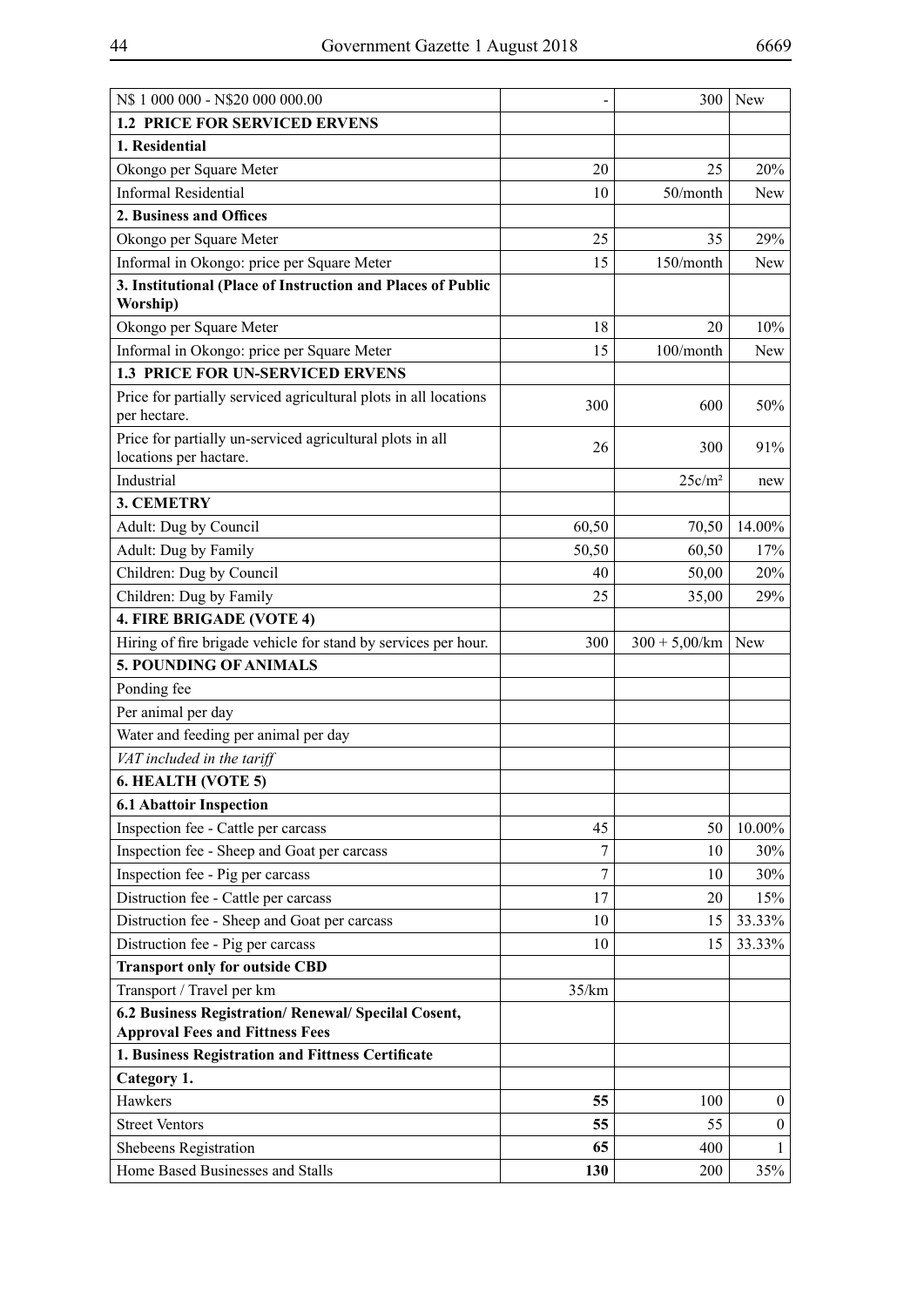| N$ 1 000 000 - N$20 000 000.00 | - | 300 | New |
|---|---|---|---|
| **1.2 PRICE FOR SERVICED ERVENS** | | | |
| **1. Residential** | | | |
| Okongo per Square Meter | 20 | 25 | 20% |
| Informal Residential | 10 | 50/month | New |
| **2. Business and Offices** | | | |
| Okongo per Square Meter | 25 | 35 | 29% |
| Informal in Okongo: price per Square Meter | 15 | 150/month | New |
| **3. Institutional (Place of Instruction and Places of Public Worship)** | | | |
| Okongo per Square Meter | 18 | 20 | 10% |
| Informal in Okongo: price per Square Meter | 15 | 100/month | New |
| **1.3 PRICE FOR UN-SERVICED ERVENS** | | | |
| Price for partially serviced agricultural plots in all locations per hectare. | 300 | 600 | 50% |
| Price for partially un-serviced agricultural plots in all locations per hactare. | 26 | 300 | 91% |
| Industrial | | 25c/m² | new |
| **3. CEMETRY** | | | |
| Adult: Dug by Council | 60,50 | 70,50 | 14.00% |
| Adult: Dug by Family | 50,50 | 60,50 | 17% |
| Children: Dug by Council | 40 | 50,00 | 20% |
| Children: Dug by Family | 25 | 35,00 | 29% |
| **4. FIRE BRIGADE (VOTE 4)** | | | |
| Hiring of fire brigade vehicle for stand by services per hour. | 300 | 300 + 5,00/km | New |
| **5. POUNDING OF ANIMALS** | | | |
| Ponding fee | | | |
| Per animal per day | | | |
| Water and feeding per animal per day | | | |
| *VAT included in the tariff* | | | |
| **6. HEALTH (VOTE 5)** | | | |
| **6.1 Abattoir Inspection** | | | |
| Inspection fee - Cattle per carcass | 45 | 50 | 10.00% |
| Inspection fee - Sheep and Goat per carcass | 7 | 10 | 30% |
| Inspection fee - Pig per carcass | 7 | 10 | 30% |
| Distruction fee - Cattle per carcass | 17 | 20 | 15% |
| Distruction fee - Sheep and Goat per carcass | 10 | 15 | 33.33% |
| Distruction fee - Pig per carcass | 10 | 15 | 33.33% |
| **Transport only for outside CBD** | | | |
| Transport / Travel per km | 35/km | | |
| **6.2 Business Registration/ Renewal/ Specilal Cosent, Approval Fees and Fittness Fees** | | | |
| **1. Business Registration and Fittness Certificate** | | | |
| **Category 1.** | | | |
| Hawkers | **55** | 100 | 0 |
| Street Ventors | **55** | 55 | 0 |
| Shebeens Registration | **65** | 400 | 1 |
| Home Based Businesses and Stalls | **130** | 200 | 35% |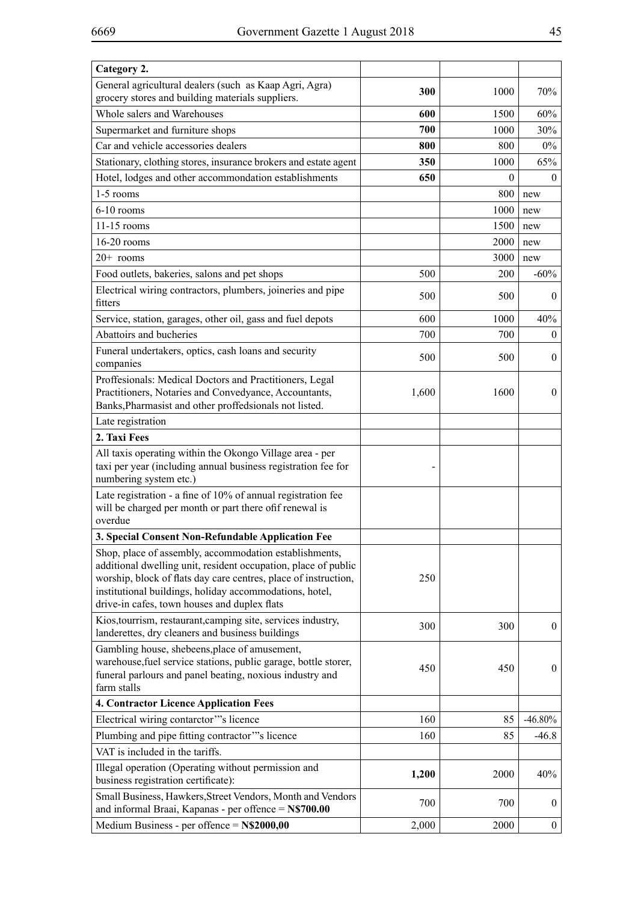| Category 2. | | | |
|---|---|---|---|
| General agricultural dealers (such as Kaap Agri, Agra) grocery stores and building materials suppliers. | **300** | 1000 | 70% |
| Whole salers and Warehouses | **600** | 1500 | 60% |
| Supermarket and furniture shops | **700** | 1000 | 30% |
| Car and vehicle accessories dealers | **800** | 800 | 0% |
| Stationary, clothing stores, insurance brokers and estate agent | **350** | 1000 | 65% |
| Hotel, lodges and other accommondation establishments | **650** | 0 | 0 |
| 1-5 rooms | | 800 | new |
| 6-10 rooms | | 1000 | new |
| 11-15 rooms | | 1500 | new |
| 16-20 rooms | | 2000 | new |
| 20+ rooms | | 3000 | new |
| Food outlets, bakeries, salons and pet shops | 500 | 200 | -60% |
| Electrical wiring contractors, plumbers, joineries and pipe fitters | 500 | 500 | 0 |
| Service, station, garages, other oil, gass and fuel depots | 600 | 1000 | 40% |
| Abattoirs and bucheries | 700 | 700 | 0 |
| Funeral undertakers, optics, cash loans and security companies | 500 | 500 | 0 |
| Proffesionals: Medical Doctors and Practitioners, Legal Practitioners, Notaries and Convedyance, Accountants, Banks,Pharmasist and other proffedsionals not listed. | 1,600 | 1600 | 0 |
| Late registration | | | |
| **2. Taxi Fees** | | | |
| All taxis operating within the Okongo Village area - per taxi per year (including annual business registration fee for numbering system etc.) | - | | |
| Late registration - a fine of 10% of annual registration fee will be charged per month or part there ofif renewal is overdue | | | |
| **3. Special Consent Non-Refundable Application Fee** | | | |
| Shop, place of assembly, accommodation establishments, additional dwelling unit, resident occupation, place of public worship, block of flats day care centres, place of instruction, institutional buildings, holiday accommodations, hotel, drive-in cafes, town houses and duplex flats | 250 | | |
| Kios,tourrism, restaurant,camping site, services industry, landerettes, dry cleaners and business buildings | 300 | 300 | 0 |
| Gambling house, shebeens,place of amusement, warehouse,fuel service stations, public garage, bottle storer, funeral parlours and panel beating, noxious industry and farm stalls | 450 | 450 | 0 |
| **4. Contractor Licence Application Fees** | | | |
| Electrical wiring contarctor'"s licence | 160 | 85 | -46.80% |
| Plumbing and pipe fitting contractor'"s licence | 160 | 85 | -46.8 |
| VAT is included in the tariffs. | | | |
| Illegal operation (Operating without permission and business registration certificate): | **1,200** | 2000 | 40% |
| Small Business, Hawkers,Street Vendors, Month and Vendors and informal Braai, Kapanas - per offence = **N$700.00** | 700 | 700 | 0 |
| Medium Business - per offence = **N$2000,00** | 2,000 | 2000 | 0 |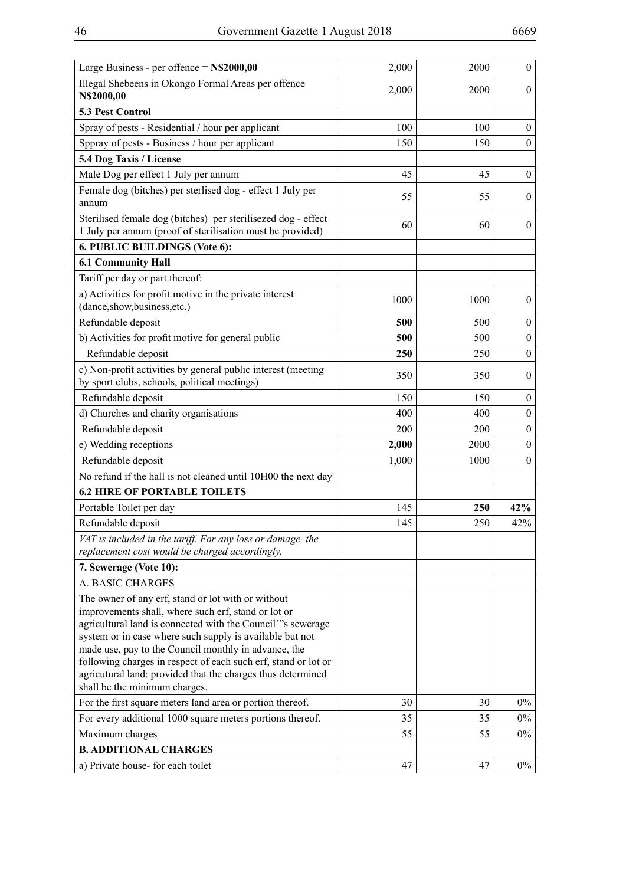| | | | |
|---|---|---|---|
| Large Business - per offence = **N$2000,00** | 2,000 | 2000 | 0 |
| Illegal Shebeens in Okongo Formal Areas per offence **N$2000,00** | 2,000 | 2000 | 0 |
| **5.3 Pest Control** | | | |
| Spray of pests - Residential / hour per applicant | 100 | 100 | 0 |
| Sppray of pests - Business / hour per applicant | 150 | 150 | 0 |
| **5.4 Dog Taxis / License** | | | |
| Male Dog per effect 1 July per annum | 45 | 45 | 0 |
| Female dog (bitches) per sterlised dog - effect 1 July per annum | 55 | 55 | 0 |
| Sterilised female dog (bitches) per sterilisezed dog - effect 1 July per annum (proof of sterilisation must be provided) | 60 | 60 | 0 |
| **6. PUBLIC BUILDINGS (Vote 6):** | | | |
| **6.1 Community Hall** | | | |
| Tariff per day or part thereof: | | | |
| a) Activities for profit motive in the private interest (dance,show,business,etc.) | 1000 | 1000 | 0 |
| Refundable deposit | **500** | 500 | 0 |
| b) Activities for profit motive for general public | **500** | 500 | 0 |
| Refundable deposit | **250** | 250 | 0 |
| c) Non-profit activities by general public interest (meeting by sport clubs, schools, political meetings) | 350 | 350 | 0 |
| Refundable deposit | 150 | 150 | 0 |
| d) Churches and charity organisations | 400 | 400 | 0 |
| Refundable deposit | 200 | 200 | 0 |
| e) Wedding receptions | **2,000** | 2000 | 0 |
| Refundable deposit | 1,000 | 1000 | 0 |
| No refund if the hall is not cleaned until 10H00 the next day | | | |
| **6.2 HIRE OF PORTABLE TOILETS** | | | |
| Portable Toilet per day | 145 | **250** | **42%** |
| Refundable deposit | 145 | 250 | 42% |
| *VAT is included in the tariff. For any loss or damage, the replacement cost would be charged accordingly.* | | | |
| **7. Sewerage (Vote 10):** | | | |
| A. BASIC CHARGES | | | |
| The owner of any erf, stand or lot with or without improvements shall, where such erf, stand or lot or agricultural land is connected with the Council'"s sewerage system or in case where such supply is available but not made use, pay to the Council monthly in advance, the following charges in respect of each such erf, stand or lot or agricutural land: provided that the charges thus determined shall be the minimum charges. | | | |
| For the first square meters land area or portion thereof. | 30 | 30 | 0% |
| For every additional 1000 square meters portions thereof. | 35 | 35 | 0% |
| Maximum charges | 55 | 55 | 0% |
| **B. ADDITIONAL CHARGES** | | | |
| a) Private house- for each toilet | 47 | 47 | 0% |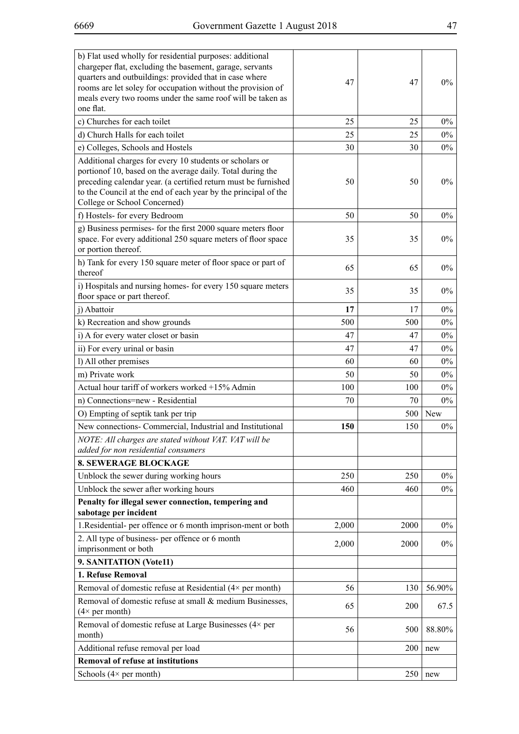| | | | |
|---|---|---|---|
| b) Flat used wholly for residential purposes: additional chargeper flat, excluding the basement, garage, servants quarters and outbuildings: provided that in case where rooms are let soley for occupation without the provision of meals every two rooms under the same roof will be taken as one flat. | 47 | 47 | 0% |
| c) Churches for each toilet | 25 | 25 | 0% |
| d) Church Halls for each toilet | 25 | 25 | 0% |
| e) Colleges, Schools and Hostels | 30 | 30 | 0% |
| Additional charges for every 10 students or scholars or portionof 10, based on the average daily. Total during the preceding calendar year. (a certified return must be furnished to the Council at the end of each year by the principal of the College or School Concerned) | 50 | 50 | 0% |
| f) Hostels- for every Bedroom | 50 | 50 | 0% |
| g) Business permises- for the first 2000 square meters floor space. For every additional 250 square meters of floor space or portion thereof. | 35 | 35 | 0% |
| h) Tank for every 150 square meter of floor space or part of thereof | 65 | 65 | 0% |
| i) Hospitals and nursing homes- for every 150 square meters floor space or part thereof. | 35 | 35 | 0% |
| j) Abattoir | **17** | 17 | 0% |
| k) Recreation and show grounds | 500 | 500 | 0% |
| i) A for every water closet or basin | 47 | 47 | 0% |
| ii) For every urinal or basin | 47 | 47 | 0% |
| l) All other premises | 60 | 60 | 0% |
| m) Private work | 50 | 50 | 0% |
| Actual hour tariff of workers worked +15% Admin | 100 | 100 | 0% |
| n) Connections=new - Residential | 70 | 70 | 0% |
| O) Empting of septik tank per trip | | 500 | New |
| New connections- Commercial, Industrial and Institutional | **150** | 150 | 0% |
| *NOTE: All charges are stated without VAT. VAT will be added for non residential consumers* | | | |
| **8. SEWERAGE BLOCKAGE** | | | |
| Unblock the sewer during working hours | 250 | 250 | 0% |
| Unblock the sewer after working hours | 460 | 460 | 0% |
| **Penalty for illegal sewer connection, tempering and sabotage per incident** | | | |
| 1.Residential- per offence or 6 month imprison-ment or both | 2,000 | 2000 | 0% |
| 2. All type of business- per offence or 6 month imprisonment or both | 2,000 | 2000 | 0% |
| **9. SANITATION (Vote11)** | | | |
| **1. Refuse Removal** | | | |
| Removal of domestic refuse at Residential (4× per month) | 56 | 130 | 56.90% |
| Removal of domestic refuse at small & medium Businesses, (4× per month) | 65 | 200 | 67.5 |
| Removal of domestic refuse at Large Businesses (4× per month) | 56 | 500 | 88.80% |
| Additional refuse removal per load | | 200 | new |
| **Removal of refuse at institutions** | | | |
| Schools (4× per month) | | 250 | new |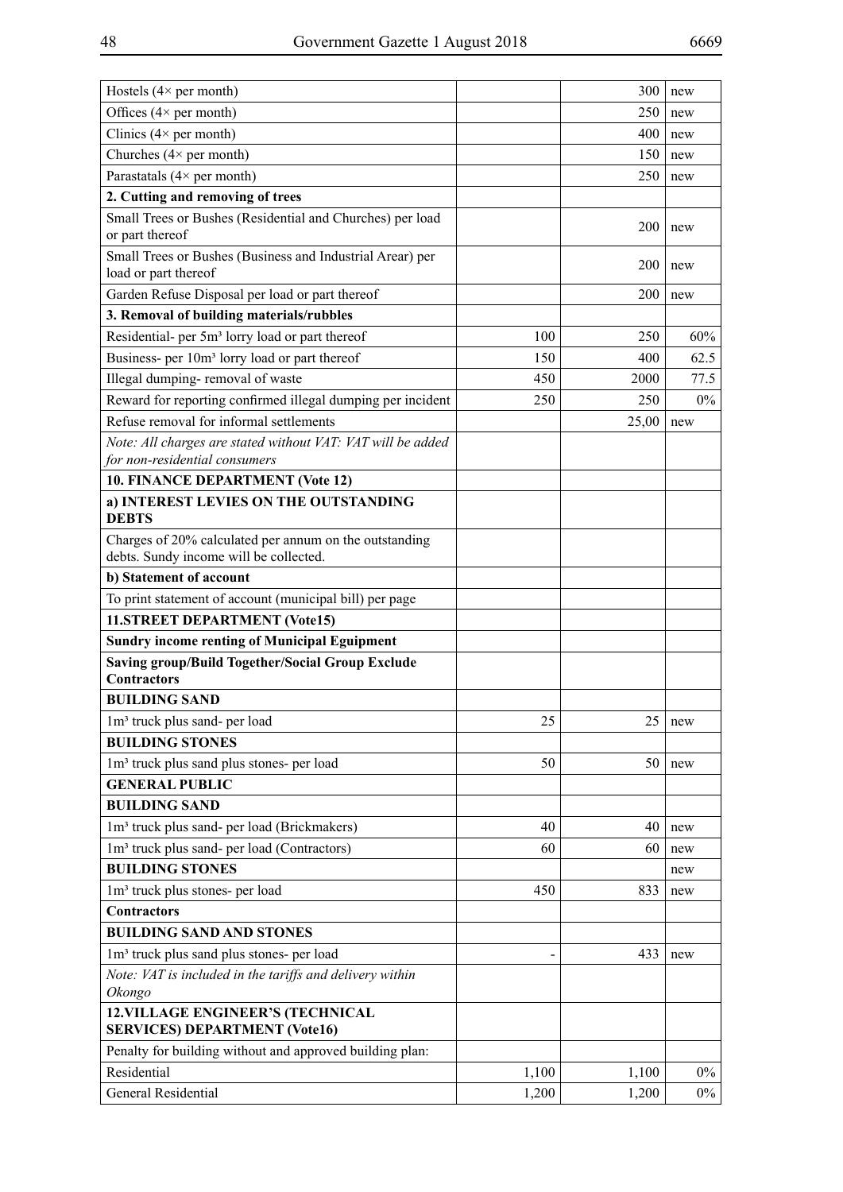| | | | |
|---|---|---|---|
| Hostels (4× per month) | | 300 | new |
| Offices (4× per month) | | 250 | new |
| Clinics (4× per month) | | 400 | new |
| Churches (4× per month) | | 150 | new |
| Parastatals (4× per month) | | 250 | new |
| **2. Cutting and removing of trees** | | | |
| Small Trees or Bushes (Residential and Churches) per load or part thereof | | 200 | new |
| Small Trees or Bushes (Business and Industrial Arear) per load or part thereof | | 200 | new |
| Garden Refuse Disposal per load or part thereof | | 200 | new |
| **3. Removal of building materials/rubbles** | | | |
| Residential- per 5m³ lorry load or part thereof | 100 | 250 | 60% |
| Business- per 10m³ lorry load or part thereof | 150 | 400 | 62.5 |
| Illegal dumping- removal of waste | 450 | 2000 | 77.5 |
| Reward for reporting confirmed illegal dumping per incident | 250 | 250 | 0% |
| Refuse removal for informal settlements | | 25,00 | new |
| *Note: All charges are stated without VAT: VAT will be added for non-residential consumers* | | | |
| **10. FINANCE DEPARTMENT (Vote 12)** | | | |
| **a) INTEREST LEVIES ON THE OUTSTANDING DEBTS** | | | |
| Charges of 20% calculated per annum on the outstanding debts. Sundy income will be collected. | | | |
| **b) Statement of account** | | | |
| To print statement of account (municipal bill) per page | | | |
| **11.STREET DEPARTMENT (Vote15)** | | | |
| **Sundry income renting of Municipal Eguipment** | | | |
| **Saving group/Build Together/Social Group Exclude Contractors** | | | |
| **BUILDING SAND** | | | |
| 1m³ truck plus sand- per load | 25 | 25 | new |
| **BUILDING STONES** | | | |
| 1m³ truck plus sand plus stones- per load | 50 | 50 | new |
| **GENERAL PUBLIC** | | | |
| **BUILDING SAND** | | | |
| 1m³ truck plus sand- per load (Brickmakers) | 40 | 40 | new |
| 1m³ truck plus sand- per load (Contractors) | 60 | 60 | new |
| **BUILDING STONES** | | | new |
| 1m³ truck plus stones- per load | 450 | 833 | new |
| **Contractors** | | | |
| **BUILDING SAND AND STONES** | | | |
| 1m³ truck plus sand plus stones- per load | - | 433 | new |
| *Note: VAT is included in the tariffs and delivery within Okongo* | | | |
| **12.VILLAGE ENGINEER'S (TECHNICAL SERVICES) DEPARTMENT (Vote16)** | | | |
| Penalty for building without and approved building plan: | | | |
| Residential | 1,100 | 1,100 | 0% |
| General Residential | 1,200 | 1,200 | 0% |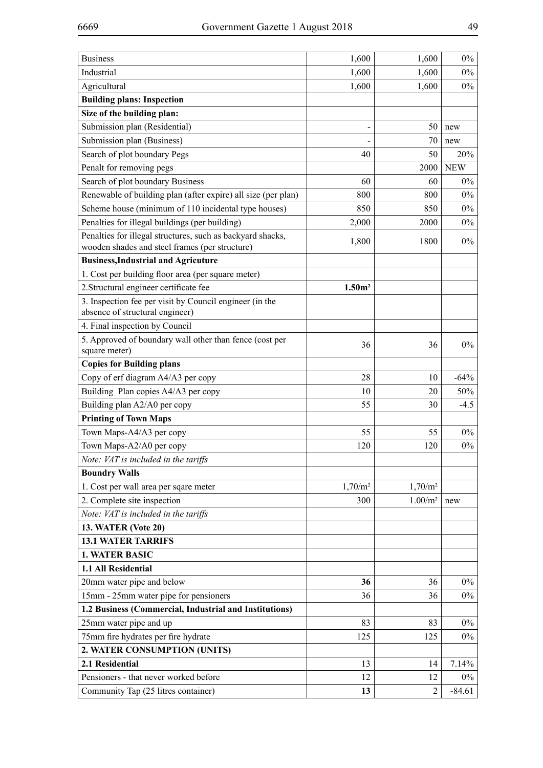| | | | |
|---|---|---|---|
| Business | 1,600 | 1,600 | 0% |
| Industrial | 1,600 | 1,600 | 0% |
| Agricultural | 1,600 | 1,600 | 0% |
| **Building plans: Inspection** | | | |
| **Size of the building plan:** | | | |
| Submission plan (Residential) | - | 50 | new |
| Submission plan (Business) | - | 70 | new |
| Search of plot boundary Pegs | 40 | 50 | 20% |
| Penalt for removing pegs | | 2000 | NEW |
| Search of plot boundary Business | 60 | 60 | 0% |
| Renewable of building plan (after expire) all size (per plan) | 800 | 800 | 0% |
| Scheme house (minimum of 110 incidental type houses) | 850 | 850 | 0% |
| Penalties for illegal buildings (per building) | 2,000 | 2000 | 0% |
| Penalties for illegal structures, such as backyard shacks, wooden shades and steel frames (per structure) | 1,800 | 1800 | 0% |
| **Business,Industrial and Agricuture** | | | |
| 1. Cost per building floor area (per square meter) | | | |
| 2.Structural engineer certificate fee | **1.50m²** | | |
| 3. Inspection fee per visit by Council engineer (in the absence of structural engineer) | | | |
| 4. Final inspection by Council | | | |
| 5. Approved of boundary wall other than fence (cost per square meter) | 36 | 36 | 0% |
| **Copies for Building plans** | | | |
| Copy of erf diagram A4/A3 per copy | 28 | 10 | -64% |
| Building Plan copies A4/A3 per copy | 10 | 20 | 50% |
| Building plan A2/A0 per copy | 55 | 30 | -4.5 |
| **Printing of Town Maps** | | | |
| Town Maps-A4/A3 per copy | 55 | 55 | 0% |
| Town Maps-A2/A0 per copy | 120 | 120 | 0% |
| *Note: VAT is included in the tariffs* | | | |
| **Boundry Walls** | | | |
| 1. Cost per wall area per sqare meter | 1,70/m² | 1,70/m² | |
| 2. Complete site inspection | 300 | 1.00/m² | new |
| *Note: VAT is included in the tariffs* | | | |
| **13. WATER (Vote 20)** | | | |
| **13.1 WATER TARRIFS** | | | |
| **1. WATER BASIC** | | | |
| **1.1 All Residential** | | | |
| 20mm water pipe and below | **36** | 36 | 0% |
| 15mm - 25mm water pipe for pensioners | 36 | 36 | 0% |
| **1.2 Business (Commercial, Industrial and Institutions)** | | | |
| 25mm water pipe and up | 83 | 83 | 0% |
| 75mm fire hydrates per fire hydrate | 125 | 125 | 0% |
| **2. WATER CONSUMPTION (UNITS)** | | | |
| **2.1 Residential** | 13 | 14 | 7.14% |
| Pensioners - that never worked before | 12 | 12 | 0% |
| Community Tap (25 litres container) | **13** | 2 | -84.61 |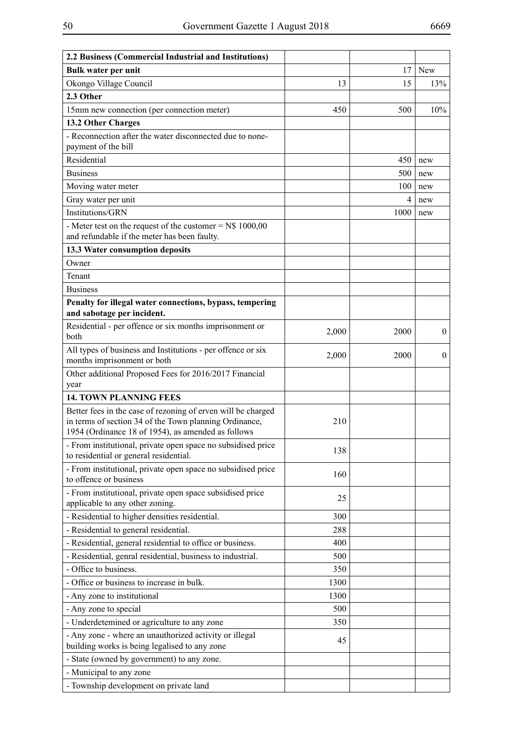| **2.2 Business (Commercial Industrial and Institutions)** | | | |
|---|---|---|---|
| **Bulk water per unit** | | 17 | New |
| Okongo Village Council | 13 | 15 | 13% |
| **2.3 Other** | | | |
| 15mm new connection (per connection meter) | 450 | 500 | 10% |
| **13.2 Other Charges** | | | |
| - Reconnection after the water disconnected due to none-payment of the bill | | | |
| Residential | | 450 | new |
| Business | | 500 | new |
| Moving water meter | | 100 | new |
| Gray water per unit | | 4 | new |
| Institutions/GRN | | 1000 | new |
| - Meter test on the request of the customer = N$ 1000,00 and refundable if the meter has been faulty. | | | |
| **13.3 Water consumption deposits** | | | |
| Owner | | | |
| Tenant | | | |
| Business | | | |
| **Penalty for illegal water connections, bypass, tempering and sabotage per incident.** | | | |
| Residential - per offence or six months imprisonment or both | 2,000 | 2000 | 0 |
| All types of business and Institutions - per offence or six months imprisonment or both | 2,000 | 2000 | 0 |
| Other additional Proposed Fees for 2016/2017 Financial year | | | |
| **14. TOWN PLANNING FEES** | | | |
| Better fees in the case of rezoning of erven will be charged in terms of section 34 of the Town planning Ordinance, 1954 (Ordinance 18 of 1954), as amended as follows | 210 | | |
| - From institutional, private open space no subsidised price to residential or general residential. | 138 | | |
| - From institutional, private open space no subsidised price to offence or business | 160 | | |
| - From institutional, private open space subsidised price applicable to any other zoning. | 25 | | |
| - Residential to higher densities residential. | 300 | | |
| - Residential to general residential. | 288 | | |
| - Residential, general residential to office or business. | 400 | | |
| - Residential, genral residential, business to industrial. | 500 | | |
| - Office to business. | 350 | | |
| - Office or business to increase in bulk. | 1300 | | |
| - Any zone to institutional | 1300 | | |
| - Any zone to special | 500 | | |
| - Underdetemined or agriculture to any zone | 350 | | |
| - Any zone - where an unauthorized activity or illegal building works is being legalised to any zone | 45 | | |
| - State (owned by government) to any zone. | | | |
| - Municipal to any zone | | | |
| - Township development on private land | | | |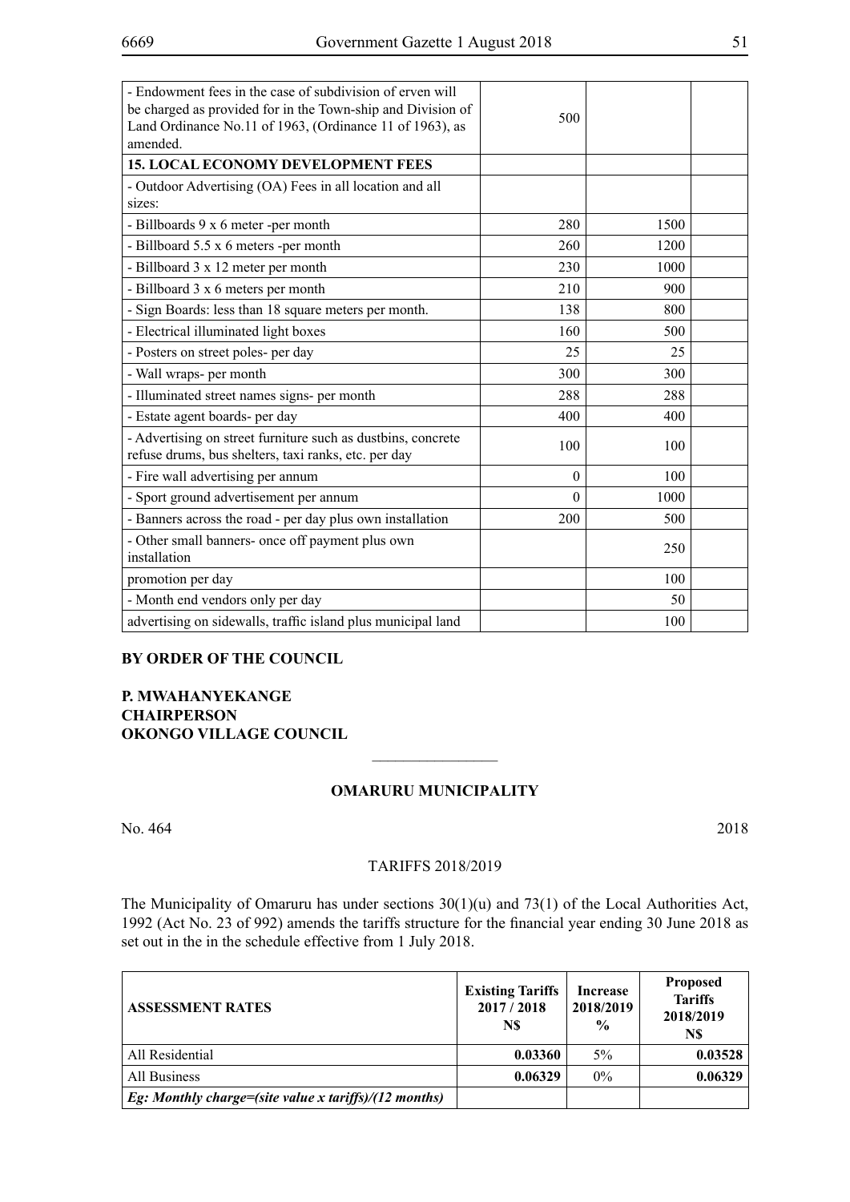| | | | |
|---|---|---|---|
| - Endowment fees in the case of subdivision of erven will be charged as provided for in the Town-ship and Division of Land Ordinance No.11 of 1963, (Ordinance 11 of 1963), as amended. | 500 | | |
| **15. LOCAL ECONOMY DEVELOPMENT FEES** | | | |
| - Outdoor Advertising (OA) Fees in all location and all sizes: | | | |
| - Billboards 9 x 6 meter -per month | 280 | 1500 | |
| - Billboard 5.5 x 6 meters -per month | 260 | 1200 | |
| - Billboard 3 x 12 meter per month | 230 | 1000 | |
| - Billboard 3 x 6 meters per month | 210 | 900 | |
| - Sign Boards: less than 18 square meters per month. | 138 | 800 | |
| - Electrical illuminated light boxes | 160 | 500 | |
| - Posters on street poles- per day | 25 | 25 | |
| - Wall wraps- per month | 300 | 300 | |
| - Illuminated street names signs- per month | 288 | 288 | |
| - Estate agent boards- per day | 400 | 400 | |
| - Advertising on street furniture such as dustbins, concrete refuse drums, bus shelters, taxi ranks, etc. per day | 100 | 100 | |
| - Fire wall advertising per annum | 0 | 100 | |
| - Sport ground advertisement per annum | 0 | 1000 | |
| - Banners across the road - per day plus own installation | 200 | 500 | |
| - Other small banners- once off payment plus own installation | | 250 | |
| promotion per day | | 100 | |
| - Month end vendors only per day | | 50 | |
| advertising on sidewalls, traffic island plus municipal land | | 100 | |

**BY ORDER OF THE COUNCIL**

**P. MWAHANYEKANGE**
**CHAIRPERSON**
**OKONGO VILLAGE COUNCIL**

---

## OMARURU MUNICIPALITY

No. 464 2018

TARIFFS 2018/2019

The Municipality of Omaruru has under sections 30(1)(u) and 73(1) of the Local Authorities Act, 1992 (Act No. 23 of 992) amends the tariffs structure for the financial year ending 30 June 2018 as set out in the in the schedule effective from 1 July 2018.

| **ASSESSMENT RATES** | **Existing Tariffs 2017 / 2018 N$** | **Increase 2018/2019 %** | **Proposed Tariffs 2018/2019 N$** |
|---|---|---|---|
| All Residential | **0.03360** | 5% | **0.03528** |
| All Business | **0.06329** | 0% | **0.06329** |
| ***Eg: Monthly charge=(site value x tariffs)/(12 months)*** | | | |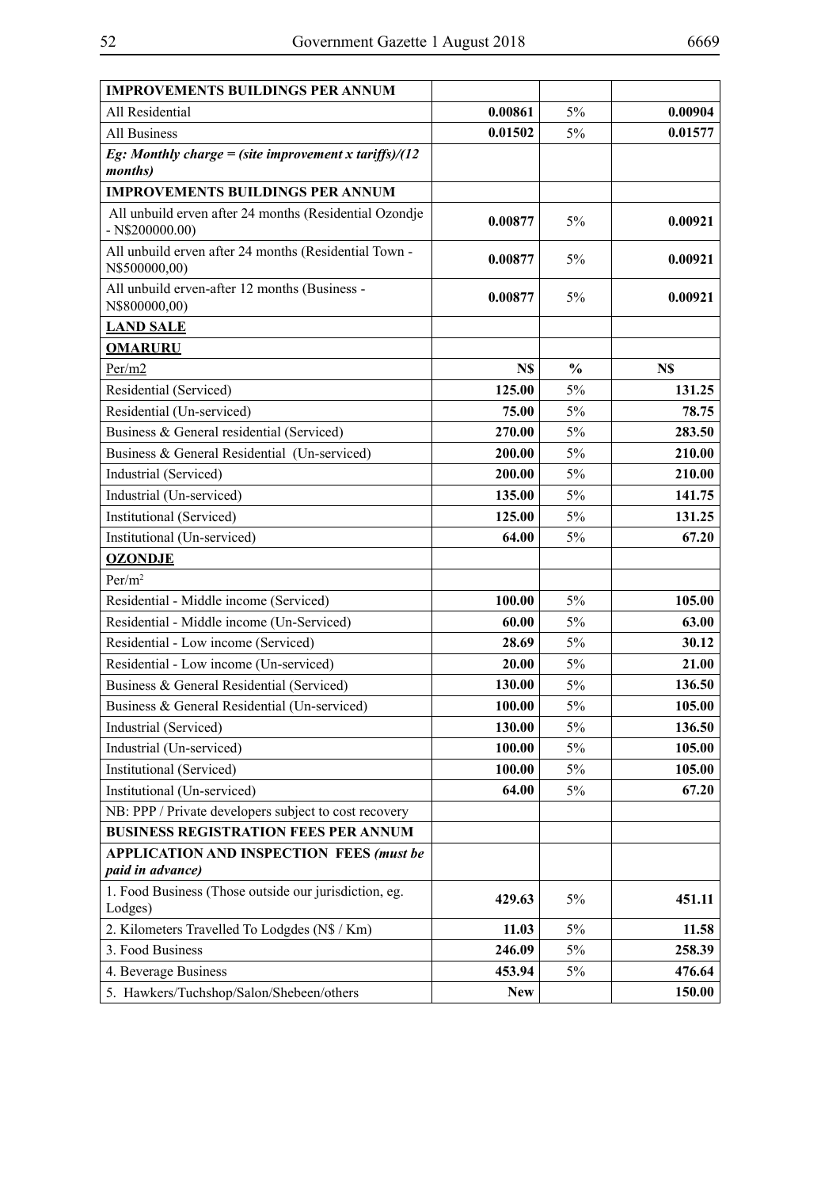| **IMPROVEMENTS BUILDINGS PER ANNUM** | | | |
|---|---|---|---|
| All Residential | **0.00861** | 5% | **0.00904** |
| All Business | **0.01502** | 5% | **0.01577** |
| ***Eg: Monthly charge = (site improvement x tariffs)/(12 months)*** | | | |
| **IMPROVEMENTS BUILDINGS PER ANNUM** | | | |
| All unbuild erven after 24 months (Residential Ozondje - N$200000.00) | **0.00877** | 5% | **0.00921** |
| All unbuild erven after 24 months (Residential Town - N$500000,00) | **0.00877** | 5% | **0.00921** |
| All unbuild erven-after 12 months (Business - N$800000,00) | **0.00877** | 5% | **0.00921** |
| **LAND SALE** | | | |
| **OMARURU** | | | |
| Per/m2 | **N$** | **%** | **N$** |
| Residential (Serviced) | **125.00** | 5% | **131.25** |
| Residential (Un-serviced) | **75.00** | 5% | **78.75** |
| Business & General residential (Serviced) | **270.00** | 5% | **283.50** |
| Business & General Residential (Un-serviced) | **200.00** | 5% | **210.00** |
| Industrial (Serviced) | **200.00** | 5% | **210.00** |
| Industrial (Un-serviced) | **135.00** | 5% | **141.75** |
| Institutional (Serviced) | **125.00** | 5% | **131.25** |
| Institutional (Un-serviced) | **64.00** | 5% | **67.20** |
| **OZONDJE** | | | |
| Per/$m^2$ | | | |
| Residential - Middle income (Serviced) | **100.00** | 5% | **105.00** |
| Residential - Middle income (Un-Serviced) | **60.00** | 5% | **63.00** |
| Residential - Low income (Serviced) | **28.69** | 5% | **30.12** |
| Residential - Low income (Un-serviced) | **20.00** | 5% | **21.00** |
| Business & General Residential (Serviced) | **130.00** | 5% | **136.50** |
| Business & General Residential (Un-serviced) | **100.00** | 5% | **105.00** |
| Industrial (Serviced) | **130.00** | 5% | **136.50** |
| Industrial (Un-serviced) | **100.00** | 5% | **105.00** |
| Institutional (Serviced) | **100.00** | 5% | **105.00** |
| Institutional (Un-serviced) | **64.00** | 5% | **67.20** |
| NB: PPP / Private developers subject to cost recovery | | | |
| **BUSINESS REGISTRATION FEES PER ANNUM** | | | |
| **APPLICATION AND INSPECTION FEES *(must be paid in advance)*** | | | |
| 1. Food Business (Those outside our jurisdiction, eg. Lodges) | **429.63** | 5% | **451.11** |
| 2. Kilometers Travelled To Lodgdes (N$ / Km) | **11.03** | 5% | **11.58** |
| 3. Food Business | **246.09** | 5% | **258.39** |
| 4. Beverage Business | **453.94** | 5% | **476.64** |
| 5. Hawkers/Tuchshop/Salon/Shebeen/others | **New** | | **150.00** |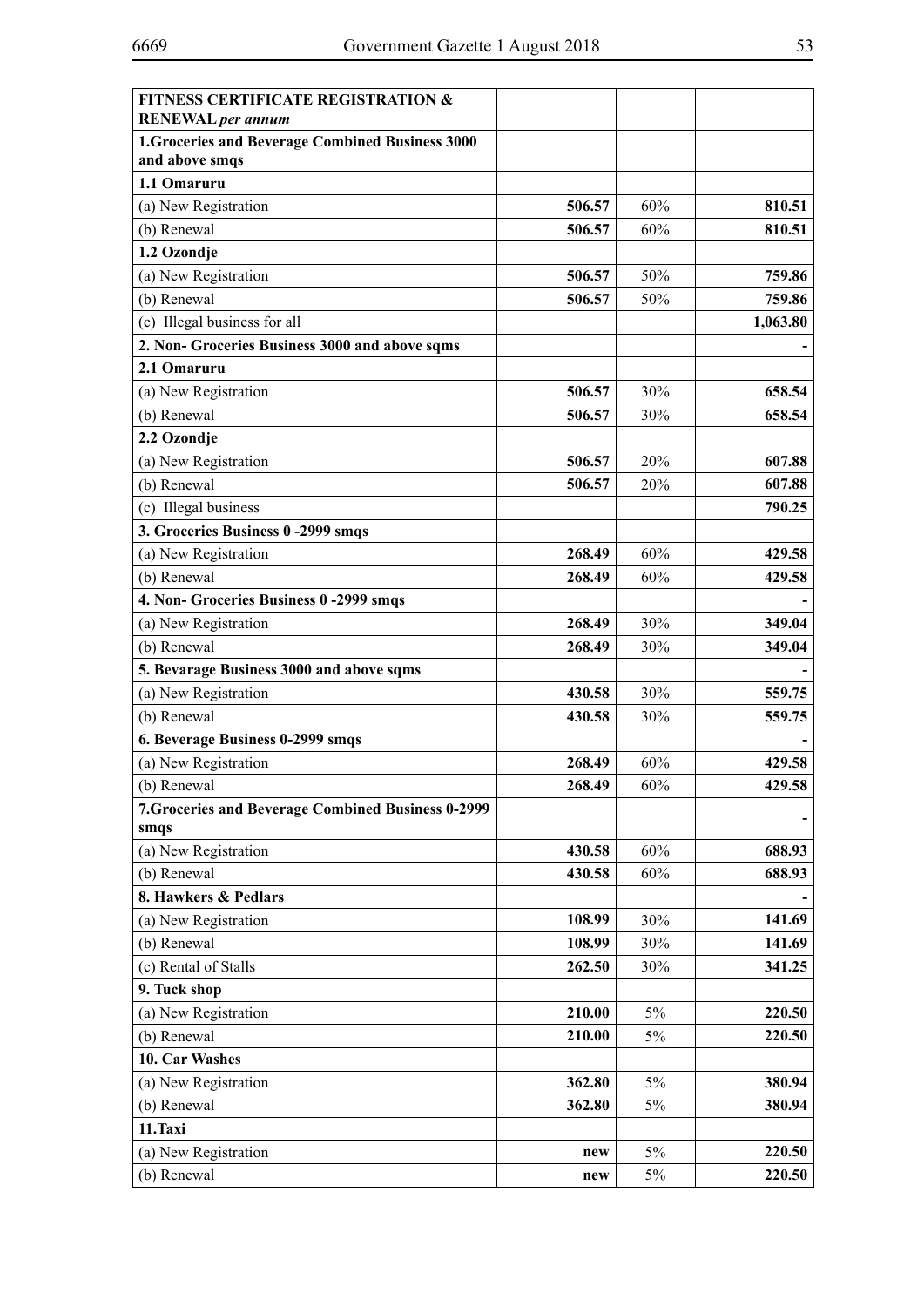| **FITNESS CERTIFICATE REGISTRATION & RENEWAL** ***per annum*** | | | |
|---|---|---|---|
| **1.Groceries and Beverage Combined Business 3000 and above smqs** | | | |
| **1.1 Omaruru** | | | |
| (a) New Registration | **506.57** | 60% | **810.51** |
| (b) Renewal | **506.57** | 60% | **810.51** |
| **1.2 Ozondje** | | | |
| (a) New Registration | **506.57** | 50% | **759.86** |
| (b) Renewal | **506.57** | 50% | **759.86** |
| (c) Illegal business for all | | | **1,063.80** |
| **2. Non- Groceries Business 3000 and above sqms** | | | **-** |
| **2.1 Omaruru** | | | |
| (a) New Registration | **506.57** | 30% | **658.54** |
| (b) Renewal | **506.57** | 30% | **658.54** |
| **2.2 Ozondje** | | | |
| (a) New Registration | **506.57** | 20% | **607.88** |
| (b) Renewal | **506.57** | 20% | **607.88** |
| (c) Illegal business | | | **790.25** |
| **3. Groceries Business 0 -2999 smqs** | | | |
| (a) New Registration | **268.49** | 60% | **429.58** |
| (b) Renewal | **268.49** | 60% | **429.58** |
| **4. Non- Groceries Business 0 -2999 smqs** | | | **-** |
| (a) New Registration | **268.49** | 30% | **349.04** |
| (b) Renewal | **268.49** | 30% | **349.04** |
| **5. Bevarage Business 3000 and above sqms** | | | **-** |
| (a) New Registration | **430.58** | 30% | **559.75** |
| (b) Renewal | **430.58** | 30% | **559.75** |
| **6. Beverage Business 0-2999 smqs** | | | **-** |
| (a) New Registration | **268.49** | 60% | **429.58** |
| (b) Renewal | **268.49** | 60% | **429.58** |
| **7.Groceries and Beverage Combined Business 0-2999 smqs** | | | **-** |
| (a) New Registration | **430.58** | 60% | **688.93** |
| (b) Renewal | **430.58** | 60% | **688.93** |
| **8. Hawkers & Pedlars** | | | **-** |
| (a) New Registration | **108.99** | 30% | **141.69** |
| (b) Renewal | **108.99** | 30% | **141.69** |
| (c) Rental of Stalls | **262.50** | 30% | **341.25** |
| **9. Tuck shop** | | | |
| (a) New Registration | **210.00** | 5% | **220.50** |
| (b) Renewal | **210.00** | 5% | **220.50** |
| **10. Car Washes** | | | |
| (a) New Registration | **362.80** | 5% | **380.94** |
| (b) Renewal | **362.80** | 5% | **380.94** |
| **11.Taxi** | | | |
| (a) New Registration | **new** | 5% | **220.50** |
| (b) Renewal | **new** | 5% | **220.50** |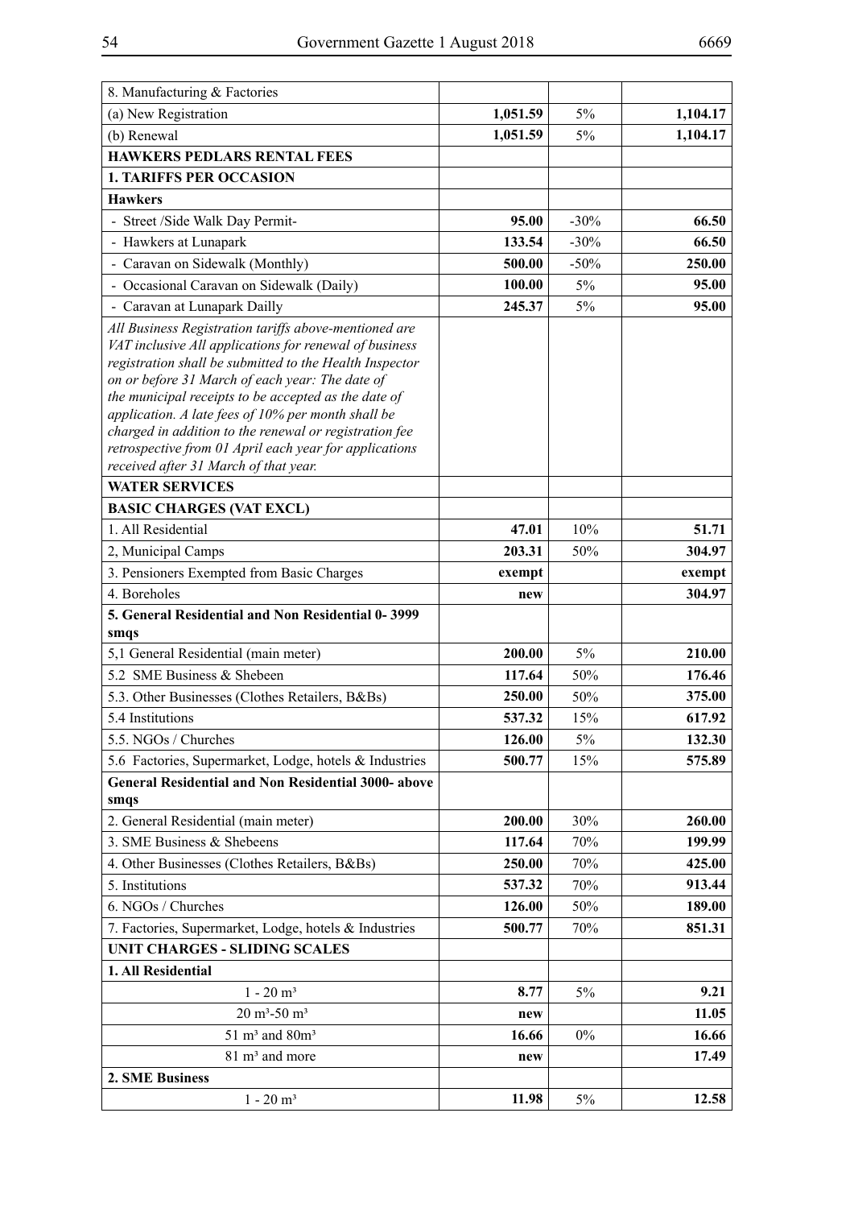| 8. Manufacturing & Factories | | | |
|---|---|---|---|
| (a) New Registration | **1,051.59** | 5% | **1,104.17** |
| (b) Renewal | **1,051.59** | 5% | **1,104.17** |
| **HAWKERS PEDLARS RENTAL FEES** | | | |
| **1. TARIFFS PER OCCASION** | | | |
| **Hawkers** | | | |
| - Street /Side Walk Day Permit- | **95.00** | -30% | **66.50** |
| - Hawkers at Lunapark | **133.54** | -30% | **66.50** |
| - Caravan on Sidewalk (Monthly) | **500.00** | -50% | **250.00** |
| - Occasional Caravan on Sidewalk (Daily) | **100.00** | 5% | **95.00** |
| - Caravan at Lunapark Dailly | **245.37** | 5% | **95.00** |
| *All Business Registration tariffs above-mentioned are VAT inclusive All applications for renewal of business registration shall be submitted to the Health Inspector on or before 31 March of each year: The date of the municipal receipts to be accepted as the date of application. A late fees of 10% per month shall be charged in addition to the renewal or registration fee retrospective from 01 April each year for applications received after 31 March of that year.* | | | |
| **WATER SERVICES** | | | |
| **BASIC CHARGES (VAT EXCL)** | | | |
| 1. All Residential | **47.01** | 10% | **51.71** |
| 2, Municipal Camps | **203.31** | 50% | **304.97** |
| 3. Pensioners Exempted from Basic Charges | **exempt** | | **exempt** |
| 4. Boreholes | **new** | | **304.97** |
| **5. General Residential and Non Residential 0- 3999 smqs** | | | |
| 5,1 General Residential (main meter) | **200.00** | 5% | **210.00** |
| 5.2 SME Business & Shebeen | **117.64** | 50% | **176.46** |
| 5.3. Other Businesses (Clothes Retailers, B&Bs) | **250.00** | 50% | **375.00** |
| 5.4 Institutions | **537.32** | 15% | **617.92** |
| 5.5. NGOs / Churches | **126.00** | 5% | **132.30** |
| 5.6 Factories, Supermarket, Lodge, hotels & Industries | **500.77** | 15% | **575.89** |
| **General Residential and Non Residential 3000- above smqs** | | | |
| 2. General Residential (main meter) | **200.00** | 30% | **260.00** |
| 3. SME Business & Shebeens | **117.64** | 70% | **199.99** |
| 4. Other Businesses (Clothes Retailers, B&Bs) | **250.00** | 70% | **425.00** |
| 5. Institutions | **537.32** | 70% | **913.44** |
| 6. NGOs / Churches | **126.00** | 50% | **189.00** |
| 7. Factories, Supermarket, Lodge, hotels & Industries | **500.77** | 70% | **851.31** |
| **UNIT CHARGES - SLIDING SCALES** | | | |
| **1. All Residential** | | | |
| 1 - 20 m³ | **8.77** | 5% | **9.21** |
| 20 m³-50 m³ | **new** | | **11.05** |
| 51 m³ and 80m³ | **16.66** | 0% | **16.66** |
| 81 m³ and more | **new** | | **17.49** |
| **2. SME Business** | | | |
| 1 - 20 m³ | **11.98** | 5% | **12.58** |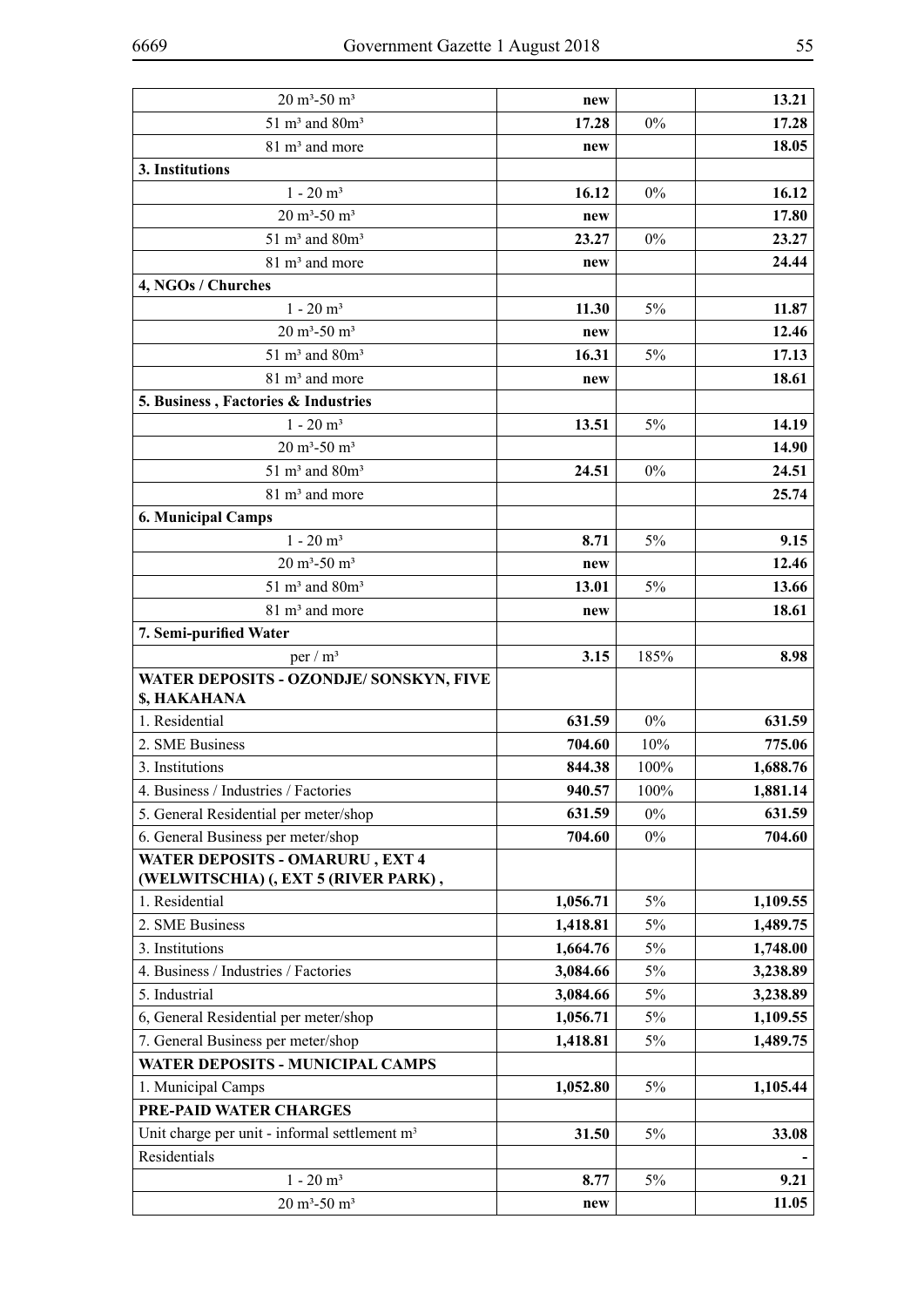| | | | |
|---|---|---|---|
| 20 m³-50 m³ | **new** | | **13.21** |
| 51 m³ and 80m³ | **17.28** | 0% | **17.28** |
| 81 m³ and more | **new** | | **18.05** |
| **3. Institutions** | | | |
| 1 - 20 m³ | **16.12** | 0% | **16.12** |
| 20 m³-50 m³ | **new** | | **17.80** |
| 51 m³ and 80m³ | **23.27** | 0% | **23.27** |
| 81 m³ and more | **new** | | **24.44** |
| **4, NGOs / Churches** | | | |
| 1 - 20 m³ | **11.30** | 5% | **11.87** |
| 20 m³-50 m³ | **new** | | **12.46** |
| 51 m³ and 80m³ | **16.31** | 5% | **17.13** |
| 81 m³ and more | **new** | | **18.61** |
| **5. Business , Factories & Industries** | | | |
| 1 - 20 m³ | **13.51** | 5% | **14.19** |
| 20 m³-50 m³ | | | **14.90** |
| 51 m³ and 80m³ | **24.51** | 0% | **24.51** |
| 81 m³ and more | | | **25.74** |
| **6. Municipal Camps** | | | |
| 1 - 20 m³ | **8.71** | 5% | **9.15** |
| 20 m³-50 m³ | **new** | | **12.46** |
| 51 m³ and 80m³ | **13.01** | 5% | **13.66** |
| 81 m³ and more | **new** | | **18.61** |
| **7. Semi-purified Water** | | | |
| per / m³ | **3.15** | 185% | **8.98** |
| **WATER DEPOSITS - OZONDJE/ SONSKYN, FIVE $, HAKAHANA** | | | |
| 1. Residential | **631.59** | 0% | **631.59** |
| 2. SME Business | **704.60** | 10% | **775.06** |
| 3. Institutions | **844.38** | 100% | **1,688.76** |
| 4. Business / Industries / Factories | **940.57** | 100% | **1,881.14** |
| 5. General Residential per meter/shop | **631.59** | 0% | **631.59** |
| 6. General Business per meter/shop | **704.60** | 0% | **704.60** |
| **WATER DEPOSITS - OMARURU , EXT 4 (WELWITSCHIA) (, EXT 5 (RIVER PARK) ,** | | | |
| 1. Residential | **1,056.71** | 5% | **1,109.55** |
| 2. SME Business | **1,418.81** | 5% | **1,489.75** |
| 3. Institutions | **1,664.76** | 5% | **1,748.00** |
| 4. Business / Industries / Factories | **3,084.66** | 5% | **3,238.89** |
| 5. Industrial | **3,084.66** | 5% | **3,238.89** |
| 6, General Residential per meter/shop | **1,056.71** | 5% | **1,109.55** |
| 7. General Business per meter/shop | **1,418.81** | 5% | **1,489.75** |
| **WATER DEPOSITS - MUNICIPAL CAMPS** | | | |
| 1. Municipal Camps | **1,052.80** | 5% | **1,105.44** |
| **PRE-PAID WATER CHARGES** | | | |
| Unit charge per unit - informal settlement m³ | **31.50** | 5% | **33.08** |
| Residentials | | | **-** |
| 1 - 20 m³ | **8.77** | 5% | **9.21** |
| 20 m³-50 m³ | **new** | | **11.05** |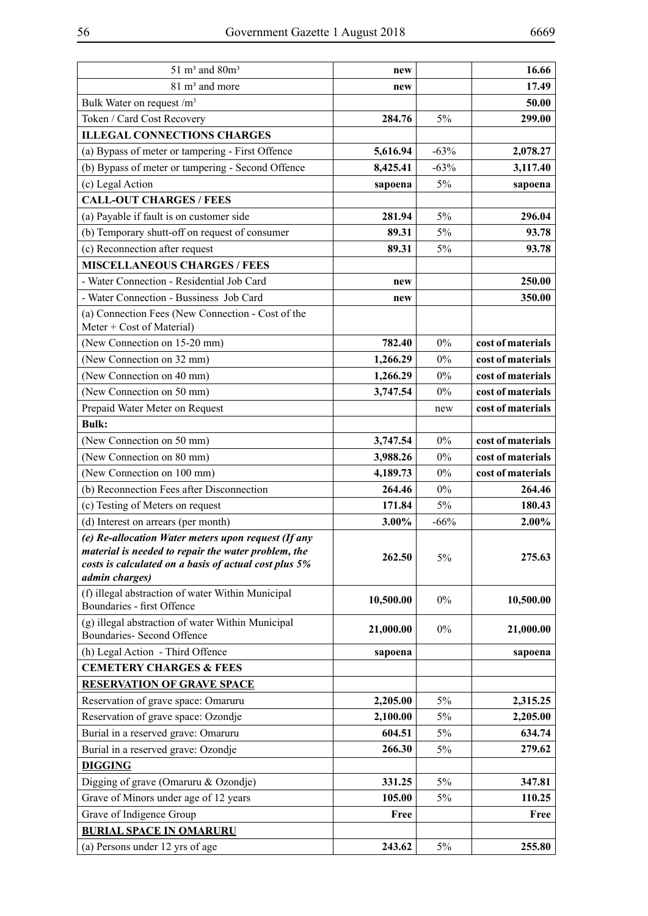| | | | |
|---|---|---|---|
| 51 m³ and 80m³ | **new** | | **16.66** |
| 81 m³ and more | **new** | | **17.49** |
| Bulk Water on request /m³ | | | **50.00** |
| Token / Card Cost Recovery | **284.76** | 5% | **299.00** |
| **ILLEGAL CONNECTIONS CHARGES** | | | |
| (a) Bypass of meter or tampering - First Offence | **5,616.94** | -63% | **2,078.27** |
| (b) Bypass of meter or tampering - Second Offence | **8,425.41** | -63% | **3,117.40** |
| (c) Legal Action | **sapoena** | 5% | **sapoena** |
| **CALL-OUT CHARGES / FEES** | | | |
| (a) Payable if fault is on customer side | **281.94** | 5% | **296.04** |
| (b) Temporary shutt-off on request of consumer | **89.31** | 5% | **93.78** |
| (c) Reconnection after request | **89.31** | 5% | **93.78** |
| **MISCELLANEOUS CHARGES / FEES** | | | |
| - Water Connection - Residential Job Card | **new** | | **250.00** |
| - Water Connection - Bussiness Job Card | **new** | | **350.00** |
| (a) Connection Fees (New Connection - Cost of the Meter + Cost of Material) | | | |
| (New Connection on 15-20 mm) | **782.40** | 0% | **cost of materials** |
| (New Connection on 32 mm) | **1,266.29** | 0% | **cost of materials** |
| (New Connection on 40 mm) | **1,266.29** | 0% | **cost of materials** |
| (New Connection on 50 mm) | **3,747.54** | 0% | **cost of materials** |
| Prepaid Water Meter on Request | | new | **cost of materials** |
| **Bulk:** | | | |
| (New Connection on 50 mm) | **3,747.54** | 0% | **cost of materials** |
| (New Connection on 80 mm) | **3,988.26** | 0% | **cost of materials** |
| (New Connection on 100 mm) | **4,189.73** | 0% | **cost of materials** |
| (b) Reconnection Fees after Disconnection | **264.46** | 0% | **264.46** |
| (c) Testing of Meters on request | **171.84** | 5% | **180.43** |
| (d) Interest on arrears (per month) | **3.00%** | -66% | **2.00%** |
| ***(e) Re-allocation Water meters upon request (If any material is needed to repair the water problem, the costs is calculated on a basis of actual cost plus 5% admin charges)*** | **262.50** | 5% | **275.63** |
| (f) illegal abstraction of water Within Municipal Boundaries - first Offence | **10,500.00** | 0% | **10,500.00** |
| (g) illegal abstraction of water Within Municipal Boundaries- Second Offence | **21,000.00** | 0% | **21,000.00** |
| (h) Legal Action - Third Offence | **sapoena** | | **sapoena** |
| **CEMETERY CHARGES & FEES** | | | |
| **RESERVATION OF GRAVE SPACE** | | | |
| Reservation of grave space: Omaruru | **2,205.00** | 5% | **2,315.25** |
| Reservation of grave space: Ozondje | **2,100.00** | 5% | **2,205.00** |
| Burial in a reserved grave: Omaruru | **604.51** | 5% | **634.74** |
| Burial in a reserved grave: Ozondje | **266.30** | 5% | **279.62** |
| **DIGGING** | | | |
| Digging of grave (Omaruru & Ozondje) | **331.25** | 5% | **347.81** |
| Grave of Minors under age of 12 years | **105.00** | 5% | **110.25** |
| Grave of Indigence Group | **Free** | | **Free** |
| **BURIAL SPACE IN OMARURU** | | | |
| (a) Persons under 12 yrs of age | **243.62** | 5% | **255.80** |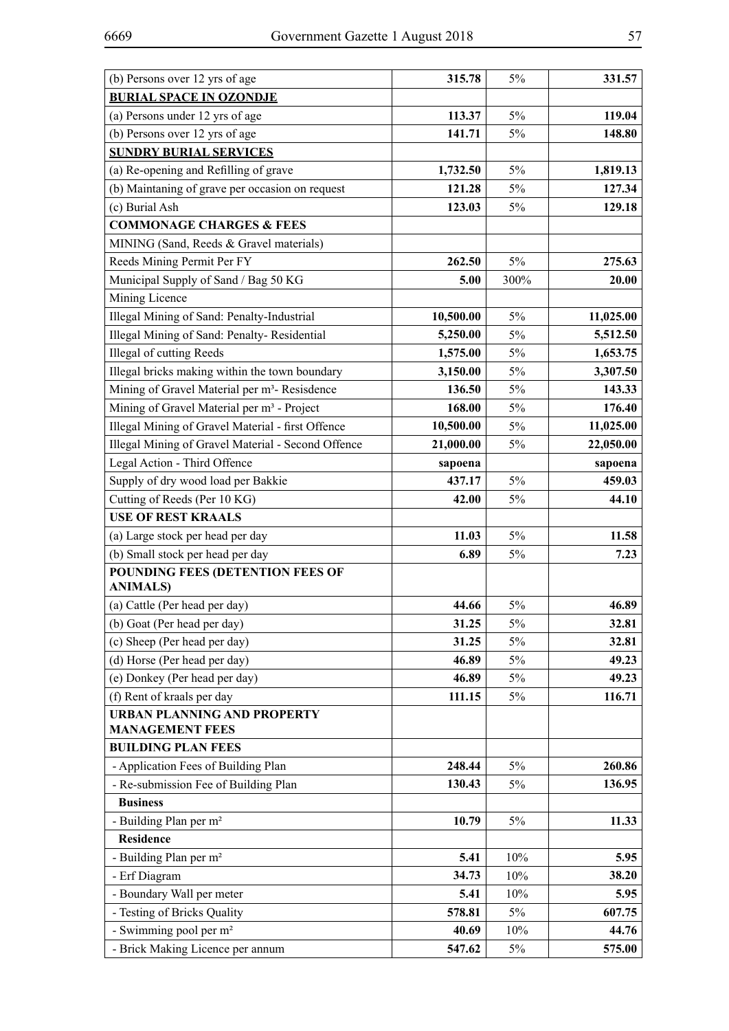| (b) Persons over 12 yrs of age | **315.78** | 5% | **331.57** |
|---|---|---|---|
| **BURIAL SPACE IN OZONDJE** | | | |
| (a) Persons under 12 yrs of age | **113.37** | 5% | **119.04** |
| (b) Persons over 12 yrs of age | **141.71** | 5% | **148.80** |
| **SUNDRY BURIAL SERVICES** | | | |
| (a) Re-opening and Refilling of grave | **1,732.50** | 5% | **1,819.13** |
| (b) Maintaning of grave per occasion on request | **121.28** | 5% | **127.34** |
| (c) Burial Ash | **123.03** | 5% | **129.18** |
| **COMMONAGE CHARGES & FEES** | | | |
| MINING (Sand, Reeds & Gravel materials) | | | |
| Reeds Mining Permit Per FY | **262.50** | 5% | **275.63** |
| Municipal Supply of Sand / Bag 50 KG | **5.00** | 300% | **20.00** |
| Mining Licence | | | |
| Illegal Mining of Sand: Penalty-Industrial | **10,500.00** | 5% | **11,025.00** |
| Illegal Mining of Sand: Penalty- Residential | **5,250.00** | 5% | **5,512.50** |
| Illegal of cutting Reeds | **1,575.00** | 5% | **1,653.75** |
| Illegal bricks making within the town boundary | **3,150.00** | 5% | **3,307.50** |
| Mining of Gravel Material per m³- Resisdence | **136.50** | 5% | **143.33** |
| Mining of Gravel Material per m³ - Project | **168.00** | 5% | **176.40** |
| Illegal Mining of Gravel Material - first Offence | **10,500.00** | 5% | **11,025.00** |
| Illegal Mining of Gravel Material - Second Offence | **21,000.00** | 5% | **22,050.00** |
| Legal Action - Third Offence | **sapoena** | | **sapoena** |
| Supply of dry wood load per Bakkie | **437.17** | 5% | **459.03** |
| Cutting of Reeds (Per 10 KG) | **42.00** | 5% | **44.10** |
| **USE OF REST KRAALS** | | | |
| (a) Large stock per head per day | **11.03** | 5% | **11.58** |
| (b) Small stock per head per day | **6.89** | 5% | **7.23** |
| **POUNDING FEES (DETENTION FEES OF ANIMALS)** | | | |
| (a) Cattle (Per head per day) | **44.66** | 5% | **46.89** |
| (b) Goat (Per head per day) | **31.25** | 5% | **32.81** |
| (c) Sheep (Per head per day) | **31.25** | 5% | **32.81** |
| (d) Horse (Per head per day) | **46.89** | 5% | **49.23** |
| (e) Donkey (Per head per day) | **46.89** | 5% | **49.23** |
| (f) Rent of kraals per day | **111.15** | 5% | **116.71** |
| **URBAN PLANNING AND PROPERTY MANAGEMENT FEES** | | | |
| **BUILDING PLAN FEES** | | | |
| - Application Fees of Building Plan | **248.44** | 5% | **260.86** |
| - Re-submission Fee of Building Plan | **130.43** | 5% | **136.95** |
| **Business** | | | |
| - Building Plan per m² | **10.79** | 5% | **11.33** |
| **Residence** | | | |
| - Building Plan per m² | **5.41** | 10% | **5.95** |
| - Erf Diagram | **34.73** | 10% | **38.20** |
| - Boundary Wall per meter | **5.41** | 10% | **5.95** |
| - Testing of Bricks Quality | **578.81** | 5% | **607.75** |
| - Swimming pool per m² | **40.69** | 10% | **44.76** |
| - Brick Making Licence per annum | **547.62** | 5% | **575.00** |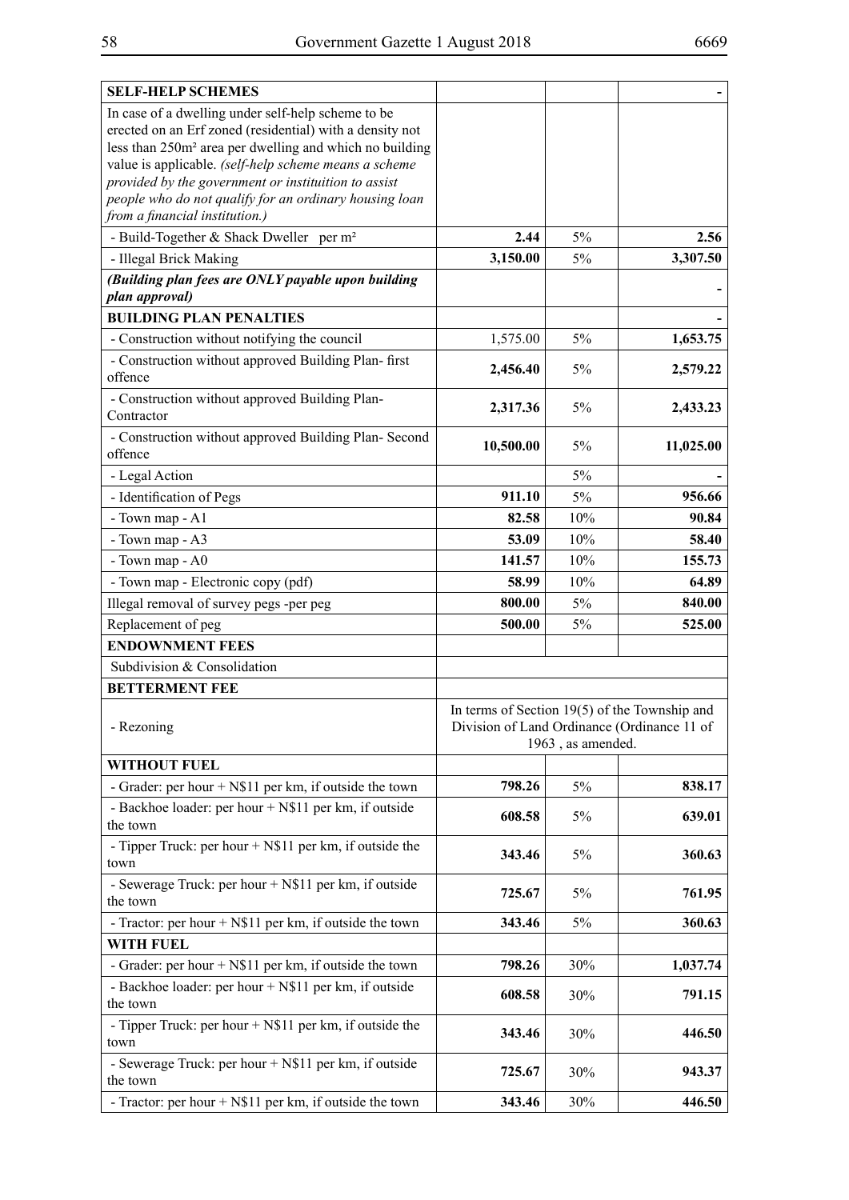| **SELF-HELP SCHEMES** | | | - |
|---|---|---|---|
| In case of a dwelling under self-help scheme to be erected on an Erf zoned (residential) with a density not less than 250m² area per dwelling and which no building value is applicable. *(self-help scheme means a scheme provided by the government or instituition to assist people who do not qualify for an ordinary housing loan from a financial institution.)* | | | |
| - Build-Together & Shack Dweller per m² | **2.44** | 5% | **2.56** |
| - Illegal Brick Making | **3,150.00** | 5% | **3,307.50** |
| ***(Building plan fees are ONLY payable upon building plan approval)*** | | | - |
| **BUILDING PLAN PENALTIES** | | | - |
| - Construction without notifying the council | 1,575.00 | 5% | **1,653.75** |
| - Construction without approved Building Plan- first offence | **2,456.40** | 5% | **2,579.22** |
| - Construction without approved Building Plan- Contractor | **2,317.36** | 5% | **2,433.23** |
| - Construction without approved Building Plan- Second offence | **10,500.00** | 5% | **11,025.00** |
| - Legal Action | | 5% | - |
| - Identification of Pegs | **911.10** | 5% | **956.66** |
| - Town map - A1 | **82.58** | 10% | **90.84** |
| - Town map - A3 | **53.09** | 10% | **58.40** |
| - Town map - A0 | **141.57** | 10% | **155.73** |
| - Town map - Electronic copy (pdf) | **58.99** | 10% | **64.89** |
| Illegal removal of survey pegs -per peg | **800.00** | 5% | **840.00** |
| Replacement of peg | **500.00** | 5% | **525.00** |
| **ENDOWNMENT FEES** | | | |
| Subdivision & Consolidation | | | |
| **BETTERMENT FEE** | | | |
| - Rezoning | In terms of Section 19(5) of the Township and Division of Land Ordinance (Ordinance 11 of 1963 , as amended. | | |
| **WITHOUT FUEL** | | | |
| - Grader: per hour + N$11 per km, if outside the town | **798.26** | 5% | **838.17** |
| - Backhoe loader: per hour + N$11 per km, if outside the town | **608.58** | 5% | **639.01** |
| - Tipper Truck: per hour + N$11 per km, if outside the town | **343.46** | 5% | **360.63** |
| - Sewerage Truck: per hour + N$11 per km, if outside the town | **725.67** | 5% | **761.95** |
| - Tractor: per hour + N$11 per km, if outside the town | **343.46** | 5% | **360.63** |
| **WITH FUEL** | | | |
| - Grader: per hour + N$11 per km, if outside the town | **798.26** | 30% | **1,037.74** |
| - Backhoe loader: per hour + N$11 per km, if outside the town | **608.58** | 30% | **791.15** |
| - Tipper Truck: per hour + N$11 per km, if outside the town | **343.46** | 30% | **446.50** |
| - Sewerage Truck: per hour + N$11 per km, if outside the town | **725.67** | 30% | **943.37** |
| - Tractor: per hour + N$11 per km, if outside the town | **343.46** | 30% | **446.50** |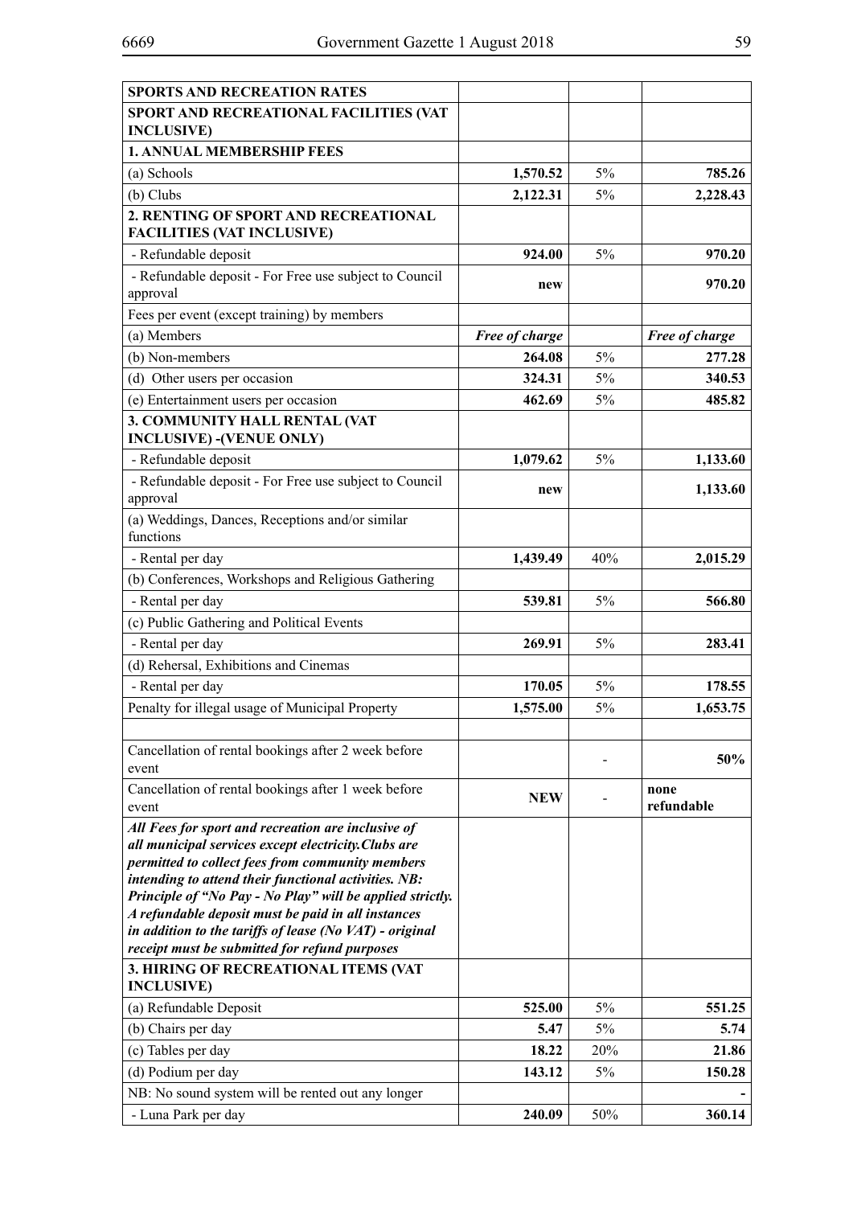| **SPORTS AND RECREATION RATES** | | | |
|---|---|---|---|
| **SPORT AND RECREATIONAL FACILITIES (VAT INCLUSIVE)** | | | |
| **1. ANNUAL MEMBERSHIP FEES** | | | |
| (a) Schools | **1,570.52** | 5% | **785.26** |
| (b) Clubs | **2,122.31** | 5% | **2,228.43** |
| **2. RENTING OF SPORT AND RECREATIONAL FACILITIES (VAT INCLUSIVE)** | | | |
| - Refundable deposit | **924.00** | 5% | **970.20** |
| - Refundable deposit - For Free use subject to Council approval | **new** | | **970.20** |
| Fees per event (except training) by members | | | |
| (a) Members | ***Free of charge*** | | ***Free of charge*** |
| (b) Non-members | **264.08** | 5% | **277.28** |
| (d) Other users per occasion | **324.31** | 5% | **340.53** |
| (e) Entertainment users per occasion | **462.69** | 5% | **485.82** |
| **3. COMMUNITY HALL RENTAL (VAT INCLUSIVE) -(VENUE ONLY)** | | | |
| - Refundable deposit | **1,079.62** | 5% | **1,133.60** |
| - Refundable deposit - For Free use subject to Council approval | **new** | | **1,133.60** |
| (a) Weddings, Dances, Receptions and/or similar functions | | | |
| - Rental per day | **1,439.49** | 40% | **2,015.29** |
| (b) Conferences, Workshops and Religious Gathering | | | |
| - Rental per day | **539.81** | 5% | **566.80** |
| (c) Public Gathering and Political Events | | | |
| - Rental per day | **269.91** | 5% | **283.41** |
| (d) Rehersal, Exhibitions and Cinemas | | | |
| - Rental per day | **170.05** | 5% | **178.55** |
| Penalty for illegal usage of Municipal Property | **1,575.00** | 5% | **1,653.75** |
| | | | |
| Cancellation of rental bookings after 2 week before event | | - | **50%** |
| Cancellation of rental bookings after 1 week before event | **NEW** | - | **none refundable** |
| ***All Fees for sport and recreation are inclusive of all municipal services except electricity.Clubs are permitted to collect fees from community members intending to attend their functional activities. NB: Principle of "No Pay - No Play" will be applied strictly. A refundable deposit must be paid in all instances in addition to the tariffs of lease (No VAT) - original receipt must be submitted for refund purposes*** | | | |
| **3. HIRING OF RECREATIONAL ITEMS (VAT INCLUSIVE)** | | | |
| (a) Refundable Deposit | **525.00** | 5% | **551.25** |
| (b) Chairs per day | **5.47** | 5% | **5.74** |
| (c) Tables per day | **18.22** | 20% | **21.86** |
| (d) Podium per day | **143.12** | 5% | **150.28** |
| NB: No sound system will be rented out any longer | | | **-** |
| - Luna Park per day | **240.09** | 50% | **360.14** |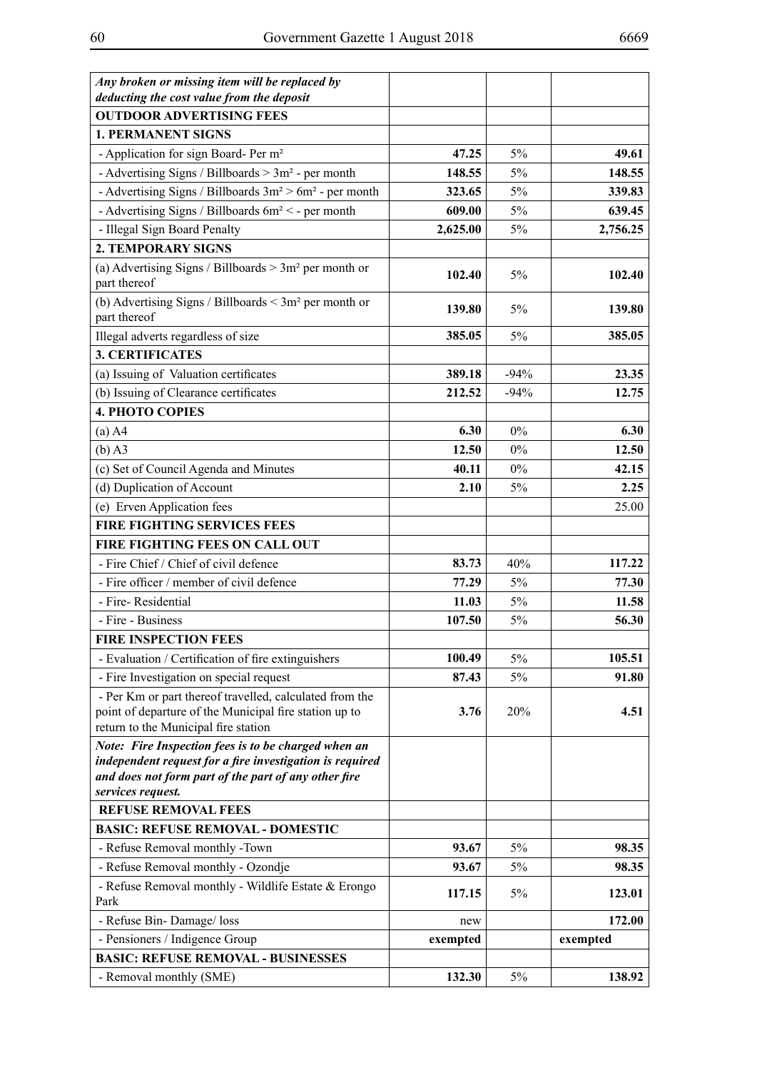| | | | |
|---|---|---|---|
| ***Any broken or missing item will be replaced by deducting the cost value from the deposit*** | | | |
| **OUTDOOR ADVERTISING FEES** | | | |
| **1. PERMANENT SIGNS** | | | |
| - Application for sign Board- Per m² | **47.25** | 5% | **49.61** |
| - Advertising Signs / Billboards > 3m² - per month | **148.55** | 5% | **148.55** |
| - Advertising Signs / Billboards 3m² > 6m² - per month | **323.65** | 5% | **339.83** |
| - Advertising Signs / Billboards 6m² < - per month | **609.00** | 5% | **639.45** |
| - Illegal Sign Board Penalty | **2,625.00** | 5% | **2,756.25** |
| **2. TEMPORARY SIGNS** | | | |
| (a) Advertising Signs / Billboards > 3m² per month or part thereof | **102.40** | 5% | **102.40** |
| (b) Advertising Signs / Billboards < 3m² per month or part thereof | **139.80** | 5% | **139.80** |
| Illegal adverts regardless of size | **385.05** | 5% | **385.05** |
| **3. CERTIFICATES** | | | |
| (a) Issuing of Valuation certificates | **389.18** | -94% | **23.35** |
| (b) Issuing of Clearance certificates | **212.52** | -94% | **12.75** |
| **4. PHOTO COPIES** | | | |
| (a) A4 | **6.30** | 0% | **6.30** |
| (b) A3 | **12.50** | 0% | **12.50** |
| (c) Set of Council Agenda and Minutes | **40.11** | 0% | **42.15** |
| (d) Duplication of Account | **2.10** | 5% | **2.25** |
| (e) Erven Application fees | | | 25.00 |
| **FIRE FIGHTING SERVICES FEES** | | | |
| **FIRE FIGHTING FEES ON CALL OUT** | | | |
| - Fire Chief / Chief of civil defence | **83.73** | 40% | **117.22** |
| - Fire officer / member of civil defence | **77.29** | 5% | **77.30** |
| - Fire- Residential | **11.03** | 5% | **11.58** |
| - Fire - Business | **107.50** | 5% | **56.30** |
| **FIRE INSPECTION FEES** | | | |
| - Evaluation / Certification of fire extinguishers | **100.49** | 5% | **105.51** |
| - Fire Investigation on special request | **87.43** | 5% | **91.80** |
| - Per Km or part thereof travelled, calculated from the point of departure of the Municipal fire station up to return to the Municipal fire station | **3.76** | 20% | **4.51** |
| ***Note: Fire Inspection fees is to be charged when an independent request for a fire investigation is required and does not form part of the part of any other fire services request.*** | | | |
| **REFUSE REMOVAL FEES** | | | |
| **BASIC: REFUSE REMOVAL - DOMESTIC** | | | |
| - Refuse Removal monthly -Town | **93.67** | 5% | **98.35** |
| - Refuse Removal monthly - Ozondje | **93.67** | 5% | **98.35** |
| - Refuse Removal monthly - Wildlife Estate & Erongo Park | **117.15** | 5% | **123.01** |
| - Refuse Bin- Damage/ loss | new | | **172.00** |
| - Pensioners / Indigence Group | **exempted** | | **exempted** |
| **BASIC: REFUSE REMOVAL - BUSINESSES** | | | |
| - Removal monthly (SME) | **132.30** | 5% | **138.92** |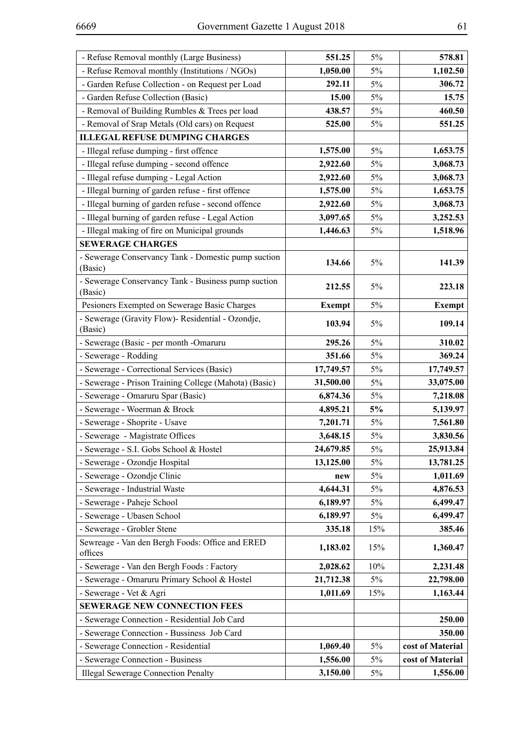| - Refuse Removal monthly (Large Business) | **551.25** | 5% | **578.81** |
|---|---|---|---|
| - Refuse Removal monthly (Institutions / NGOs) | **1,050.00** | 5% | **1,102.50** |
| - Garden Refuse Collection - on Request per Load | **292.11** | 5% | **306.72** |
| - Garden Refuse Collection (Basic) | **15.00** | 5% | **15.75** |
| - Removal of Building Rumbles & Trees per load | **438.57** | 5% | **460.50** |
| - Removal of Srap Metals (Old cars) on Request | **525.00** | 5% | **551.25** |
| **ILLEGAL REFUSE DUMPING CHARGES** | | | |
| - Illegal refuse dumping - first offence | **1,575.00** | 5% | **1,653.75** |
| - Illegal refuse dumping - second offence | **2,922.60** | 5% | **3,068.73** |
| - Illegal refuse dumping - Legal Action | **2,922.60** | 5% | **3,068.73** |
| - Illegal burning of garden refuse - first offence | **1,575.00** | 5% | **1,653.75** |
| - Illegal burning of garden refuse - second offence | **2,922.60** | 5% | **3,068.73** |
| - Illegal burning of garden refuse - Legal Action | **3,097.65** | 5% | **3,252.53** |
| - Illegal making of fire on Municipal grounds | **1,446.63** | 5% | **1,518.96** |
| **SEWERAGE CHARGES** | | | |
| - Sewerage Conservancy Tank - Domestic pump suction (Basic) | **134.66** | 5% | **141.39** |
| - Sewerage Conservancy Tank - Business pump suction (Basic) | **212.55** | 5% | **223.18** |
| Pesioners Exempted on Sewerage Basic Charges | **Exempt** | 5% | **Exempt** |
| - Sewerage (Gravity Flow)- Residential - Ozondje, (Basic) | **103.94** | 5% | **109.14** |
| - Sewerage (Basic - per month -Omaruru | **295.26** | 5% | **310.02** |
| - Sewerage - Rodding | **351.66** | 5% | **369.24** |
| - Sewerage - Correctional Services (Basic) | **17,749.57** | 5% | **17,749.57** |
| - Sewerage - Prison Training College (Mahota) (Basic) | **31,500.00** | 5% | **33,075.00** |
| - Sewerage - Omaruru Spar (Basic) | **6,874.36** | 5% | **7,218.08** |
| - Sewerage - Woerman & Brock | **4,895.21** | **5%** | **5,139.97** |
| - Sewerage - Shoprite - Usave | **7,201.71** | 5% | **7,561.80** |
| - Sewerage - Magistrate Offices | **3,648.15** | 5% | **3,830.56** |
| - Sewerage - S.I. Gobs School & Hostel | **24,679.85** | 5% | **25,913.84** |
| - Sewerage - Ozondje Hospital | **13,125.00** | 5% | **13,781.25** |
| - Sewerage - Ozondje Clinic | **new** | 5% | **1,011.69** |
| - Sewerage - Industrial Waste | **4,644.31** | 5% | **4,876.53** |
| - Sewerage - Paheje School | **6,189.97** | 5% | **6,499.47** |
| - Sewerage - Ubasen School | **6,189.97** | 5% | **6,499.47** |
| - Sewerage - Grobler Stene | **335.18** | 15% | **385.46** |
| Sewreage - Van den Bergh Foods: Office and ERED offices | **1,183.02** | 15% | **1,360.47** |
| - Sewerage - Van den Bergh Foods : Factory | **2,028.62** | 10% | **2,231.48** |
| - Sewerage - Omaruru Primary School & Hostel | **21,712.38** | 5% | **22,798.00** |
| - Sewerage - Vet & Agri | **1,011.69** | 15% | **1,163.44** |
| **SEWERAGE NEW CONNECTION FEES** | | | |
| - Sewerage Connection - Residential Job Card | | | **250.00** |
| - Sewerage Connection - Bussiness Job Card | | | **350.00** |
| - Sewerage Connection - Residential | **1,069.40** | 5% | **cost of Material** |
| - Sewerage Connection - Business | **1,556.00** | 5% | **cost of Material** |
| Illegal Sewerage Connection Penalty | **3,150.00** | 5% | **1,556.00** |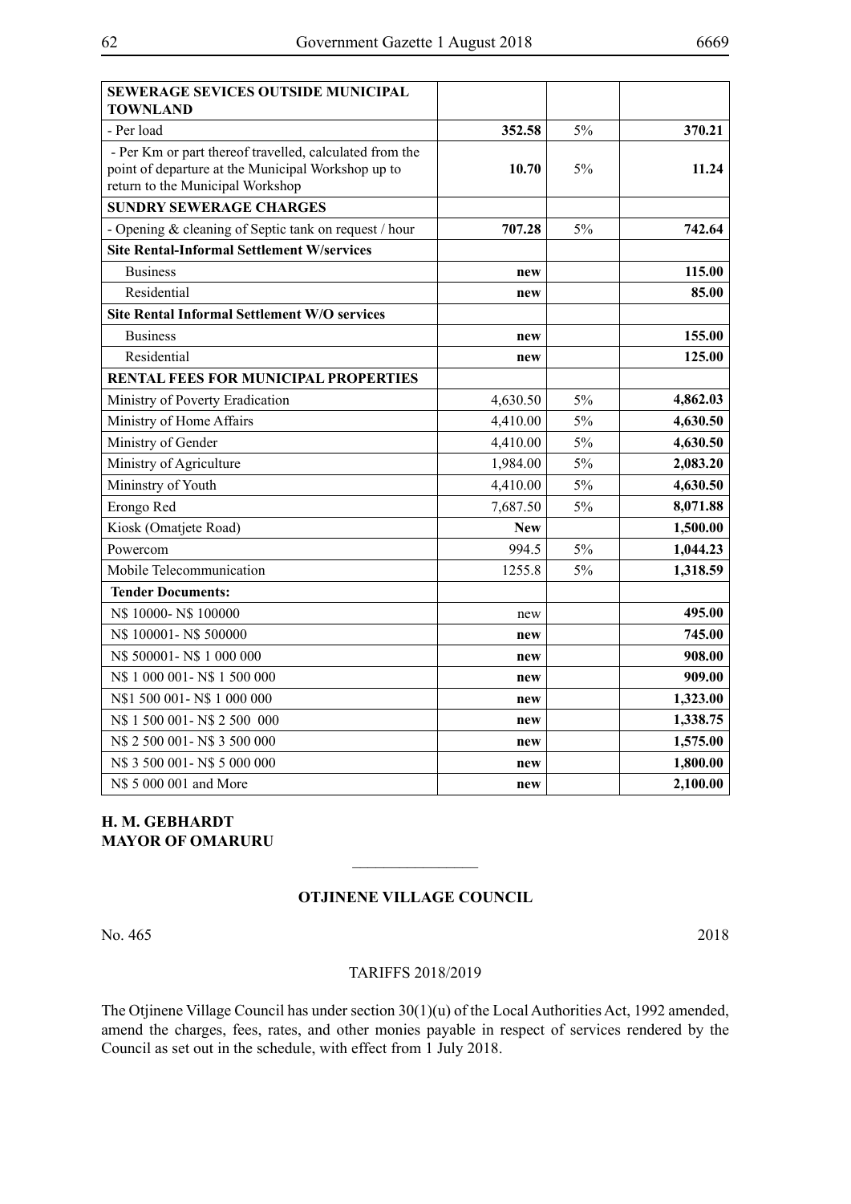| SEWERAGE SEVICES OUTSIDE MUNICIPAL TOWNLAND | | | |
|---|---|---|---|
| - Per load | **352.58** | 5% | **370.21** |
| - Per Km or part thereof travelled, calculated from the point of departure at the Municipal Workshop up to return to the Municipal Workshop | **10.70** | 5% | **11.24** |
| **SUNDRY SEWERAGE CHARGES** | | | |
| - Opening & cleaning of Septic tank on request / hour | **707.28** | 5% | **742.64** |
| **Site Rental-Informal Settlement W/services** | | | |
| Business | **new** | | **115.00** |
| Residential | **new** | | **85.00** |
| **Site Rental Informal Settlement W/O services** | | | |
| Business | **new** | | **155.00** |
| Residential | **new** | | **125.00** |
| **RENTAL FEES FOR MUNICIPAL PROPERTIES** | | | |
| Ministry of Poverty Eradication | 4,630.50 | 5% | **4,862.03** |
| Ministry of Home Affairs | 4,410.00 | 5% | **4,630.50** |
| Ministry of Gender | 4,410.00 | 5% | **4,630.50** |
| Ministry of Agriculture | 1,984.00 | 5% | **2,083.20** |
| Mininstry of Youth | 4,410.00 | 5% | **4,630.50** |
| Erongo Red | 7,687.50 | 5% | **8,071.88** |
| Kiosk (Omatjete Road) | **New** | | **1,500.00** |
| Powercom | 994.5 | 5% | **1,044.23** |
| Mobile Telecommunication | 1255.8 | 5% | **1,318.59** |
| **Tender Documents:** | | | |
| N$ 10000- N$ 100000 | new | | **495.00** |
| N$ 100001- N$ 500000 | **new** | | **745.00** |
| N$ 500001- N$ 1 000 000 | **new** | | **908.00** |
| N$ 1 000 001- N$ 1 500 000 | **new** | | **909.00** |
| N$1 500 001- N$ 1 000 000 | **new** | | **1,323.00** |
| N$ 1 500 001- N$ 2 500 000 | **new** | | **1,338.75** |
| N$ 2 500 001- N$ 3 500 000 | **new** | | **1,575.00** |
| N$ 3 500 001- N$ 5 000 000 | **new** | | **1,800.00** |
| N$ 5 000 001 and More | **new** | | **2,100.00** |

**H. M. GEBHARDT**
**MAYOR OF OMARURU**

---

**OTJINENE VILLAGE COUNCIL**

No. 465 2018

TARIFFS 2018/2019

The Otjinene Village Council has under section 30(1)(u) of the Local Authorities Act, 1992 amended, amend the charges, fees, rates, and other monies payable in respect of services rendered by the Council as set out in the schedule, with effect from 1 July 2018.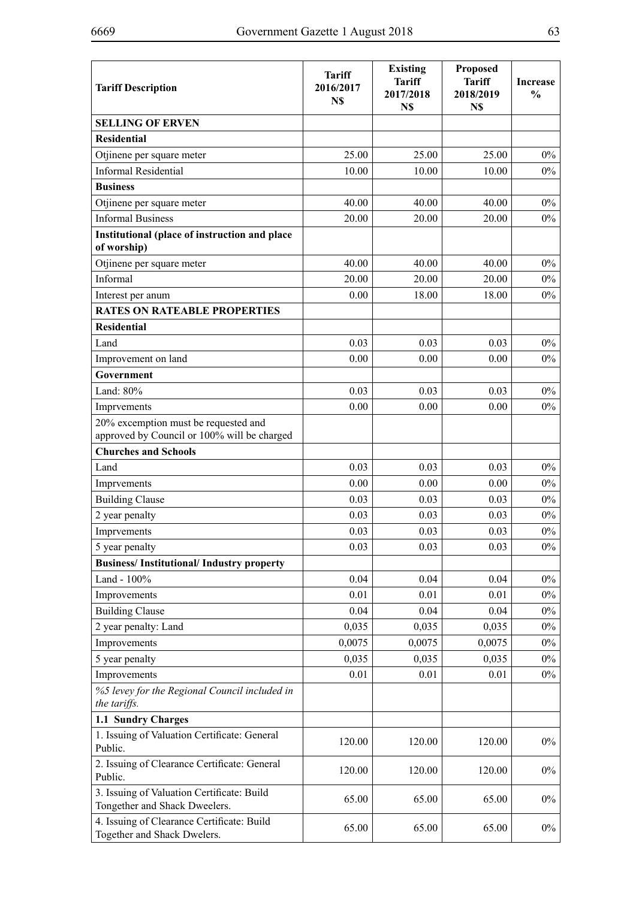| Tariff Description | Tariff 2016/2017 N$ | Existing Tariff 2017/2018 N$ | Proposed Tariff 2018/2019 N$ | Increase % |
|---|---|---|---|---|
| **SELLING OF ERVEN** | | | | |
| **Residential** | | | | |
| Otjinene per square meter | 25.00 | 25.00 | 25.00 | 0% |
| Informal Residential | 10.00 | 10.00 | 10.00 | 0% |
| **Business** | | | | |
| Otjinene per square meter | 40.00 | 40.00 | 40.00 | 0% |
| Informal Business | 20.00 | 20.00 | 20.00 | 0% |
| **Institutional (place of instruction and place of worship)** | | | | |
| Otjinene per square meter | 40.00 | 40.00 | 40.00 | 0% |
| Informal | 20.00 | 20.00 | 20.00 | 0% |
| Interest per anum | 0.00 | 18.00 | 18.00 | 0% |
| **RATES ON RATEABLE PROPERTIES** | | | | |
| **Residential** | | | | |
| Land | 0.03 | 0.03 | 0.03 | 0% |
| Improvement on land | 0.00 | 0.00 | 0.00 | 0% |
| **Government** | | | | |
| Land: 80% | 0.03 | 0.03 | 0.03 | 0% |
| Imprvements | 0.00 | 0.00 | 0.00 | 0% |
| 20% excemption must be requested and approved by Council or 100% will be charged | | | | |
| **Churches and Schools** | | | | |
| Land | 0.03 | 0.03 | 0.03 | 0% |
| Imprvements | 0.00 | 0.00 | 0.00 | 0% |
| Building Clause | 0.03 | 0.03 | 0.03 | 0% |
| 2 year penalty | 0.03 | 0.03 | 0.03 | 0% |
| Imprvements | 0.03 | 0.03 | 0.03 | 0% |
| 5 year penalty | 0.03 | 0.03 | 0.03 | 0% |
| **Business/ Institutional/ Industry property** | | | | |
| Land - 100% | 0.04 | 0.04 | 0.04 | 0% |
| Improvements | 0.01 | 0.01 | 0.01 | 0% |
| Building Clause | 0.04 | 0.04 | 0.04 | 0% |
| 2 year penalty: Land | 0,035 | 0,035 | 0,035 | 0% |
| Improvements | 0,0075 | 0,0075 | 0,0075 | 0% |
| 5 year penalty | 0,035 | 0,035 | 0,035 | 0% |
| Improvements | 0.01 | 0.01 | 0.01 | 0% |
| *%5 levey for the Regional Council included in the tariffs.* | | | | |
| **1.1 Sundry Charges** | | | | |
| 1. Issuing of Valuation Certificate: General Public. | 120.00 | 120.00 | 120.00 | 0% |
| 2. Issuing of Clearance Certificate: General Public. | 120.00 | 120.00 | 120.00 | 0% |
| 3. Issuing of Valuation Certificate: Build Tongether and Shack Dweelers. | 65.00 | 65.00 | 65.00 | 0% |
| 4. Issuing of Clearance Certificate: Build Together and Shack Dwelers. | 65.00 | 65.00 | 65.00 | 0% |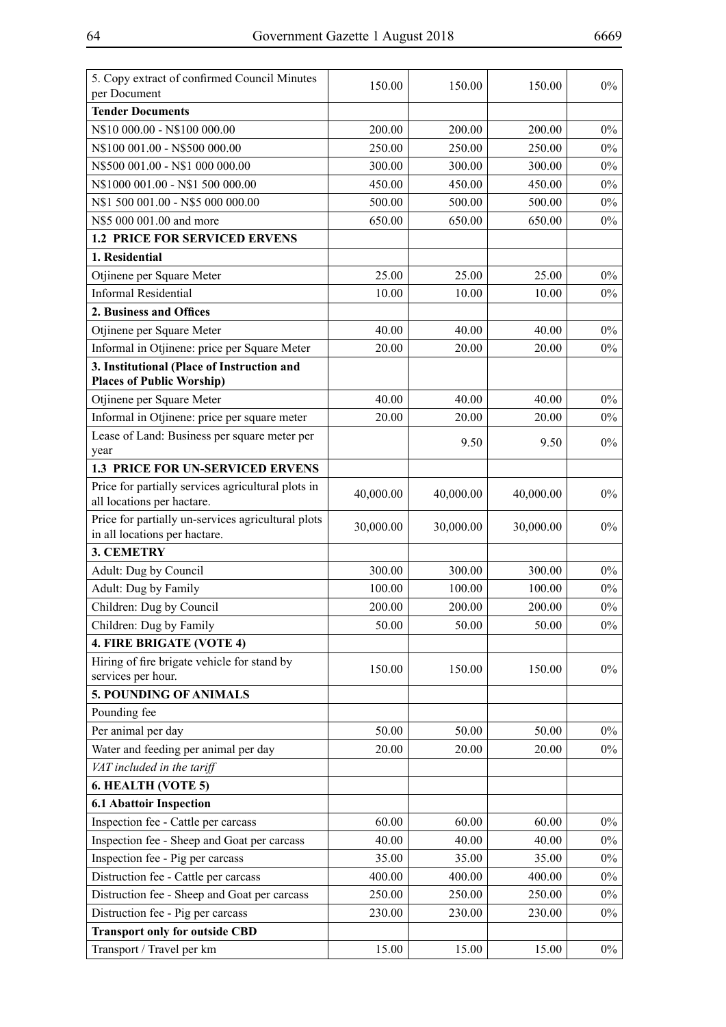| | | | | |
|---|---|---|---|---|
| 5. Copy extract of confirmed Council Minutes per Document | 150.00 | 150.00 | 150.00 | 0% |
| **Tender Documents** | | | | |
| N$10 000.00 - N$100 000.00 | 200.00 | 200.00 | 200.00 | 0% |
| N$100 001.00 - N$500 000.00 | 250.00 | 250.00 | 250.00 | 0% |
| N$500 001.00 - N$1 000 000.00 | 300.00 | 300.00 | 300.00 | 0% |
| N$1000 001.00 - N$1 500 000.00 | 450.00 | 450.00 | 450.00 | 0% |
| N$1 500 001.00 - N$5 000 000.00 | 500.00 | 500.00 | 500.00 | 0% |
| N$5 000 001.00 and more | 650.00 | 650.00 | 650.00 | 0% |
| **1.2 PRICE FOR SERVICED ERVENS** | | | | |
| **1. Residential** | | | | |
| Otjinene per Square Meter | 25.00 | 25.00 | 25.00 | 0% |
| Informal Residential | 10.00 | 10.00 | 10.00 | 0% |
| **2. Business and Offices** | | | | |
| Otjinene per Square Meter | 40.00 | 40.00 | 40.00 | 0% |
| Informal in Otjinene: price per Square Meter | 20.00 | 20.00 | 20.00 | 0% |
| **3. Institutional (Place of Instruction and Places of Public Worship)** | | | | |
| Otjinene per Square Meter | 40.00 | 40.00 | 40.00 | 0% |
| Informal in Otjinene: price per square meter | 20.00 | 20.00 | 20.00 | 0% |
| Lease of Land: Business per square meter per year | | 9.50 | 9.50 | 0% |
| **1.3 PRICE FOR UN-SERVICED ERVENS** | | | | |
| Price for partially services agricultural plots in all locations per hactare. | 40,000.00 | 40,000.00 | 40,000.00 | 0% |
| Price for partially un-services agricultural plots in all locations per hactare. | 30,000.00 | 30,000.00 | 30,000.00 | 0% |
| **3. CEMETRY** | | | | |
| Adult: Dug by Council | 300.00 | 300.00 | 300.00 | 0% |
| Adult: Dug by Family | 100.00 | 100.00 | 100.00 | 0% |
| Children: Dug by Council | 200.00 | 200.00 | 200.00 | 0% |
| Children: Dug by Family | 50.00 | 50.00 | 50.00 | 0% |
| **4. FIRE BRIGATE (VOTE 4)** | | | | |
| Hiring of fire brigate vehicle for stand by services per hour. | 150.00 | 150.00 | 150.00 | 0% |
| **5. POUNDING OF ANIMALS** | | | | |
| Pounding fee | | | | |
| Per animal per day | 50.00 | 50.00 | 50.00 | 0% |
| Water and feeding per animal per day | 20.00 | 20.00 | 20.00 | 0% |
| *VAT included in the tariff* | | | | |
| **6. HEALTH (VOTE 5)** | | | | |
| **6.1 Abattoir Inspection** | | | | |
| Inspection fee - Cattle per carcass | 60.00 | 60.00 | 60.00 | 0% |
| Inspection fee - Sheep and Goat per carcass | 40.00 | 40.00 | 40.00 | 0% |
| Inspection fee - Pig per carcass | 35.00 | 35.00 | 35.00 | 0% |
| Distruction fee - Cattle per carcass | 400.00 | 400.00 | 400.00 | 0% |
| Distruction fee - Sheep and Goat per carcass | 250.00 | 250.00 | 250.00 | 0% |
| Distruction fee - Pig per carcass | 230.00 | 230.00 | 230.00 | 0% |
| **Transport only for outside CBD** | | | | |
| Transport / Travel per km | 15.00 | 15.00 | 15.00 | 0% |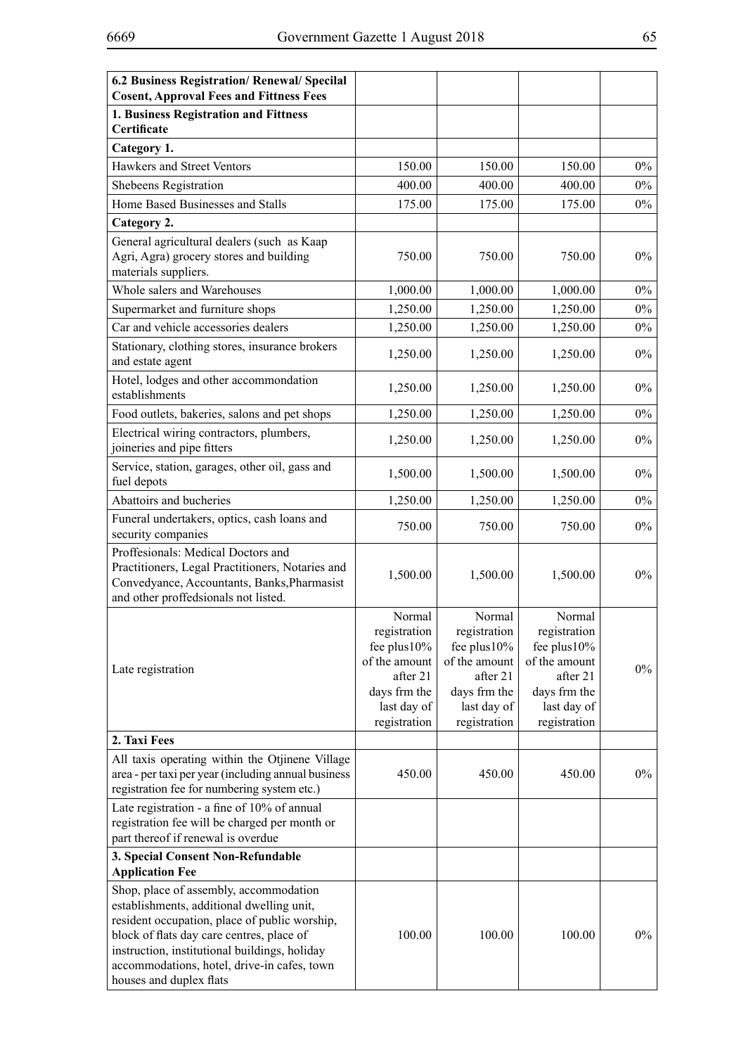| 6.2 Business Registration/ Renewal/ Specilal Cosent, Approval Fees and Fittness Fees | | | | |
|---|---|---|---|---|
| **1. Business Registration and Fittness Certificate** | | | | |
| **Category 1.** | | | | |
| Hawkers and Street Ventors | 150.00 | 150.00 | 150.00 | 0% |
| Shebeens Registration | 400.00 | 400.00 | 400.00 | 0% |
| Home Based Businesses and Stalls | 175.00 | 175.00 | 175.00 | 0% |
| **Category 2.** | | | | |
| General agricultural dealers (such as Kaap Agri, Agra) grocery stores and building materials suppliers. | 750.00 | 750.00 | 750.00 | 0% |
| Whole salers and Warehouses | 1,000.00 | 1,000.00 | 1,000.00 | 0% |
| Supermarket and furniture shops | 1,250.00 | 1,250.00 | 1,250.00 | 0% |
| Car and vehicle accessories dealers | 1,250.00 | 1,250.00 | 1,250.00 | 0% |
| Stationary, clothing stores, insurance brokers and estate agent | 1,250.00 | 1,250.00 | 1,250.00 | 0% |
| Hotel, lodges and other accommondation establishments | 1,250.00 | 1,250.00 | 1,250.00 | 0% |
| Food outlets, bakeries, salons and pet shops | 1,250.00 | 1,250.00 | 1,250.00 | 0% |
| Electrical wiring contractors, plumbers, joineries and pipe fitters | 1,250.00 | 1,250.00 | 1,250.00 | 0% |
| Service, station, garages, other oil, gass and fuel depots | 1,500.00 | 1,500.00 | 1,500.00 | 0% |
| Abattoirs and bucheries | 1,250.00 | 1,250.00 | 1,250.00 | 0% |
| Funeral undertakers, optics, cash loans and security companies | 750.00 | 750.00 | 750.00 | 0% |
| Proffesionals: Medical Doctors and Practitioners, Legal Practitioners, Notaries and Convedyance, Accountants, Banks,Pharmasist and other proffedsionals not listed. | 1,500.00 | 1,500.00 | 1,500.00 | 0% |
| Late registration | Normal registration fee plus10% of the amount after 21 days frm the last day of registration | Normal registration fee plus10% of the amount after 21 days frm the last day of registration | Normal registration fee plus10% of the amount after 21 days frm the last day of registration | 0% |
| **2. Taxi Fees** | | | | |
| All taxis operating within the Otjinene Village area - per taxi per year (including annual business registration fee for numbering system etc.) | 450.00 | 450.00 | 450.00 | 0% |
| Late registration - a fine of 10% of annual registration fee will be charged per month or part thereof if renewal is overdue | | | | |
| **3. Special Consent Non-Refundable Application Fee** | | | | |
| Shop, place of assembly, accommodation establishments, additional dwelling unit, resident occupation, place of public worship, block of flats day care centres, place of instruction, institutional buildings, holiday accommodations, hotel, drive-in cafes, town houses and duplex flats | 100.00 | 100.00 | 100.00 | 0% |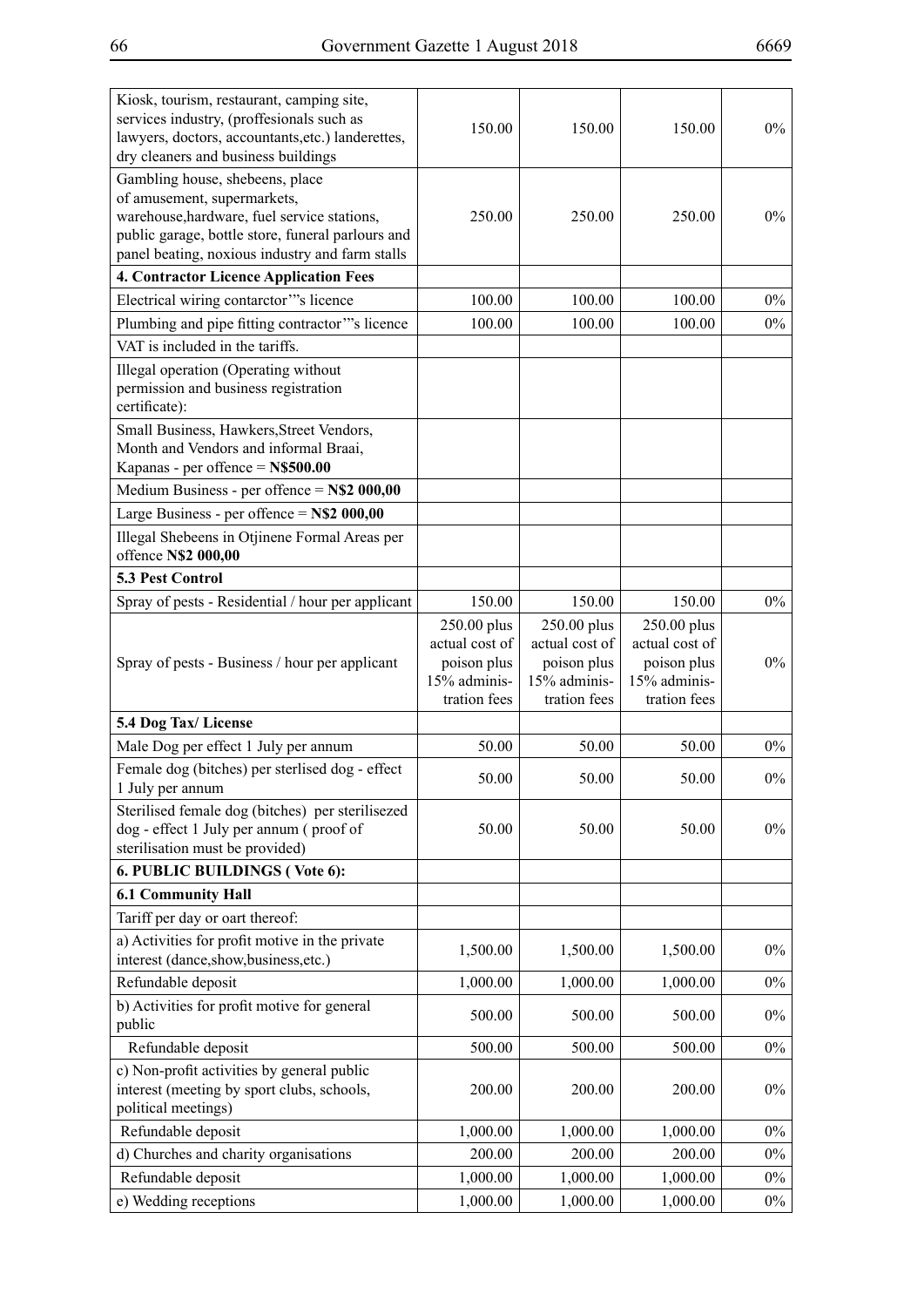| | | | | |
|---|---|---|---|---|
| Kiosk, tourism, restaurant, camping site, services industry, (proffesionals such as lawyers, doctors, accountants,etc.) landerettes, dry cleaners and business buildings | 150.00 | 150.00 | 150.00 | 0% |
| Gambling house, shebeens, place of amusement, supermarkets, warehouse,hardware, fuel service stations, public garage, bottle store, funeral parlours and panel beating, noxious industry and farm stalls | 250.00 | 250.00 | 250.00 | 0% |
| **4. Contractor Licence Application Fees** | | | | |
| Electrical wiring contarctor'"s licence | 100.00 | 100.00 | 100.00 | 0% |
| Plumbing and pipe fitting contractor'"s licence | 100.00 | 100.00 | 100.00 | 0% |
| VAT is included in the tariffs. | | | | |
| Illegal operation (Operating without permission and business registration certificate): | | | | |
| Small Business, Hawkers,Street Vendors, Month and Vendors and informal Braai, Kapanas - per offence = **N$500.00** | | | | |
| Medium Business - per offence = **N$2 000,00** | | | | |
| Large Business - per offence = **N$2 000,00** | | | | |
| Illegal Shebeens in Otjinene Formal Areas per offence **N$2 000,00** | | | | |
| **5.3 Pest Control** | | | | |
| Spray of pests - Residential / hour per applicant | 150.00 | 150.00 | 150.00 | 0% |
| Spray of pests - Business / hour per applicant | 250.00 plus actual cost of poison plus 15% administration fees | 250.00 plus actual cost of poison plus 15% administration fees | 250.00 plus actual cost of poison plus 15% administration fees | 0% |
| **5.4 Dog Tax/ License** | | | | |
| Male Dog per effect 1 July per annum | 50.00 | 50.00 | 50.00 | 0% |
| Female dog (bitches) per sterlised dog - effect 1 July per annum | 50.00 | 50.00 | 50.00 | 0% |
| Sterilised female dog (bitches) per sterilisezed dog - effect 1 July per annum ( proof of sterilisation must be provided) | 50.00 | 50.00 | 50.00 | 0% |
| **6. PUBLIC BUILDINGS ( Vote 6):** | | | | |
| **6.1 Community Hall** | | | | |
| Tariff per day or oart thereof: | | | | |
| a) Activities for profit motive in the private interest (dance,show,business,etc.) | 1,500.00 | 1,500.00 | 1,500.00 | 0% |
| Refundable deposit | 1,000.00 | 1,000.00 | 1,000.00 | 0% |
| b) Activities for profit motive for general public | 500.00 | 500.00 | 500.00 | 0% |
| Refundable deposit | 500.00 | 500.00 | 500.00 | 0% |
| c) Non-profit activities by general public interest (meeting by sport clubs, schools, political meetings) | 200.00 | 200.00 | 200.00 | 0% |
| Refundable deposit | 1,000.00 | 1,000.00 | 1,000.00 | 0% |
| d) Churches and charity organisations | 200.00 | 200.00 | 200.00 | 0% |
| Refundable deposit | 1,000.00 | 1,000.00 | 1,000.00 | 0% |
| e) Wedding receptions | 1,000.00 | 1,000.00 | 1,000.00 | 0% |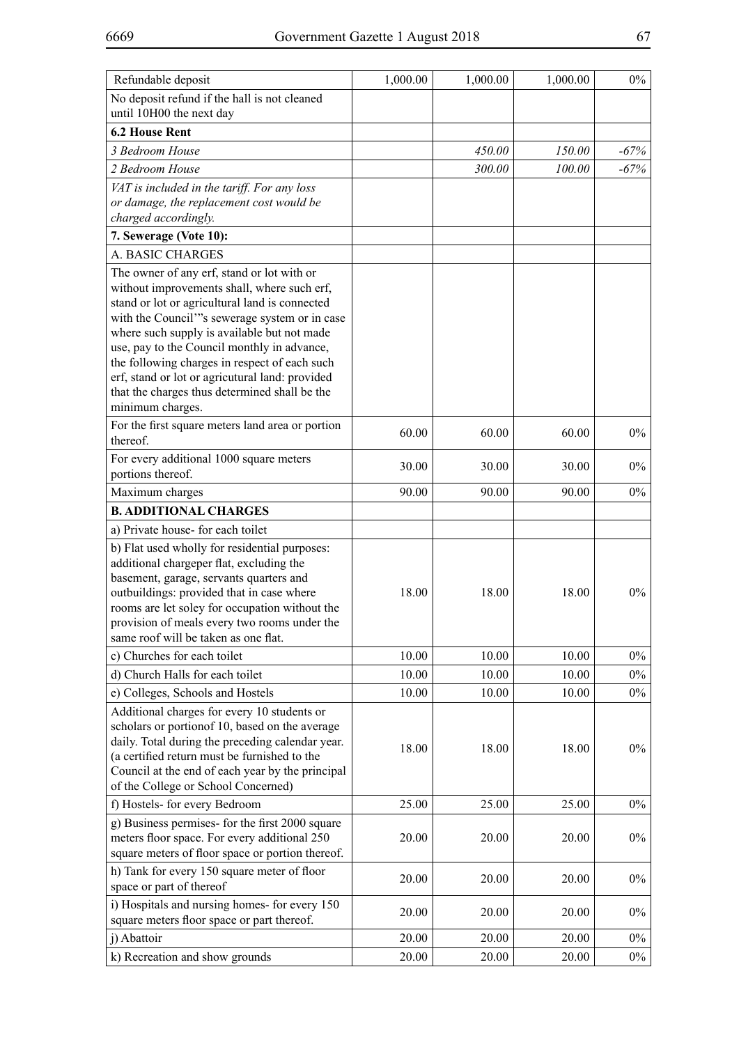| Refundable deposit | 1,000.00 | 1,000.00 | 1,000.00 | 0% |
|---|---|---|---|---|
| No deposit refund if the hall is not cleaned until 10H00 the next day | | | | |
| **6.2 House Rent** | | | | |
| *3 Bedroom House* | | *450.00* | *150.00* | *-67%* |
| *2 Bedroom House* | | *300.00* | *100.00* | *-67%* |
| *VAT is included in the tariff. For any loss or damage, the replacement cost would be charged accordingly.* | | | | |
| **7. Sewerage (Vote 10):** | | | | |
| A. BASIC CHARGES | | | | |
| The owner of any erf, stand or lot with or without improvements shall, where such erf, stand or lot or agricultural land is connected with the Council'"s sewerage system or in case where such supply is available but not made use, pay to the Council monthly in advance, the following charges in respect of each such erf, stand or lot or agricutural land: provided that the charges thus determined shall be the minimum charges. | | | | |
| For the first square meters land area or portion thereof. | 60.00 | 60.00 | 60.00 | 0% |
| For every additional 1000 square meters portions thereof. | 30.00 | 30.00 | 30.00 | 0% |
| Maximum charges | 90.00 | 90.00 | 90.00 | 0% |
| **B. ADDITIONAL CHARGES** | | | | |
| a) Private house- for each toilet | | | | |
| b) Flat used wholly for residential purposes: additional chargeper flat, excluding the basement, garage, servants quarters and outbuildings: provided that in case where rooms are let soley for occupation without the provision of meals every two rooms under the same roof will be taken as one flat. | 18.00 | 18.00 | 18.00 | 0% |
| c) Churches for each toilet | 10.00 | 10.00 | 10.00 | 0% |
| d) Church Halls for each toilet | 10.00 | 10.00 | 10.00 | 0% |
| e) Colleges, Schools and Hostels | 10.00 | 10.00 | 10.00 | 0% |
| Additional charges for every 10 students or scholars or portionof 10, based on the average daily. Total during the preceding calendar year. (a certified return must be furnished to the Council at the end of each year by the principal of the College or School Concerned) | 18.00 | 18.00 | 18.00 | 0% |
| f) Hostels- for every Bedroom | 25.00 | 25.00 | 25.00 | 0% |
| g) Business permises- for the first 2000 square meters floor space. For every additional 250 square meters of floor space or portion thereof. | 20.00 | 20.00 | 20.00 | 0% |
| h) Tank for every 150 square meter of floor space or part of thereof | 20.00 | 20.00 | 20.00 | 0% |
| i) Hospitals and nursing homes- for every 150 square meters floor space or part thereof. | 20.00 | 20.00 | 20.00 | 0% |
| j) Abattoir | 20.00 | 20.00 | 20.00 | 0% |
| k) Recreation and show grounds | 20.00 | 20.00 | 20.00 | 0% |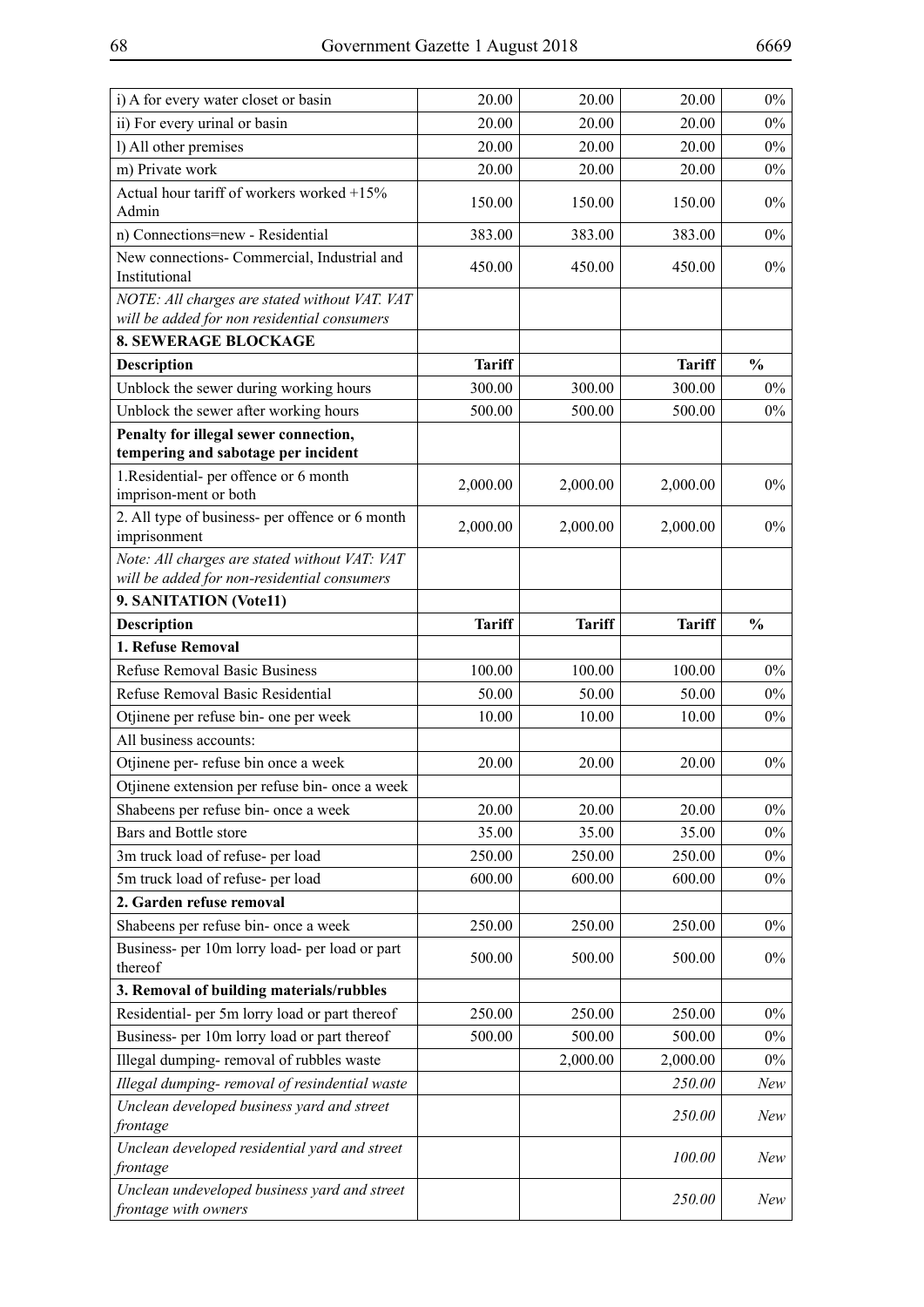| | | | | |
|---|---|---|---|---|
| i) A for every water closet or basin | 20.00 | 20.00 | 20.00 | 0% |
| ii) For every urinal or basin | 20.00 | 20.00 | 20.00 | 0% |
| l) All other premises | 20.00 | 20.00 | 20.00 | 0% |
| m) Private work | 20.00 | 20.00 | 20.00 | 0% |
| Actual hour tariff of workers worked +15% Admin | 150.00 | 150.00 | 150.00 | 0% |
| n) Connections=new - Residential | 383.00 | 383.00 | 383.00 | 0% |
| New connections- Commercial, Industrial and Institutional | 450.00 | 450.00 | 450.00 | 0% |
| *NOTE: All charges are stated without VAT. VAT will be added for non residential consumers* | | | | |
| **8. SEWERAGE BLOCKAGE** | | | | |
| **Description** | **Tariff** | | **Tariff** | **%** |
| Unblock the sewer during working hours | 300.00 | 300.00 | 300.00 | 0% |
| Unblock the sewer after working hours | 500.00 | 500.00 | 500.00 | 0% |
| **Penalty for illegal sewer connection, tempering and sabotage per incident** | | | | |
| 1.Residential- per offence or 6 month imprison-ment or both | 2,000.00 | 2,000.00 | 2,000.00 | 0% |
| 2. All type of business- per offence or 6 month imprisonment | 2,000.00 | 2,000.00 | 2,000.00 | 0% |
| *Note: All charges are stated without VAT: VAT will be added for non-residential consumers* | | | | |
| **9. SANITATION (Vote11)** | | | | |
| **Description** | **Tariff** | **Tariff** | **Tariff** | **%** |
| **1. Refuse Removal** | | | | |
| Refuse Removal Basic Business | 100.00 | 100.00 | 100.00 | 0% |
| Refuse Removal Basic Residential | 50.00 | 50.00 | 50.00 | 0% |
| Otjinene per refuse bin- one per week | 10.00 | 10.00 | 10.00 | 0% |
| All business accounts: | | | | |
| Otjinene per- refuse bin once a week | 20.00 | 20.00 | 20.00 | 0% |
| Otjinene extension per refuse bin- once a week | | | | |
| Shabeens per refuse bin- once a week | 20.00 | 20.00 | 20.00 | 0% |
| Bars and Bottle store | 35.00 | 35.00 | 35.00 | 0% |
| 3m truck load of refuse- per load | 250.00 | 250.00 | 250.00 | 0% |
| 5m truck load of refuse- per load | 600.00 | 600.00 | 600.00 | 0% |
| **2. Garden refuse removal** | | | | |
| Shabeens per refuse bin- once a week | 250.00 | 250.00 | 250.00 | 0% |
| Business- per 10m lorry load- per load or part thereof | 500.00 | 500.00 | 500.00 | 0% |
| **3. Removal of building materials/rubbles** | | | | |
| Residential- per 5m lorry load or part thereof | 250.00 | 250.00 | 250.00 | 0% |
| Business- per 10m lorry load or part thereof | 500.00 | 500.00 | 500.00 | 0% |
| Illegal dumping- removal of rubbles waste | | 2,000.00 | 2,000.00 | 0% |
| *Illegal dumping- removal of resindential waste* | | | *250.00* | *New* |
| *Unclean developed business yard and street frontage* | | | *250.00* | *New* |
| *Unclean developed residential yard and street frontage* | | | *100.00* | *New* |
| *Unclean undeveloped business yard and street frontage with owners* | | | *250.00* | *New* |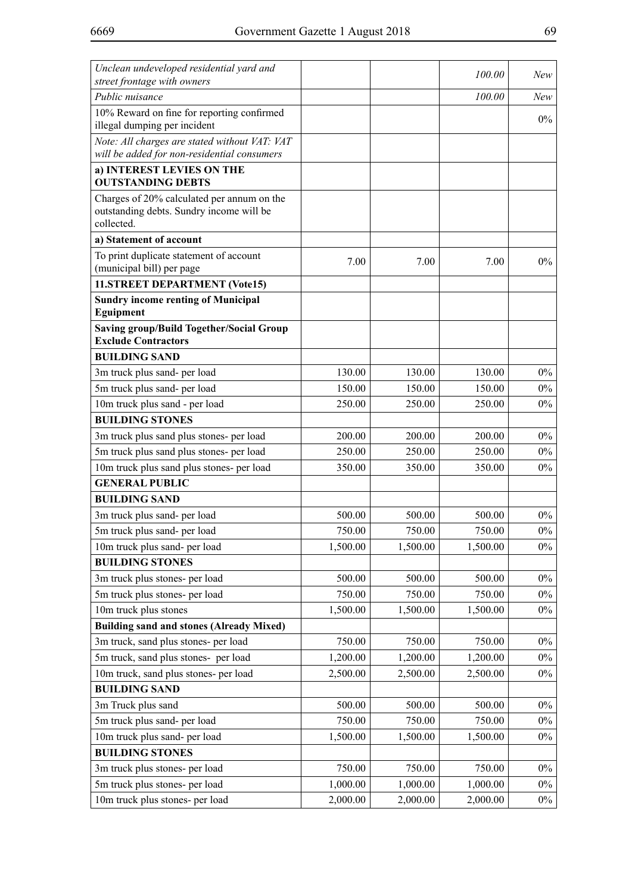| | | | | |
|---|---|---|---|---|
| *Unclean undeveloped residential yard and street frontage with owners* | | | *100.00* | *New* |
| *Public nuisance* | | | *100.00* | *New* |
| 10% Reward on fine for reporting confirmed illegal dumping per incident | | | | 0% |
| *Note: All charges are stated without VAT: VAT will be added for non-residential consumers* | | | | |
| **a) INTEREST LEVIES ON THE OUTSTANDING DEBTS** | | | | |
| Charges of 20% calculated per annum on the outstanding debts. Sundry income will be collected. | | | | |
| **a) Statement of account** | | | | |
| To print duplicate statement of account (municipal bill) per page | 7.00 | 7.00 | 7.00 | 0% |
| **11.STREET DEPARTMENT (Vote15)** | | | | |
| **Sundry income renting of Municipal Eguipment** | | | | |
| **Saving group/Build Together/Social Group Exclude Contractors** | | | | |
| **BUILDING SAND** | | | | |
| 3m truck plus sand- per load | 130.00 | 130.00 | 130.00 | 0% |
| 5m truck plus sand- per load | 150.00 | 150.00 | 150.00 | 0% |
| 10m truck plus sand - per load | 250.00 | 250.00 | 250.00 | 0% |
| **BUILDING STONES** | | | | |
| 3m truck plus sand plus stones- per load | 200.00 | 200.00 | 200.00 | 0% |
| 5m truck plus sand plus stones- per load | 250.00 | 250.00 | 250.00 | 0% |
| 10m truck plus sand plus stones- per load | 350.00 | 350.00 | 350.00 | 0% |
| **GENERAL PUBLIC** | | | | |
| **BUILDING SAND** | | | | |
| 3m truck plus sand- per load | 500.00 | 500.00 | 500.00 | 0% |
| 5m truck plus sand- per load | 750.00 | 750.00 | 750.00 | 0% |
| 10m truck plus sand- per load | 1,500.00 | 1,500.00 | 1,500.00 | 0% |
| **BUILDING STONES** | | | | |
| 3m truck plus stones- per load | 500.00 | 500.00 | 500.00 | 0% |
| 5m truck plus stones- per load | 750.00 | 750.00 | 750.00 | 0% |
| 10m truck plus stones | 1,500.00 | 1,500.00 | 1,500.00 | 0% |
| **Building sand and stones (Already Mixed)** | | | | |
| 3m truck, sand plus stones- per load | 750.00 | 750.00 | 750.00 | 0% |
| 5m truck, sand plus stones- per load | 1,200.00 | 1,200.00 | 1,200.00 | 0% |
| 10m truck, sand plus stones- per load | 2,500.00 | 2,500.00 | 2,500.00 | 0% |
| **BUILDING SAND** | | | | |
| 3m Truck plus sand | 500.00 | 500.00 | 500.00 | 0% |
| 5m truck plus sand- per load | 750.00 | 750.00 | 750.00 | 0% |
| 10m truck plus sand- per load | 1,500.00 | 1,500.00 | 1,500.00 | 0% |
| **BUILDING STONES** | | | | |
| 3m truck plus stones- per load | 750.00 | 750.00 | 750.00 | 0% |
| 5m truck plus stones- per load | 1,000.00 | 1,000.00 | 1,000.00 | 0% |
| 10m truck plus stones- per load | 2,000.00 | 2,000.00 | 2,000.00 | 0% |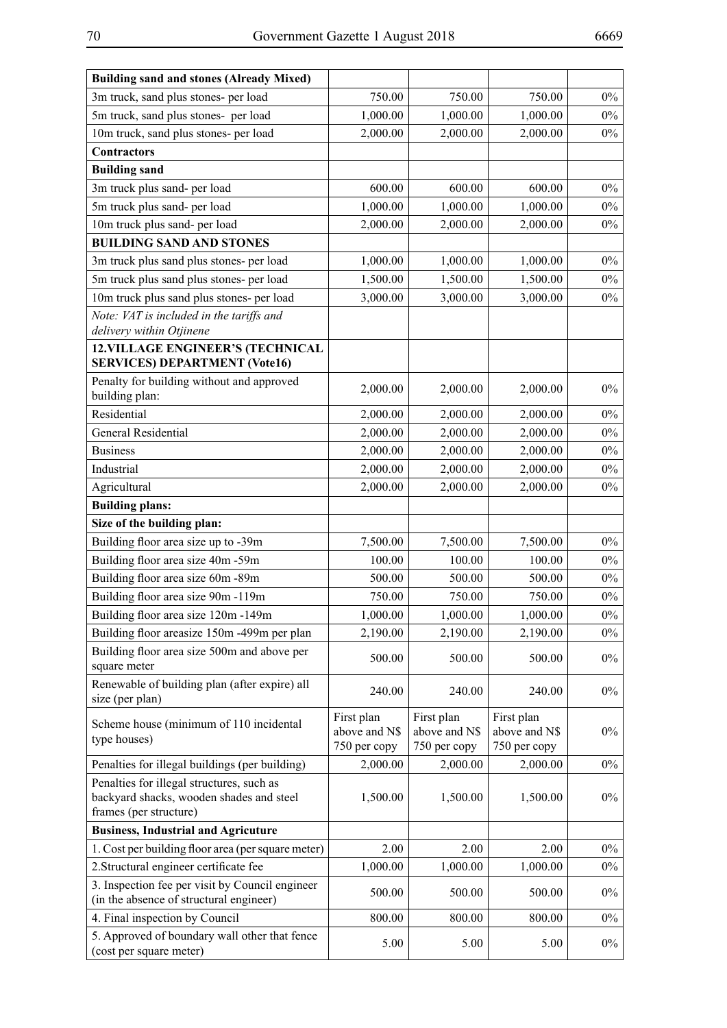| **Building sand and stones (Already Mixed)** | | | | |
|---|---|---|---|---|
| 3m truck, sand plus stones- per load | 750.00 | 750.00 | 750.00 | 0% |
| 5m truck, sand plus stones- per load | 1,000.00 | 1,000.00 | 1,000.00 | 0% |
| 10m truck, sand plus stones- per load | 2,000.00 | 2,000.00 | 2,000.00 | 0% |
| **Contractors** | | | | |
| **Building sand** | | | | |
| 3m truck plus sand- per load | 600.00 | 600.00 | 600.00 | 0% |
| 5m truck plus sand- per load | 1,000.00 | 1,000.00 | 1,000.00 | 0% |
| 10m truck plus sand- per load | 2,000.00 | 2,000.00 | 2,000.00 | 0% |
| **BUILDING SAND AND STONES** | | | | |
| 3m truck plus sand plus stones- per load | 1,000.00 | 1,000.00 | 1,000.00 | 0% |
| 5m truck plus sand plus stones- per load | 1,500.00 | 1,500.00 | 1,500.00 | 0% |
| 10m truck plus sand plus stones- per load | 3,000.00 | 3,000.00 | 3,000.00 | 0% |
| *Note: VAT is included in the tariffs and delivery within Otjinene* | | | | |
| **12.VILLAGE ENGINEER'S (TECHNICAL SERVICES) DEPARTMENT (Vote16)** | | | | |
| Penalty for building without and approved building plan: | 2,000.00 | 2,000.00 | 2,000.00 | 0% |
| Residential | 2,000.00 | 2,000.00 | 2,000.00 | 0% |
| General Residential | 2,000.00 | 2,000.00 | 2,000.00 | 0% |
| Business | 2,000.00 | 2,000.00 | 2,000.00 | 0% |
| Industrial | 2,000.00 | 2,000.00 | 2,000.00 | 0% |
| Agricultural | 2,000.00 | 2,000.00 | 2,000.00 | 0% |
| **Building plans:** | | | | |
| **Size of the building plan:** | | | | |
| Building floor area size up to -39m | 7,500.00 | 7,500.00 | 7,500.00 | 0% |
| Building floor area size 40m -59m | 100.00 | 100.00 | 100.00 | 0% |
| Building floor area size 60m -89m | 500.00 | 500.00 | 500.00 | 0% |
| Building floor area size 90m -119m | 750.00 | 750.00 | 750.00 | 0% |
| Building floor area size 120m -149m | 1,000.00 | 1,000.00 | 1,000.00 | 0% |
| Building floor areasize 150m -499m per plan | 2,190.00 | 2,190.00 | 2,190.00 | 0% |
| Building floor area size 500m and above per square meter | 500.00 | 500.00 | 500.00 | 0% |
| Renewable of building plan (after expire) all size (per plan) | 240.00 | 240.00 | 240.00 | 0% |
| Scheme house (minimum of 110 incidental type houses) | First plan above and N$ 750 per copy | First plan above and N$ 750 per copy | First plan above and N$ 750 per copy | 0% |
| Penalties for illegal buildings (per building) | 2,000.00 | 2,000.00 | 2,000.00 | 0% |
| Penalties for illegal structures, such as backyard shacks, wooden shades and steel frames (per structure) | 1,500.00 | 1,500.00 | 1,500.00 | 0% |
| **Business, Industrial and Agricuture** | | | | |
| 1. Cost per building floor area (per square meter) | 2.00 | 2.00 | 2.00 | 0% |
| 2.Structural engineer certificate fee | 1,000.00 | 1,000.00 | 1,000.00 | 0% |
| 3. Inspection fee per visit by Council engineer (in the absence of structural engineer) | 500.00 | 500.00 | 500.00 | 0% |
| 4. Final inspection by Council | 800.00 | 800.00 | 800.00 | 0% |
| 5. Approved of boundary wall other that fence (cost per square meter) | 5.00 | 5.00 | 5.00 | 0% |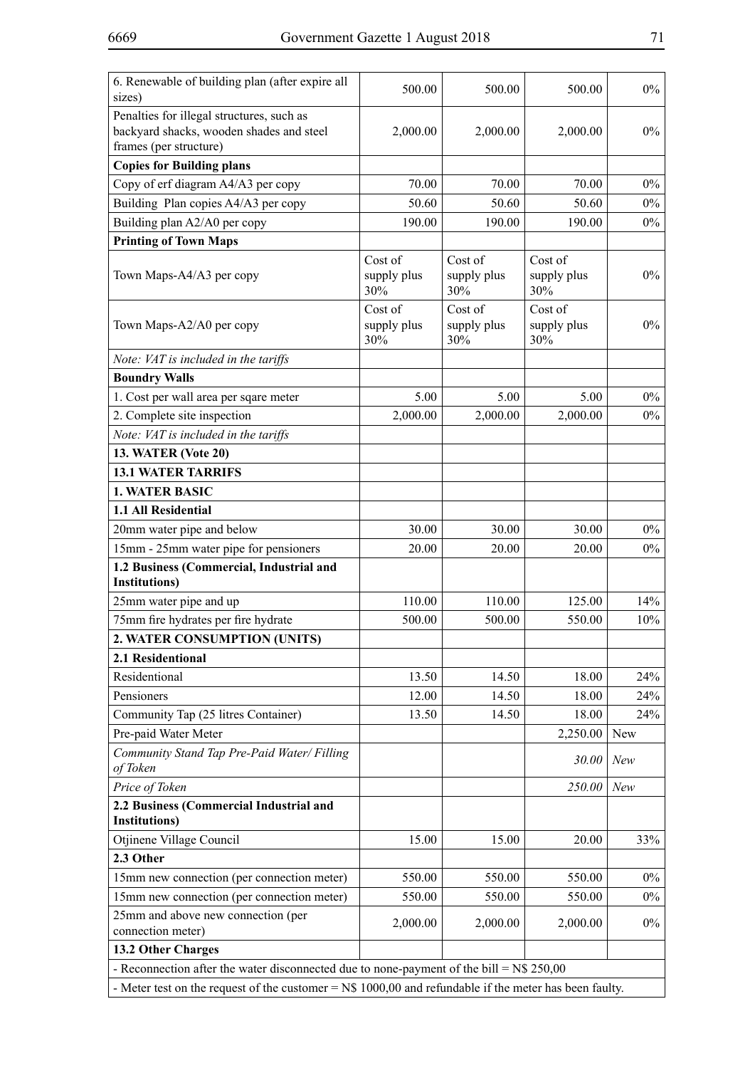| | | | | |
|---|---|---|---|---|
| 6. Renewable of building plan (after expire all sizes) | 500.00 | 500.00 | 500.00 | 0% |
| Penalties for illegal structures, such as backyard shacks, wooden shades and steel frames (per structure) | 2,000.00 | 2,000.00 | 2,000.00 | 0% |
| **Copies for Building plans** | | | | |
| Copy of erf diagram A4/A3 per copy | 70.00 | 70.00 | 70.00 | 0% |
| Building Plan copies A4/A3 per copy | 50.60 | 50.60 | 50.60 | 0% |
| Building plan A2/A0 per copy | 190.00 | 190.00 | 190.00 | 0% |
| **Printing of Town Maps** | | | | |
| Town Maps-A4/A3 per copy | Cost of supply plus 30% | Cost of supply plus 30% | Cost of supply plus 30% | 0% |
| Town Maps-A2/A0 per copy | Cost of supply plus 30% | Cost of supply plus 30% | Cost of supply plus 30% | 0% |
| *Note: VAT is included in the tariffs* | | | | |
| **Boundry Walls** | | | | |
| 1. Cost per wall area per sqare meter | 5.00 | 5.00 | 5.00 | 0% |
| 2. Complete site inspection | 2,000.00 | 2,000.00 | 2,000.00 | 0% |
| *Note: VAT is included in the tariffs* | | | | |
| **13. WATER (Vote 20)** | | | | |
| **13.1 WATER TARRIFS** | | | | |
| **1. WATER BASIC** | | | | |
| **1.1 All Residential** | | | | |
| 20mm water pipe and below | 30.00 | 30.00 | 30.00 | 0% |
| 15mm - 25mm water pipe for pensioners | 20.00 | 20.00 | 20.00 | 0% |
| **1.2 Business (Commercial, Industrial and Institutions)** | | | | |
| 25mm water pipe and up | 110.00 | 110.00 | 125.00 | 14% |
| 75mm fire hydrates per fire hydrate | 500.00 | 500.00 | 550.00 | 10% |
| **2. WATER CONSUMPTION (UNITS)** | | | | |
| **2.1 Residentional** | | | | |
| Residentional | 13.50 | 14.50 | 18.00 | 24% |
| Pensioners | 12.00 | 14.50 | 18.00 | 24% |
| Community Tap (25 litres Container) | 13.50 | 14.50 | 18.00 | 24% |
| Pre-paid Water Meter | | | 2,250.00 | New |
| *Community Stand Tap Pre-Paid Water/ Filling of Token* | | | *30.00* | *New* |
| *Price of Token* | | | *250.00* | *New* |
| **2.2 Business (Commercial Industrial and Institutions)** | | | | |
| Otjinene Village Council | 15.00 | 15.00 | 20.00 | 33% |
| **2.3 Other** | | | | |
| 15mm new connection (per connection meter) | 550.00 | 550.00 | 550.00 | 0% |
| 15mm new connection (per connection meter) | 550.00 | 550.00 | 550.00 | 0% |
| 25mm and above new connection (per connection meter) | 2,000.00 | 2,000.00 | 2,000.00 | 0% |
| **13.2 Other Charges** | | | | |
| - Reconnection after the water disconnected due to none-payment of the bill = N$ 250,00 | | | | |
| - Meter test on the request of the customer = N$ 1000,00 and refundable if the meter has been faulty. | | | | |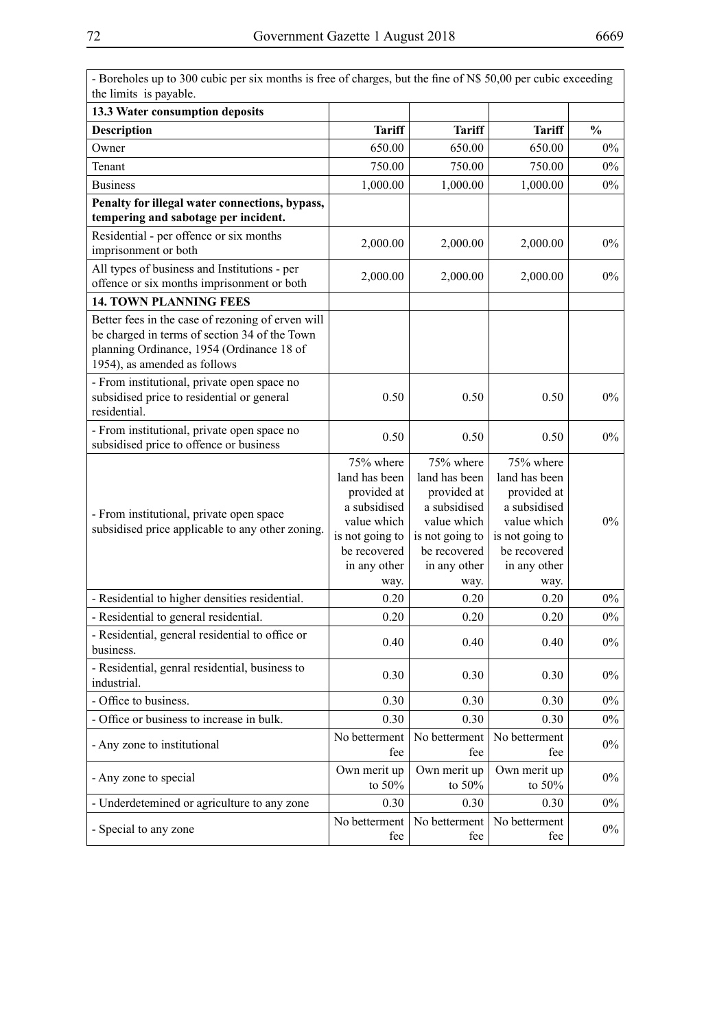| - Boreholes up to 300 cubic per six months is free of charges, but the fine of N$ 50,00 per cubic exceeding the limits is payable. | | | | |
|---|---|---|---|---|
| **13.3 Water consumption deposits** | | | | |
| **Description** | **Tariff** | **Tariff** | **Tariff** | **%** |
| Owner | 650.00 | 650.00 | 650.00 | 0% |
| Tenant | 750.00 | 750.00 | 750.00 | 0% |
| Business | 1,000.00 | 1,000.00 | 1,000.00 | 0% |
| **Penalty for illegal water connections, bypass, tempering and sabotage per incident.** | | | | |
| Residential - per offence or six months imprisonment or both | 2,000.00 | 2,000.00 | 2,000.00 | 0% |
| All types of business and Institutions - per offence or six months imprisonment or both | 2,000.00 | 2,000.00 | 2,000.00 | 0% |
| **14. TOWN PLANNING FEES** | | | | |
| Better fees in the case of rezoning of erven will be charged in terms of section 34 of the Town planning Ordinance, 1954 (Ordinance 18 of 1954), as amended as follows | | | | |
| - From institutional, private open space no subsidised price to residential or general residential. | 0.50 | 0.50 | 0.50 | 0% |
| - From institutional, private open space no subsidised price to offence or business | 0.50 | 0.50 | 0.50 | 0% |
| - From institutional, private open space subsidised price applicable to any other zoning. | 75% where land has been provided at a subsidised value which is not going to be recovered in any other way. | 75% where land has been provided at a subsidised value which is not going to be recovered in any other way. | 75% where land has been provided at a subsidised value which is not going to be recovered in any other way. | 0% |
| - Residential to higher densities residential. | 0.20 | 0.20 | 0.20 | 0% |
| - Residential to general residential. | 0.20 | 0.20 | 0.20 | 0% |
| - Residential, general residential to office or business. | 0.40 | 0.40 | 0.40 | 0% |
| - Residential, genral residential, business to industrial. | 0.30 | 0.30 | 0.30 | 0% |
| - Office to business. | 0.30 | 0.30 | 0.30 | 0% |
| - Office or business to increase in bulk. | 0.30 | 0.30 | 0.30 | 0% |
| - Any zone to institutional | No betterment fee | No betterment fee | No betterment fee | 0% |
| - Any zone to special | Own merit up to 50% | Own merit up to 50% | Own merit up to 50% | 0% |
| - Underdetemined or agriculture to any zone | 0.30 | 0.30 | 0.30 | 0% |
| - Special to any zone | No betterment fee | No betterment fee | No betterment fee | 0% |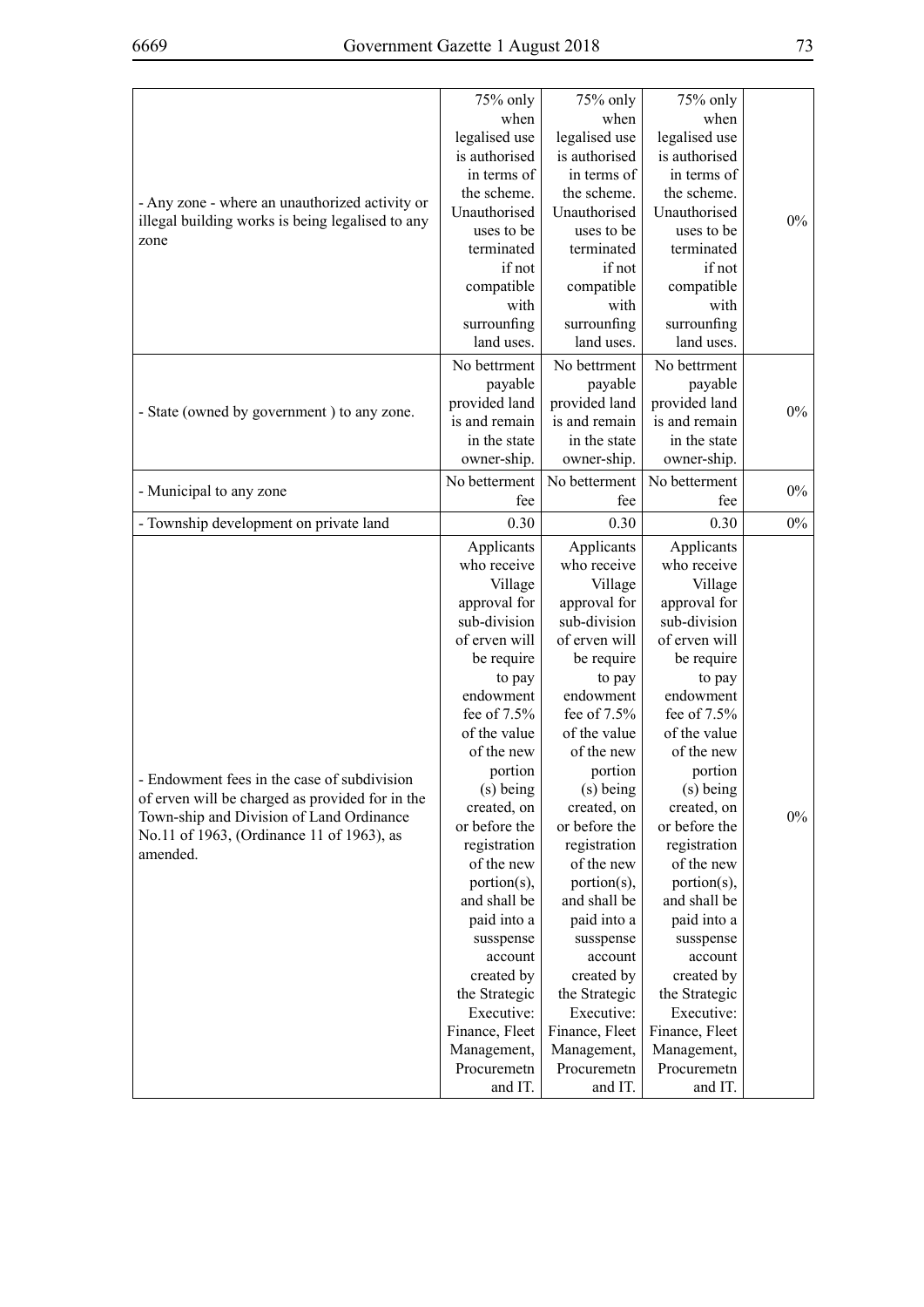| | | | | |
|---|---|---|---|---|
| - Any zone - where an unauthorized activity or illegal building works is being legalised to any zone | 75% only when legalised use is authorised in terms of the scheme. Unauthorised uses to be terminated if not compatible with surrounfing land uses. | 75% only when legalised use is authorised in terms of the scheme. Unauthorised uses to be terminated if not compatible with surrounfing land uses. | 75% only when legalised use is authorised in terms of the scheme. Unauthorised uses to be terminated if not compatible with surrounfing land uses. | 0% |
| - State (owned by government ) to any zone. | No bettrment payable provided land is and remain in the state owner-ship. | No bettrment payable provided land is and remain in the state owner-ship. | No bettrment payable provided land is and remain in the state owner-ship. | 0% |
| - Municipal to any zone | No betterment fee | No betterment fee | No betterment fee | 0% |
| - Township development on private land | 0.30 | 0.30 | 0.30 | 0% |
| - Endowment fees in the case of subdivision of erven will be charged as provided for in the Town-ship and Division of Land Ordinance No.11 of 1963, (Ordinance 11 of 1963), as amended. | Applicants who receive Village approval for sub-division of erven will be require to pay endowment fee of 7.5% of the value of the new portion (s) being created, on or before the registration of the new portion(s), and shall be paid into a susspense account created by the Strategic Executive: Finance, Fleet Management, Procuremetn and IT. | Applicants who receive Village approval for sub-division of erven will be require to pay endowment fee of 7.5% of the value of the new portion (s) being created, on or before the registration of the new portion(s), and shall be paid into a susspense account created by the Strategic Executive: Finance, Fleet Management, Procuremetn and IT. | Applicants who receive Village approval for sub-division of erven will be require to pay endowment fee of 7.5% of the value of the new portion (s) being created, on or before the registration of the new portion(s), and shall be paid into a susspense account created by the Strategic Executive: Finance, Fleet Management, Procuremetn and IT. | 0% |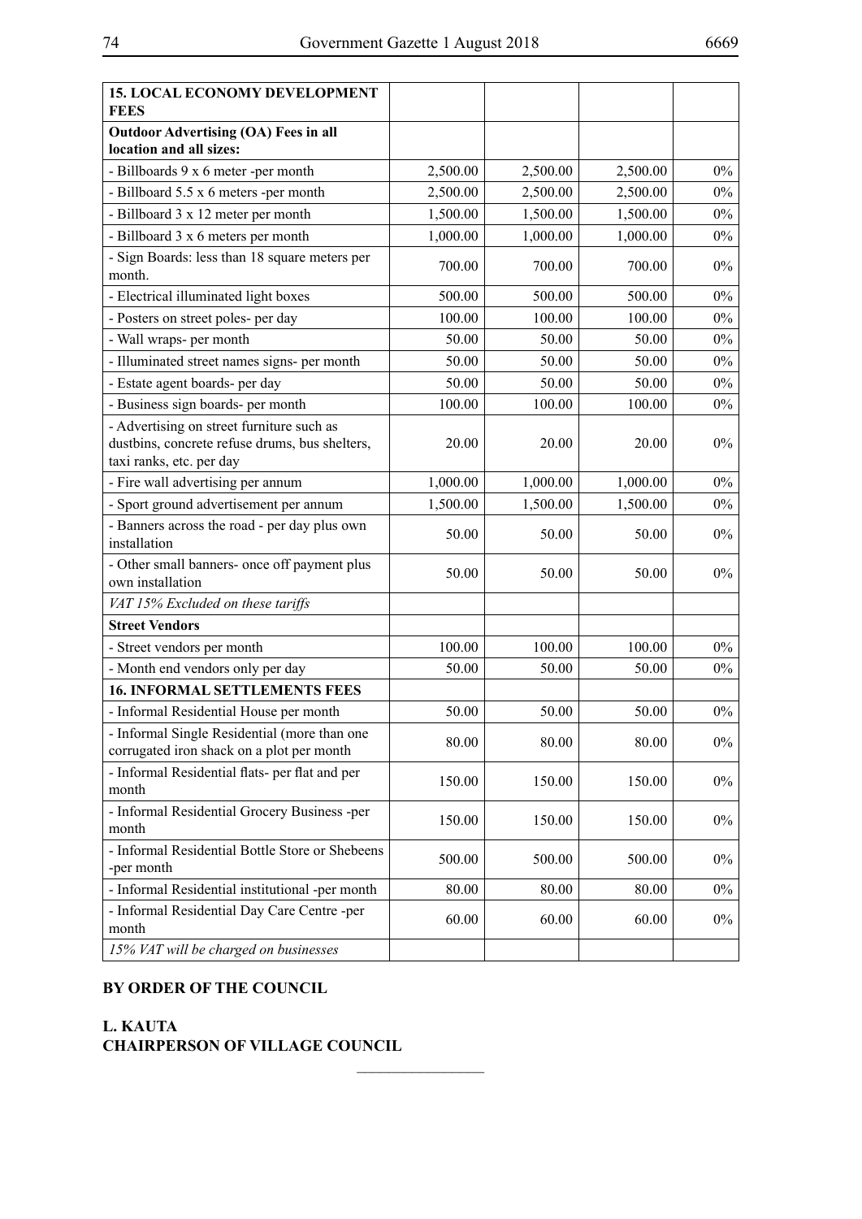| **15. LOCAL ECONOMY DEVELOPMENT FEES** | | | | |
|---|---|---|---|---|
| **Outdoor Advertising (OA) Fees in all location and all sizes:** | | | | |
| - Billboards 9 x 6 meter -per month | 2,500.00 | 2,500.00 | 2,500.00 | 0% |
| - Billboard 5.5 x 6 meters -per month | 2,500.00 | 2,500.00 | 2,500.00 | 0% |
| - Billboard 3 x 12 meter per month | 1,500.00 | 1,500.00 | 1,500.00 | 0% |
| - Billboard 3 x 6 meters per month | 1,000.00 | 1,000.00 | 1,000.00 | 0% |
| - Sign Boards: less than 18 square meters per month. | 700.00 | 700.00 | 700.00 | 0% |
| - Electrical illuminated light boxes | 500.00 | 500.00 | 500.00 | 0% |
| - Posters on street poles- per day | 100.00 | 100.00 | 100.00 | 0% |
| - Wall wraps- per month | 50.00 | 50.00 | 50.00 | 0% |
| - Illuminated street names signs- per month | 50.00 | 50.00 | 50.00 | 0% |
| - Estate agent boards- per day | 50.00 | 50.00 | 50.00 | 0% |
| - Business sign boards- per month | 100.00 | 100.00 | 100.00 | 0% |
| - Advertising on street furniture such as dustbins, concrete refuse drums, bus shelters, taxi ranks, etc. per day | 20.00 | 20.00 | 20.00 | 0% |
| - Fire wall advertising per annum | 1,000.00 | 1,000.00 | 1,000.00 | 0% |
| - Sport ground advertisement per annum | 1,500.00 | 1,500.00 | 1,500.00 | 0% |
| - Banners across the road - per day plus own installation | 50.00 | 50.00 | 50.00 | 0% |
| - Other small banners- once off payment plus own installation | 50.00 | 50.00 | 50.00 | 0% |
| *VAT 15% Excluded on these tariffs* | | | | |
| **Street Vendors** | | | | |
| - Street vendors per month | 100.00 | 100.00 | 100.00 | 0% |
| - Month end vendors only per day | 50.00 | 50.00 | 50.00 | 0% |
| **16. INFORMAL SETTLEMENTS FEES** | | | | |
| - Informal Residential House per month | 50.00 | 50.00 | 50.00 | 0% |
| - Informal Single Residential (more than one corrugated iron shack on a plot per month | 80.00 | 80.00 | 80.00 | 0% |
| - Informal Residential flats- per flat and per month | 150.00 | 150.00 | 150.00 | 0% |
| - Informal Residential Grocery Business -per month | 150.00 | 150.00 | 150.00 | 0% |
| - Informal Residential Bottle Store or Shebeens -per month | 500.00 | 500.00 | 500.00 | 0% |
| - Informal Residential institutional -per month | 80.00 | 80.00 | 80.00 | 0% |
| - Informal Residential Day Care Centre -per month | 60.00 | 60.00 | 60.00 | 0% |
| *15% VAT will be charged on businesses* | | | | |

**BY ORDER OF THE COUNCIL**

**L. KAUTA**
**CHAIRPERSON OF VILLAGE COUNCIL**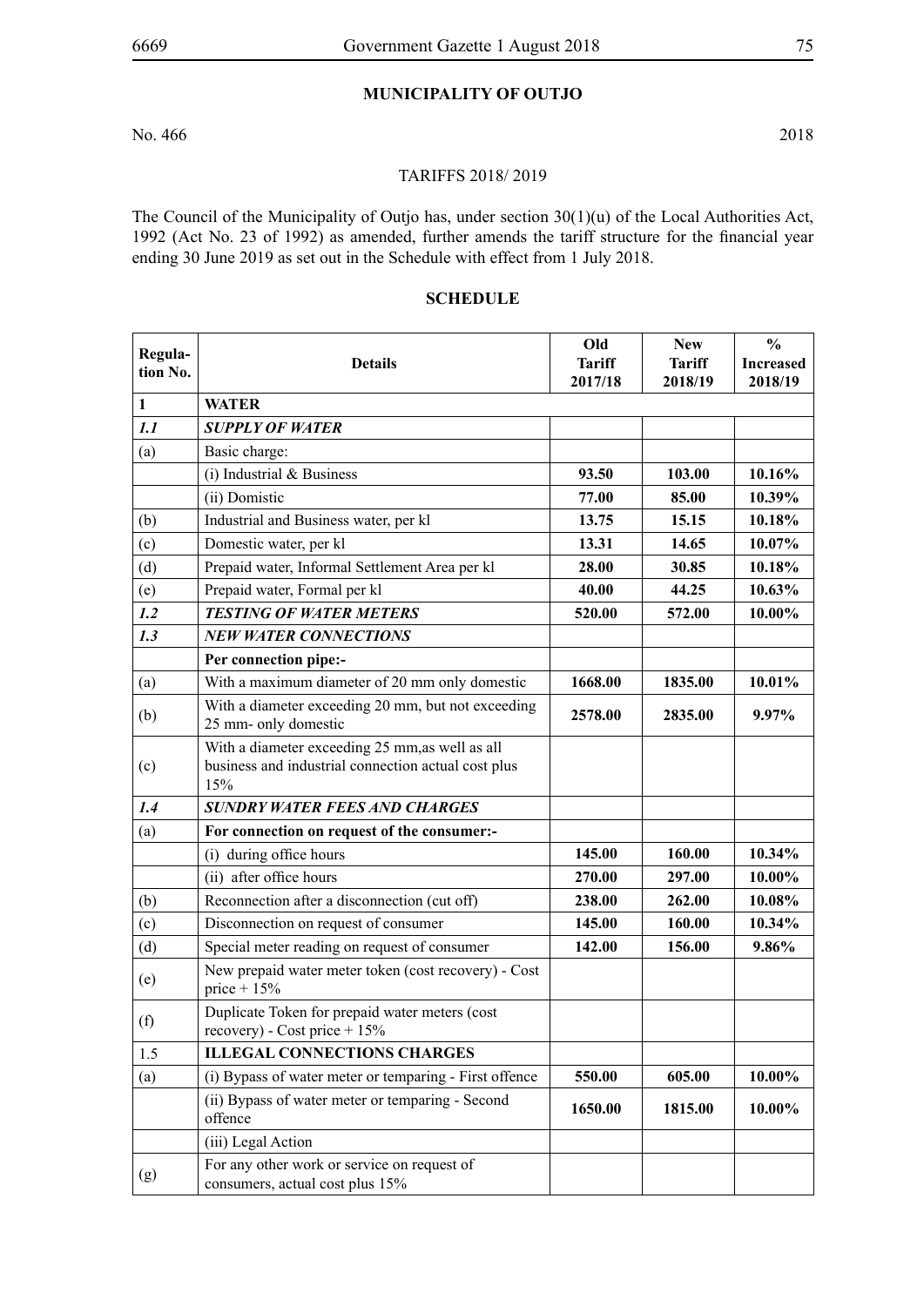## MUNICIPALITY OF OUTJO

No. 466 2018

TARIFFS 2018/ 2019

The Council of the Municipality of Outjo has, under section 30(1)(u) of the Local Authorities Act, 1992 (Act No. 23 of 1992) as amended, further amends the tariff structure for the financial year ending 30 June 2019 as set out in the Schedule with effect from 1 July 2018.

### SCHEDULE

| Regulation No. | Details | Old Tariff 2017/18 | New Tariff 2018/19 | % Increased 2018/19 |
|---|---|---|---|---|
| **1** | **WATER** | | | |
| ***1.1*** | ***SUPPLY OF WATER*** | | | |
| (a) | Basic charge: | | | |
| | (i) Industrial & Business | **93.50** | **103.00** | **10.16%** |
| | (ii) Domistic | **77.00** | **85.00** | **10.39%** |
| (b) | Industrial and Business water, per kl | **13.75** | **15.15** | **10.18%** |
| (c) | Domestic water, per kl | **13.31** | **14.65** | **10.07%** |
| (d) | Prepaid water, Informal Settlement Area per kl | **28.00** | **30.85** | **10.18%** |
| (e) | Prepaid water, Formal per kl | **40.00** | **44.25** | **10.63%** |
| ***1.2*** | ***TESTING OF WATER METERS*** | **520.00** | **572.00** | **10.00%** |
| ***1.3*** | ***NEW WATER CONNECTIONS*** | | | |
| | **Per connection pipe:-** | | | |
| (a) | With a maximum diameter of 20 mm only domestic | **1668.00** | **1835.00** | **10.01%** |
| (b) | With a diameter exceeding 20 mm, but not exceeding 25 mm- only domestic | **2578.00** | **2835.00** | **9.97%** |
| (c) | With a diameter exceeding 25 mm,as well as all business and industrial connection actual cost plus 15% | | | |
| ***1.4*** | ***SUNDRY WATER FEES AND CHARGES*** | | | |
| (a) | **For connection on request of the consumer:-** | | | |
| | (i) during office hours | **145.00** | **160.00** | **10.34%** |
| | (ii) after office hours | **270.00** | **297.00** | **10.00%** |
| (b) | Reconnection after a disconnection (cut off) | **238.00** | **262.00** | **10.08%** |
| (c) | Disconnection on request of consumer | **145.00** | **160.00** | **10.34%** |
| (d) | Special meter reading on request of consumer | **142.00** | **156.00** | **9.86%** |
| (e) | New prepaid water meter token (cost recovery) - Cost price + 15% | | | |
| (f) | Duplicate Token for prepaid water meters (cost recovery) - Cost price + 15% | | | |
| 1.5 | **ILLEGAL CONNECTIONS CHARGES** | | | |
| (a) | (i) Bypass of water meter or temparing - First offence | **550.00** | **605.00** | **10.00%** |
| | (ii) Bypass of water meter or temparing - Second offence | **1650.00** | **1815.00** | **10.00%** |
| | (iii) Legal Action | | | |
| (g) | For any other work or service on request of consumers, actual cost plus 15% | | | |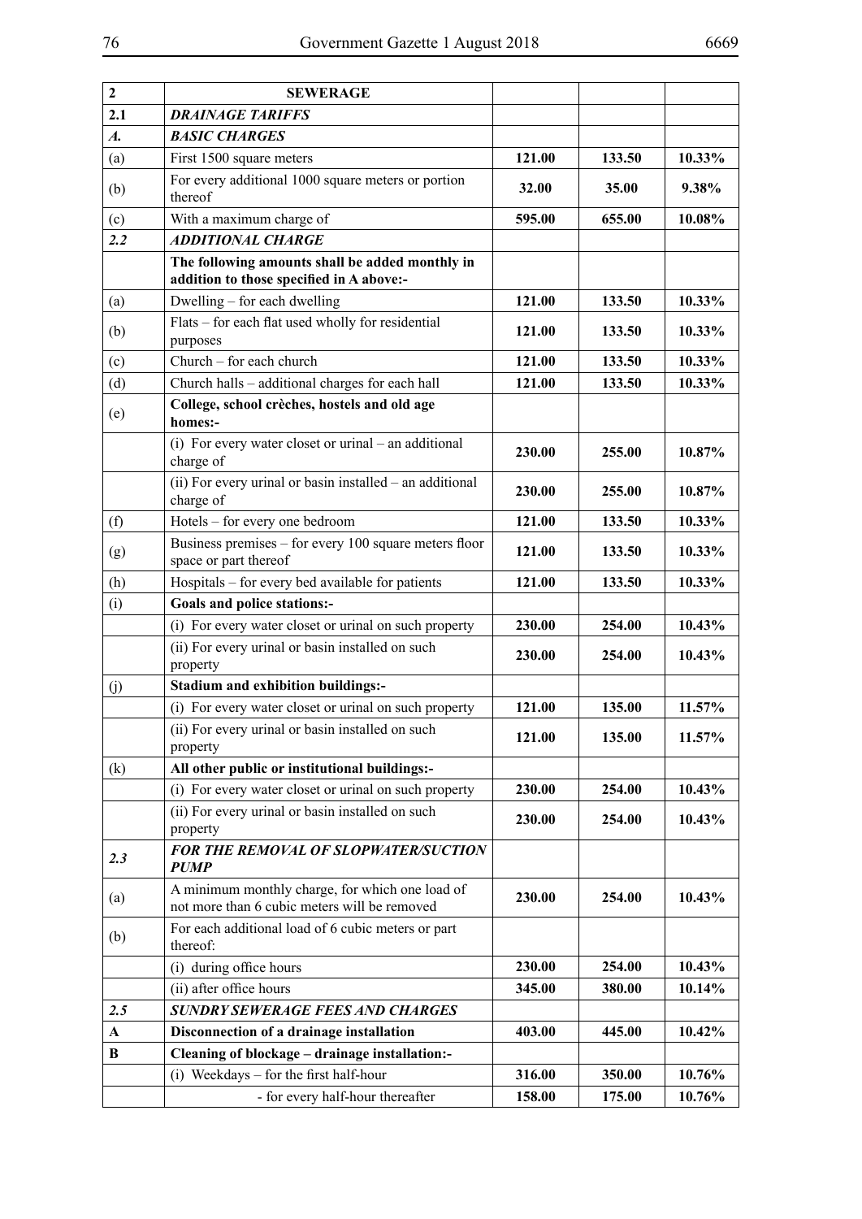| 2 | **SEWERAGE** | | | |
|---|---|---|---|---|
| **2.1** | ***DRAINAGE TARIFFS*** | | | |
| ***A.*** | ***BASIC CHARGES*** | | | |
| (a) | First 1500 square meters | **121.00** | **133.50** | **10.33%** |
| (b) | For every additional 1000 square meters or portion thereof | **32.00** | **35.00** | **9.38%** |
| (c) | With a maximum charge of | **595.00** | **655.00** | **10.08%** |
| ***2.2*** | ***ADDITIONAL CHARGE*** | | | |
| | **The following amounts shall be added monthly in addition to those specified in A above:-** | | | |
| (a) | Dwelling – for each dwelling | **121.00** | **133.50** | **10.33%** |
| (b) | Flats – for each flat used wholly for residential purposes | **121.00** | **133.50** | **10.33%** |
| (c) | Church – for each church | **121.00** | **133.50** | **10.33%** |
| (d) | Church halls – additional charges for each hall | **121.00** | **133.50** | **10.33%** |
| (e) | **College, school crèches, hostels and old age homes:-** | | | |
| | (i) For every water closet or urinal – an additional charge of | **230.00** | **255.00** | **10.87%** |
| | (ii) For every urinal or basin installed – an additional charge of | **230.00** | **255.00** | **10.87%** |
| (f) | Hotels – for every one bedroom | **121.00** | **133.50** | **10.33%** |
| (g) | Business premises – for every 100 square meters floor space or part thereof | **121.00** | **133.50** | **10.33%** |
| (h) | Hospitals – for every bed available for patients | **121.00** | **133.50** | **10.33%** |
| (i) | **Goals and police stations:-** | | | |
| | (i) For every water closet or urinal on such property | **230.00** | **254.00** | **10.43%** |
| | (ii) For every urinal or basin installed on such property | **230.00** | **254.00** | **10.43%** |
| (j) | **Stadium and exhibition buildings:-** | | | |
| | (i) For every water closet or urinal on such property | **121.00** | **135.00** | **11.57%** |
| | (ii) For every urinal or basin installed on such property | **121.00** | **135.00** | **11.57%** |
| (k) | **All other public or institutional buildings:-** | | | |
| | (i) For every water closet or urinal on such property | **230.00** | **254.00** | **10.43%** |
| | (ii) For every urinal or basin installed on such property | **230.00** | **254.00** | **10.43%** |
| ***2.3*** | ***FOR THE REMOVAL OF SLOPWATER/SUCTION PUMP*** | | | |
| (a) | A minimum monthly charge, for which one load of not more than 6 cubic meters will be removed | **230.00** | **254.00** | **10.43%** |
| (b) | For each additional load of 6 cubic meters or part thereof: | | | |
| | (i) during office hours | **230.00** | **254.00** | **10.43%** |
| | (ii) after office hours | **345.00** | **380.00** | **10.14%** |
| ***2.5*** | ***SUNDRY SEWERAGE FEES AND CHARGES*** | | | |
| **A** | **Disconnection of a drainage installation** | **403.00** | **445.00** | **10.42%** |
| **B** | **Cleaning of blockage – drainage installation:-** | | | |
| | (i) Weekdays – for the first half-hour | **316.00** | **350.00** | **10.76%** |
| | - for every half-hour thereafter | **158.00** | **175.00** | **10.76%** |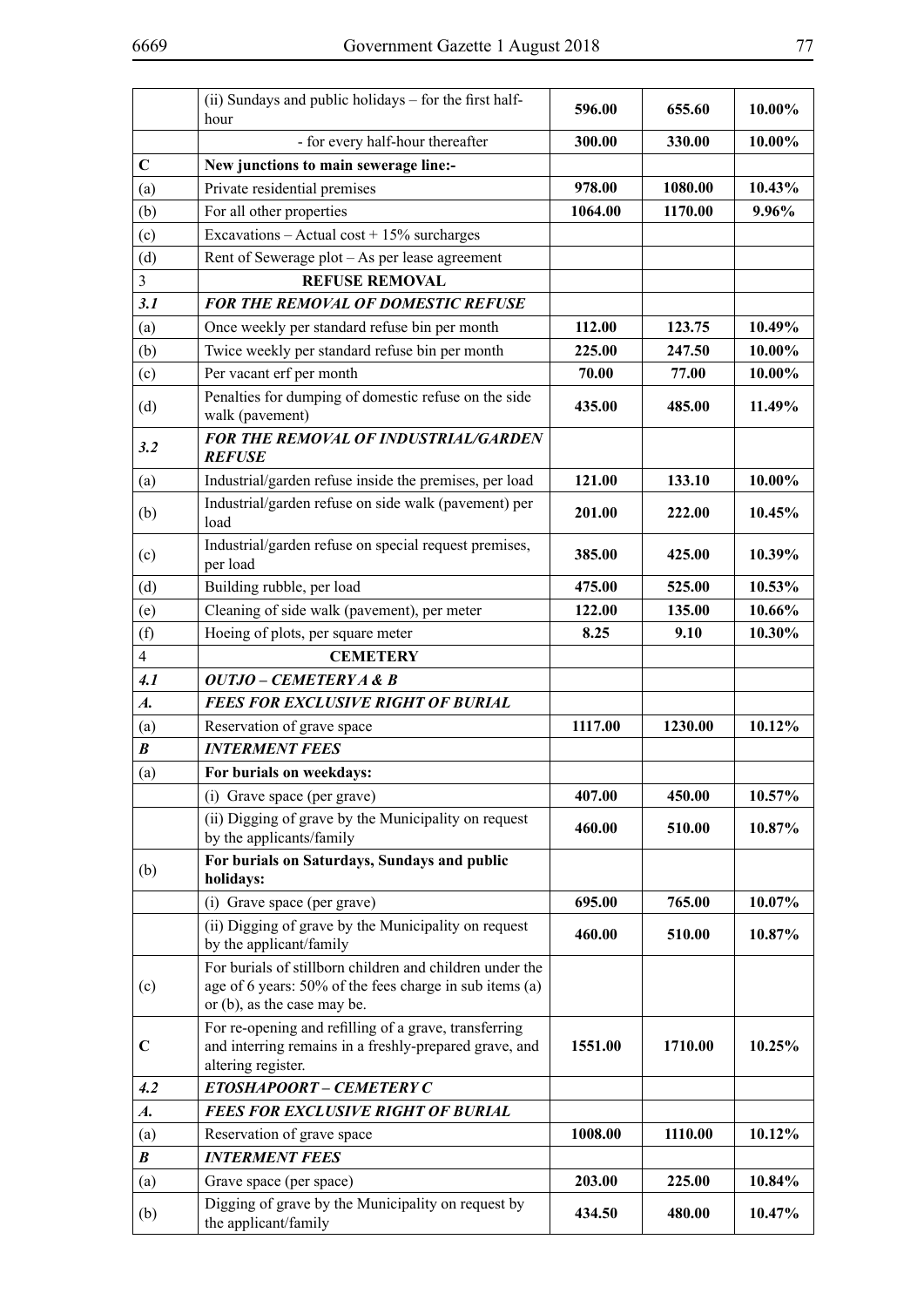| | | | | |
|---|---|---|---|---|
| | (ii) Sundays and public holidays – for the first half-hour | **596.00** | **655.60** | **10.00%** |
| | - for every half-hour thereafter | **300.00** | **330.00** | **10.00%** |
| **C** | **New junctions to main sewerage line:-** | | | |
| (a) | Private residential premises | **978.00** | **1080.00** | **10.43%** |
| (b) | For all other properties | **1064.00** | **1170.00** | **9.96%** |
| (c) | Excavations – Actual cost + 15% surcharges | | | |
| (d) | Rent of Sewerage plot – As per lease agreement | | | |
| 3 | **REFUSE REMOVAL** | | | |
| ***3.1*** | ***FOR THE REMOVAL OF DOMESTIC REFUSE*** | | | |
| (a) | Once weekly per standard refuse bin per month | **112.00** | **123.75** | **10.49%** |
| (b) | Twice weekly per standard refuse bin per month | **225.00** | **247.50** | **10.00%** |
| (c) | Per vacant erf per month | **70.00** | **77.00** | **10.00%** |
| (d) | Penalties for dumping of domestic refuse on the side walk (pavement) | **435.00** | **485.00** | **11.49%** |
| ***3.2*** | ***FOR THE REMOVAL OF INDUSTRIAL/GARDEN REFUSE*** | | | |
| (a) | Industrial/garden refuse inside the premises, per load | **121.00** | **133.10** | **10.00%** |
| (b) | Industrial/garden refuse on side walk (pavement) per load | **201.00** | **222.00** | **10.45%** |
| (c) | Industrial/garden refuse on special request premises, per load | **385.00** | **425.00** | **10.39%** |
| (d) | Building rubble, per load | **475.00** | **525.00** | **10.53%** |
| (e) | Cleaning of side walk (pavement), per meter | **122.00** | **135.00** | **10.66%** |
| (f) | Hoeing of plots, per square meter | **8.25** | **9.10** | **10.30%** |
| 4 | **CEMETERY** | | | |
| ***4.1*** | ***OUTJO – CEMETERY A & B*** | | | |
| ***A.*** | ***FEES FOR EXCLUSIVE RIGHT OF BURIAL*** | | | |
| (a) | Reservation of grave space | **1117.00** | **1230.00** | **10.12%** |
| ***B*** | ***INTERMENT FEES*** | | | |
| (a) | **For burials on weekdays:** | | | |
| | (i) Grave space (per grave) | **407.00** | **450.00** | **10.57%** |
| | (ii) Digging of grave by the Municipality on request by the applicants/family | **460.00** | **510.00** | **10.87%** |
| (b) | **For burials on Saturdays, Sundays and public holidays:** | | | |
| | (i) Grave space (per grave) | **695.00** | **765.00** | **10.07%** |
| | (ii) Digging of grave by the Municipality on request by the applicant/family | **460.00** | **510.00** | **10.87%** |
| (c) | For burials of stillborn children and children under the age of 6 years: 50% of the fees charge in sub items (a) or (b), as the case may be. | | | |
| **C** | For re-opening and refilling of a grave, transferring and interring remains in a freshly-prepared grave, and altering register. | **1551.00** | **1710.00** | **10.25%** |
| ***4.2*** | ***ETOSHAPOORT – CEMETERY C*** | | | |
| ***A.*** | ***FEES FOR EXCLUSIVE RIGHT OF BURIAL*** | | | |
| (a) | Reservation of grave space | **1008.00** | **1110.00** | **10.12%** |
| ***B*** | ***INTERMENT FEES*** | | | |
| (a) | Grave space (per space) | **203.00** | **225.00** | **10.84%** |
| (b) | Digging of grave by the Municipality on request by the applicant/family | **434.50** | **480.00** | **10.47%** |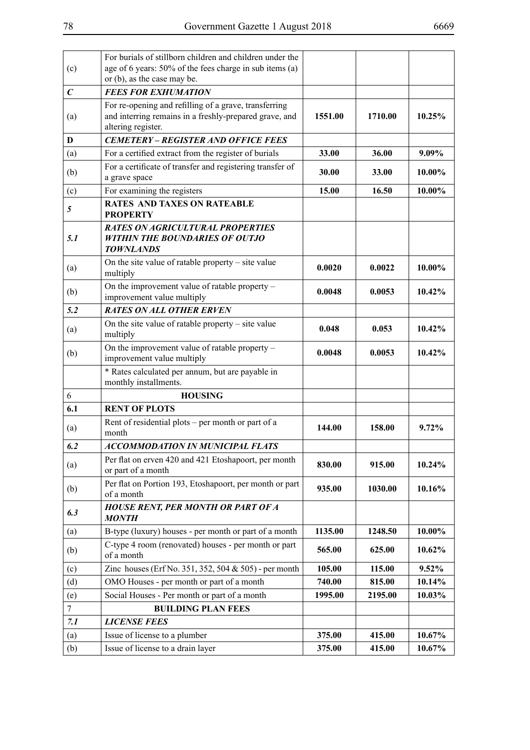| | | | | |
|---|---|---|---|---|
| (c) | For burials of stillborn children and children under the age of 6 years: 50% of the fees charge in sub items (a) or (b), as the case may be. | | | |
| ***C*** | ***FEES FOR EXHUMATION*** | | | |
| (a) | For re-opening and refilling of a grave, transferring and interring remains in a freshly-prepared grave, and altering register. | **1551.00** | **1710.00** | **10.25%** |
| **D** | ***CEMETERY – REGISTER AND OFFICE FEES*** | | | |
| (a) | For a certified extract from the register of burials | **33.00** | **36.00** | **9.09%** |
| (b) | For a certificate of transfer and registering transfer of a grave space | **30.00** | **33.00** | **10.00%** |
| (c) | For examining the registers | **15.00** | **16.50** | **10.00%** |
| ***5*** | **RATES AND TAXES ON RATEABLE PROPERTY** | | | |
| ***5.1*** | ***RATES ON AGRICULTURAL PROPERTIES WITHIN THE BOUNDARIES OF OUTJO TOWNLANDS*** | | | |
| (a) | On the site value of ratable property – site value multiply | **0.0020** | **0.0022** | **10.00%** |
| (b) | On the improvement value of ratable property – improvement value multiply | **0.0048** | **0.0053** | **10.42%** |
| ***5.2*** | ***RATES ON ALL OTHER ERVEN*** | | | |
| (a) | On the site value of ratable property – site value multiply | **0.048** | **0.053** | **10.42%** |
| (b) | On the improvement value of ratable property – improvement value multiply | **0.0048** | **0.0053** | **10.42%** |
| | * Rates calculated per annum, but are payable in monthly installments. | | | |
| 6 | **HOUSING** | | | |
| **6.1** | **RENT OF PLOTS** | | | |
| (a) | Rent of residential plots – per month or part of a month | **144.00** | **158.00** | **9.72%** |
| ***6.2*** | ***ACCOMMODATION IN MUNICIPAL FLATS*** | | | |
| (a) | Per flat on erven 420 and 421 Etoshapoort, per month or part of a month | **830.00** | **915.00** | **10.24%** |
| (b) | Per flat on Portion 193, Etoshapoort, per month or part of a month | **935.00** | **1030.00** | **10.16%** |
| ***6.3*** | ***HOUSE RENT, PER MONTH OR PART OF A MONTH*** | | | |
| (a) | B-type (luxury) houses - per month or part of a month | **1135.00** | **1248.50** | **10.00%** |
| (b) | C-type 4 room (renovated) houses - per month or part of a month | **565.00** | **625.00** | **10.62%** |
| (c) | Zinc houses (Erf No. 351, 352, 504 & 505) - per month | **105.00** | **115.00** | **9.52%** |
| (d) | OMO Houses - per month or part of a month | **740.00** | **815.00** | **10.14%** |
| (e) | Social Houses - Per month or part of a month | **1995.00** | **2195.00** | **10.03%** |
| 7 | **BUILDING PLAN FEES** | | | |
| ***7.1*** | ***LICENSE FEES*** | | | |
| (a) | Issue of license to a plumber | **375.00** | **415.00** | **10.67%** |
| (b) | Issue of license to a drain layer | **375.00** | **415.00** | **10.67%** |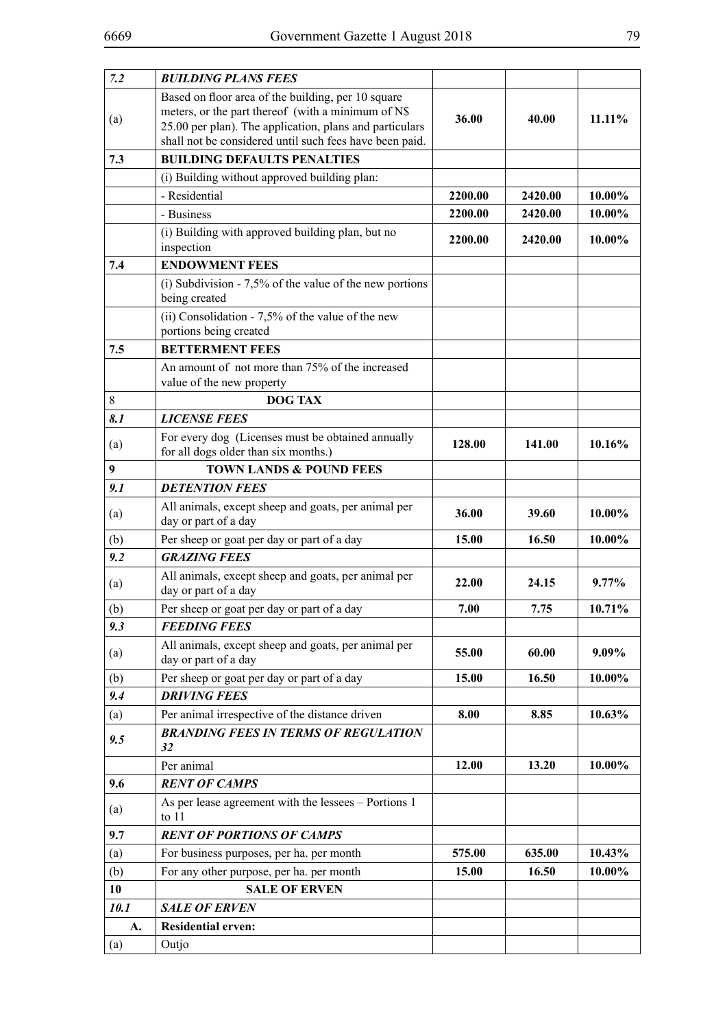| *7.2* | ***BUILDING PLANS FEES*** | | | |
|---|---|---|---|---|
| (a) | Based on floor area of the building, per 10 square meters, or the part thereof (with a minimum of N$ 25.00 per plan). The application, plans and particulars shall not be considered until such fees have been paid. | **36.00** | **40.00** | **11.11%** |
| **7.3** | **BUILDING DEFAULTS PENALTIES** | | | |
| | (i) Building without approved building plan: | | | |
| | - Residential | **2200.00** | **2420.00** | **10.00%** |
| | - Business | **2200.00** | **2420.00** | **10.00%** |
| | (i) Building with approved building plan, but no inspection | **2200.00** | **2420.00** | **10.00%** |
| **7.4** | **ENDOWMENT FEES** | | | |
| | (i) Subdivision - 7,5% of the value of the new portions being created | | | |
| | (ii) Consolidation - 7,5% of the value of the new portions being created | | | |
| **7.5** | **BETTERMENT FEES** | | | |
| | An amount of not more than 75% of the increased value of the new property | | | |
| 8 | **DOG TAX** | | | |
| *8.1* | ***LICENSE FEES*** | | | |
| (a) | For every dog (Licenses must be obtained annually for all dogs older than six months.) | **128.00** | **141.00** | **10.16%** |
| **9** | **TOWN LANDS & POUND FEES** | | | |
| *9.1* | ***DETENTION FEES*** | | | |
| (a) | All animals, except sheep and goats, per animal per day or part of a day | **36.00** | **39.60** | **10.00%** |
| (b) | Per sheep or goat per day or part of a day | **15.00** | **16.50** | **10.00%** |
| *9.2* | ***GRAZING FEES*** | | | |
| (a) | All animals, except sheep and goats, per animal per day or part of a day | **22.00** | **24.15** | **9.77%** |
| (b) | Per sheep or goat per day or part of a day | **7.00** | **7.75** | **10.71%** |
| *9.3* | ***FEEDING FEES*** | | | |
| (a) | All animals, except sheep and goats, per animal per day or part of a day | **55.00** | **60.00** | **9.09%** |
| (b) | Per sheep or goat per day or part of a day | **15.00** | **16.50** | **10.00%** |
| *9.4* | ***DRIVING FEES*** | | | |
| (a) | Per animal irrespective of the distance driven | **8.00** | **8.85** | **10.63%** |
| *9.5* | ***BRANDING FEES IN TERMS OF REGULATION 32*** | | | |
| | Per animal | **12.00** | **13.20** | **10.00%** |
| **9.6** | ***RENT OF CAMPS*** | | | |
| (a) | As per lease agreement with the lessees – Portions 1 to 11 | | | |
| **9.7** | ***RENT OF PORTIONS OF CAMPS*** | | | |
| (a) | For business purposes, per ha. per month | **575.00** | **635.00** | **10.43%** |
| (b) | For any other purpose, per ha. per month | **15.00** | **16.50** | **10.00%** |
| **10** | **SALE OF ERVEN** | | | |
| *10.1* | ***SALE OF ERVEN*** | | | |
| **A.** | **Residential erven:** | | | |
| (a) | Outjo | | | |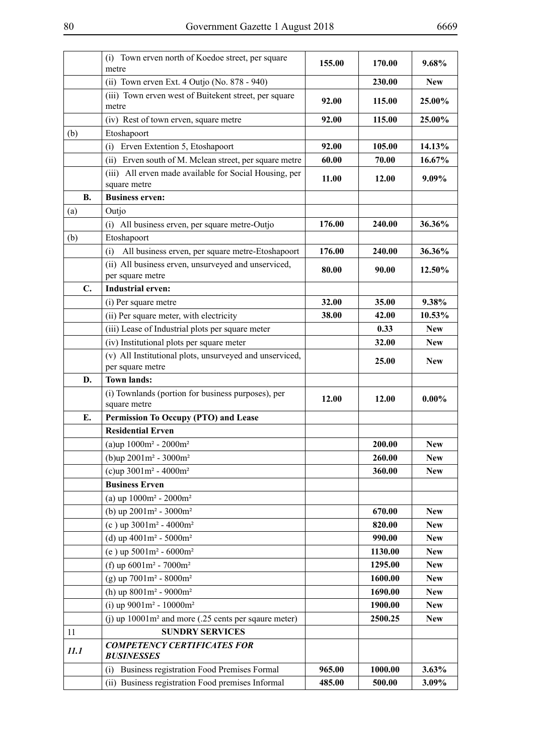| | | | | |
|---|---|---|---|---|
| | (i) Town erven north of Koedoe street, per square metre | **155.00** | **170.00** | **9.68%** |
| | (ii) Town erven Ext. 4 Outjo (No. 878 - 940) | | **230.00** | **New** |
| | (iii) Town erven west of Buitekent street, per square metre | **92.00** | **115.00** | **25.00%** |
| | (iv) Rest of town erven, square metre | **92.00** | **115.00** | **25.00%** |
| (b) | Etoshapoort | | | |
| | (i) Erven Extention 5, Etoshapoort | **92.00** | **105.00** | **14.13%** |
| | (ii) Erven south of M. Mclean street, per square metre | **60.00** | **70.00** | **16.67%** |
| | (iii) All erven made available for Social Housing, per square metre | **11.00** | **12.00** | **9.09%** |
| **B.** | **Business erven:** | | | |
| (a) | Outjo | | | |
| | (i) All business erven, per square metre-Outjo | **176.00** | **240.00** | **36.36%** |
| (b) | Etoshapoort | | | |
| | (i) All business erven, per square metre-Etoshapoort | **176.00** | **240.00** | **36.36%** |
| | (ii) All business erven, unsurveyed and unserviced, per square metre | **80.00** | **90.00** | **12.50%** |
| **C.** | **Industrial erven:** | | | |
| | (i) Per square metre | **32.00** | **35.00** | **9.38%** |
| | (ii) Per square meter, with electricity | **38.00** | **42.00** | **10.53%** |
| | (iii) Lease of Industrial plots per square meter | | **0.33** | **New** |
| | (iv) Institutional plots per square meter | | **32.00** | **New** |
| | (v) All Institutional plots, unsurveyed and unserviced, per square metre | | **25.00** | **New** |
| **D.** | **Town lands:** | | | |
| | (i) Townlands (portion for business purposes), per square metre | **12.00** | **12.00** | **0.00%** |
| **E.** | **Permission To Occupy (PTO) and Lease** | | | |
| | **Residential Erven** | | | |
| | (a)up 1000m² - 2000m² | | **200.00** | **New** |
| | (b)up 2001m² - 3000m² | | **260.00** | **New** |
| | (c)up 3001m² - 4000m² | | **360.00** | **New** |
| | **Business Erven** | | | |
| | (a) up 1000m² - 2000m² | | | |
| | (b) up 2001m² - 3000m² | | **670.00** | **New** |
| | (c ) up 3001m² - 4000m² | | **820.00** | **New** |
| | (d) up 4001m² - 5000m² | | **990.00** | **New** |
| | (e ) up 5001m² - 6000m² | | **1130.00** | **New** |
| | (f) up 6001m² - 7000m² | | **1295.00** | **New** |
| | (g) up 7001m² - 8000m² | | **1600.00** | **New** |
| | (h) up 8001m² - 9000m² | | **1690.00** | **New** |
| | (i) up 9001m² - 10000m² | | **1900.00** | **New** |
| | (j) up 10001m² and more (.25 cents per sqaure meter) | | **2500.25** | **New** |
| 11 | **SUNDRY SERVICES** | | | |
| ***11.1*** | ***COMPETENCY CERTIFICATES FOR BUSINESSES*** | | | |
| | (i) Business registration Food Premises Formal | **965.00** | **1000.00** | **3.63%** |
| | (ii) Business registration Food premises Informal | **485.00** | **500.00** | **3.09%** |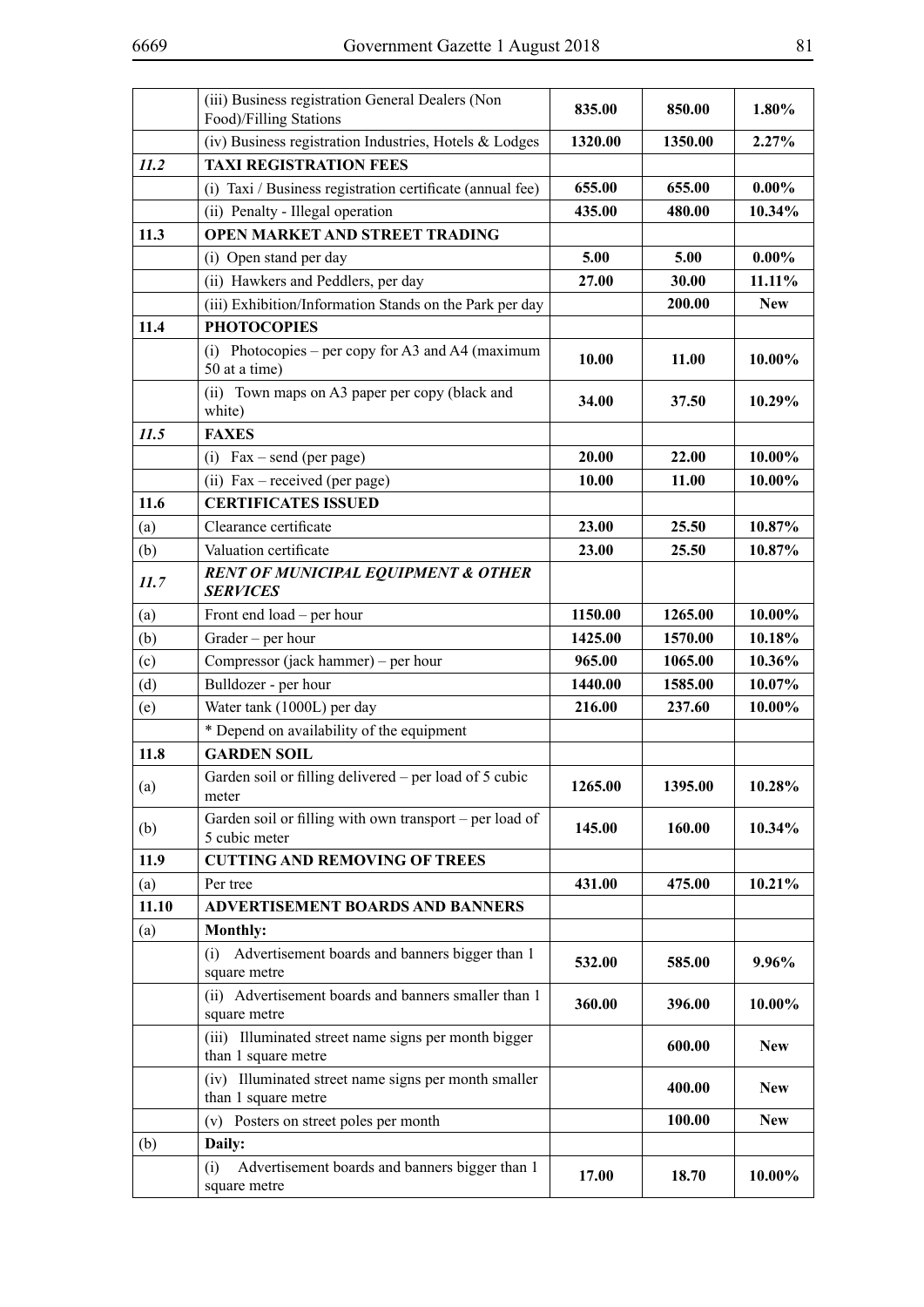| | | | | |
|---|---|---|---|---|
| | (iii) Business registration General Dealers (Non Food)/Filling Stations | **835.00** | **850.00** | **1.80%** |
| | (iv) Business registration Industries, Hotels & Lodges | **1320.00** | **1350.00** | **2.27%** |
| ***11.2*** | **TAXI REGISTRATION FEES** | | | |
| | (i) Taxi / Business registration certificate (annual fee) | **655.00** | **655.00** | **0.00%** |
| | (ii) Penalty - Illegal operation | **435.00** | **480.00** | **10.34%** |
| **11.3** | **OPEN MARKET AND STREET TRADING** | | | |
| | (i) Open stand per day | **5.00** | **5.00** | **0.00%** |
| | (ii) Hawkers and Peddlers, per day | **27.00** | **30.00** | **11.11%** |
| | (iii) Exhibition/Information Stands on the Park per day | | **200.00** | **New** |
| **11.4** | **PHOTOCOPIES** | | | |
| | (i) Photocopies – per copy for A3 and A4 (maximum 50 at a time) | **10.00** | **11.00** | **10.00%** |
| | (ii) Town maps on A3 paper per copy (black and white) | **34.00** | **37.50** | **10.29%** |
| ***11.5*** | **FAXES** | | | |
| | (i) Fax – send (per page) | **20.00** | **22.00** | **10.00%** |
| | (ii) Fax – received (per page) | **10.00** | **11.00** | **10.00%** |
| **11.6** | **CERTIFICATES ISSUED** | | | |
| (a) | Clearance certificate | **23.00** | **25.50** | **10.87%** |
| (b) | Valuation certificate | **23.00** | **25.50** | **10.87%** |
| ***11.7*** | ***RENT OF MUNICIPAL EQUIPMENT & OTHER SERVICES*** | | | |
| (a) | Front end load – per hour | **1150.00** | **1265.00** | **10.00%** |
| (b) | Grader – per hour | **1425.00** | **1570.00** | **10.18%** |
| (c) | Compressor (jack hammer) – per hour | **965.00** | **1065.00** | **10.36%** |
| (d) | Bulldozer - per hour | **1440.00** | **1585.00** | **10.07%** |
| (e) | Water tank (1000L) per day | **216.00** | **237.60** | **10.00%** |
| | * Depend on availability of the equipment | | | |
| **11.8** | **GARDEN SOIL** | | | |
| (a) | Garden soil or filling delivered – per load of 5 cubic meter | **1265.00** | **1395.00** | **10.28%** |
| (b) | Garden soil or filling with own transport – per load of 5 cubic meter | **145.00** | **160.00** | **10.34%** |
| **11.9** | **CUTTING AND REMOVING OF TREES** | | | |
| (a) | Per tree | **431.00** | **475.00** | **10.21%** |
| **11.10** | **ADVERTISEMENT BOARDS AND BANNERS** | | | |
| (a) | **Monthly:** | | | |
| | (i) Advertisement boards and banners bigger than 1 square metre | **532.00** | **585.00** | **9.96%** |
| | (ii) Advertisement boards and banners smaller than 1 square metre | **360.00** | **396.00** | **10.00%** |
| | (iii) Illuminated street name signs per month bigger than 1 square metre | | **600.00** | **New** |
| | (iv) Illuminated street name signs per month smaller than 1 square metre | | **400.00** | **New** |
| | (v) Posters on street poles per month | | **100.00** | **New** |
| (b) | **Daily:** | | | |
| | (i) Advertisement boards and banners bigger than 1 square metre | **17.00** | **18.70** | **10.00%** |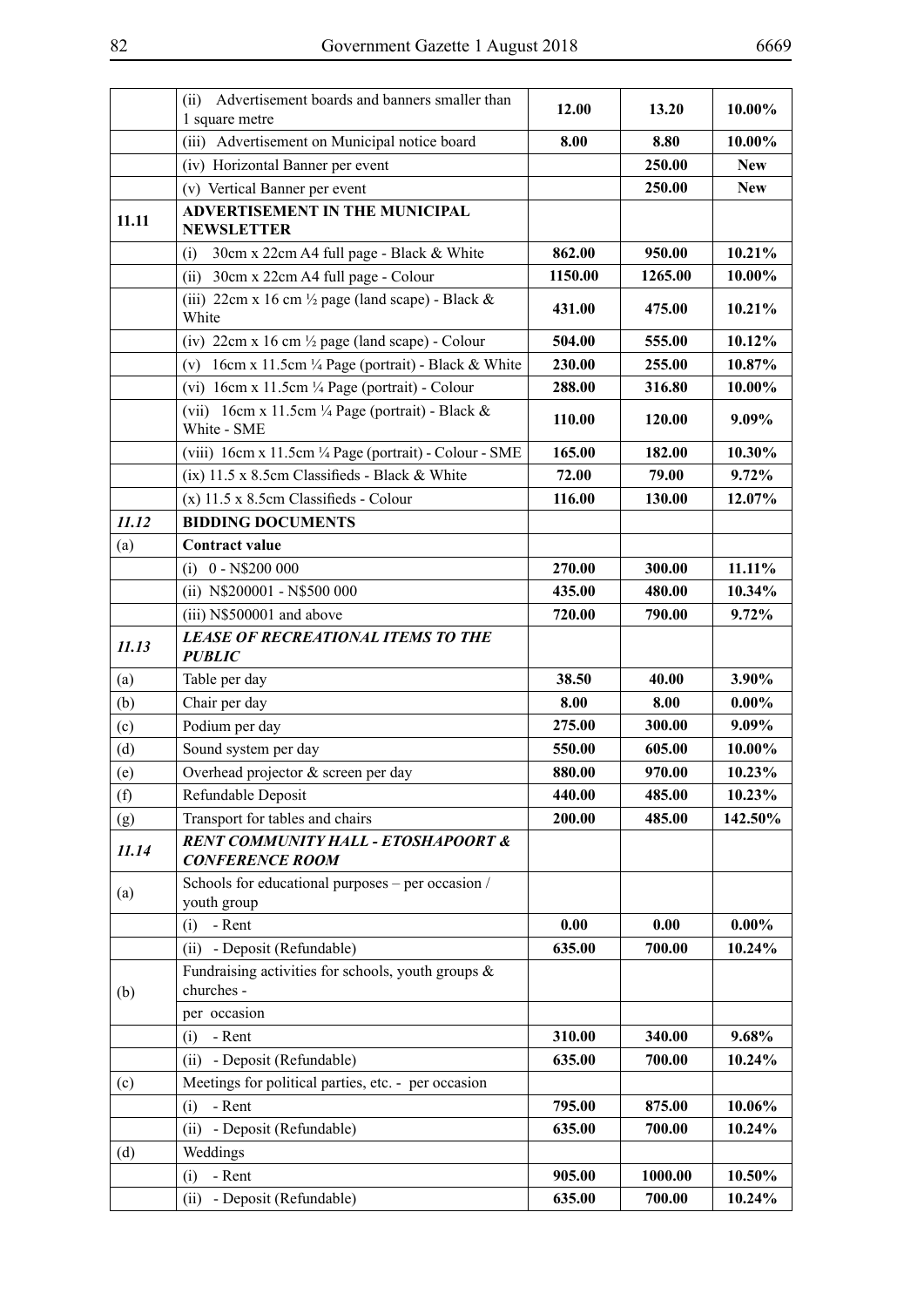| | | | | |
|---|---|---|---|---|
| | (ii) Advertisement boards and banners smaller than 1 square metre | **12.00** | **13.20** | **10.00%** |
| | (iii) Advertisement on Municipal notice board | **8.00** | **8.80** | **10.00%** |
| | (iv) Horizontal Banner per event | | **250.00** | **New** |
| | (v) Vertical Banner per event | | **250.00** | **New** |
| **11.11** | **ADVERTISEMENT IN THE MUNICIPAL NEWSLETTER** | | | |
| | (i) 30cm x 22cm A4 full page - Black & White | **862.00** | **950.00** | **10.21%** |
| | (ii) 30cm x 22cm A4 full page - Colour | **1150.00** | **1265.00** | **10.00%** |
| | (iii) 22cm x 16 cm ½ page (land scape) - Black & White | **431.00** | **475.00** | **10.21%** |
| | (iv) 22cm x 16 cm ½ page (land scape) - Colour | **504.00** | **555.00** | **10.12%** |
| | (v) 16cm x 11.5cm ¼ Page (portrait) - Black & White | **230.00** | **255.00** | **10.87%** |
| | (vi) 16cm x 11.5cm ¼ Page (portrait) - Colour | **288.00** | **316.80** | **10.00%** |
| | (vii) 16cm x 11.5cm ¼ Page (portrait) - Black & White - SME | **110.00** | **120.00** | **9.09%** |
| | (viii) 16cm x 11.5cm ¼ Page (portrait) - Colour - SME | **165.00** | **182.00** | **10.30%** |
| | (ix) 11.5 x 8.5cm Classifieds - Black & White | **72.00** | **79.00** | **9.72%** |
| | (x) 11.5 x 8.5cm Classifieds - Colour | **116.00** | **130.00** | **12.07%** |
| ***11.12*** | **BIDDING DOCUMENTS** | | | |
| (a) | **Contract value** | | | |
| | (i) 0 - N$200 000 | **270.00** | **300.00** | **11.11%** |
| | (ii) N$200001 - N$500 000 | **435.00** | **480.00** | **10.34%** |
| | (iii) N$500001 and above | **720.00** | **790.00** | **9.72%** |
| ***11.13*** | ***LEASE OF RECREATIONAL ITEMS TO THE PUBLIC*** | | | |
| (a) | Table per day | **38.50** | **40.00** | **3.90%** |
| (b) | Chair per day | **8.00** | **8.00** | **0.00%** |
| (c) | Podium per day | **275.00** | **300.00** | **9.09%** |
| (d) | Sound system per day | **550.00** | **605.00** | **10.00%** |
| (e) | Overhead projector & screen per day | **880.00** | **970.00** | **10.23%** |
| (f) | Refundable Deposit | **440.00** | **485.00** | **10.23%** |
| (g) | Transport for tables and chairs | **200.00** | **485.00** | **142.50%** |
| ***11.14*** | ***RENT COMMUNITY HALL - ETOSHAPOORT & CONFERENCE ROOM*** | | | |
| (a) | Schools for educational purposes – per occasion / youth group | | | |
| | (i) - Rent | **0.00** | **0.00** | **0.00%** |
| | (ii) - Deposit (Refundable) | **635.00** | **700.00** | **10.24%** |
| (b) | Fundraising activities for schools, youth groups & churches - | | | |
| | per occasion | | | |
| | (i) - Rent | **310.00** | **340.00** | **9.68%** |
| | (ii) - Deposit (Refundable) | **635.00** | **700.00** | **10.24%** |
| (c) | Meetings for political parties, etc. - per occasion | | | |
| | (i) - Rent | **795.00** | **875.00** | **10.06%** |
| | (ii) - Deposit (Refundable) | **635.00** | **700.00** | **10.24%** |
| (d) | Weddings | | | |
| | (i) - Rent | **905.00** | **1000.00** | **10.50%** |
| | (ii) - Deposit (Refundable) | **635.00** | **700.00** | **10.24%** |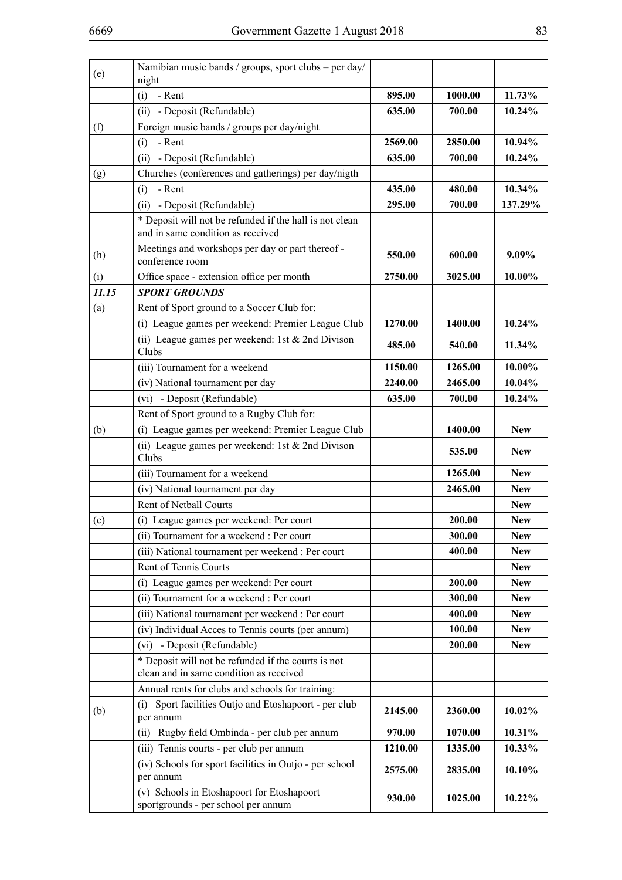| | | | | |
|---|---|---|---|---|
| (e) | Namibian music bands / groups, sport clubs – per day/ night | | | |
| | (i) - Rent | **895.00** | **1000.00** | **11.73%** |
| | (ii) - Deposit (Refundable) | **635.00** | **700.00** | **10.24%** |
| (f) | Foreign music bands / groups per day/night | | | |
| | (i) - Rent | **2569.00** | **2850.00** | **10.94%** |
| | (ii) - Deposit (Refundable) | **635.00** | **700.00** | **10.24%** |
| (g) | Churches (conferences and gatherings) per day/nigth | | | |
| | (i) - Rent | **435.00** | **480.00** | **10.34%** |
| | (ii) - Deposit (Refundable) | **295.00** | **700.00** | **137.29%** |
| | * Deposit will not be refunded if the hall is not clean and in same condition as received | | | |
| (h) | Meetings and workshops per day or part thereof - conference room | **550.00** | **600.00** | **9.09%** |
| (i) | Office space - extension office per month | **2750.00** | **3025.00** | **10.00%** |
| ***11.15*** | ***SPORT GROUNDS*** | | | |
| (a) | Rent of Sport ground to a Soccer Club for: | | | |
| | (i) League games per weekend: Premier League Club | **1270.00** | **1400.00** | **10.24%** |
| | (ii) League games per weekend: 1st & 2nd Divison Clubs | **485.00** | **540.00** | **11.34%** |
| | (iii) Tournament for a weekend | **1150.00** | **1265.00** | **10.00%** |
| | (iv) National tournament per day | **2240.00** | **2465.00** | **10.04%** |
| | (vi) - Deposit (Refundable) | **635.00** | **700.00** | **10.24%** |
| | Rent of Sport ground to a Rugby Club for: | | | |
| (b) | (i) League games per weekend: Premier League Club | | **1400.00** | **New** |
| | (ii) League games per weekend: 1st & 2nd Divison Clubs | | **535.00** | **New** |
| | (iii) Tournament for a weekend | | **1265.00** | **New** |
| | (iv) National tournament per day | | **2465.00** | **New** |
| | Rent of Netball Courts | | | **New** |
| (c) | (i) League games per weekend: Per court | | **200.00** | **New** |
| | (ii) Tournament for a weekend : Per court | | **300.00** | **New** |
| | (iii) National tournament per weekend : Per court | | **400.00** | **New** |
| | Rent of Tennis Courts | | | **New** |
| | (i) League games per weekend: Per court | | **200.00** | **New** |
| | (ii) Tournament for a weekend : Per court | | **300.00** | **New** |
| | (iii) National tournament per weekend : Per court | | **400.00** | **New** |
| | (iv) Individual Acces to Tennis courts (per annum) | | **100.00** | **New** |
| | (vi) - Deposit (Refundable) | | **200.00** | **New** |
| | * Deposit will not be refunded if the courts is not clean and in same condition as received | | | |
| | Annual rents for clubs and schools for training: | | | |
| (b) | (i) Sport facilities Outjo and Etoshapoort - per club per annum | **2145.00** | **2360.00** | **10.02%** |
| | (ii) Rugby field Ombinda - per club per annum | **970.00** | **1070.00** | **10.31%** |
| | (iii) Tennis courts - per club per annum | **1210.00** | **1335.00** | **10.33%** |
| | (iv) Schools for sport facilities in Outjo - per school per annum | **2575.00** | **2835.00** | **10.10%** |
| | (v) Schools in Etoshapoort for Etoshapoort sportgrounds - per school per annum | **930.00** | **1025.00** | **10.22%** |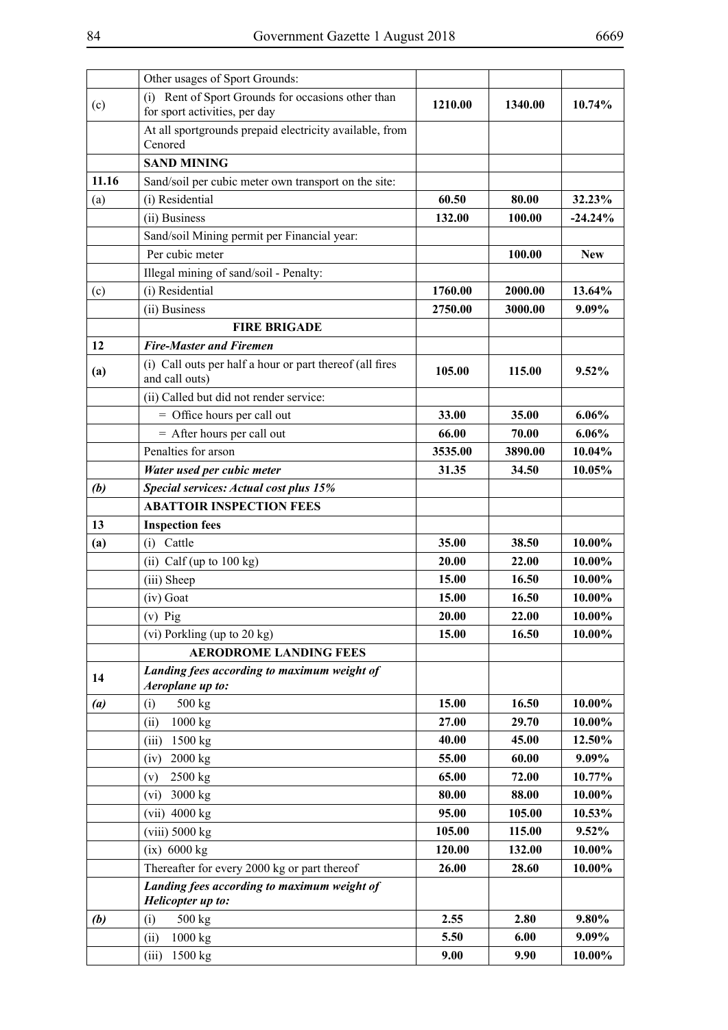| | | | | |
|---|---|---|---|---|
| | Other usages of Sport Grounds: | | | |
| (c) | (i) Rent of Sport Grounds for occasions other than for sport activities, per day | **1210.00** | **1340.00** | **10.74%** |
| | At all sportgrounds prepaid electricity available, from Cenored | | | |
| | **SAND MINING** | | | |
| **11.16** | Sand/soil per cubic meter own transport on the site: | | | |
| (a) | (i) Residential | **60.50** | **80.00** | **32.23%** |
| | (ii) Business | **132.00** | **100.00** | **-24.24%** |
| | Sand/soil Mining permit per Financial year: | | | |
| | Per cubic meter | | **100.00** | **New** |
| | Illegal mining of sand/soil - Penalty: | | | |
| (c) | (i) Residential | **1760.00** | **2000.00** | **13.64%** |
| | (ii) Business | **2750.00** | **3000.00** | **9.09%** |
| | **FIRE BRIGADE** | | | |
| **12** | ***Fire-Master and Firemen*** | | | |
| **(a)** | (i) Call outs per half a hour or part thereof (all fires and call outs) | **105.00** | **115.00** | **9.52%** |
| | (ii) Called but did not render service: | | | |
| | = Office hours per call out | **33.00** | **35.00** | **6.06%** |
| | = After hours per call out | **66.00** | **70.00** | **6.06%** |
| | Penalties for arson | **3535.00** | **3890.00** | **10.04%** |
| | ***Water used per cubic meter*** | **31.35** | **34.50** | **10.05%** |
| ***(b)*** | ***Special services: Actual cost plus 15%*** | | | |
| | **ABATTOIR INSPECTION FEES** | | | |
| **13** | **Inspection fees** | | | |
| **(a)** | (i) Cattle | **35.00** | **38.50** | **10.00%** |
| | (ii) Calf (up to 100 kg) | **20.00** | **22.00** | **10.00%** |
| | (iii) Sheep | **15.00** | **16.50** | **10.00%** |
| | (iv) Goat | **15.00** | **16.50** | **10.00%** |
| | (v) Pig | **20.00** | **22.00** | **10.00%** |
| | (vi) Porkling (up to 20 kg) | **15.00** | **16.50** | **10.00%** |
| | **AERODROME LANDING FEES** | | | |
| **14** | ***Landing fees according to maximum weight of Aeroplane up to:*** | | | |
| ***(a)*** | (i) 500 kg | **15.00** | **16.50** | **10.00%** |
| | (ii) 1000 kg | **27.00** | **29.70** | **10.00%** |
| | (iii) 1500 kg | **40.00** | **45.00** | **12.50%** |
| | (iv) 2000 kg | **55.00** | **60.00** | **9.09%** |
| | (v) 2500 kg | **65.00** | **72.00** | **10.77%** |
| | (vi) 3000 kg | **80.00** | **88.00** | **10.00%** |
| | (vii) 4000 kg | **95.00** | **105.00** | **10.53%** |
| | (viii) 5000 kg | **105.00** | **115.00** | **9.52%** |
| | (ix) 6000 kg | **120.00** | **132.00** | **10.00%** |
| | Thereafter for every 2000 kg or part thereof | **26.00** | **28.60** | **10.00%** |
| | ***Landing fees according to maximum weight of Helicopter up to:*** | | | |
| ***(b)*** | (i) 500 kg | **2.55** | **2.80** | **9.80%** |
| | (ii) 1000 kg | **5.50** | **6.00** | **9.09%** |
| | (iii) 1500 kg | **9.00** | **9.90** | **10.00%** |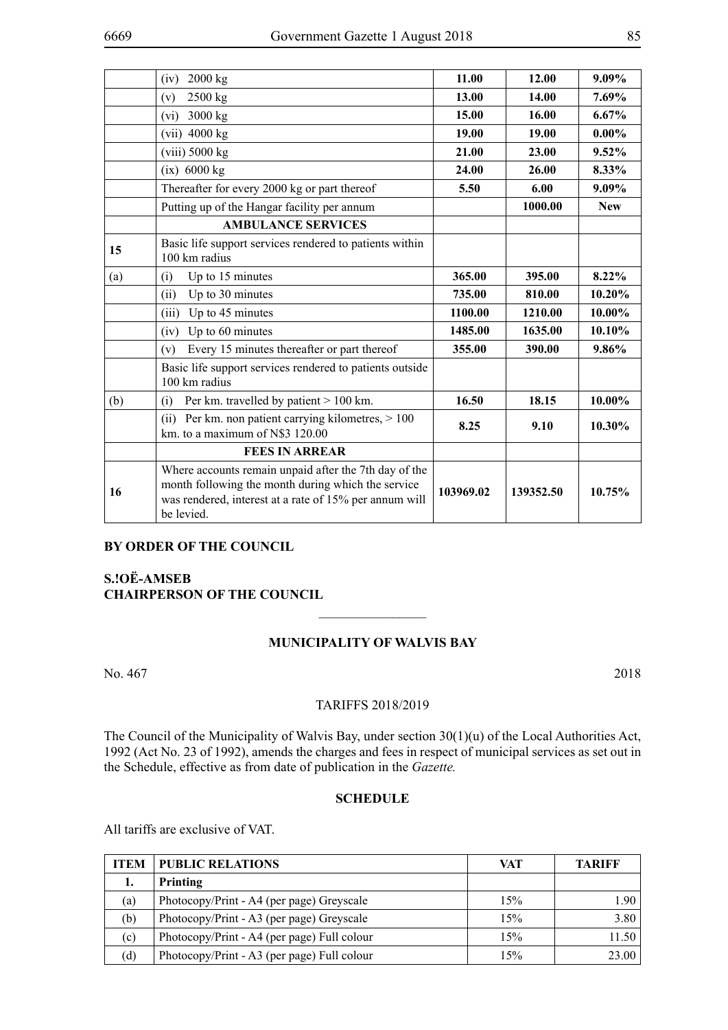| | | | | |
|---|---|---|---|---|
| | (iv) 2000 kg | **11.00** | **12.00** | **9.09%** |
| | (v) 2500 kg | **13.00** | **14.00** | **7.69%** |
| | (vi) 3000 kg | **15.00** | **16.00** | **6.67%** |
| | (vii) 4000 kg | **19.00** | **19.00** | **0.00%** |
| | (viii) 5000 kg | **21.00** | **23.00** | **9.52%** |
| | (ix) 6000 kg | **24.00** | **26.00** | **8.33%** |
| | Thereafter for every 2000 kg or part thereof | **5.50** | **6.00** | **9.09%** |
| | Putting up of the Hangar facility per annum | | **1000.00** | **New** |
| | **AMBULANCE SERVICES** | | | |
| **15** | Basic life support services rendered to patients within 100 km radius | | | |
| (a) | (i) Up to 15 minutes | **365.00** | **395.00** | **8.22%** |
| | (ii) Up to 30 minutes | **735.00** | **810.00** | **10.20%** |
| | (iii) Up to 45 minutes | **1100.00** | **1210.00** | **10.00%** |
| | (iv) Up to 60 minutes | **1485.00** | **1635.00** | **10.10%** |
| | (v) Every 15 minutes thereafter or part thereof | **355.00** | **390.00** | **9.86%** |
| | Basic life support services rendered to patients outside 100 km radius | | | |
| (b) | (i) Per km. travelled by patient > 100 km. | **16.50** | **18.15** | **10.00%** |
| | (ii) Per km. non patient carrying kilometres, > 100 km. to a maximum of N$3 120.00 | **8.25** | **9.10** | **10.30%** |
| | **FEES IN ARREAR** | | | |
| **16** | Where accounts remain unpaid after the 7th day of the month following the month during which the service was rendered, interest at a rate of 15% per annum will be levied. | **103969.02** | **139352.50** | **10.75%** |

**BY ORDER OF THE COUNCIL**

**S.!OË-AMSEB**
**CHAIRPERSON OF THE COUNCIL**

---

## MUNICIPALITY OF WALVIS BAY

No. 467 2018

TARIFFS 2018/2019

The Council of the Municipality of Walvis Bay, under section 30(1)(u) of the Local Authorities Act, 1992 (Act No. 23 of 1992), amends the charges and fees in respect of municipal services as set out in the Schedule, effective as from date of publication in the *Gazette.*

**SCHEDULE**

All tariffs are exclusive of VAT.

| ITEM | PUBLIC RELATIONS | VAT | TARIFF |
|---|---|---|---|
| **1.** | **Printing** | | |
| (a) | Photocopy/Print - A4 (per page) Greyscale | 15% | 1.90 |
| (b) | Photocopy/Print - A3 (per page) Greyscale | 15% | 3.80 |
| (c) | Photocopy/Print - A4 (per page) Full colour | 15% | 11.50 |
| (d) | Photocopy/Print - A3 (per page) Full colour | 15% | 23.00 |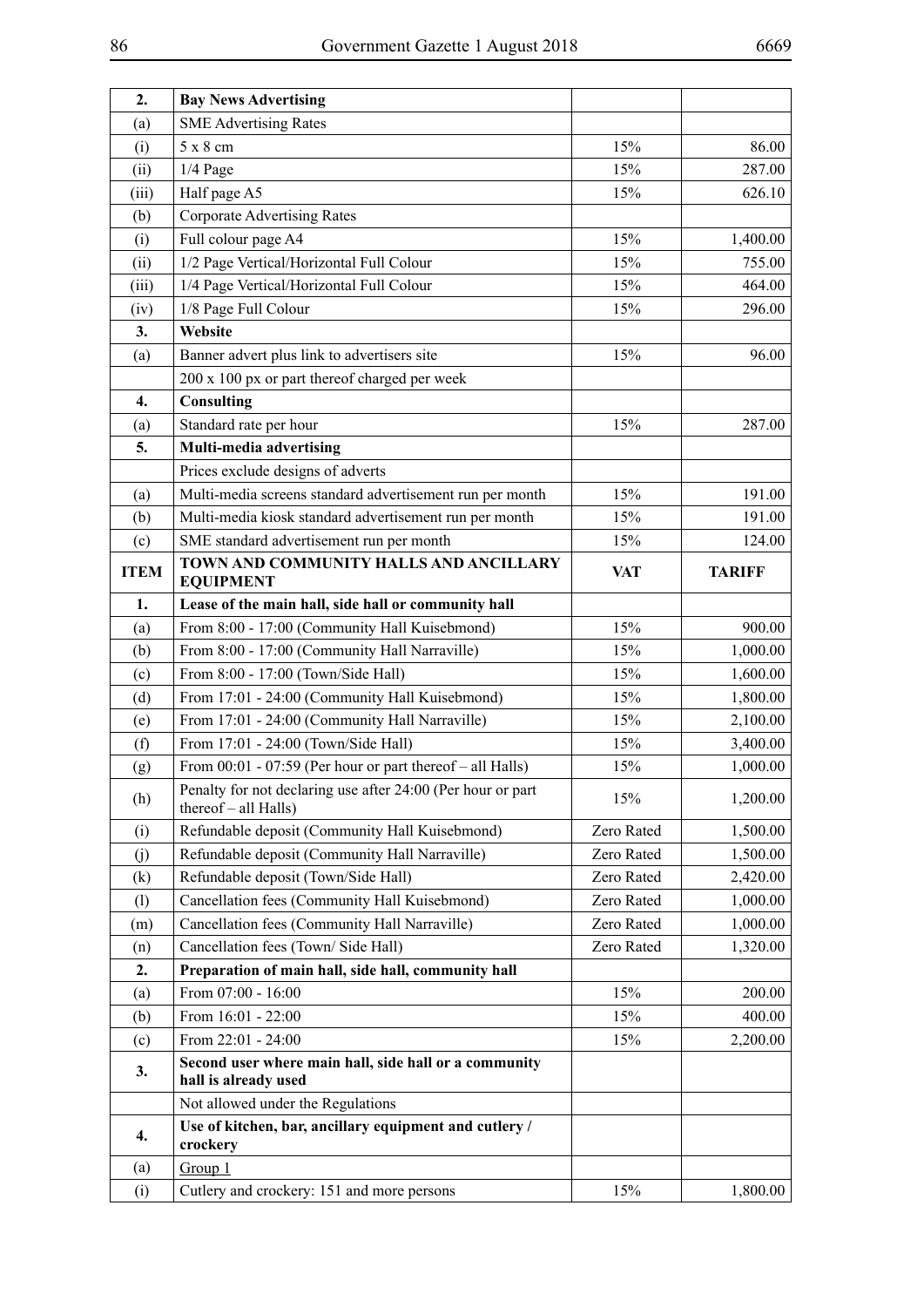| | | | |
|---|---|---|---|
| **2.** | **Bay News Advertising** | | |
| (a) | SME Advertising Rates | | |
| (i) | 5 x 8 cm | 15% | 86.00 |
| (ii) | 1/4 Page | 15% | 287.00 |
| (iii) | Half page A5 | 15% | 626.10 |
| (b) | Corporate Advertising Rates | | |
| (i) | Full colour page A4 | 15% | 1,400.00 |
| (ii) | 1/2 Page Vertical/Horizontal Full Colour | 15% | 755.00 |
| (iii) | 1/4 Page Vertical/Horizontal Full Colour | 15% | 464.00 |
| (iv) | 1/8 Page Full Colour | 15% | 296.00 |
| **3.** | **Website** | | |
| (a) | Banner advert plus link to advertisers site | 15% | 96.00 |
| | 200 x 100 px or part thereof charged per week | | |
| **4.** | **Consulting** | | |
| (a) | Standard rate per hour | 15% | 287.00 |
| **5.** | **Multi-media advertising** | | |
| | Prices exclude designs of adverts | | |
| (a) | Multi-media screens standard advertisement run per month | 15% | 191.00 |
| (b) | Multi-media kiosk standard advertisement run per month | 15% | 191.00 |
| (c) | SME standard advertisement run per month | 15% | 124.00 |
| **ITEM** | **TOWN AND COMMUNITY HALLS AND ANCILLARY EQUIPMENT** | **VAT** | **TARIFF** |
| **1.** | **Lease of the main hall, side hall or community hall** | | |
| (a) | From 8:00 - 17:00 (Community Hall Kuisebmond) | 15% | 900.00 |
| (b) | From 8:00 - 17:00 (Community Hall Narraville) | 15% | 1,000.00 |
| (c) | From 8:00 - 17:00 (Town/Side Hall) | 15% | 1,600.00 |
| (d) | From 17:01 - 24:00 (Community Hall Kuisebmond) | 15% | 1,800.00 |
| (e) | From 17:01 - 24:00 (Community Hall Narraville) | 15% | 2,100.00 |
| (f) | From 17:01 - 24:00 (Town/Side Hall) | 15% | 3,400.00 |
| (g) | From 00:01 - 07:59 (Per hour or part thereof – all Halls) | 15% | 1,000.00 |
| (h) | Penalty for not declaring use after 24:00 (Per hour or part thereof – all Halls) | 15% | 1,200.00 |
| (i) | Refundable deposit (Community Hall Kuisebmond) | Zero Rated | 1,500.00 |
| (j) | Refundable deposit (Community Hall Narraville) | Zero Rated | 1,500.00 |
| (k) | Refundable deposit (Town/Side Hall) | Zero Rated | 2,420.00 |
| (l) | Cancellation fees (Community Hall Kuisebmond) | Zero Rated | 1,000.00 |
| (m) | Cancellation fees (Community Hall Narraville) | Zero Rated | 1,000.00 |
| (n) | Cancellation fees (Town/ Side Hall) | Zero Rated | 1,320.00 |
| **2.** | **Preparation of main hall, side hall, community hall** | | |
| (a) | From 07:00 - 16:00 | 15% | 200.00 |
| (b) | From 16:01 - 22:00 | 15% | 400.00 |
| (c) | From 22:01 - 24:00 | 15% | 2,200.00 |
| **3.** | **Second user where main hall, side hall or a community hall is already used** | | |
| | Not allowed under the Regulations | | |
| **4.** | **Use of kitchen, bar, ancillary equipment and cutlery / crockery** | | |
| (a) | Group 1 | | |
| (i) | Cutlery and crockery: 151 and more persons | 15% | 1,800.00 |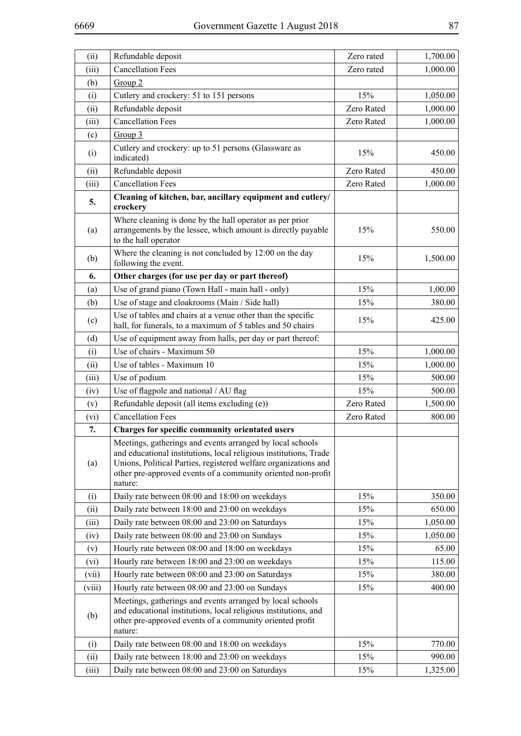| | | | |
|---|---|---|---|
| (ii) | Refundable deposit | Zero rated | 1,700.00 |
| (iii) | Cancellation Fees | Zero rated | 1,000.00 |
| (b) | Group 2 | | |
| (i) | Cutlery and crockery: 51 to 151 persons | 15% | 1,050.00 |
| (ii) | Refundable deposit | Zero Rated | 1,000.00 |
| (iii) | Cancellation Fees | Zero Rated | 1,000.00 |
| (c) | Group 3 | | |
| (i) | Cutlery and crockery: up to 51 persons (Glassware as indicated) | 15% | 450.00 |
| (ii) | Refundable deposit | Zero Rated | 450.00 |
| (iii) | Cancellation Fees | Zero Rated | 1,000.00 |
| **5.** | **Cleaning of kitchen, bar, ancillary equipment and cutlery/ crockery** | | |
| (a) | Where cleaning is done by the hall operator as per prior arrangements by the lessee, which amount is directly payable to the hall operator | 15% | 550.00 |
| (b) | Where the cleaning is not concluded by 12:00 on the day following the event. | 15% | 1,500.00 |
| **6.** | **Other charges (for use per day or part thereof)** | | |
| (a) | Use of grand piano (Town Hall - main hall - only) | 15% | 1,00.00 |
| (b) | Use of stage and cloakrooms (Main / Side hall) | 15% | 380.00 |
| (c) | Use of tables and chairs at a venue other than the specific hall, for funerals, to a maximum of 5 tables and 50 chairs | 15% | 425.00 |
| (d) | Use of equipment away from halls, per day or part thereof: | | |
| (i) | Use of chairs - Maximum 50 | 15% | 1,000.00 |
| (ii) | Use of tables - Maximum 10 | 15% | 1,000.00 |
| (iii) | Use of podium | 15% | 500.00 |
| (iv) | Use of flagpole and national / AU flag | 15% | 500.00 |
| (v) | Refundable deposit (all items excluding (e)) | Zero Rated | 1,500.00 |
| (vi) | Cancellation Fees | Zero Rated | 800.00 |
| **7.** | **Charges for specific community orientated users** | | |
| (a) | Meetings, gatherings and events arranged by local schools and educational institutions, local religious institutions, Trade Unions, Political Parties, registered welfare organizations and other pre-approved events of a community oriented non-profit nature: | | |
| (i) | Daily rate between 08:00 and 18:00 on weekdays | 15% | 350.00 |
| (ii) | Daily rate between 18:00 and 23:00 on weekdays | 15% | 650.00 |
| (iii) | Daily rate between 08:00 and 23:00 on Saturdays | 15% | 1,050.00 |
| (iv) | Daily rate between 08:00 and 23:00 on Sundays | 15% | 1,050.00 |
| (v) | Hourly rate between 08:00 and 18:00 on weekdays | 15% | 65.00 |
| (vi) | Hourly rate between 18:00 and 23:00 on weekdays | 15% | 115.00 |
| (vii) | Hourly rate between 08:00 and 23:00 on Saturdays | 15% | 380.00 |
| (viii) | Hourly rate between 08:00 and 23:00 on Sundays | 15% | 400.00 |
| (b) | Meetings, gatherings and events arranged by local schools and educational institutions, local religious institutions, and other pre-approved events of a community oriented profit nature: | | |
| (i) | Daily rate between 08:00 and 18:00 on weekdays | 15% | 770.00 |
| (ii) | Daily rate between 18:00 and 23:00 on weekdays | 15% | 990.00 |
| (iii) | Daily rate between 08:00 and 23:00 on Saturdays | 15% | 1,325.00 |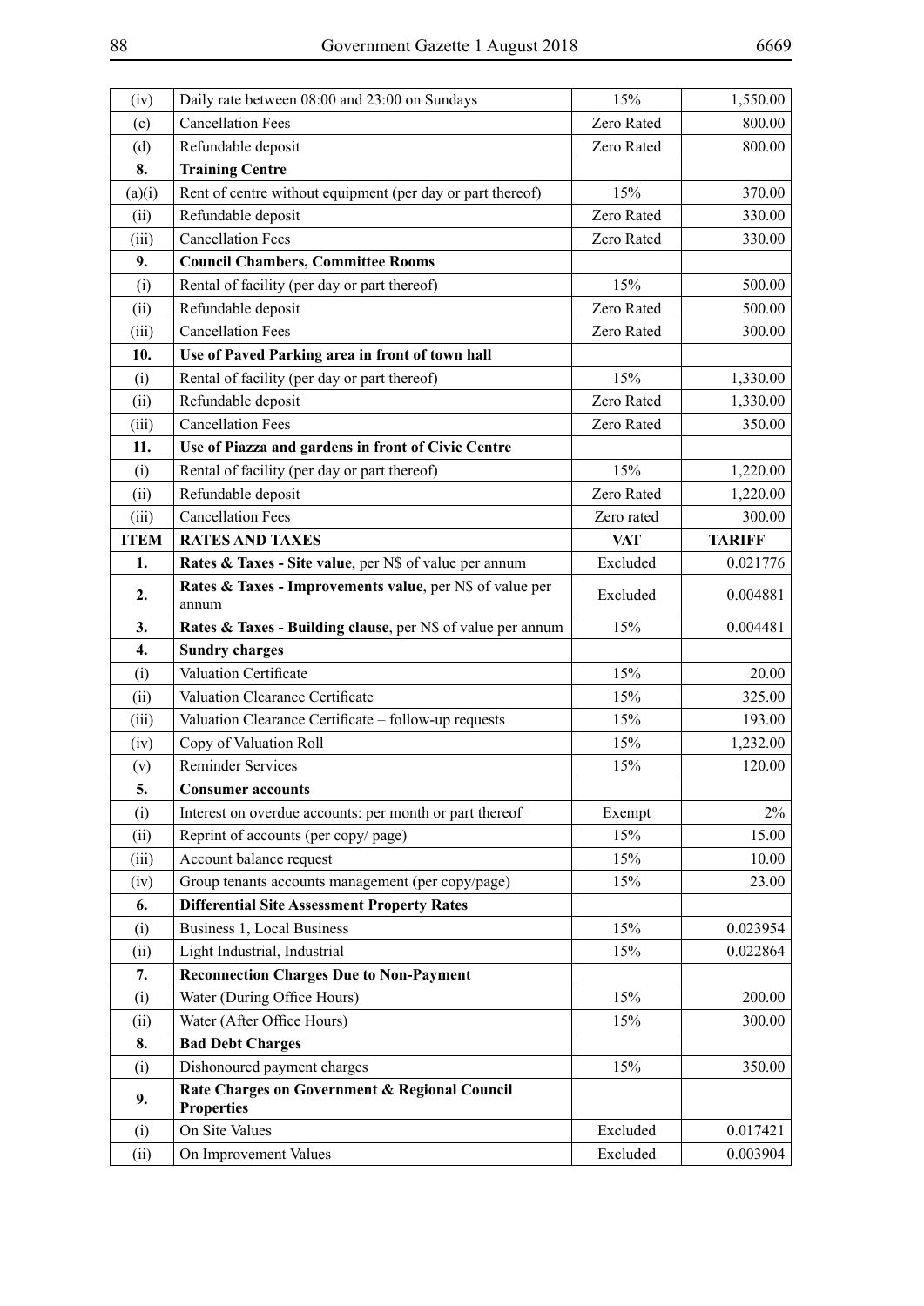| (iv) | Daily rate between 08:00 and 23:00 on Sundays | 15% | 1,550.00 |
|---|---|---|---|
| (c) | Cancellation Fees | Zero Rated | 800.00 |
| (d) | Refundable deposit | Zero Rated | 800.00 |
| **8.** | **Training Centre** | | |
| (a)(i) | Rent of centre without equipment (per day or part thereof) | 15% | 370.00 |
| (ii) | Refundable deposit | Zero Rated | 330.00 |
| (iii) | Cancellation Fees | Zero Rated | 330.00 |
| **9.** | **Council Chambers, Committee Rooms** | | |
| (i) | Rental of facility (per day or part thereof) | 15% | 500.00 |
| (ii) | Refundable deposit | Zero Rated | 500.00 |
| (iii) | Cancellation Fees | Zero Rated | 300.00 |
| **10.** | **Use of Paved Parking area in front of town hall** | | |
| (i) | Rental of facility (per day or part thereof) | 15% | 1,330.00 |
| (ii) | Refundable deposit | Zero Rated | 1,330.00 |
| (iii) | Cancellation Fees | Zero Rated | 350.00 |
| **11.** | **Use of Piazza and gardens in front of Civic Centre** | | |
| (i) | Rental of facility (per day or part thereof) | 15% | 1,220.00 |
| (ii) | Refundable deposit | Zero Rated | 1,220.00 |
| (iii) | Cancellation Fees | Zero rated | 300.00 |
| **ITEM** | **RATES AND TAXES** | **VAT** | **TARIFF** |
| **1.** | **Rates & Taxes - Site value**, per N$ of value per annum | Excluded | 0.021776 |
| **2.** | **Rates & Taxes - Improvements value**, per N$ of value per annum | Excluded | 0.004881 |
| **3.** | **Rates & Taxes - Building clause**, per N$ of value per annum | 15% | 0.004481 |
| **4.** | **Sundry charges** | | |
| (i) | Valuation Certificate | 15% | 20.00 |
| (ii) | Valuation Clearance Certificate | 15% | 325.00 |
| (iii) | Valuation Clearance Certificate – follow-up requests | 15% | 193.00 |
| (iv) | Copy of Valuation Roll | 15% | 1,232.00 |
| (v) | Reminder Services | 15% | 120.00 |
| **5.** | **Consumer accounts** | | |
| (i) | Interest on overdue accounts: per month or part thereof | Exempt | 2% |
| (ii) | Reprint of accounts (per copy/ page) | 15% | 15.00 |
| (iii) | Account balance request | 15% | 10.00 |
| (iv) | Group tenants accounts management (per copy/page) | 15% | 23.00 |
| **6.** | **Differential Site Assessment Property Rates** | | |
| (i) | Business 1, Local Business | 15% | 0.023954 |
| (ii) | Light Industrial, Industrial | 15% | 0.022864 |
| **7.** | **Reconnection Charges Due to Non-Payment** | | |
| (i) | Water (During Office Hours) | 15% | 200.00 |
| (ii) | Water (After Office Hours) | 15% | 300.00 |
| **8.** | **Bad Debt Charges** | | |
| (i) | Dishonoured payment charges | 15% | 350.00 |
| **9.** | **Rate Charges on Government & Regional Council Properties** | | |
| (i) | On Site Values | Excluded | 0.017421 |
| (ii) | On Improvement Values | Excluded | 0.003904 |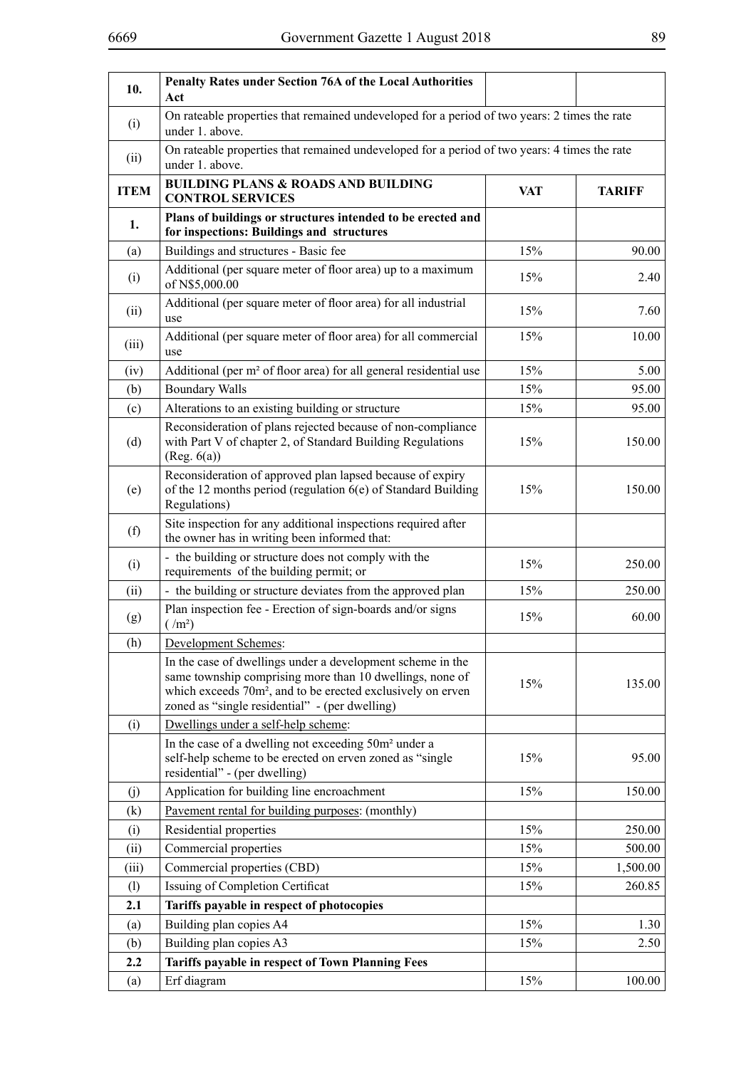| 10. | **Penalty Rates under Section 76A of the Local Authorities Act** | | |
|---|---|---|---|
| (i) | On rateable properties that remained undeveloped for a period of two years: 2 times the rate under 1. above. | | |
| (ii) | On rateable properties that remained undeveloped for a period of two years: 4 times the rate under 1. above. | | |
| **ITEM** | **BUILDING PLANS & ROADS AND BUILDING CONTROL SERVICES** | **VAT** | **TARIFF** |
| **1.** | **Plans of buildings or structures intended to be erected and for inspections: Buildings and structures** | | |
| (a) | Buildings and structures - Basic fee | 15% | 90.00 |
| (i) | Additional (per square meter of floor area) up to a maximum of N$5,000.00 | 15% | 2.40 |
| (ii) | Additional (per square meter of floor area) for all industrial use | 15% | 7.60 |
| (iii) | Additional (per square meter of floor area) for all commercial use | 15% | 10.00 |
| (iv) | Additional (per m² of floor area) for all general residential use | 15% | 5.00 |
| (b) | Boundary Walls | 15% | 95.00 |
| (c) | Alterations to an existing building or structure | 15% | 95.00 |
| (d) | Reconsideration of plans rejected because of non-compliance with Part V of chapter 2, of Standard Building Regulations (Reg. 6(a)) | 15% | 150.00 |
| (e) | Reconsideration of approved plan lapsed because of expiry of the 12 months period (regulation 6(e) of Standard Building Regulations) | 15% | 150.00 |
| (f) | Site inspection for any additional inspections required after the owner has in writing been informed that: | | |
| (i) | - the building or structure does not comply with the requirements of the building permit; or | 15% | 250.00 |
| (ii) | - the building or structure deviates from the approved plan | 15% | 250.00 |
| (g) | Plan inspection fee - Erection of sign-boards and/or signs ( /m²) | 15% | 60.00 |
| (h) | Development Schemes: | | |
| | In the case of dwellings under a development scheme in the same township comprising more than 10 dwellings, none of which exceeds 70m², and to be erected exclusively on erven zoned as "single residential" - (per dwelling) | 15% | 135.00 |
| (i) | Dwellings under a self-help scheme: | | |
| | In the case of a dwelling not exceeding 50m² under a self-help scheme to be erected on erven zoned as "single residential" - (per dwelling) | 15% | 95.00 |
| (j) | Application for building line encroachment | 15% | 150.00 |
| (k) | Pavement rental for building purposes: (monthly) | | |
| (i) | Residential properties | 15% | 250.00 |
| (ii) | Commercial properties | 15% | 500.00 |
| (iii) | Commercial properties (CBD) | 15% | 1,500.00 |
| (l) | Issuing of Completion Certificat | 15% | 260.85 |
| **2.1** | **Tariffs payable in respect of photocopies** | | |
| (a) | Building plan copies A4 | 15% | 1.30 |
| (b) | Building plan copies A3 | 15% | 2.50 |
| **2.2** | **Tariffs payable in respect of Town Planning Fees** | | |
| (a) | Erf diagram | 15% | 100.00 |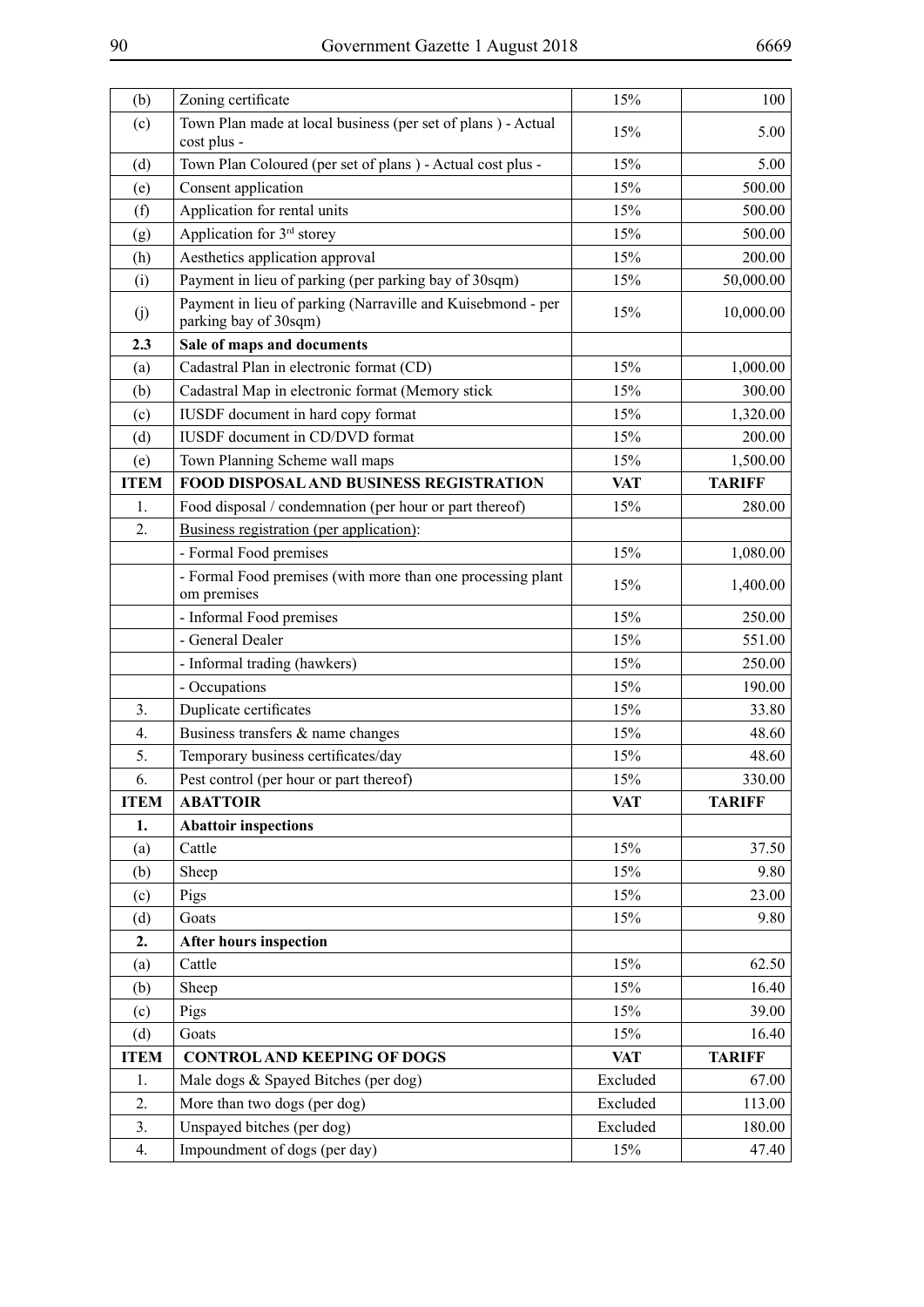| (b) | Zoning certificate | 15% | 100 |
|---|---|---|---|
| (c) | Town Plan made at local business (per set of plans ) - Actual cost plus - | 15% | 5.00 |
| (d) | Town Plan Coloured (per set of plans ) - Actual cost plus - | 15% | 5.00 |
| (e) | Consent application | 15% | 500.00 |
| (f) | Application for rental units | 15% | 500.00 |
| (g) | Application for 3rd storey | 15% | 500.00 |
| (h) | Aesthetics application approval | 15% | 200.00 |
| (i) | Payment in lieu of parking (per parking bay of 30sqm) | 15% | 50,000.00 |
| (j) | Payment in lieu of parking (Narraville and Kuisebmond - per parking bay of 30sqm) | 15% | 10,000.00 |
| **2.3** | **Sale of maps and documents** | | |
| (a) | Cadastral Plan in electronic format (CD) | 15% | 1,000.00 |
| (b) | Cadastral Map in electronic format (Memory stick | 15% | 300.00 |
| (c) | IUSDF document in hard copy format | 15% | 1,320.00 |
| (d) | IUSDF document in CD/DVD format | 15% | 200.00 |
| (e) | Town Planning Scheme wall maps | 15% | 1,500.00 |
| **ITEM** | **FOOD DISPOSAL AND BUSINESS REGISTRATION** | **VAT** | **TARIFF** |
| 1. | Food disposal / condemnation (per hour or part thereof) | 15% | 280.00 |
| 2. | Business registration (per application): | | |
| | - Formal Food premises | 15% | 1,080.00 |
| | - Formal Food premises (with more than one processing plant om premises | 15% | 1,400.00 |
| | - Informal Food premises | 15% | 250.00 |
| | - General Dealer | 15% | 551.00 |
| | - Informal trading (hawkers) | 15% | 250.00 |
| | - Occupations | 15% | 190.00 |
| 3. | Duplicate certificates | 15% | 33.80 |
| 4. | Business transfers & name changes | 15% | 48.60 |
| 5. | Temporary business certificates/day | 15% | 48.60 |
| 6. | Pest control (per hour or part thereof) | 15% | 330.00 |
| **ITEM** | **ABATTOIR** | **VAT** | **TARIFF** |
| **1.** | **Abattoir inspections** | | |
| (a) | Cattle | 15% | 37.50 |
| (b) | Sheep | 15% | 9.80 |
| (c) | Pigs | 15% | 23.00 |
| (d) | Goats | 15% | 9.80 |
| **2.** | **After hours inspection** | | |
| (a) | Cattle | 15% | 62.50 |
| (b) | Sheep | 15% | 16.40 |
| (c) | Pigs | 15% | 39.00 |
| (d) | Goats | 15% | 16.40 |
| **ITEM** | **CONTROL AND KEEPING OF DOGS** | **VAT** | **TARIFF** |
| 1. | Male dogs & Spayed Bitches (per dog) | Excluded | 67.00 |
| 2. | More than two dogs (per dog) | Excluded | 113.00 |
| 3. | Unspayed bitches (per dog) | Excluded | 180.00 |
| 4. | Impoundment of dogs (per day) | 15% | 47.40 |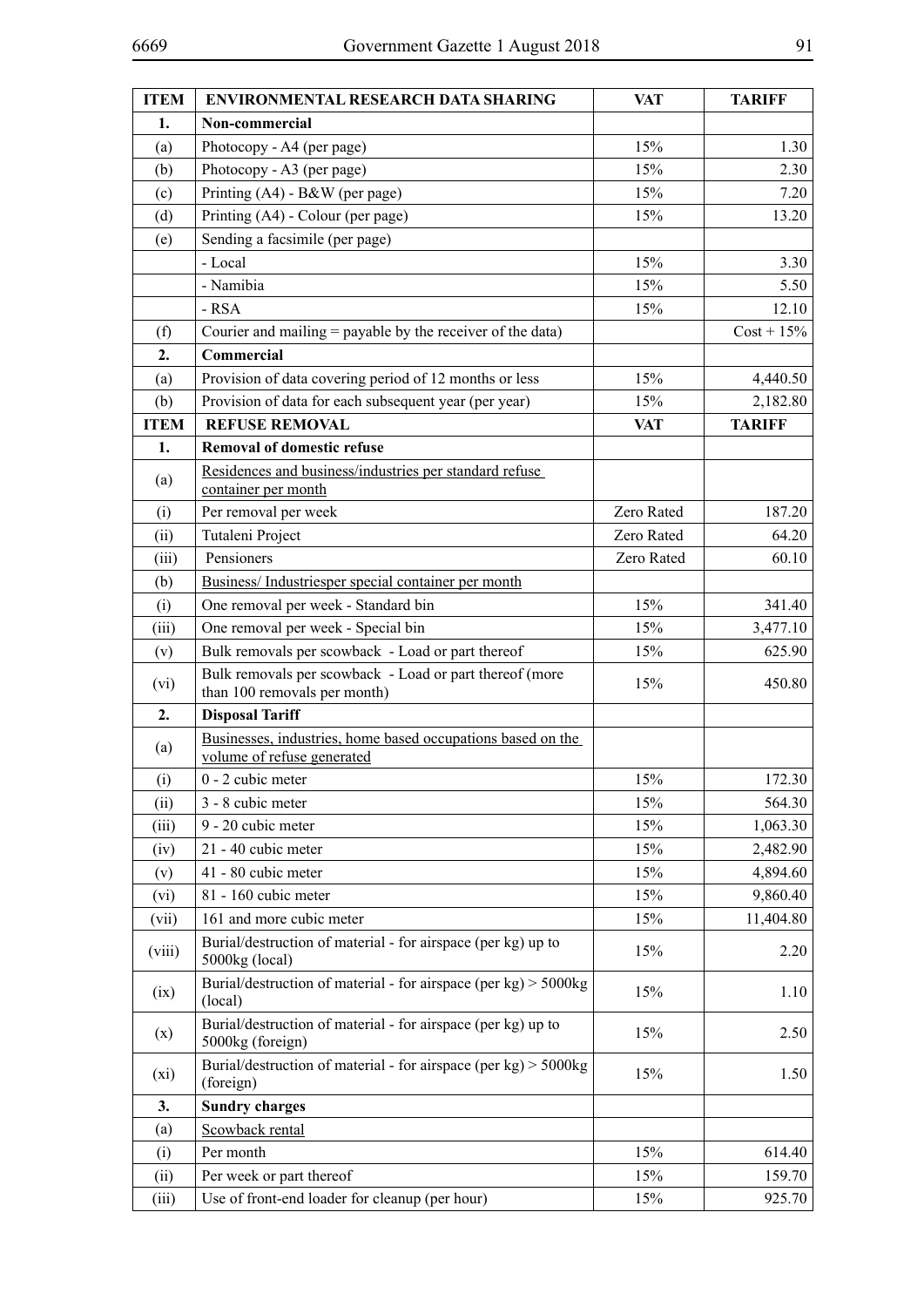| ITEM | ENVIRONMENTAL RESEARCH DATA SHARING | VAT | TARIFF |
|---|---|---|---|
| **1.** | **Non-commercial** | | |
| (a) | Photocopy - A4 (per page) | 15% | 1.30 |
| (b) | Photocopy - A3 (per page) | 15% | 2.30 |
| (c) | Printing (A4) - B&W (per page) | 15% | 7.20 |
| (d) | Printing (A4) - Colour (per page) | 15% | 13.20 |
| (e) | Sending a facsimile (per page) | | |
| | - Local | 15% | 3.30 |
| | - Namibia | 15% | 5.50 |
| | - RSA | 15% | 12.10 |
| (f) | Courier and mailing = payable by the receiver of the data) | | Cost + 15% |
| **2.** | **Commercial** | | |
| (a) | Provision of data covering period of 12 months or less | 15% | 4,440.50 |
| (b) | Provision of data for each subsequent year (per year) | 15% | 2,182.80 |
| **ITEM** | **REFUSE REMOVAL** | **VAT** | **TARIFF** |
| **1.** | **Removal of domestic refuse** | | |
| (a) | Residences and business/industries per standard refuse container per month | | |
| (i) | Per removal per week | Zero Rated | 187.20 |
| (ii) | Tutaleni Project | Zero Rated | 64.20 |
| (iii) | Pensioners | Zero Rated | 60.10 |
| (b) | Business/ Industriesper special container per month | | |
| (i) | One removal per week - Standard bin | 15% | 341.40 |
| (iii) | One removal per week - Special bin | 15% | 3,477.10 |
| (v) | Bulk removals per scowback - Load or part thereof | 15% | 625.90 |
| (vi) | Bulk removals per scowback - Load or part thereof (more than 100 removals per month) | 15% | 450.80 |
| **2.** | **Disposal Tariff** | | |
| (a) | Businesses, industries, home based occupations based on the volume of refuse generated | | |
| (i) | 0 - 2 cubic meter | 15% | 172.30 |
| (ii) | 3 - 8 cubic meter | 15% | 564.30 |
| (iii) | 9 - 20 cubic meter | 15% | 1,063.30 |
| (iv) | 21 - 40 cubic meter | 15% | 2,482.90 |
| (v) | 41 - 80 cubic meter | 15% | 4,894.60 |
| (vi) | 81 - 160 cubic meter | 15% | 9,860.40 |
| (vii) | 161 and more cubic meter | 15% | 11,404.80 |
| (viii) | Burial/destruction of material - for airspace (per kg) up to 5000kg (local) | 15% | 2.20 |
| (ix) | Burial/destruction of material - for airspace (per kg) > 5000kg (local) | 15% | 1.10 |
| (x) | Burial/destruction of material - for airspace (per kg) up to 5000kg (foreign) | 15% | 2.50 |
| (xi) | Burial/destruction of material - for airspace (per kg) > 5000kg (foreign) | 15% | 1.50 |
| **3.** | **Sundry charges** | | |
| (a) | Scowback rental | | |
| (i) | Per month | 15% | 614.40 |
| (ii) | Per week or part thereof | 15% | 159.70 |
| (iii) | Use of front-end loader for cleanup (per hour) | 15% | 925.70 |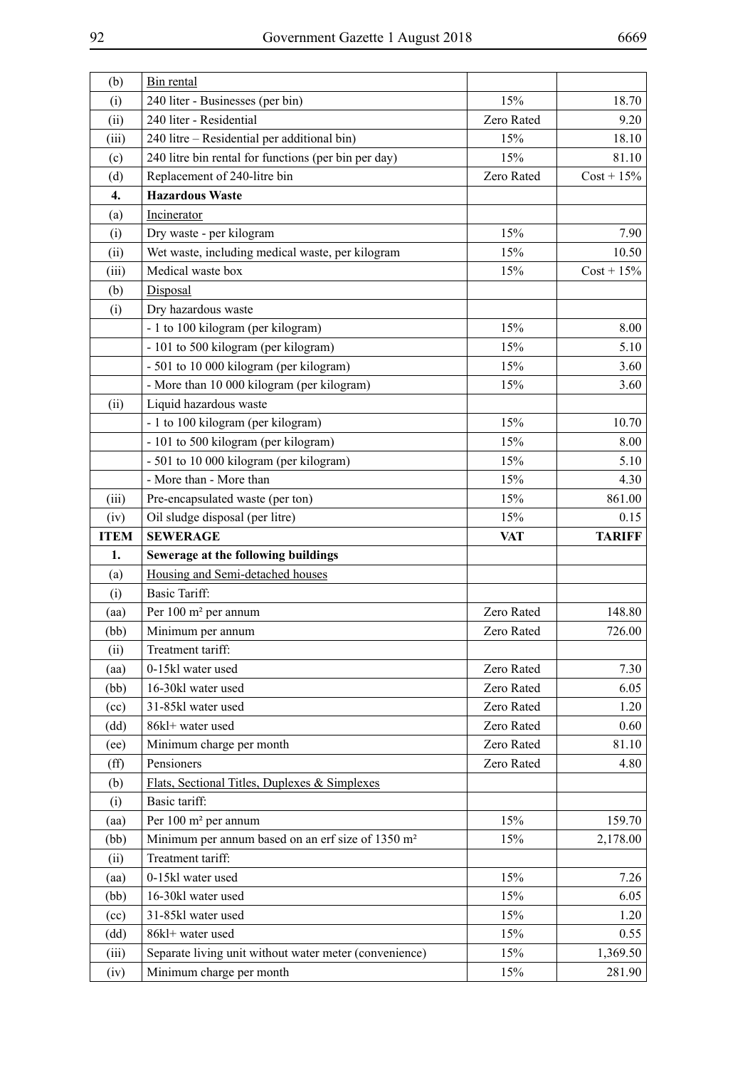| (b) | Bin rental | | |
|---|---|---|---|
| (i) | 240 liter - Businesses (per bin) | 15% | 18.70 |
| (ii) | 240 liter - Residential | Zero Rated | 9.20 |
| (iii) | 240 litre – Residential per additional bin) | 15% | 18.10 |
| (c) | 240 litre bin rental for functions (per bin per day) | 15% | 81.10 |
| (d) | Replacement of 240-litre bin | Zero Rated | Cost + 15% |
| **4.** | **Hazardous Waste** | | |
| (a) | Incinerator | | |
| (i) | Dry waste - per kilogram | 15% | 7.90 |
| (ii) | Wet waste, including medical waste, per kilogram | 15% | 10.50 |
| (iii) | Medical waste box | 15% | Cost + 15% |
| (b) | Disposal | | |
| (i) | Dry hazardous waste | | |
| | - 1 to 100 kilogram (per kilogram) | 15% | 8.00 |
| | - 101 to 500 kilogram (per kilogram) | 15% | 5.10 |
| | - 501 to 10 000 kilogram (per kilogram) | 15% | 3.60 |
| | - More than 10 000 kilogram (per kilogram) | 15% | 3.60 |
| (ii) | Liquid hazardous waste | | |
| | - 1 to 100 kilogram (per kilogram) | 15% | 10.70 |
| | - 101 to 500 kilogram (per kilogram) | 15% | 8.00 |
| | - 501 to 10 000 kilogram (per kilogram) | 15% | 5.10 |
| | - More than - More than | 15% | 4.30 |
| (iii) | Pre-encapsulated waste (per ton) | 15% | 861.00 |
| (iv) | Oil sludge disposal (per litre) | 15% | 0.15 |
| **ITEM** | **SEWERAGE** | **VAT** | **TARIFF** |
| **1.** | **Sewerage at the following buildings** | | |
| (a) | Housing and Semi-detached houses | | |
| (i) | Basic Tariff: | | |
| (aa) | Per 100 m² per annum | Zero Rated | 148.80 |
| (bb) | Minimum per annum | Zero Rated | 726.00 |
| (ii) | Treatment tariff: | | |
| (aa) | 0-15kl water used | Zero Rated | 7.30 |
| (bb) | 16-30kl water used | Zero Rated | 6.05 |
| (cc) | 31-85kl water used | Zero Rated | 1.20 |
| (dd) | 86kl+ water used | Zero Rated | 0.60 |
| (ee) | Minimum charge per month | Zero Rated | 81.10 |
| (ff) | Pensioners | Zero Rated | 4.80 |
| (b) | Flats, Sectional Titles, Duplexes & Simplexes | | |
| (i) | Basic tariff: | | |
| (aa) | Per 100 m² per annum | 15% | 159.70 |
| (bb) | Minimum per annum based on an erf size of 1350 m² | 15% | 2,178.00 |
| (ii) | Treatment tariff: | | |
| (aa) | 0-15kl water used | 15% | 7.26 |
| (bb) | 16-30kl water used | 15% | 6.05 |
| (cc) | 31-85kl water used | 15% | 1.20 |
| (dd) | 86kl+ water used | 15% | 0.55 |
| (iii) | Separate living unit without water meter (convenience) | 15% | 1,369.50 |
| (iv) | Minimum charge per month | 15% | 281.90 |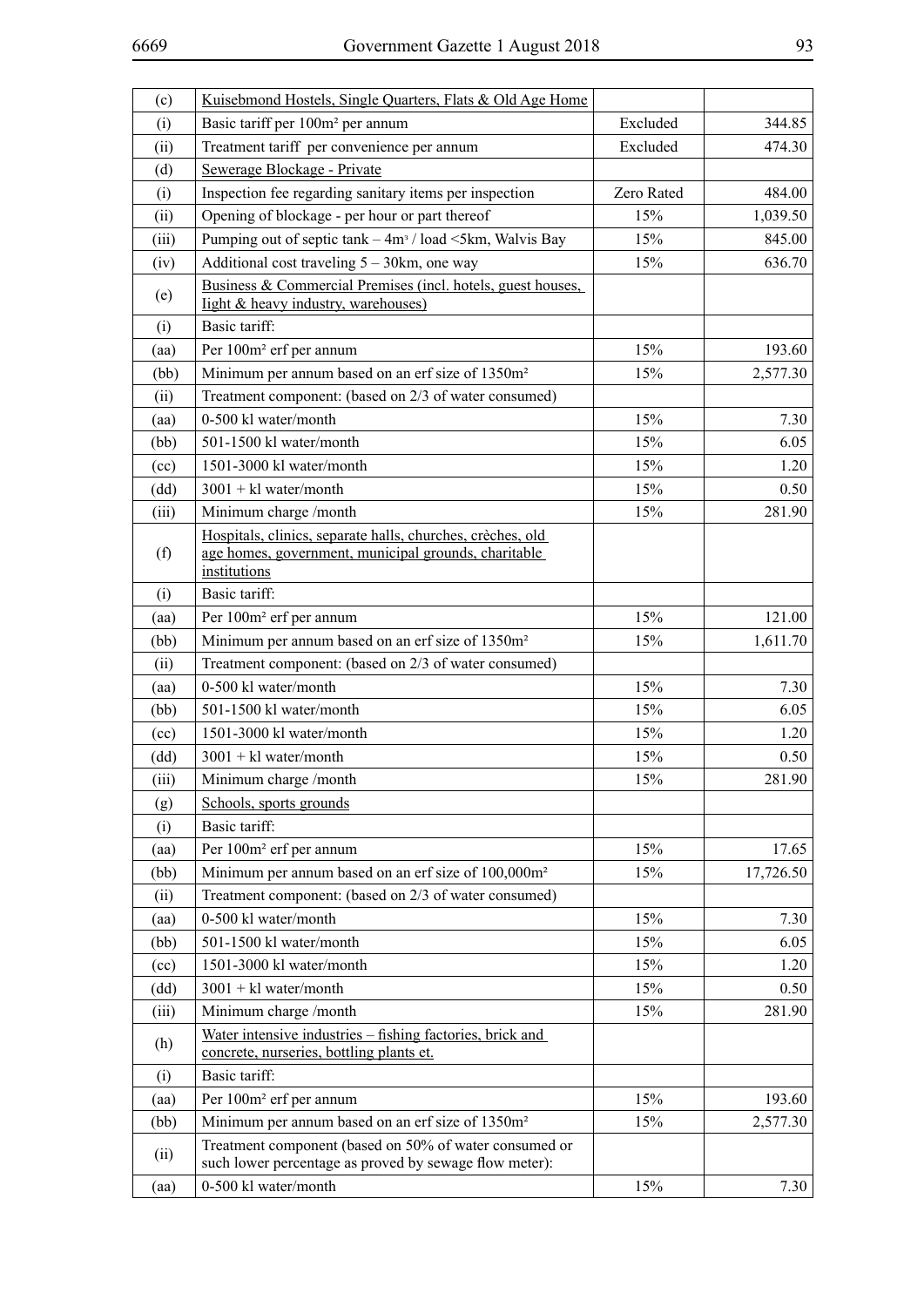| (c) | Kuisebmond Hostels, Single Quarters, Flats & Old Age Home | | |
|---|---|---|---|
| (i) | Basic tariff per 100m² per annum | Excluded | 344.85 |
| (ii) | Treatment tariff per convenience per annum | Excluded | 474.30 |
| (d) | Sewerage Blockage - Private | | |
| (i) | Inspection fee regarding sanitary items per inspection | Zero Rated | 484.00 |
| (ii) | Opening of blockage - per hour or part thereof | 15% | 1,039.50 |
| (iii) | Pumping out of septic tank – 4m³ / load <5km, Walvis Bay | 15% | 845.00 |
| (iv) | Additional cost traveling 5 – 30km, one way | 15% | 636.70 |
| (e) | Business & Commercial Premises (incl. hotels, guest houses, light & heavy industry, warehouses) | | |
| (i) | Basic tariff: | | |
| (aa) | Per 100m² erf per annum | 15% | 193.60 |
| (bb) | Minimum per annum based on an erf size of 1350m² | 15% | 2,577.30 |
| (ii) | Treatment component: (based on 2/3 of water consumed) | | |
| (aa) | 0-500 kl water/month | 15% | 7.30 |
| (bb) | 501-1500 kl water/month | 15% | 6.05 |
| (cc) | 1501-3000 kl water/month | 15% | 1.20 |
| (dd) | 3001 + kl water/month | 15% | 0.50 |
| (iii) | Minimum charge /month | 15% | 281.90 |
| (f) | Hospitals, clinics, separate halls, churches, crèches, old age homes, government, municipal grounds, charitable institutions | | |
| (i) | Basic tariff: | | |
| (aa) | Per 100m² erf per annum | 15% | 121.00 |
| (bb) | Minimum per annum based on an erf size of 1350m² | 15% | 1,611.70 |
| (ii) | Treatment component: (based on 2/3 of water consumed) | | |
| (aa) | 0-500 kl water/month | 15% | 7.30 |
| (bb) | 501-1500 kl water/month | 15% | 6.05 |
| (cc) | 1501-3000 kl water/month | 15% | 1.20 |
| (dd) | 3001 + kl water/month | 15% | 0.50 |
| (iii) | Minimum charge /month | 15% | 281.90 |
| (g) | Schools, sports grounds | | |
| (i) | Basic tariff: | | |
| (aa) | Per 100m² erf per annum | 15% | 17.65 |
| (bb) | Minimum per annum based on an erf size of 100,000m² | 15% | 17,726.50 |
| (ii) | Treatment component: (based on 2/3 of water consumed) | | |
| (aa) | 0-500 kl water/month | 15% | 7.30 |
| (bb) | 501-1500 kl water/month | 15% | 6.05 |
| (cc) | 1501-3000 kl water/month | 15% | 1.20 |
| (dd) | 3001 + kl water/month | 15% | 0.50 |
| (iii) | Minimum charge /month | 15% | 281.90 |
| (h) | Water intensive industries – fishing factories, brick and concrete, nurseries, bottling plants et. | | |
| (i) | Basic tariff: | | |
| (aa) | Per 100m² erf per annum | 15% | 193.60 |
| (bb) | Minimum per annum based on an erf size of 1350m² | 15% | 2,577.30 |
| (ii) | Treatment component (based on 50% of water consumed or such lower percentage as proved by sewage flow meter): | | |
| (aa) | 0-500 kl water/month | 15% | 7.30 |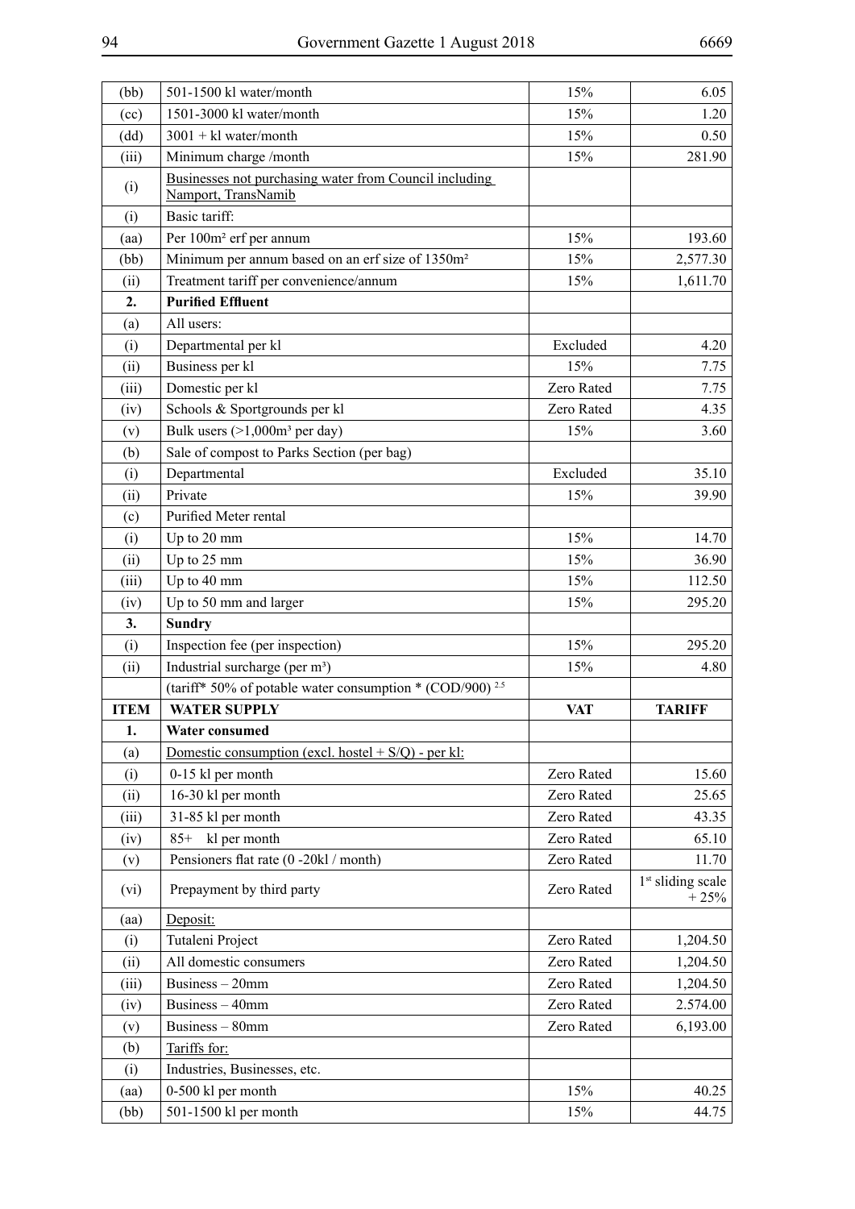| (bb) | 501-1500 kl water/month | 15% | 6.05 |
|---|---|---|---|
| (cc) | 1501-3000 kl water/month | 15% | 1.20 |
| (dd) | 3001 + kl water/month | 15% | 0.50 |
| (iii) | Minimum charge /month | 15% | 281.90 |
| (i) | Businesses not purchasing water from Council including Namport, TransNamib | | |
| (i) | Basic tariff: | | |
| (aa) | Per 100m² erf per annum | 15% | 193.60 |
| (bb) | Minimum per annum based on an erf size of 1350m² | 15% | 2,577.30 |
| (ii) | Treatment tariff per convenience/annum | 15% | 1,611.70 |
| **2.** | **Purified Effluent** | | |
| (a) | All users: | | |
| (i) | Departmental per kl | Excluded | 4.20 |
| (ii) | Business per kl | 15% | 7.75 |
| (iii) | Domestic per kl | Zero Rated | 7.75 |
| (iv) | Schools & Sportgrounds per kl | Zero Rated | 4.35 |
| (v) | Bulk users (>1,000m³ per day) | 15% | 3.60 |
| (b) | Sale of compost to Parks Section (per bag) | | |
| (i) | Departmental | Excluded | 35.10 |
| (ii) | Private | 15% | 39.90 |
| (c) | Purified Meter rental | | |
| (i) | Up to 20 mm | 15% | 14.70 |
| (ii) | Up to 25 mm | 15% | 36.90 |
| (iii) | Up to 40 mm | 15% | 112.50 |
| (iv) | Up to 50 mm and larger | 15% | 295.20 |
| **3.** | **Sundry** | | |
| (i) | Inspection fee (per inspection) | 15% | 295.20 |
| (ii) | Industrial surcharge (per m³) | 15% | 4.80 |
| | (tariff* 50% of potable water consumption * (COD/900) $^{2.5}$ | | |
| **ITEM** | **WATER SUPPLY** | **VAT** | **TARIFF** |
| **1.** | **Water consumed** | | |
| (a) | Domestic consumption (excl. hostel + S/Q) - per kl: | | |
| (i) | 0-15 kl per month | Zero Rated | 15.60 |
| (ii) | 16-30 kl per month | Zero Rated | 25.65 |
| (iii) | 31-85 kl per month | Zero Rated | 43.35 |
| (iv) | 85+ kl per month | Zero Rated | 65.10 |
| (v) | Pensioners flat rate (0 -20kl / month) | Zero Rated | 11.70 |
| (vi) | Prepayment by third party | Zero Rated | 1st sliding scale + 25% |
| (aa) | Deposit: | | |
| (i) | Tutaleni Project | Zero Rated | 1,204.50 |
| (ii) | All domestic consumers | Zero Rated | 1,204.50 |
| (iii) | Business – 20mm | Zero Rated | 1,204.50 |
| (iv) | Business – 40mm | Zero Rated | 2.574.00 |
| (v) | Business – 80mm | Zero Rated | 6,193.00 |
| (b) | Tariffs for: | | |
| (i) | Industries, Businesses, etc. | | |
| (aa) | 0-500 kl per month | 15% | 40.25 |
| (bb) | 501-1500 kl per month | 15% | 44.75 |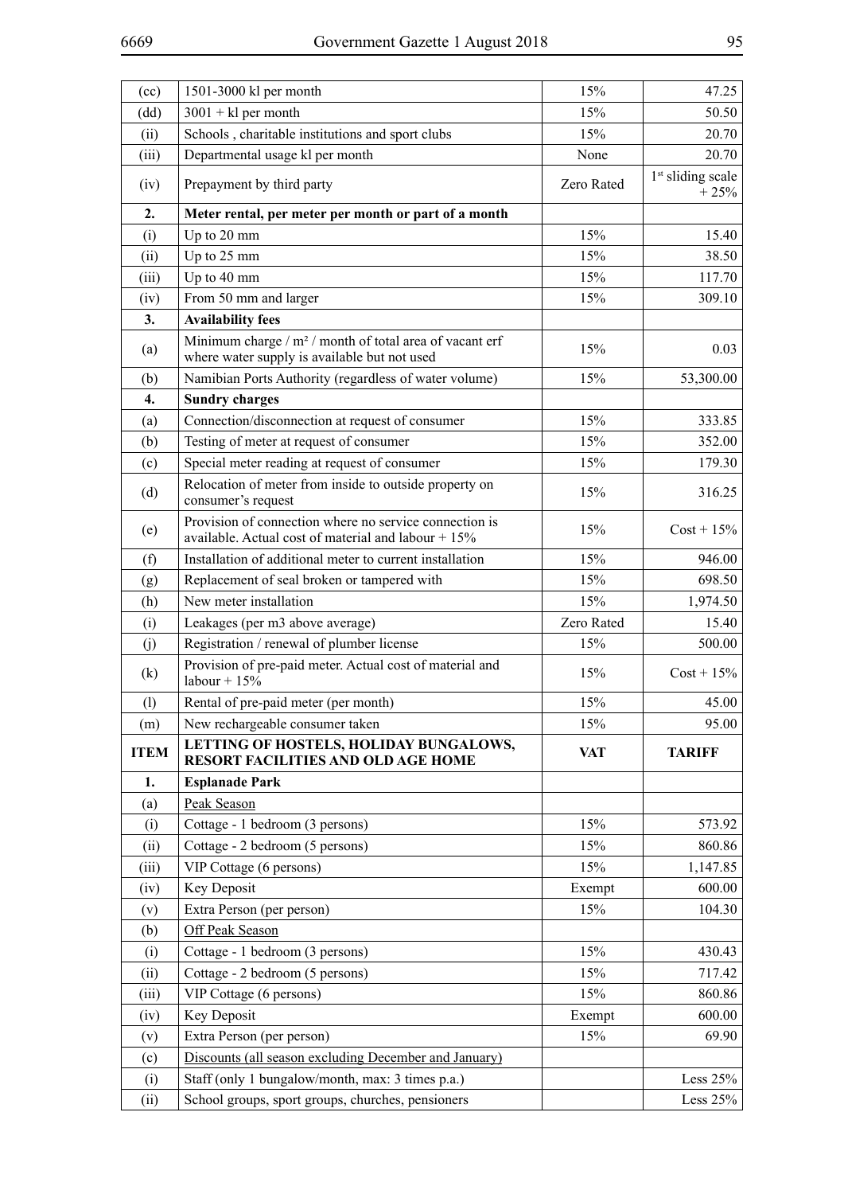| (cc) | 1501-3000 kl per month | 15% | 47.25 |
|---|---|---|---|
| (dd) | 3001 + kl per month | 15% | 50.50 |
| (ii) | Schools , charitable institutions and sport clubs | 15% | 20.70 |
| (iii) | Departmental usage kl per month | None | 20.70 |
| (iv) | Prepayment by third party | Zero Rated | 1st sliding scale + 25% |
| **2.** | **Meter rental, per meter per month or part of a month** | | |
| (i) | Up to 20 mm | 15% | 15.40 |
| (ii) | Up to 25 mm | 15% | 38.50 |
| (iii) | Up to 40 mm | 15% | 117.70 |
| (iv) | From 50 mm and larger | 15% | 309.10 |
| **3.** | **Availability fees** | | |
| (a) | Minimum charge / m² / month of total area of vacant erf where water supply is available but not used | 15% | 0.03 |
| (b) | Namibian Ports Authority (regardless of water volume) | 15% | 53,300.00 |
| **4.** | **Sundry charges** | | |
| (a) | Connection/disconnection at request of consumer | 15% | 333.85 |
| (b) | Testing of meter at request of consumer | 15% | 352.00 |
| (c) | Special meter reading at request of consumer | 15% | 179.30 |
| (d) | Relocation of meter from inside to outside property on consumer's request | 15% | 316.25 |
| (e) | Provision of connection where no service connection is available. Actual cost of material and labour + 15% | 15% | Cost + 15% |
| (f) | Installation of additional meter to current installation | 15% | 946.00 |
| (g) | Replacement of seal broken or tampered with | 15% | 698.50 |
| (h) | New meter installation | 15% | 1,974.50 |
| (i) | Leakages (per m3 above average) | Zero Rated | 15.40 |
| (j) | Registration / renewal of plumber license | 15% | 500.00 |
| (k) | Provision of pre-paid meter. Actual cost of material and labour + 15% | 15% | Cost + 15% |
| (l) | Rental of pre-paid meter (per month) | 15% | 45.00 |
| (m) | New rechargeable consumer taken | 15% | 95.00 |
| **ITEM** | **LETTING OF HOSTELS, HOLIDAY BUNGALOWS, RESORT FACILITIES AND OLD AGE HOME** | **VAT** | **TARIFF** |
| **1.** | **Esplanade Park** | | |
| (a) | Peak Season | | |
| (i) | Cottage - 1 bedroom (3 persons) | 15% | 573.92 |
| (ii) | Cottage - 2 bedroom (5 persons) | 15% | 860.86 |
| (iii) | VIP Cottage (6 persons) | 15% | 1,147.85 |
| (iv) | Key Deposit | Exempt | 600.00 |
| (v) | Extra Person (per person) | 15% | 104.30 |
| (b) | Off Peak Season | | |
| (i) | Cottage - 1 bedroom (3 persons) | 15% | 430.43 |
| (ii) | Cottage - 2 bedroom (5 persons) | 15% | 717.42 |
| (iii) | VIP Cottage (6 persons) | 15% | 860.86 |
| (iv) | Key Deposit | Exempt | 600.00 |
| (v) | Extra Person (per person) | 15% | 69.90 |
| (c) | Discounts (all season excluding December and January) | | |
| (i) | Staff (only 1 bungalow/month, max: 3 times p.a.) | | Less 25% |
| (ii) | School groups, sport groups, churches, pensioners | | Less 25% |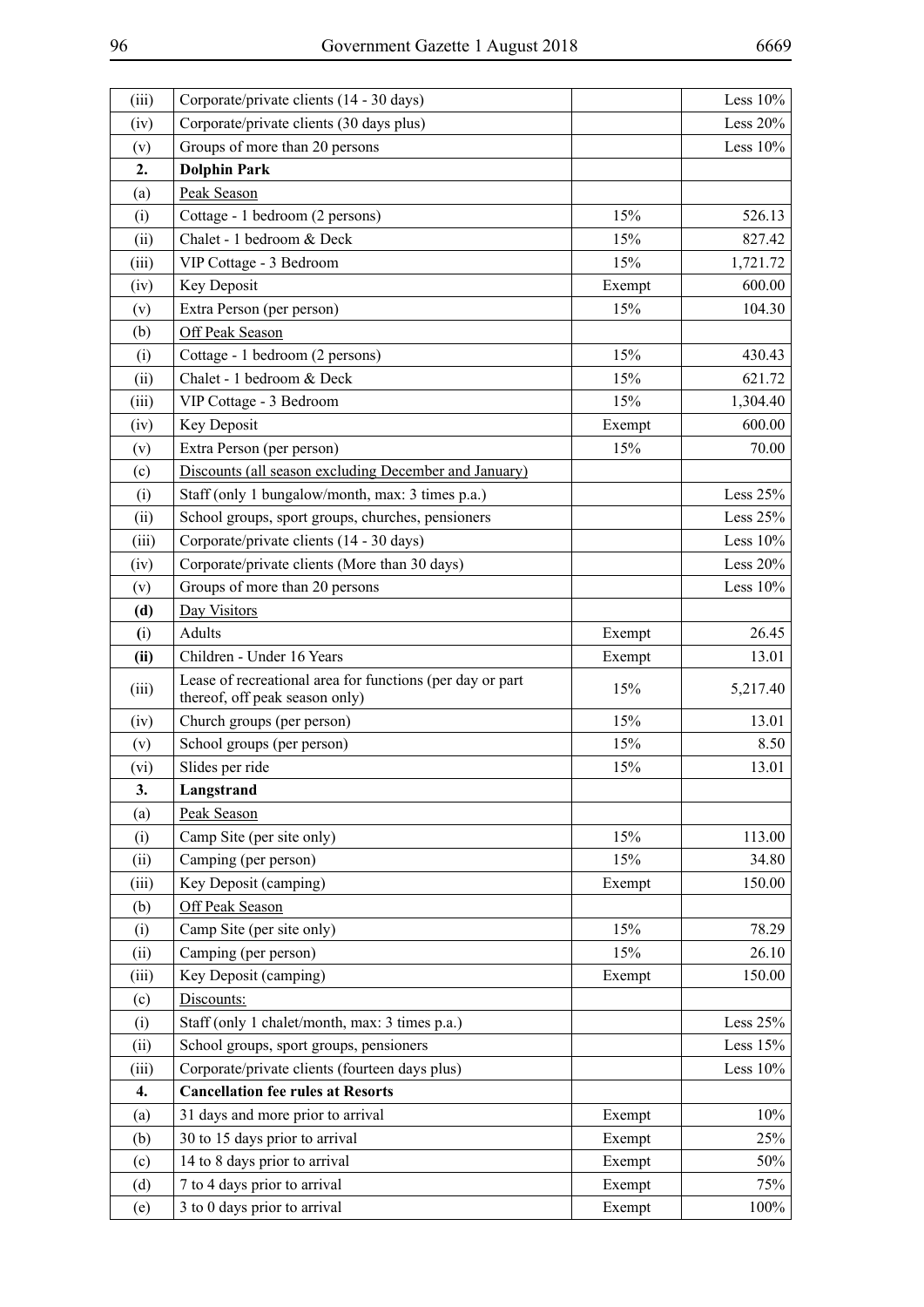| | | | |
|---|---|---|---|
| (iii) | Corporate/private clients (14 - 30 days) | | Less 10% |
| (iv) | Corporate/private clients (30 days plus) | | Less 20% |
| (v) | Groups of more than 20 persons | | Less 10% |
| **2.** | **Dolphin Park** | | |
| (a) | Peak Season | | |
| (i) | Cottage - 1 bedroom (2 persons) | 15% | 526.13 |
| (ii) | Chalet - 1 bedroom & Deck | 15% | 827.42 |
| (iii) | VIP Cottage - 3 Bedroom | 15% | 1,721.72 |
| (iv) | Key Deposit | Exempt | 600.00 |
| (v) | Extra Person (per person) | 15% | 104.30 |
| (b) | Off Peak Season | | |
| (i) | Cottage - 1 bedroom (2 persons) | 15% | 430.43 |
| (ii) | Chalet - 1 bedroom & Deck | 15% | 621.72 |
| (iii) | VIP Cottage - 3 Bedroom | 15% | 1,304.40 |
| (iv) | Key Deposit | Exempt | 600.00 |
| (v) | Extra Person (per person) | 15% | 70.00 |
| (c) | Discounts (all season excluding December and January) | | |
| (i) | Staff (only 1 bungalow/month, max: 3 times p.a.) | | Less 25% |
| (ii) | School groups, sport groups, churches, pensioners | | Less 25% |
| (iii) | Corporate/private clients (14 - 30 days) | | Less 10% |
| (iv) | Corporate/private clients (More than 30 days) | | Less 20% |
| (v) | Groups of more than 20 persons | | Less 10% |
| **(d)** | Day Visitors | | |
| **(i)** | Adults | Exempt | 26.45 |
| **(ii)** | Children - Under 16 Years | Exempt | 13.01 |
| (iii) | Lease of recreational area for functions (per day or part thereof, off peak season only) | 15% | 5,217.40 |
| (iv) | Church groups (per person) | 15% | 13.01 |
| (v) | School groups (per person) | 15% | 8.50 |
| (vi) | Slides per ride | 15% | 13.01 |
| **3.** | **Langstrand** | | |
| (a) | Peak Season | | |
| (i) | Camp Site (per site only) | 15% | 113.00 |
| (ii) | Camping (per person) | 15% | 34.80 |
| (iii) | Key Deposit (camping) | Exempt | 150.00 |
| (b) | Off Peak Season | | |
| (i) | Camp Site (per site only) | 15% | 78.29 |
| (ii) | Camping (per person) | 15% | 26.10 |
| (iii) | Key Deposit (camping) | Exempt | 150.00 |
| (c) | Discounts: | | |
| (i) | Staff (only 1 chalet/month, max: 3 times p.a.) | | Less 25% |
| (ii) | School groups, sport groups, pensioners | | Less 15% |
| (iii) | Corporate/private clients (fourteen days plus) | | Less 10% |
| **4.** | **Cancellation fee rules at Resorts** | | |
| (a) | 31 days and more prior to arrival | Exempt | 10% |
| (b) | 30 to 15 days prior to arrival | Exempt | 25% |
| (c) | 14 to 8 days prior to arrival | Exempt | 50% |
| (d) | 7 to 4 days prior to arrival | Exempt | 75% |
| (e) | 3 to 0 days prior to arrival | Exempt | 100% |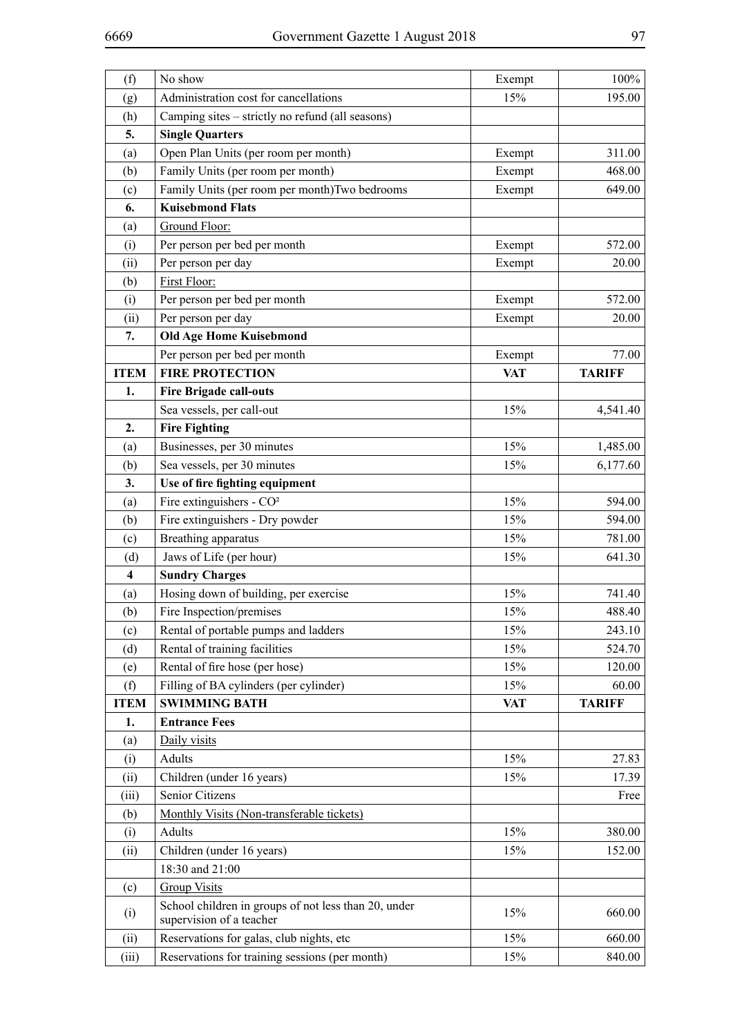| (f) | No show | Exempt | 100% |
|---|---|---|---|
| (g) | Administration cost for cancellations | 15% | 195.00 |
| (h) | Camping sites – strictly no refund (all seasons) | | |
| **5.** | **Single Quarters** | | |
| (a) | Open Plan Units (per room per month) | Exempt | 311.00 |
| (b) | Family Units (per room per month) | Exempt | 468.00 |
| (c) | Family Units (per room per month)Two bedrooms | Exempt | 649.00 |
| **6.** | **Kuisebmond Flats** | | |
| (a) | Ground Floor: | | |
| (i) | Per person per bed per month | Exempt | 572.00 |
| (ii) | Per person per day | Exempt | 20.00 |
| (b) | First Floor: | | |
| (i) | Per person per bed per month | Exempt | 572.00 |
| (ii) | Per person per day | Exempt | 20.00 |
| **7.** | **Old Age Home Kuisebmond** | | |
| | Per person per bed per month | Exempt | 77.00 |
| **ITEM** | **FIRE PROTECTION** | **VAT** | **TARIFF** |
| **1.** | **Fire Brigade call-outs** | | |
| | Sea vessels, per call-out | 15% | 4,541.40 |
| **2.** | **Fire Fighting** | | |
| (a) | Businesses, per 30 minutes | 15% | 1,485.00 |
| (b) | Sea vessels, per 30 minutes | 15% | 6,177.60 |
| **3.** | **Use of fire fighting equipment** | | |
| (a) | Fire extinguishers - CO² | 15% | 594.00 |
| (b) | Fire extinguishers - Dry powder | 15% | 594.00 |
| (c) | Breathing apparatus | 15% | 781.00 |
| (d) | Jaws of Life (per hour) | 15% | 641.30 |
| **4** | **Sundry Charges** | | |
| (a) | Hosing down of building, per exercise | 15% | 741.40 |
| (b) | Fire Inspection/premises | 15% | 488.40 |
| (c) | Rental of portable pumps and ladders | 15% | 243.10 |
| (d) | Rental of training facilities | 15% | 524.70 |
| (e) | Rental of fire hose (per hose) | 15% | 120.00 |
| (f) | Filling of BA cylinders (per cylinder) | 15% | 60.00 |
| **ITEM** | **SWIMMING BATH** | **VAT** | **TARIFF** |
| **1.** | **Entrance Fees** | | |
| (a) | Daily visits | | |
| (i) | Adults | 15% | 27.83 |
| (ii) | Children (under 16 years) | 15% | 17.39 |
| (iii) | Senior Citizens | | Free |
| (b) | Monthly Visits (Non-transferable tickets) | | |
| (i) | Adults | 15% | 380.00 |
| (ii) | Children (under 16 years) | 15% | 152.00 |
| | 18:30 and 21:00 | | |
| (c) | Group Visits | | |
| (i) | School children in groups of not less than 20, under supervision of a teacher | 15% | 660.00 |
| (ii) | Reservations for galas, club nights, etc | 15% | 660.00 |
| (iii) | Reservations for training sessions (per month) | 15% | 840.00 |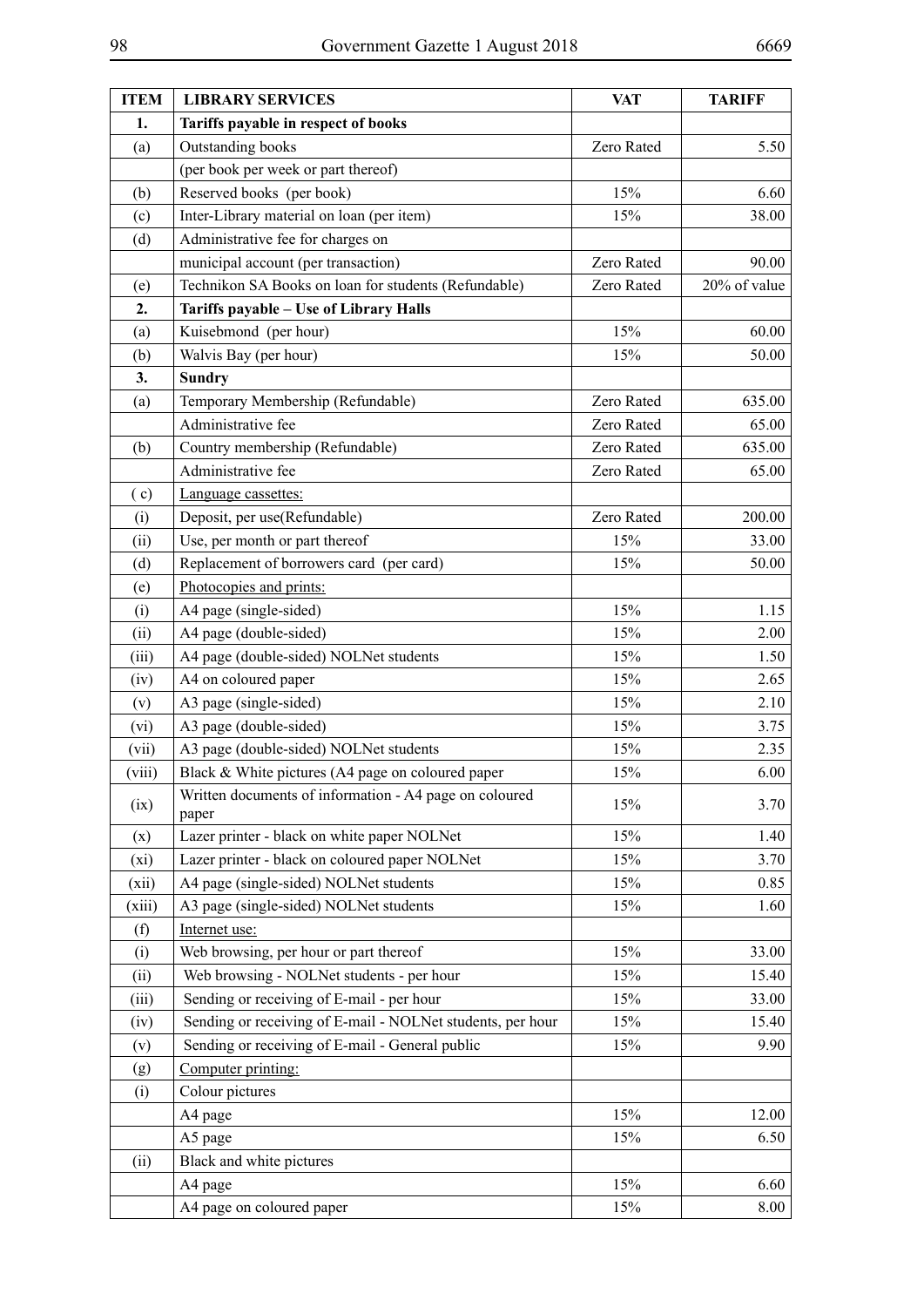| ITEM | LIBRARY SERVICES | VAT | TARIFF |
|---|---|---|---|
| **1.** | **Tariffs payable in respect of books** | | |
| (a) | Outstanding books | Zero Rated | 5.50 |
| | (per book per week or part thereof) | | |
| (b) | Reserved books (per book) | 15% | 6.60 |
| (c) | Inter-Library material on loan (per item) | 15% | 38.00 |
| (d) | Administrative fee for charges on | | |
| | municipal account (per transaction) | Zero Rated | 90.00 |
| (e) | Technikon SA Books on loan for students (Refundable) | Zero Rated | 20% of value |
| **2.** | **Tariffs payable – Use of Library Halls** | | |
| (a) | Kuisebmond (per hour) | 15% | 60.00 |
| (b) | Walvis Bay (per hour) | 15% | 50.00 |
| **3.** | **Sundry** | | |
| (a) | Temporary Membership (Refundable) | Zero Rated | 635.00 |
| | Administrative fee | Zero Rated | 65.00 |
| (b) | Country membership (Refundable) | Zero Rated | 635.00 |
| | Administrative fee | Zero Rated | 65.00 |
| ( c) | Language cassettes: | | |
| (i) | Deposit, per use(Refundable) | Zero Rated | 200.00 |
| (ii) | Use, per month or part thereof | 15% | 33.00 |
| (d) | Replacement of borrowers card (per card) | 15% | 50.00 |
| (e) | Photocopies and prints: | | |
| (i) | A4 page (single-sided) | 15% | 1.15 |
| (ii) | A4 page (double-sided) | 15% | 2.00 |
| (iii) | A4 page (double-sided) NOLNet students | 15% | 1.50 |
| (iv) | A4 on coloured paper | 15% | 2.65 |
| (v) | A3 page (single-sided) | 15% | 2.10 |
| (vi) | A3 page (double-sided) | 15% | 3.75 |
| (vii) | A3 page (double-sided) NOLNet students | 15% | 2.35 |
| (viii) | Black & White pictures (A4 page on coloured paper | 15% | 6.00 |
| (ix) | Written documents of information - A4 page on coloured paper | 15% | 3.70 |
| (x) | Lazer printer - black on white paper NOLNet | 15% | 1.40 |
| (xi) | Lazer printer - black on coloured paper NOLNet | 15% | 3.70 |
| (xii) | A4 page (single-sided) NOLNet students | 15% | 0.85 |
| (xiii) | A3 page (single-sided) NOLNet students | 15% | 1.60 |
| (f) | Internet use: | | |
| (i) | Web browsing, per hour or part thereof | 15% | 33.00 |
| (ii) | Web browsing - NOLNet students - per hour | 15% | 15.40 |
| (iii) | Sending or receiving of E-mail - per hour | 15% | 33.00 |
| (iv) | Sending or receiving of E-mail - NOLNet students, per hour | 15% | 15.40 |
| (v) | Sending or receiving of E-mail - General public | 15% | 9.90 |
| (g) | Computer printing: | | |
| (i) | Colour pictures | | |
| | A4 page | 15% | 12.00 |
| | A5 page | 15% | 6.50 |
| (ii) | Black and white pictures | | |
| | A4 page | 15% | 6.60 |
| | A4 page on coloured paper | 15% | 8.00 |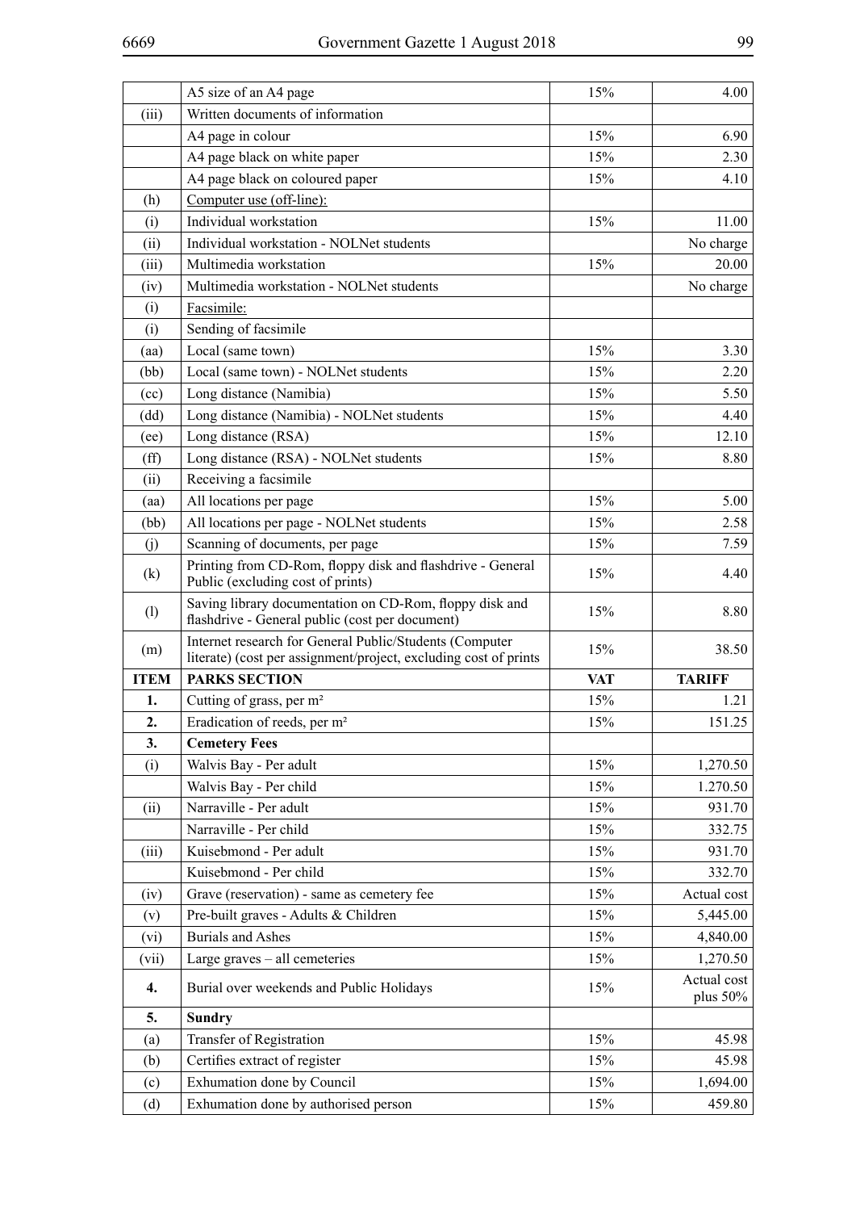| | A5 size of an A4 page | 15% | 4.00 |
|---|---|---|---|
| (iii) | Written documents of information | | |
| | A4 page in colour | 15% | 6.90 |
| | A4 page black on white paper | 15% | 2.30 |
| | A4 page black on coloured paper | 15% | 4.10 |
| (h) | Computer use (off-line): | | |
| (i) | Individual workstation | 15% | 11.00 |
| (ii) | Individual workstation - NOLNet students | | No charge |
| (iii) | Multimedia workstation | 15% | 20.00 |
| (iv) | Multimedia workstation - NOLNet students | | No charge |
| (i) | Facsimile: | | |
| (i) | Sending of facsimile | | |
| (aa) | Local (same town) | 15% | 3.30 |
| (bb) | Local (same town) - NOLNet students | 15% | 2.20 |
| (cc) | Long distance (Namibia) | 15% | 5.50 |
| (dd) | Long distance (Namibia) - NOLNet students | 15% | 4.40 |
| (ee) | Long distance (RSA) | 15% | 12.10 |
| (ff) | Long distance (RSA) - NOLNet students | 15% | 8.80 |
| (ii) | Receiving a facsimile | | |
| (aa) | All locations per page | 15% | 5.00 |
| (bb) | All locations per page - NOLNet students | 15% | 2.58 |
| (j) | Scanning of documents, per page | 15% | 7.59 |
| (k) | Printing from CD-Rom, floppy disk and flashdrive - General Public (excluding cost of prints) | 15% | 4.40 |
| (l) | Saving library documentation on CD-Rom, floppy disk and flashdrive - General public (cost per document) | 15% | 8.80 |
| (m) | Internet research for General Public/Students (Computer literate) (cost per assignment/project, excluding cost of prints | 15% | 38.50 |
| **ITEM** | **PARKS SECTION** | **VAT** | **TARIFF** |
| **1.** | Cutting of grass, per m² | 15% | 1.21 |
| **2.** | Eradication of reeds, per m² | 15% | 151.25 |
| **3.** | **Cemetery Fees** | | |
| (i) | Walvis Bay - Per adult | 15% | 1,270.50 |
| | Walvis Bay - Per child | 15% | 1.270.50 |
| (ii) | Narraville - Per adult | 15% | 931.70 |
| | Narraville - Per child | 15% | 332.75 |
| (iii) | Kuisebmond - Per adult | 15% | 931.70 |
| | Kuisebmond - Per child | 15% | 332.70 |
| (iv) | Grave (reservation) - same as cemetery fee | 15% | Actual cost |
| (v) | Pre-built graves - Adults & Children | 15% | 5,445.00 |
| (vi) | Burials and Ashes | 15% | 4,840.00 |
| (vii) | Large graves – all cemeteries | 15% | 1,270.50 |
| **4.** | Burial over weekends and Public Holidays | 15% | Actual cost plus 50% |
| **5.** | **Sundry** | | |
| (a) | Transfer of Registration | 15% | 45.98 |
| (b) | Certifies extract of register | 15% | 45.98 |
| (c) | Exhumation done by Council | 15% | 1,694.00 |
| (d) | Exhumation done by authorised person | 15% | 459.80 |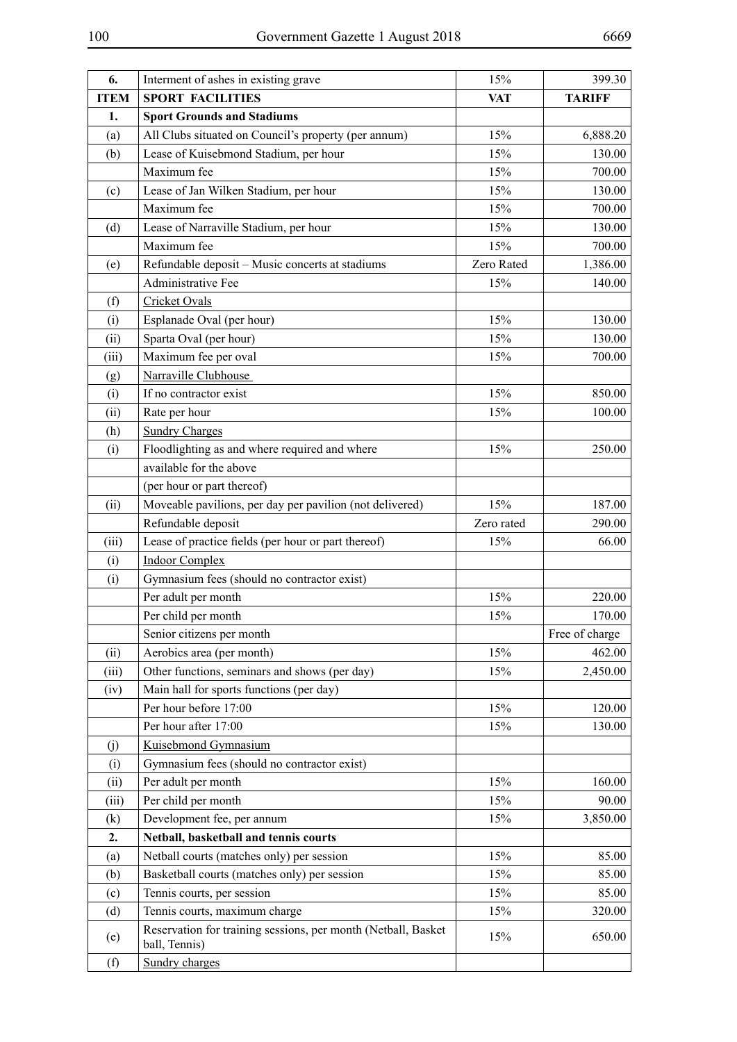| 6. | Interment of ashes in existing grave | 15% | 399.30 |
|---|---|---|---|
| **ITEM** | **SPORT FACILITIES** | **VAT** | **TARIFF** |
| **1.** | **Sport Grounds and Stadiums** | | |
| (a) | All Clubs situated on Council's property (per annum) | 15% | 6,888.20 |
| (b) | Lease of Kuisebmond Stadium, per hour | 15% | 130.00 |
| | Maximum fee | 15% | 700.00 |
| (c) | Lease of Jan Wilken Stadium, per hour | 15% | 130.00 |
| | Maximum fee | 15% | 700.00 |
| (d) | Lease of Narraville Stadium, per hour | 15% | 130.00 |
| | Maximum fee | 15% | 700.00 |
| (e) | Refundable deposit – Music concerts at stadiums | Zero Rated | 1,386.00 |
| | Administrative Fee | 15% | 140.00 |
| (f) | Cricket Ovals | | |
| (i) | Esplanade Oval (per hour) | 15% | 130.00 |
| (ii) | Sparta Oval (per hour) | 15% | 130.00 |
| (iii) | Maximum fee per oval | 15% | 700.00 |
| (g) | Narraville Clubhouse | | |
| (i) | If no contractor exist | 15% | 850.00 |
| (ii) | Rate per hour | 15% | 100.00 |
| (h) | Sundry Charges | | |
| (i) | Floodlighting as and where required and where available for the above (per hour or part thereof) | 15% | 250.00 |
| (ii) | Moveable pavilions, per day per pavilion (not delivered) | 15% | 187.00 |
| | Refundable deposit | Zero rated | 290.00 |
| (iii) | Lease of practice fields (per hour or part thereof) | 15% | 66.00 |
| (i) | Indoor Complex | | |
| (i) | Gymnasium fees (should no contractor exist) | | |
| | Per adult per month | 15% | 220.00 |
| | Per child per month | 15% | 170.00 |
| | Senior citizens per month | | Free of charge |
| (ii) | Aerobics area (per month) | 15% | 462.00 |
| (iii) | Other functions, seminars and shows (per day) | 15% | 2,450.00 |
| (iv) | Main hall for sports functions (per day) | | |
| | Per hour before 17:00 | 15% | 120.00 |
| | Per hour after 17:00 | 15% | 130.00 |
| (j) | Kuisebmond Gymnasium | | |
| (i) | Gymnasium fees (should no contractor exist) | | |
| (ii) | Per adult per month | 15% | 160.00 |
| (iii) | Per child per month | 15% | 90.00 |
| (k) | Development fee, per annum | 15% | 3,850.00 |
| **2.** | **Netball, basketball and tennis courts** | | |
| (a) | Netball courts (matches only) per session | 15% | 85.00 |
| (b) | Basketball courts (matches only) per session | 15% | 85.00 |
| (c) | Tennis courts, per session | 15% | 85.00 |
| (d) | Tennis courts, maximum charge | 15% | 320.00 |
| (e) | Reservation for training sessions, per month (Netball, Basket ball, Tennis) | 15% | 650.00 |
| (f) | Sundry charges | | |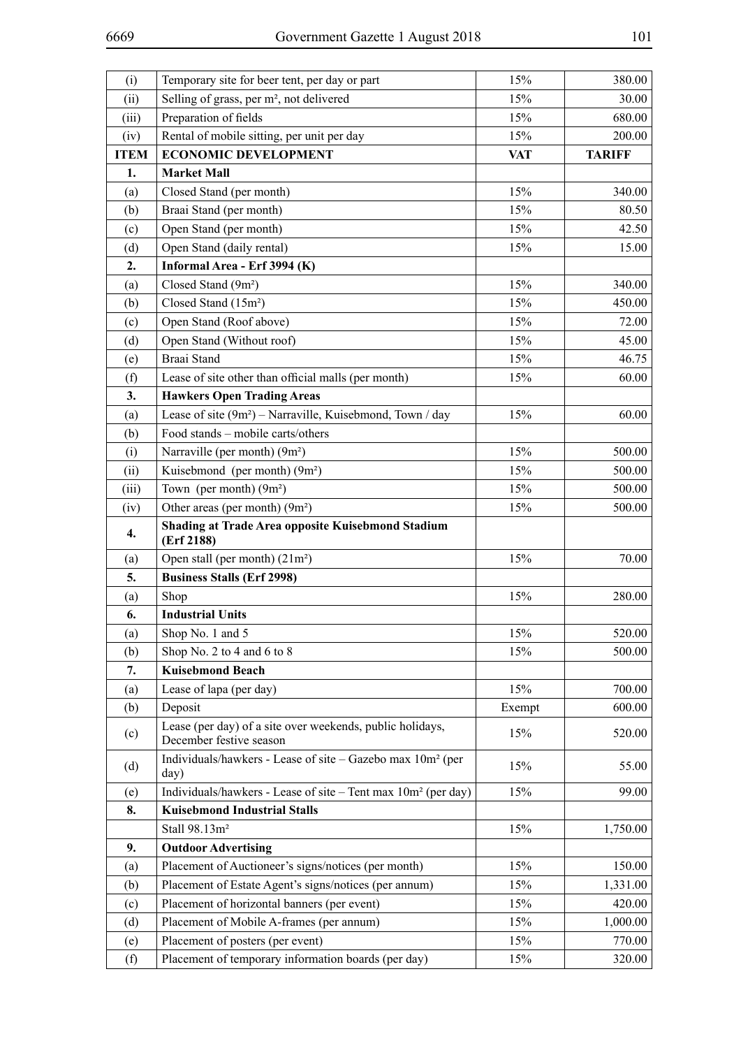| (i) | Temporary site for beer tent, per day or part | 15% | 380.00 |
|---|---|---|---|
| (ii) | Selling of grass, per m², not delivered | 15% | 30.00 |
| (iii) | Preparation of fields | 15% | 680.00 |
| (iv) | Rental of mobile sitting, per unit per day | 15% | 200.00 |
| **ITEM** | **ECONOMIC DEVELOPMENT** | **VAT** | **TARIFF** |
| **1.** | **Market Mall** | | |
| (a) | Closed Stand (per month) | 15% | 340.00 |
| (b) | Braai Stand (per month) | 15% | 80.50 |
| (c) | Open Stand (per month) | 15% | 42.50 |
| (d) | Open Stand (daily rental) | 15% | 15.00 |
| **2.** | **Informal Area - Erf 3994 (K)** | | |
| (a) | Closed Stand (9m²) | 15% | 340.00 |
| (b) | Closed Stand (15m²) | 15% | 450.00 |
| (c) | Open Stand (Roof above) | 15% | 72.00 |
| (d) | Open Stand (Without roof) | 15% | 45.00 |
| (e) | Braai Stand | 15% | 46.75 |
| (f) | Lease of site other than official malls (per month) | 15% | 60.00 |
| **3.** | **Hawkers Open Trading Areas** | | |
| (a) | Lease of site (9m²) – Narraville, Kuisebmond, Town / day | 15% | 60.00 |
| (b) | Food stands – mobile carts/others | | |
| (i) | Narraville (per month) (9m²) | 15% | 500.00 |
| (ii) | Kuisebmond (per month) (9m²) | 15% | 500.00 |
| (iii) | Town (per month) (9m²) | 15% | 500.00 |
| (iv) | Other areas (per month) (9m²) | 15% | 500.00 |
| **4.** | **Shading at Trade Area opposite Kuisebmond Stadium (Erf 2188)** | | |
| (a) | Open stall (per month) (21m²) | 15% | 70.00 |
| **5.** | **Business Stalls (Erf 2998)** | | |
| (a) | Shop | 15% | 280.00 |
| **6.** | **Industrial Units** | | |
| (a) | Shop No. 1 and 5 | 15% | 520.00 |
| (b) | Shop No. 2 to 4 and 6 to 8 | 15% | 500.00 |
| **7.** | **Kuisebmond Beach** | | |
| (a) | Lease of lapa (per day) | 15% | 700.00 |
| (b) | Deposit | Exempt | 600.00 |
| (c) | Lease (per day) of a site over weekends, public holidays, December festive season | 15% | 520.00 |
| (d) | Individuals/hawkers - Lease of site – Gazebo max 10m² (per day) | 15% | 55.00 |
| (e) | Individuals/hawkers - Lease of site – Tent max 10m² (per day) | 15% | 99.00 |
| **8.** | **Kuisebmond Industrial Stalls** | | |
| | Stall 98.13m² | 15% | 1,750.00 |
| **9.** | **Outdoor Advertising** | | |
| (a) | Placement of Auctioneer's signs/notices (per month) | 15% | 150.00 |
| (b) | Placement of Estate Agent's signs/notices (per annum) | 15% | 1,331.00 |
| (c) | Placement of horizontal banners (per event) | 15% | 420.00 |
| (d) | Placement of Mobile A-frames (per annum) | 15% | 1,000.00 |
| (e) | Placement of posters (per event) | 15% | 770.00 |
| (f) | Placement of temporary information boards (per day) | 15% | 320.00 |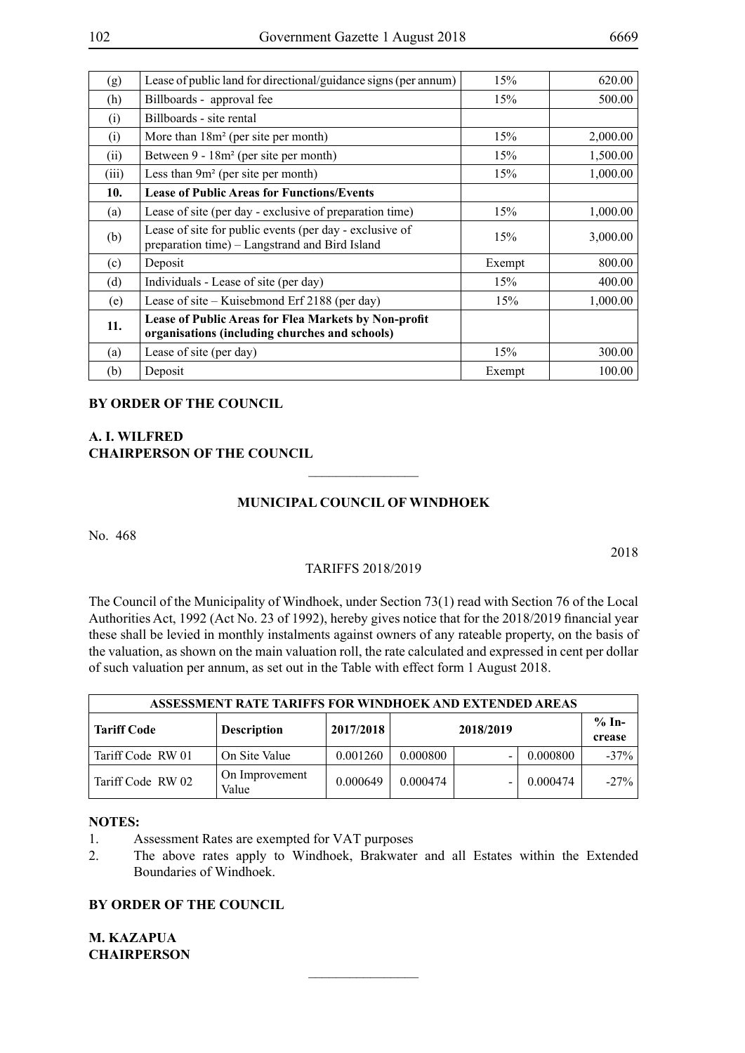| | | | |
|---|---|---|---|
| (g) | Lease of public land for directional/guidance signs (per annum) | 15% | 620.00 |
| (h) | Billboards - approval fee | 15% | 500.00 |
| (i) | Billboards - site rental | | |
| (i) | More than 18m² (per site per month) | 15% | 2,000.00 |
| (ii) | Between 9 - 18m² (per site per month) | 15% | 1,500.00 |
| (iii) | Less than 9m² (per site per month) | 15% | 1,000.00 |
| **10.** | **Lease of Public Areas for Functions/Events** | | |
| (a) | Lease of site (per day - exclusive of preparation time) | 15% | 1,000.00 |
| (b) | Lease of site for public events (per day - exclusive of preparation time) – Langstrand and Bird Island | 15% | 3,000.00 |
| (c) | Deposit | Exempt | 800.00 |
| (d) | Individuals - Lease of site (per day) | 15% | 400.00 |
| (e) | Lease of site – Kuisebmond Erf 2188 (per day) | 15% | 1,000.00 |
| **11.** | **Lease of Public Areas for Flea Markets by Non-profit organisations (including churches and schools)** | | |
| (a) | Lease of site (per day) | 15% | 300.00 |
| (b) | Deposit | Exempt | 100.00 |

**BY ORDER OF THE COUNCIL**

**A. I. WILFRED**
**CHAIRPERSON OF THE COUNCIL**

---

## MUNICIPAL COUNCIL OF WINDHOEK

No. 468 2018

TARIFFS 2018/2019

The Council of the Municipality of Windhoek, under Section 73(1) read with Section 76 of the Local Authorities Act, 1992 (Act No. 23 of 1992), hereby gives notice that for the 2018/2019 financial year these shall be levied in monthly instalments against owners of any rateable property, on the basis of the valuation, as shown on the main valuation roll, the rate calculated and expressed in cent per dollar of such valuation per annum, as set out in the Table with effect form 1 August 2018.

| **ASSESSMENT RATE TARIFFS FOR WINDHOEK AND EXTENDED AREAS** | | | | | | |
|---|---|---|---|---|---|---|
| **Tariff Code** | **Description** | **2017/2018** | **2018/2019** | | | **% Increase** |
| Tariff Code RW 01 | On Site Value | 0.001260 | 0.000800 | - | 0.000800 | -37% |
| Tariff Code RW 02 | On Improvement Value | 0.000649 | 0.000474 | - | 0.000474 | -27% |

**NOTES:**

1. Assessment Rates are exempted for VAT purposes
2. The above rates apply to Windhoek, Brakwater and all Estates within the Extended Boundaries of Windhoek.

**BY ORDER OF THE COUNCIL**

**M. KAZAPUA**
**CHAIRPERSON**

---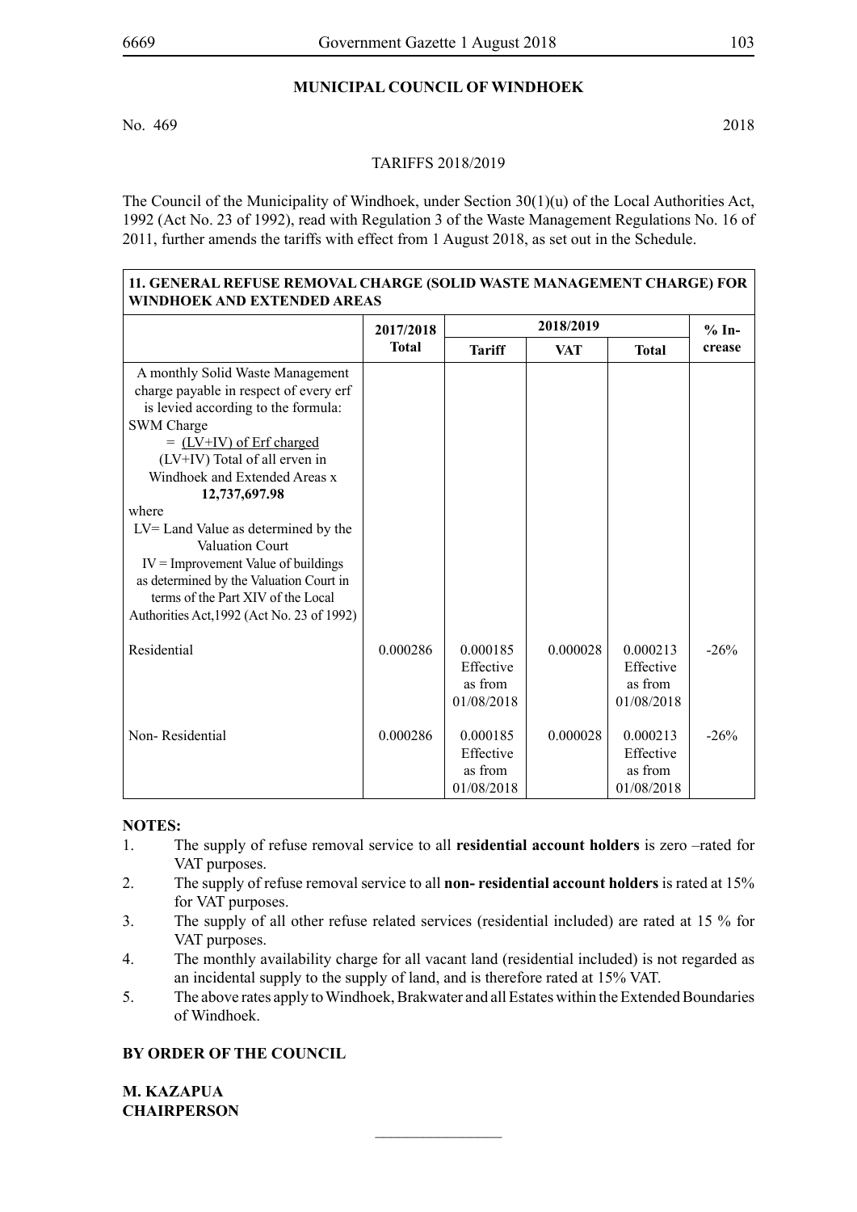## MUNICIPAL COUNCIL OF WINDHOEK

No. 469 2018

TARIFFS 2018/2019

The Council of the Municipality of Windhoek, under Section 30(1)(u) of the Local Authorities Act, 1992 (Act No. 23 of 1992), read with Regulation 3 of the Waste Management Regulations No. 16 of 2011, further amends the tariffs with effect from 1 August 2018, as set out in the Schedule.

**11. GENERAL REFUSE REMOVAL CHARGE (SOLID WASTE MANAGEMENT CHARGE) FOR WINDHOEK AND EXTENDED AREAS**

| | 2017/2018 | 2018/2019 | | | % In- |
|---|---|---|---|---|---|
| | Total | Tariff | VAT | Total | crease |
| A monthly Solid Waste Management charge payable in respect of every erf is levied according to the formula:<br>SWM Charge<br>= (LV+IV) of Erf charged<br>(LV+IV) Total of all erven in Windhoek and Extended Areas x **12,737,697.98**<br>where<br>LV= Land Value as determined by the Valuation Court<br>IV = Improvement Value of buildings as determined by the Valuation Court in terms of the Part XIV of the Local Authorities Act,1992 (Act No. 23 of 1992) | | | | | |
| Residential | 0.000286 | 0.000185 Effective as from 01/08/2018 | 0.000028 | 0.000213 Effective as from 01/08/2018 | -26% |
| Non- Residential | 0.000286 | 0.000185 Effective as from 01/08/2018 | 0.000028 | 0.000213 Effective as from 01/08/2018 | -26% |

**NOTES:**

1. The supply of refuse removal service to all **residential account holders** is zero –rated for VAT purposes.
2. The supply of refuse removal service to all **non- residential account holders** is rated at 15% for VAT purposes.
3. The supply of all other refuse related services (residential included) are rated at 15 % for VAT purposes.
4. The monthly availability charge for all vacant land (residential included) is not regarded as an incidental supply to the supply of land, and is therefore rated at 15% VAT.
5. The above rates apply to Windhoek, Brakwater and all Estates within the Extended Boundaries of Windhoek.

**BY ORDER OF THE COUNCIL**

**M. KAZAPUA**
**CHAIRPERSON**